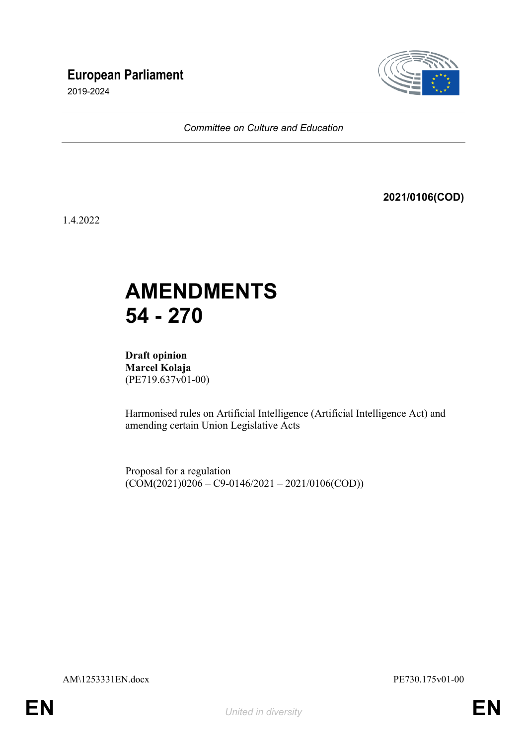# European Parliament

2019-2024

*Committee on Culture and Education*

**2021/0106(COD)**

1.4.2022

# AMENDMENTS 54 - 270

**Draft opinion**
**Marcel Kolaja**
(PE719.637v01-00)

Harmonised rules on Artificial Intelligence (Artificial Intelligence Act) and amending certain Union Legislative Acts

Proposal for a regulation
(COM(2021)0206 – C9-0146/2021 – 2021/0106(COD))

AM\1253331EN.docx PE730.175v01-00

EN *United in diversity* EN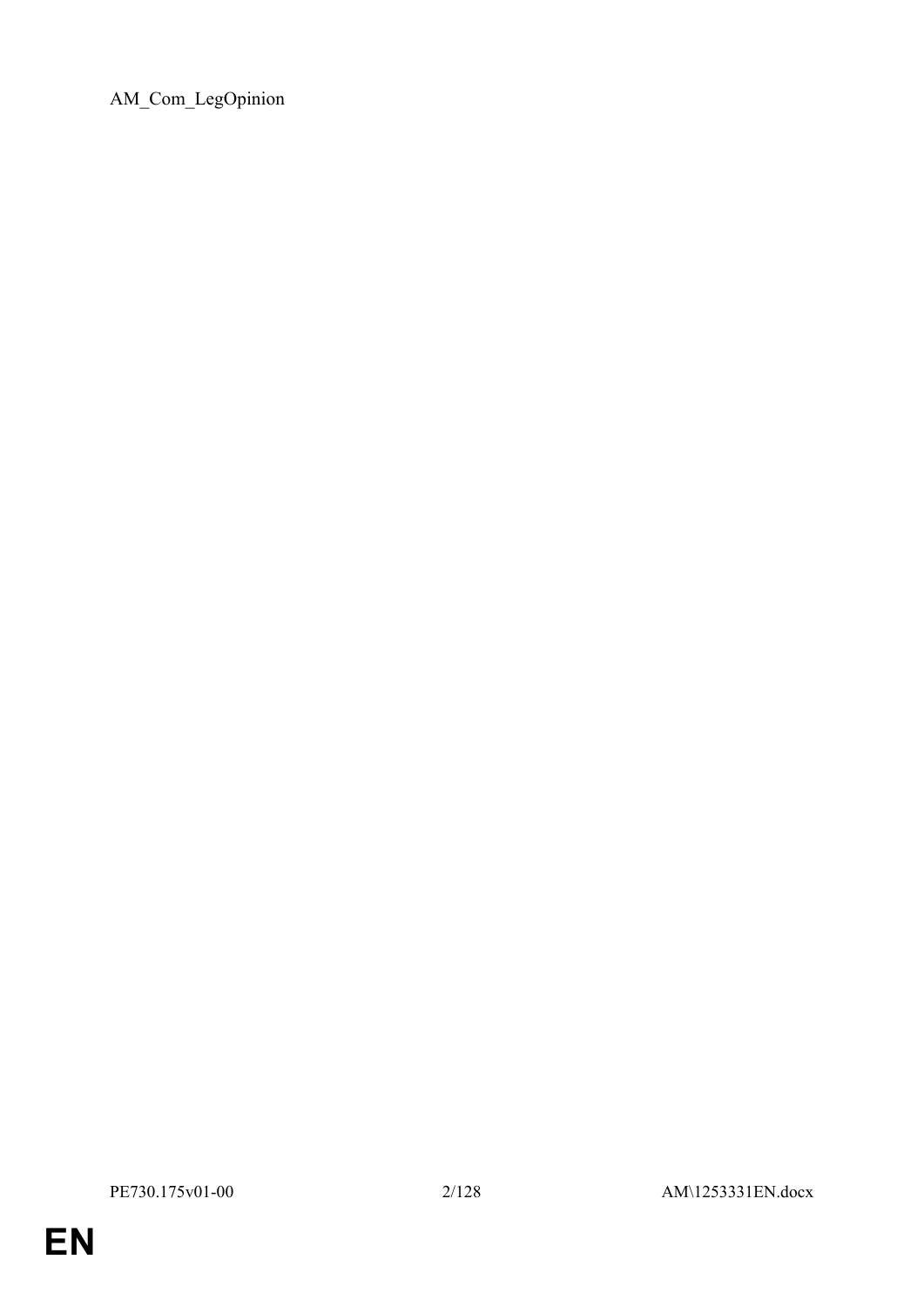AM_Com_LegOpinion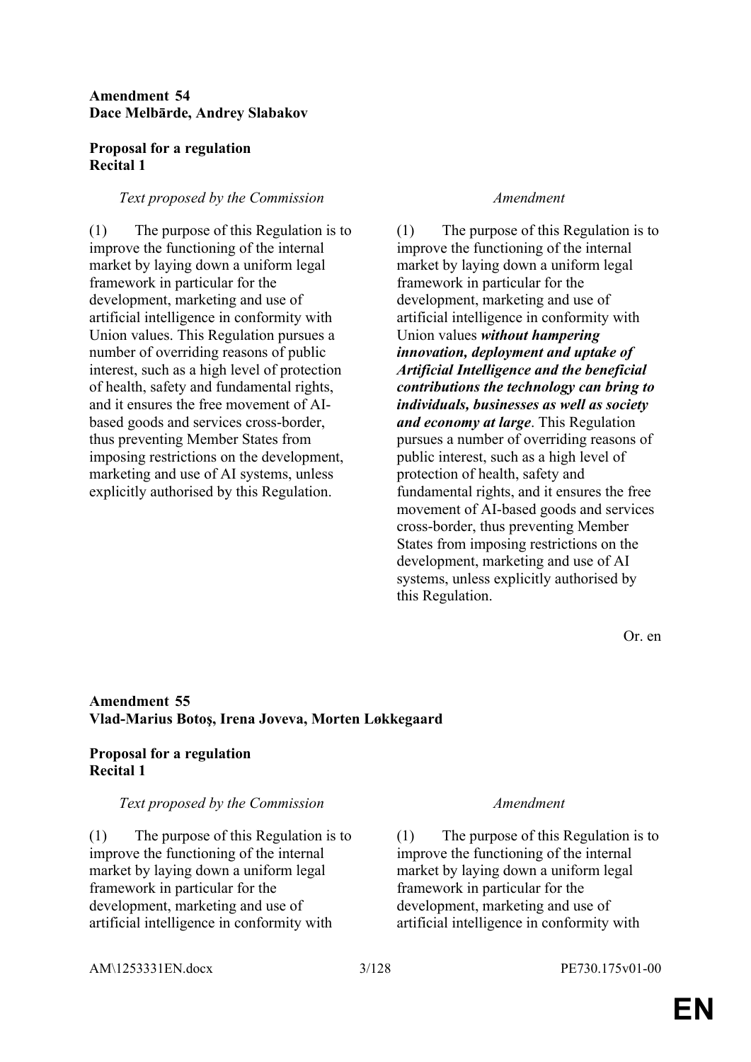**Amendment 54**
**Dace Melbārde, Andrey Slabakov**

**Proposal for a regulation**
**Recital 1**

| *Text proposed by the Commission* | *Amendment* |
|---|---|
| (1) The purpose of this Regulation is to improve the functioning of the internal market by laying down a uniform legal framework in particular for the development, marketing and use of artificial intelligence in conformity with Union values. This Regulation pursues a number of overriding reasons of public interest, such as a high level of protection of health, safety and fundamental rights, and it ensures the free movement of AI-based goods and services cross-border, thus preventing Member States from imposing restrictions on the development, marketing and use of AI systems, unless explicitly authorised by this Regulation. | (1) The purpose of this Regulation is to improve the functioning of the internal market by laying down a uniform legal framework in particular for the development, marketing and use of artificial intelligence in conformity with Union values ***without hampering innovation, deployment and uptake of Artificial Intelligence and the beneficial contributions the technology can bring to individuals, businesses as well as society and economy at large***. This Regulation pursues a number of overriding reasons of public interest, such as a high level of protection of health, safety and fundamental rights, and it ensures the free movement of AI-based goods and services cross-border, thus preventing Member States from imposing restrictions on the development, marketing and use of AI systems, unless explicitly authorised by this Regulation. |

Or. en

**Amendment 55**
**Vlad-Marius Botoş, Irena Joveva, Morten Løkkegaard**

**Proposal for a regulation**
**Recital 1**

| *Text proposed by the Commission* | *Amendment* |
|---|---|
| (1) The purpose of this Regulation is to improve the functioning of the internal market by laying down a uniform legal framework in particular for the development, marketing and use of artificial intelligence in conformity with | (1) The purpose of this Regulation is to improve the functioning of the internal market by laying down a uniform legal framework in particular for the development, marketing and use of artificial intelligence in conformity with |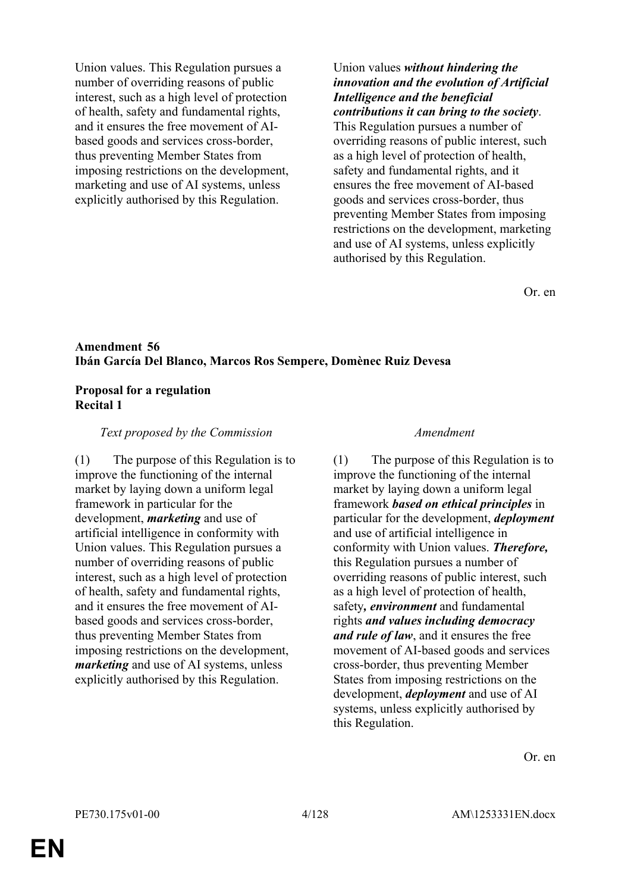| | |
|---|---|
| Union values. This Regulation pursues a number of overriding reasons of public interest, such as a high level of protection of health, safety and fundamental rights, and it ensures the free movement of AI-based goods and services cross-border, thus preventing Member States from imposing restrictions on the development, marketing and use of AI systems, unless explicitly authorised by this Regulation. | Union values ***without hindering the innovation and the evolution of Artificial Intelligence and the beneficial contributions it can bring to the society***. This Regulation pursues a number of overriding reasons of public interest, such as a high level of protection of health, safety and fundamental rights, and it ensures the free movement of AI-based goods and services cross-border, thus preventing Member States from imposing restrictions on the development, marketing and use of AI systems, unless explicitly authorised by this Regulation. |

Or. en

**Amendment 56**
**Ibán García Del Blanco, Marcos Ros Sempere, Domènec Ruiz Devesa**

**Proposal for a regulation**
**Recital 1**

| *Text proposed by the Commission* | *Amendment* |
|---|---|
| (1) The purpose of this Regulation is to improve the functioning of the internal market by laying down a uniform legal framework in particular for the development, ***marketing*** and use of artificial intelligence in conformity with Union values. This Regulation pursues a number of overriding reasons of public interest, such as a high level of protection of health, safety and fundamental rights, and it ensures the free movement of AI-based goods and services cross-border, thus preventing Member States from imposing restrictions on the development, ***marketing*** and use of AI systems, unless explicitly authorised by this Regulation. | (1) The purpose of this Regulation is to improve the functioning of the internal market by laying down a uniform legal framework ***based on ethical principles*** in particular for the development, ***deployment*** and use of artificial intelligence in conformity with Union values. ***Therefore,*** this Regulation pursues a number of overriding reasons of public interest, such as a high level of protection of health, safety***, environment*** and fundamental rights ***and values including democracy and rule of law***, and it ensures the free movement of AI-based goods and services cross-border, thus preventing Member States from imposing restrictions on the development, ***deployment*** and use of AI systems, unless explicitly authorised by this Regulation. |

Or. en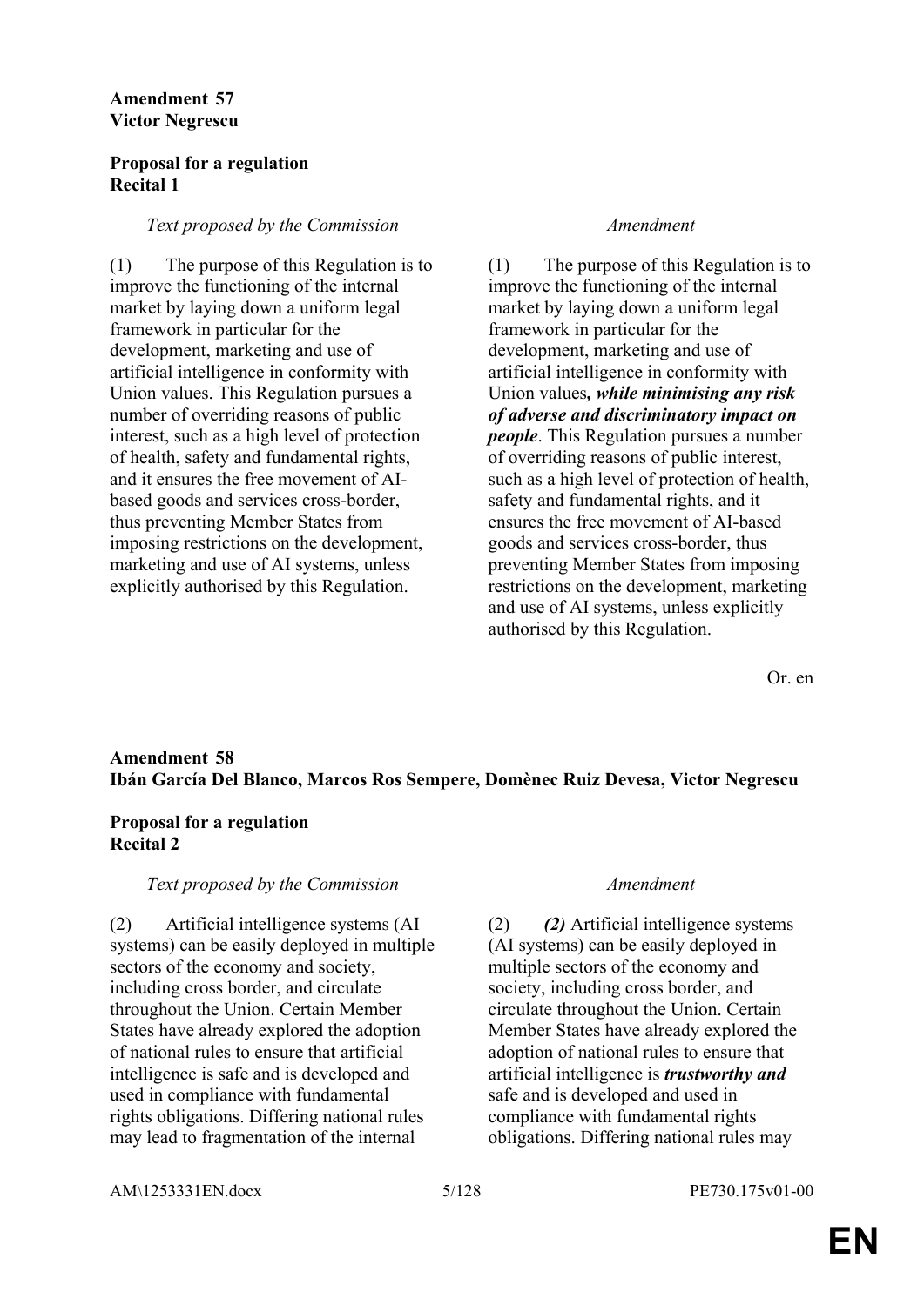**Amendment 57**
**Victor Negrescu**

**Proposal for a regulation**
**Recital 1**

| *Text proposed by the Commission* | *Amendment* |
| --- | --- |
| (1) The purpose of this Regulation is to improve the functioning of the internal market by laying down a uniform legal framework in particular for the development, marketing and use of artificial intelligence in conformity with Union values. This Regulation pursues a number of overriding reasons of public interest, such as a high level of protection of health, safety and fundamental rights, and it ensures the free movement of AI-based goods and services cross-border, thus preventing Member States from imposing restrictions on the development, marketing and use of AI systems, unless explicitly authorised by this Regulation. | (1) The purpose of this Regulation is to improve the functioning of the internal market by laying down a uniform legal framework in particular for the development, marketing and use of artificial intelligence in conformity with Union values***, while minimising any risk of adverse and discriminatory impact on people***. This Regulation pursues a number of overriding reasons of public interest, such as a high level of protection of health, safety and fundamental rights, and it ensures the free movement of AI-based goods and services cross-border, thus preventing Member States from imposing restrictions on the development, marketing and use of AI systems, unless explicitly authorised by this Regulation. |

Or. en

**Amendment 58**
**Ibán García Del Blanco, Marcos Ros Sempere, Domènec Ruiz Devesa, Victor Negrescu**

**Proposal for a regulation**
**Recital 2**

| *Text proposed by the Commission* | *Amendment* |
| --- | --- |
| (2) Artificial intelligence systems (AI systems) can be easily deployed in multiple sectors of the economy and society, including cross border, and circulate throughout the Union. Certain Member States have already explored the adoption of national rules to ensure that artificial intelligence is safe and is developed and used in compliance with fundamental rights obligations. Differing national rules may lead to fragmentation of the internal | (2) ***(2)*** Artificial intelligence systems (AI systems) can be easily deployed in multiple sectors of the economy and society, including cross border, and circulate throughout the Union. Certain Member States have already explored the adoption of national rules to ensure that artificial intelligence is ***trustworthy and*** safe and is developed and used in compliance with fundamental rights obligations. Differing national rules may |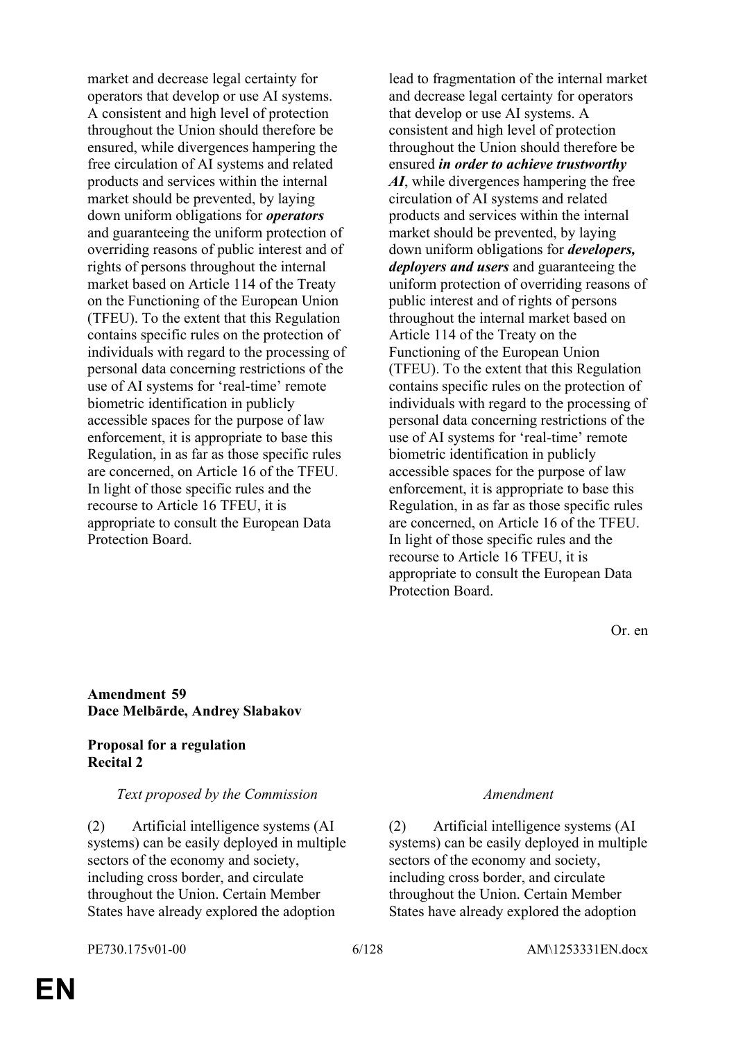| | |
|---|---|
| market and decrease legal certainty for operators that develop or use AI systems. A consistent and high level of protection throughout the Union should therefore be ensured, while divergences hampering the free circulation of AI systems and related products and services within the internal market should be prevented, by laying down uniform obligations for ***operators*** and guaranteeing the uniform protection of overriding reasons of public interest and of rights of persons throughout the internal market based on Article 114 of the Treaty on the Functioning of the European Union (TFEU). To the extent that this Regulation contains specific rules on the protection of individuals with regard to the processing of personal data concerning restrictions of the use of AI systems for 'real-time' remote biometric identification in publicly accessible spaces for the purpose of law enforcement, it is appropriate to base this Regulation, in as far as those specific rules are concerned, on Article 16 of the TFEU. In light of those specific rules and the recourse to Article 16 TFEU, it is appropriate to consult the European Data Protection Board. | lead to fragmentation of the internal market and decrease legal certainty for operators that develop or use AI systems. A consistent and high level of protection throughout the Union should therefore be ensured ***in order to achieve trustworthy AI***, while divergences hampering the free circulation of AI systems and related products and services within the internal market should be prevented, by laying down uniform obligations for ***developers, deployers and users*** and guaranteeing the uniform protection of overriding reasons of public interest and of rights of persons throughout the internal market based on Article 114 of the Treaty on the Functioning of the European Union (TFEU). To the extent that this Regulation contains specific rules on the protection of individuals with regard to the processing of personal data concerning restrictions of the use of AI systems for 'real-time' remote biometric identification in publicly accessible spaces for the purpose of law enforcement, it is appropriate to base this Regulation, in as far as those specific rules are concerned, on Article 16 of the TFEU. In light of those specific rules and the recourse to Article 16 TFEU, it is appropriate to consult the European Data Protection Board. |

Or. en

**Amendment 59**
**Dace Melbārde, Andrey Slabakov**

**Proposal for a regulation**
**Recital 2**

| *Text proposed by the Commission* | *Amendment* |
|---|---|
| (2) Artificial intelligence systems (AI systems) can be easily deployed in multiple sectors of the economy and society, including cross border, and circulate throughout the Union. Certain Member States have already explored the adoption | (2) Artificial intelligence systems (AI systems) can be easily deployed in multiple sectors of the economy and society, including cross border, and circulate throughout the Union. Certain Member States have already explored the adoption |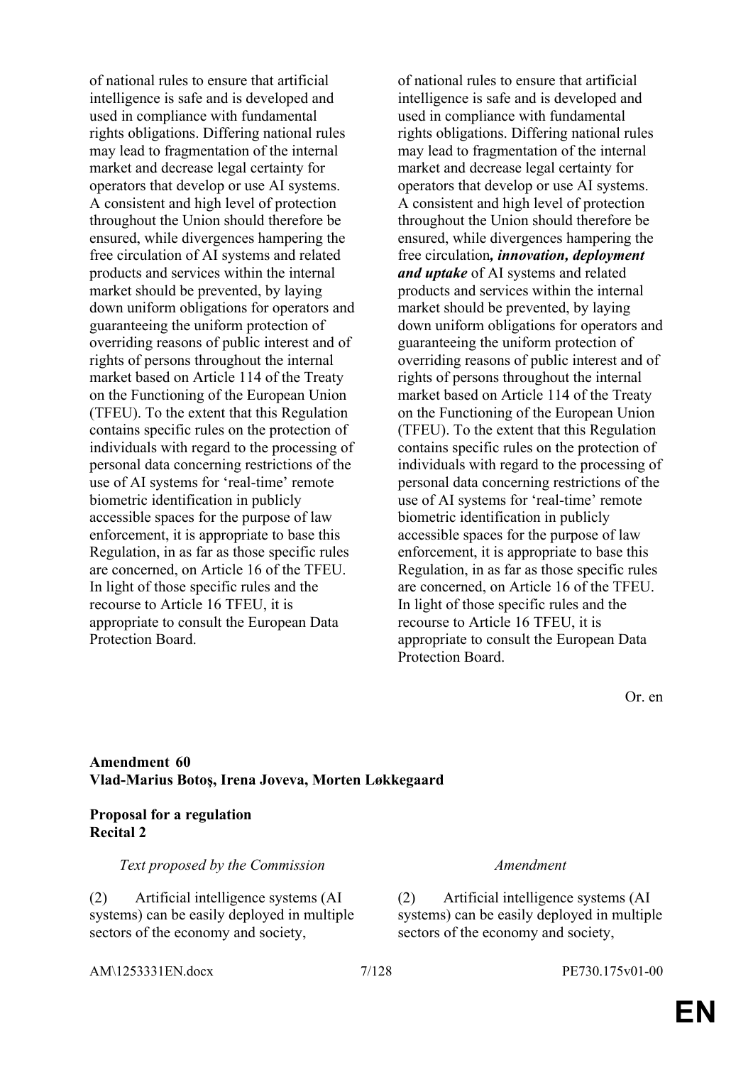| | |
|---|---|
| of national rules to ensure that artificial intelligence is safe and is developed and used in compliance with fundamental rights obligations. Differing national rules may lead to fragmentation of the internal market and decrease legal certainty for operators that develop or use AI systems. A consistent and high level of protection throughout the Union should therefore be ensured, while divergences hampering the free circulation of AI systems and related products and services within the internal market should be prevented, by laying down uniform obligations for operators and guaranteeing the uniform protection of overriding reasons of public interest and of rights of persons throughout the internal market based on Article 114 of the Treaty on the Functioning of the European Union (TFEU). To the extent that this Regulation contains specific rules on the protection of individuals with regard to the processing of personal data concerning restrictions of the use of AI systems for 'real-time' remote biometric identification in publicly accessible spaces for the purpose of law enforcement, it is appropriate to base this Regulation, in as far as those specific rules are concerned, on Article 16 of the TFEU. In light of those specific rules and the recourse to Article 16 TFEU, it is appropriate to consult the European Data Protection Board. | of national rules to ensure that artificial intelligence is safe and is developed and used in compliance with fundamental rights obligations. Differing national rules may lead to fragmentation of the internal market and decrease legal certainty for operators that develop or use AI systems. A consistent and high level of protection throughout the Union should therefore be ensured, while divergences hampering the free circulation***, innovation, deployment and uptake*** of AI systems and related products and services within the internal market should be prevented, by laying down uniform obligations for operators and guaranteeing the uniform protection of overriding reasons of public interest and of rights of persons throughout the internal market based on Article 114 of the Treaty on the Functioning of the European Union (TFEU). To the extent that this Regulation contains specific rules on the protection of individuals with regard to the processing of personal data concerning restrictions of the use of AI systems for 'real-time' remote biometric identification in publicly accessible spaces for the purpose of law enforcement, it is appropriate to base this Regulation, in as far as those specific rules are concerned, on Article 16 of the TFEU. In light of those specific rules and the recourse to Article 16 TFEU, it is appropriate to consult the European Data Protection Board. |

Or. en

**Amendment 60**
**Vlad-Marius Botoş, Irena Joveva, Morten Løkkegaard**

**Proposal for a regulation**
**Recital 2**

| *Text proposed by the Commission* | *Amendment* |
|---|---|
| (2) Artificial intelligence systems (AI systems) can be easily deployed in multiple sectors of the economy and society, | (2) Artificial intelligence systems (AI systems) can be easily deployed in multiple sectors of the economy and society, |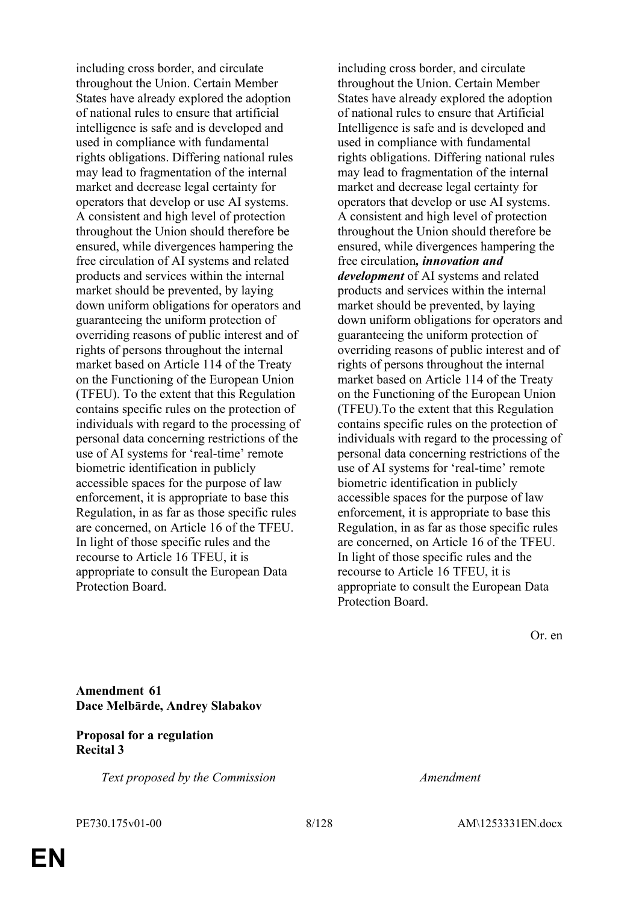| | |
|---|---|
| including cross border, and circulate throughout the Union. Certain Member States have already explored the adoption of national rules to ensure that artificial intelligence is safe and is developed and used in compliance with fundamental rights obligations. Differing national rules may lead to fragmentation of the internal market and decrease legal certainty for operators that develop or use AI systems. A consistent and high level of protection throughout the Union should therefore be ensured, while divergences hampering the free circulation of AI systems and related products and services within the internal market should be prevented, by laying down uniform obligations for operators and guaranteeing the uniform protection of overriding reasons of public interest and of rights of persons throughout the internal market based on Article 114 of the Treaty on the Functioning of the European Union (TFEU). To the extent that this Regulation contains specific rules on the protection of individuals with regard to the processing of personal data concerning restrictions of the use of AI systems for 'real-time' remote biometric identification in publicly accessible spaces for the purpose of law enforcement, it is appropriate to base this Regulation, in as far as those specific rules are concerned, on Article 16 of the TFEU. In light of those specific rules and the recourse to Article 16 TFEU, it is appropriate to consult the European Data Protection Board. | including cross border, and circulate throughout the Union. Certain Member States have already explored the adoption of national rules to ensure that Artificial Intelligence is safe and is developed and used in compliance with fundamental rights obligations. Differing national rules may lead to fragmentation of the internal market and decrease legal certainty for operators that develop or use AI systems. A consistent and high level of protection throughout the Union should therefore be ensured, while divergences hampering the free circulation***, innovation and development*** of AI systems and related products and services within the internal market should be prevented, by laying down uniform obligations for operators and guaranteeing the uniform protection of overriding reasons of public interest and of rights of persons throughout the internal market based on Article 114 of the Treaty on the Functioning of the European Union (TFEU).To the extent that this Regulation contains specific rules on the protection of individuals with regard to the processing of personal data concerning restrictions of the use of AI systems for 'real-time' remote biometric identification in publicly accessible spaces for the purpose of law enforcement, it is appropriate to base this Regulation, in as far as those specific rules are concerned, on Article 16 of the TFEU. In light of those specific rules and the recourse to Article 16 TFEU, it is appropriate to consult the European Data Protection Board. |

Or. en

**Amendment 61**
**Dace Melbārde, Andrey Slabakov**

**Proposal for a regulation**
**Recital 3**

| *Text proposed by the Commission* | *Amendment* |
|---|---|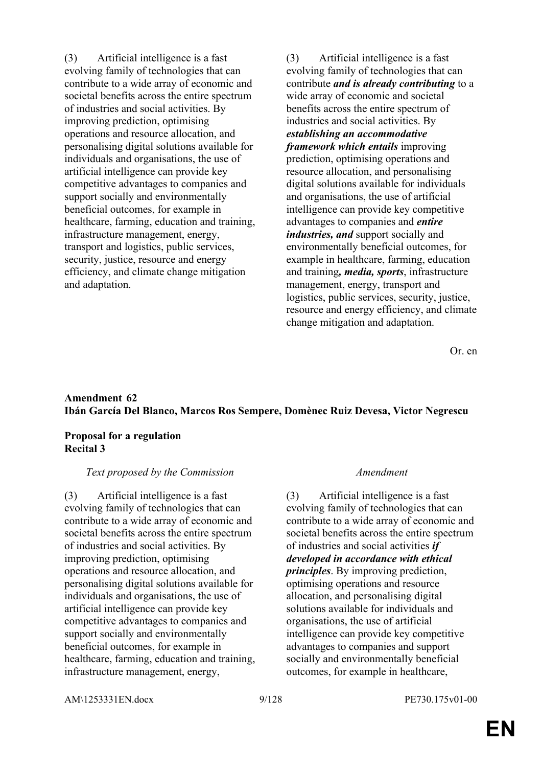| | |
|---|---|
| (3) Artificial intelligence is a fast evolving family of technologies that can contribute to a wide array of economic and societal benefits across the entire spectrum of industries and social activities. By improving prediction, optimising operations and resource allocation, and personalising digital solutions available for individuals and organisations, the use of artificial intelligence can provide key competitive advantages to companies and support socially and environmentally beneficial outcomes, for example in healthcare, farming, education and training, infrastructure management, energy, transport and logistics, public services, security, justice, resource and energy efficiency, and climate change mitigation and adaptation. | (3) Artificial intelligence is a fast evolving family of technologies that can contribute ***and is already contributing*** to a wide array of economic and societal benefits across the entire spectrum of industries and social activities. By ***establishing an accommodative framework which entails*** improving prediction, optimising operations and resource allocation, and personalising digital solutions available for individuals and organisations, the use of artificial intelligence can provide key competitive advantages to companies and ***entire industries, and*** support socially and environmentally beneficial outcomes, for example in healthcare, farming, education and training***, media, sports***, infrastructure management, energy, transport and logistics, public services, security, justice, resource and energy efficiency, and climate change mitigation and adaptation. |

Or. en

**Amendment 62**
**Ibán García Del Blanco, Marcos Ros Sempere, Domènec Ruiz Devesa, Victor Negrescu**

**Proposal for a regulation**
**Recital 3**

| *Text proposed by the Commission* | *Amendment* |
|---|---|
| (3) Artificial intelligence is a fast evolving family of technologies that can contribute to a wide array of economic and societal benefits across the entire spectrum of industries and social activities. By improving prediction, optimising operations and resource allocation, and personalising digital solutions available for individuals and organisations, the use of artificial intelligence can provide key competitive advantages to companies and support socially and environmentally beneficial outcomes, for example in healthcare, farming, education and training, infrastructure management, energy, | (3) Artificial intelligence is a fast evolving family of technologies that can contribute to a wide array of economic and societal benefits across the entire spectrum of industries and social activities ***if developed in accordance with ethical principles***. By improving prediction, optimising operations and resource allocation, and personalising digital solutions available for individuals and organisations, the use of artificial intelligence can provide key competitive advantages to companies and support socially and environmentally beneficial outcomes, for example in healthcare, |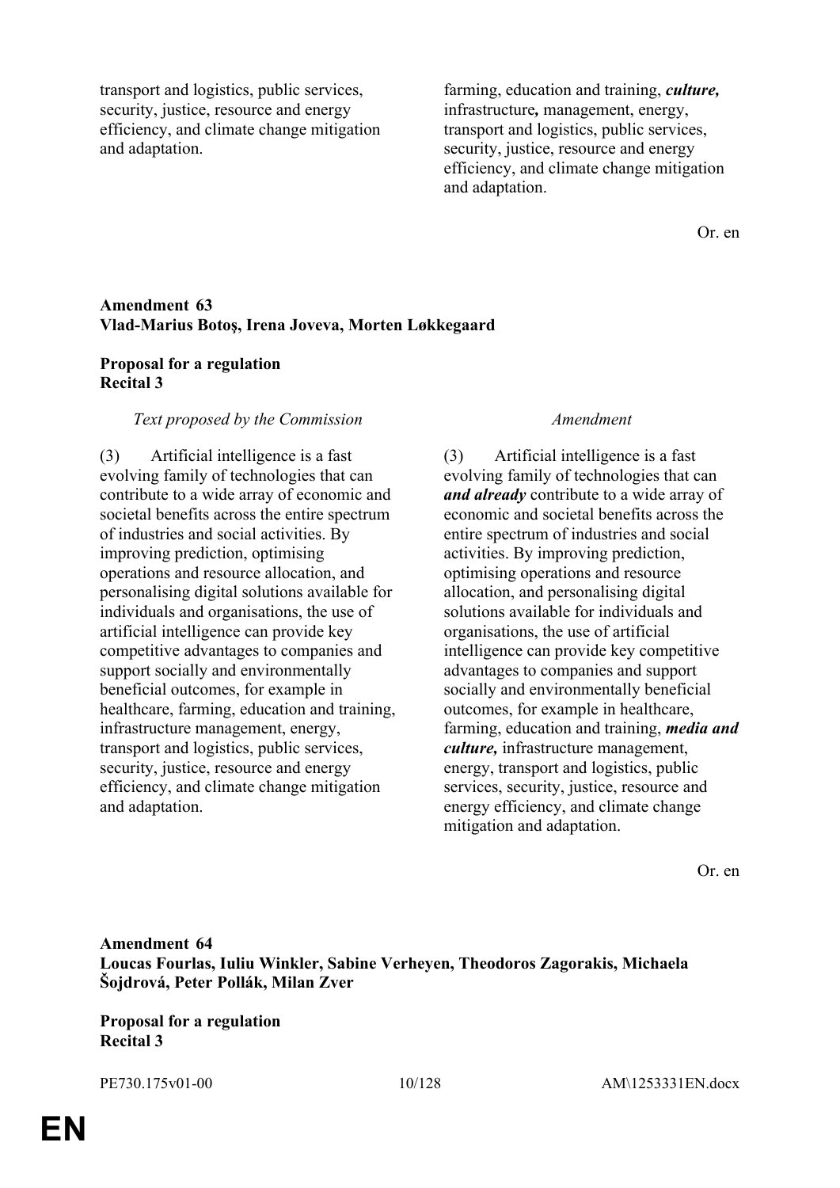| | |
|---|---|
| transport and logistics, public services, security, justice, resource and energy efficiency, and climate change mitigation and adaptation. | farming, education and training, ***culture,*** infrastructure***,*** management, energy, transport and logistics, public services, security, justice, resource and energy efficiency, and climate change mitigation and adaptation. |

Or. en

**Amendment 63**
**Vlad-Marius Botoş, Irena Joveva, Morten Løkkegaard**

**Proposal for a regulation**
**Recital 3**

| *Text proposed by the Commission* | *Amendment* |
|---|---|
| (3) Artificial intelligence is a fast evolving family of technologies that can contribute to a wide array of economic and societal benefits across the entire spectrum of industries and social activities. By improving prediction, optimising operations and resource allocation, and personalising digital solutions available for individuals and organisations, the use of artificial intelligence can provide key competitive advantages to companies and support socially and environmentally beneficial outcomes, for example in healthcare, farming, education and training, infrastructure management, energy, transport and logistics, public services, security, justice, resource and energy efficiency, and climate change mitigation and adaptation. | (3) Artificial intelligence is a fast evolving family of technologies that can ***and already*** contribute to a wide array of economic and societal benefits across the entire spectrum of industries and social activities. By improving prediction, optimising operations and resource allocation, and personalising digital solutions available for individuals and organisations, the use of artificial intelligence can provide key competitive advantages to companies and support socially and environmentally beneficial outcomes, for example in healthcare, farming, education and training, ***media and culture,*** infrastructure management, energy, transport and logistics, public services, security, justice, resource and energy efficiency, and climate change mitigation and adaptation. |

Or. en

**Amendment 64**
**Loucas Fourlas, Iuliu Winkler, Sabine Verheyen, Theodoros Zagorakis, Michaela Šojdrová, Peter Pollák, Milan Zver**

**Proposal for a regulation**
**Recital 3**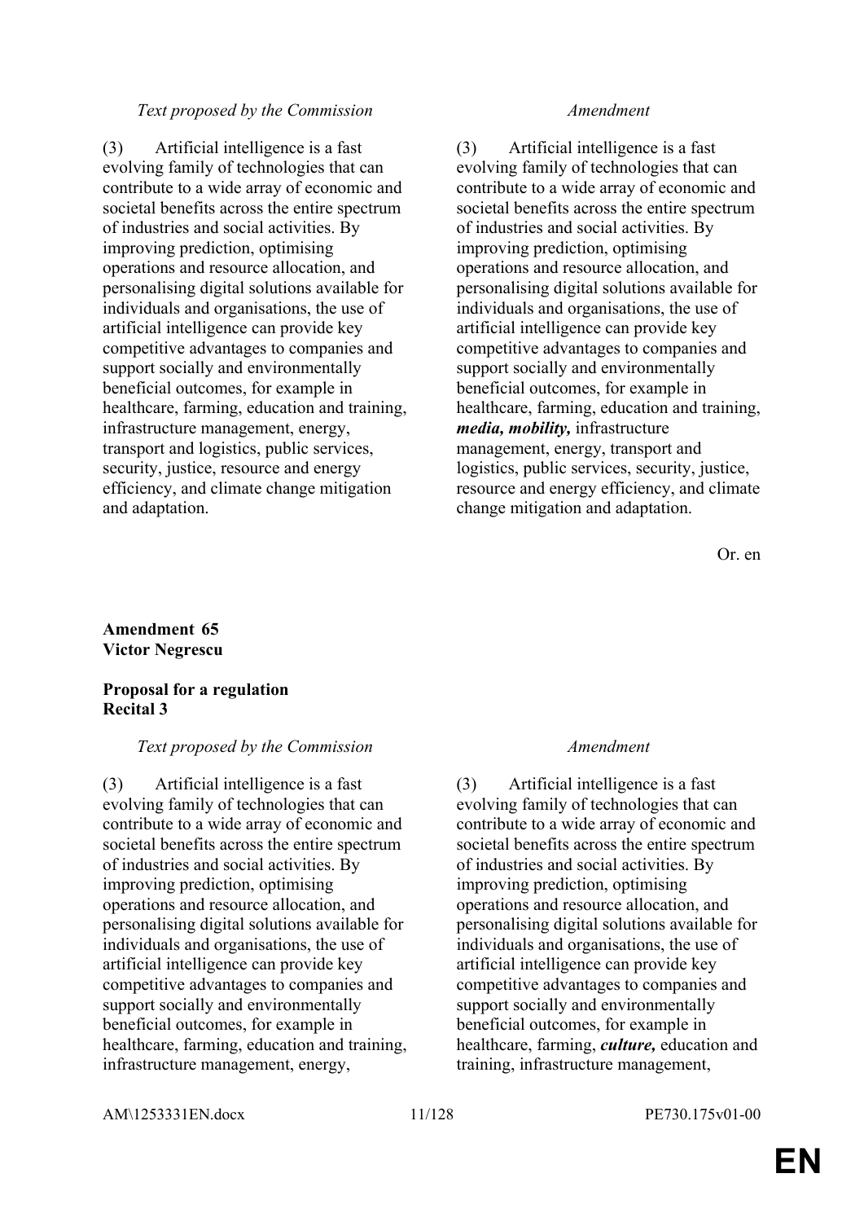| Text proposed by the Commission | Amendment |
|---|---|
| (3) Artificial intelligence is a fast evolving family of technologies that can contribute to a wide array of economic and societal benefits across the entire spectrum of industries and social activities. By improving prediction, optimising operations and resource allocation, and personalising digital solutions available for individuals and organisations, the use of artificial intelligence can provide key competitive advantages to companies and support socially and environmentally beneficial outcomes, for example in healthcare, farming, education and training, infrastructure management, energy, transport and logistics, public services, security, justice, resource and energy efficiency, and climate change mitigation and adaptation. | (3) Artificial intelligence is a fast evolving family of technologies that can contribute to a wide array of economic and societal benefits across the entire spectrum of industries and social activities. By improving prediction, optimising operations and resource allocation, and personalising digital solutions available for individuals and organisations, the use of artificial intelligence can provide key competitive advantages to companies and support socially and environmentally beneficial outcomes, for example in healthcare, farming, education and training, ***media, mobility,*** infrastructure management, energy, transport and logistics, public services, security, justice, resource and energy efficiency, and climate change mitigation and adaptation. |

Or. en

**Amendment 65**
**Victor Negrescu**

**Proposal for a regulation**
**Recital 3**

| Text proposed by the Commission | Amendment |
|---|---|
| (3) Artificial intelligence is a fast evolving family of technologies that can contribute to a wide array of economic and societal benefits across the entire spectrum of industries and social activities. By improving prediction, optimising operations and resource allocation, and personalising digital solutions available for individuals and organisations, the use of artificial intelligence can provide key competitive advantages to companies and support socially and environmentally beneficial outcomes, for example in healthcare, farming, education and training, infrastructure management, energy, | (3) Artificial intelligence is a fast evolving family of technologies that can contribute to a wide array of economic and societal benefits across the entire spectrum of industries and social activities. By improving prediction, optimising operations and resource allocation, and personalising digital solutions available for individuals and organisations, the use of artificial intelligence can provide key competitive advantages to companies and support socially and environmentally beneficial outcomes, for example in healthcare, farming, ***culture,*** education and training, infrastructure management, |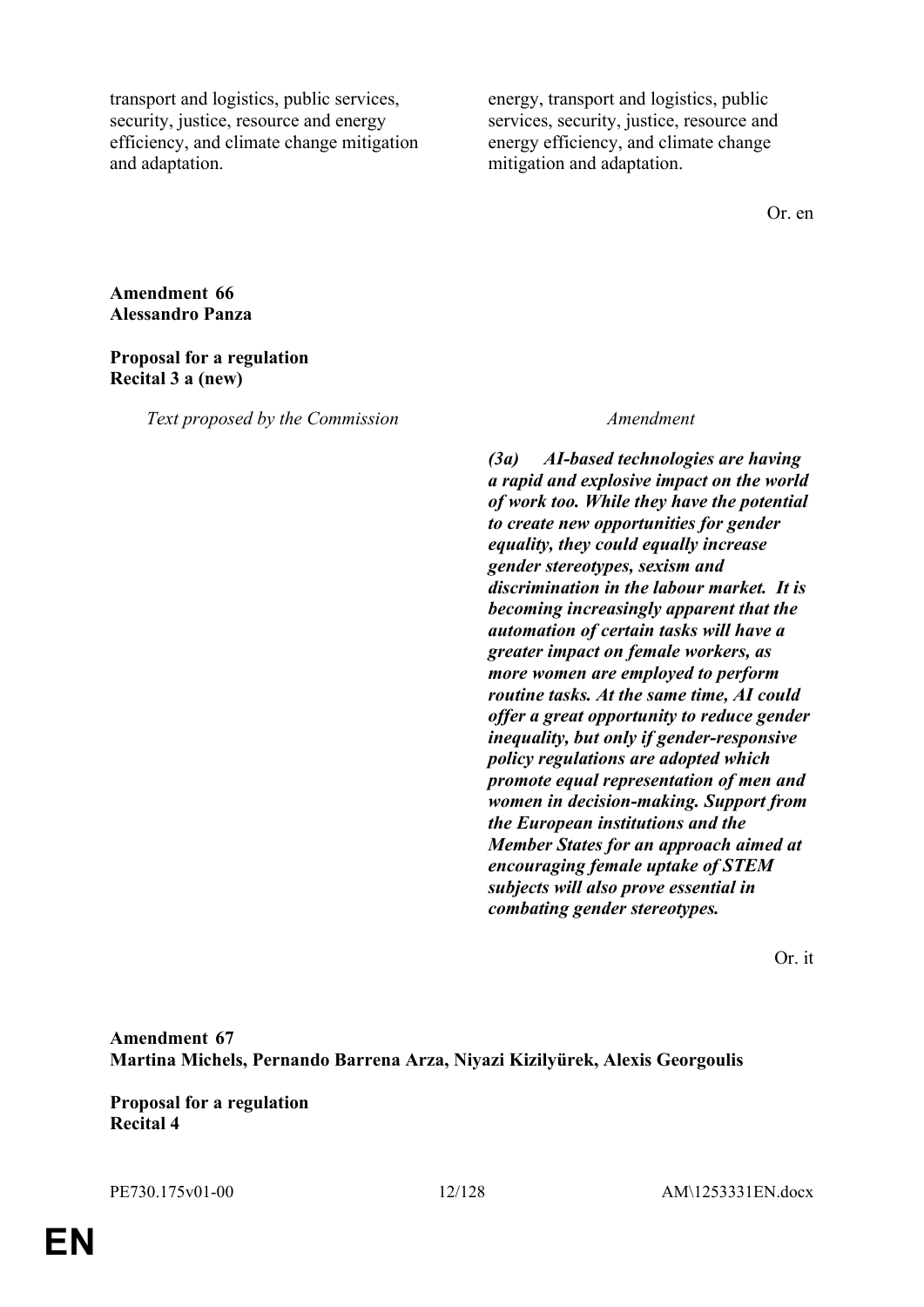| Text proposed by the Commission | Amendment |
|---|---|
| transport and logistics, public services, security, justice, resource and energy efficiency, and climate change mitigation and adaptation. | energy, transport and logistics, public services, security, justice, resource and energy efficiency, and climate change mitigation and adaptation. |

Or. en

**Amendment 66**
**Alessandro Panza**

**Proposal for a regulation**
**Recital 3 a (new)**

| *Text proposed by the Commission* | *Amendment* |
|---|---|
| | ***(3a) AI-based technologies are having a rapid and explosive impact on the world of work too. While they have the potential to create new opportunities for gender equality, they could equally increase gender stereotypes, sexism and discrimination in the labour market. It is becoming increasingly apparent that the automation of certain tasks will have a greater impact on female workers, as more women are employed to perform routine tasks. At the same time, AI could offer a great opportunity to reduce gender inequality, but only if gender-responsive policy regulations are adopted which promote equal representation of men and women in decision-making. Support from the European institutions and the Member States for an approach aimed at encouraging female uptake of STEM subjects will also prove essential in combating gender stereotypes.*** |

Or. it

**Amendment 67**
**Martina Michels, Pernando Barrena Arza, Niyazi Kizilyürek, Alexis Georgoulis**

**Proposal for a regulation**
**Recital 4**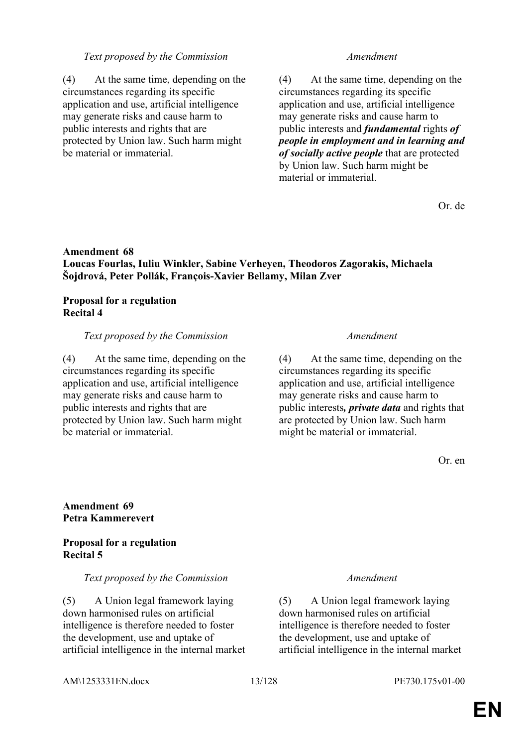| *Text proposed by the Commission* | *Amendment* |
|---|---|
| (4) At the same time, depending on the circumstances regarding its specific application and use, artificial intelligence may generate risks and cause harm to public interests and rights that are protected by Union law. Such harm might be material or immaterial. | (4) At the same time, depending on the circumstances regarding its specific application and use, artificial intelligence may generate risks and cause harm to public interests and ***fundamental*** rights ***of people in employment and in learning and of socially active people*** that are protected by Union law. Such harm might be material or immaterial. |

Or. de

**Amendment 68**
**Loucas Fourlas, Iuliu Winkler, Sabine Verheyen, Theodoros Zagorakis, Michaela Šojdrová, Peter Pollák, François-Xavier Bellamy, Milan Zver**

**Proposal for a regulation**
**Recital 4**

| *Text proposed by the Commission* | *Amendment* |
|---|---|
| (4) At the same time, depending on the circumstances regarding its specific application and use, artificial intelligence may generate risks and cause harm to public interests and rights that are protected by Union law. Such harm might be material or immaterial. | (4) At the same time, depending on the circumstances regarding its specific application and use, artificial intelligence may generate risks and cause harm to public interests***, private data*** and rights that are protected by Union law. Such harm might be material or immaterial. |

Or. en

**Amendment 69**
**Petra Kammerevert**

**Proposal for a regulation**
**Recital 5**

| *Text proposed by the Commission* | *Amendment* |
|---|---|
| (5) A Union legal framework laying down harmonised rules on artificial intelligence is therefore needed to foster the development, use and uptake of artificial intelligence in the internal market | (5) A Union legal framework laying down harmonised rules on artificial intelligence is therefore needed to foster the development, use and uptake of artificial intelligence in the internal market |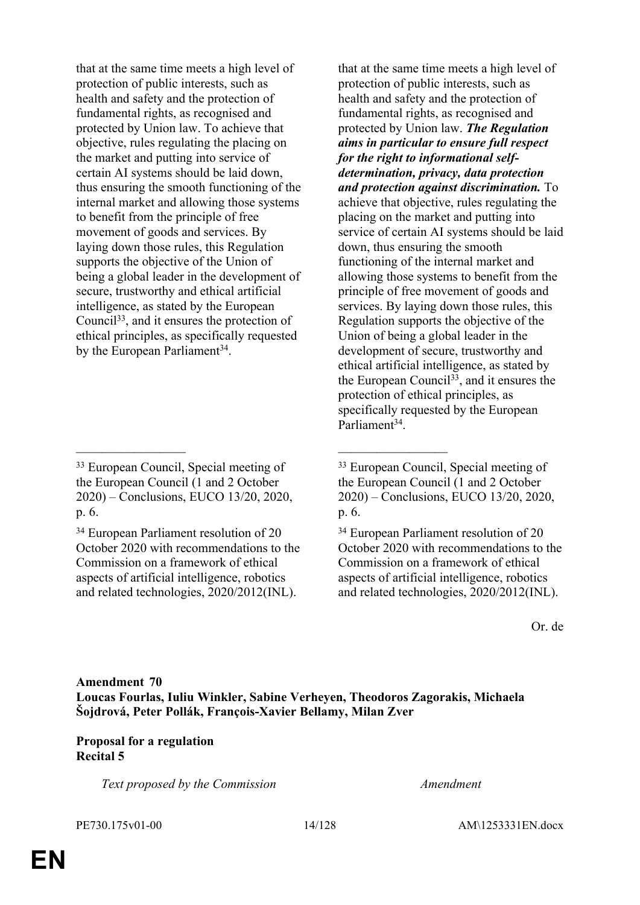| | |
|---|---|
| that at the same time meets a high level of protection of public interests, such as health and safety and the protection of fundamental rights, as recognised and protected by Union law. To achieve that objective, rules regulating the placing on the market and putting into service of certain AI systems should be laid down, thus ensuring the smooth functioning of the internal market and allowing those systems to benefit from the principle of free movement of goods and services. By laying down those rules, this Regulation supports the objective of the Union of being a global leader in the development of secure, trustworthy and ethical artificial intelligence, as stated by the European Council[33], and it ensures the protection of ethical principles, as specifically requested by the European Parliament[34]. | that at the same time meets a high level of protection of public interests, such as health and safety and the protection of fundamental rights, as recognised and protected by Union law. ***The Regulation aims in particular to ensure full respect for the right to informational self-determination, privacy, data protection and protection against discrimination.*** To achieve that objective, rules regulating the placing on the market and putting into service of certain AI systems should be laid down, thus ensuring the smooth functioning of the internal market and allowing those systems to benefit from the principle of free movement of goods and services. By laying down those rules, this Regulation supports the objective of the Union of being a global leader in the development of secure, trustworthy and ethical artificial intelligence, as stated by the European Council[33], and it ensures the protection of ethical principles, as specifically requested by the European Parliament[34]. |
| [33] European Council, Special meeting of the European Council (1 and 2 October 2020) – Conclusions, EUCO 13/20, 2020, p. 6. | [33] European Council, Special meeting of the European Council (1 and 2 October 2020) – Conclusions, EUCO 13/20, 2020, p. 6. |
| [34] European Parliament resolution of 20 October 2020 with recommendations to the Commission on a framework of ethical aspects of artificial intelligence, robotics and related technologies, 2020/2012(INL). | [34] European Parliament resolution of 20 October 2020 with recommendations to the Commission on a framework of ethical aspects of artificial intelligence, robotics and related technologies, 2020/2012(INL). |

Or. de

**Amendment 70**
**Loucas Fourlas, Iuliu Winkler, Sabine Verheyen, Theodoros Zagorakis, Michaela Šojdrová, Peter Pollák, François-Xavier Bellamy, Milan Zver**

**Proposal for a regulation**
**Recital 5**

| *Text proposed by the Commission* | *Amendment* |
|---|---|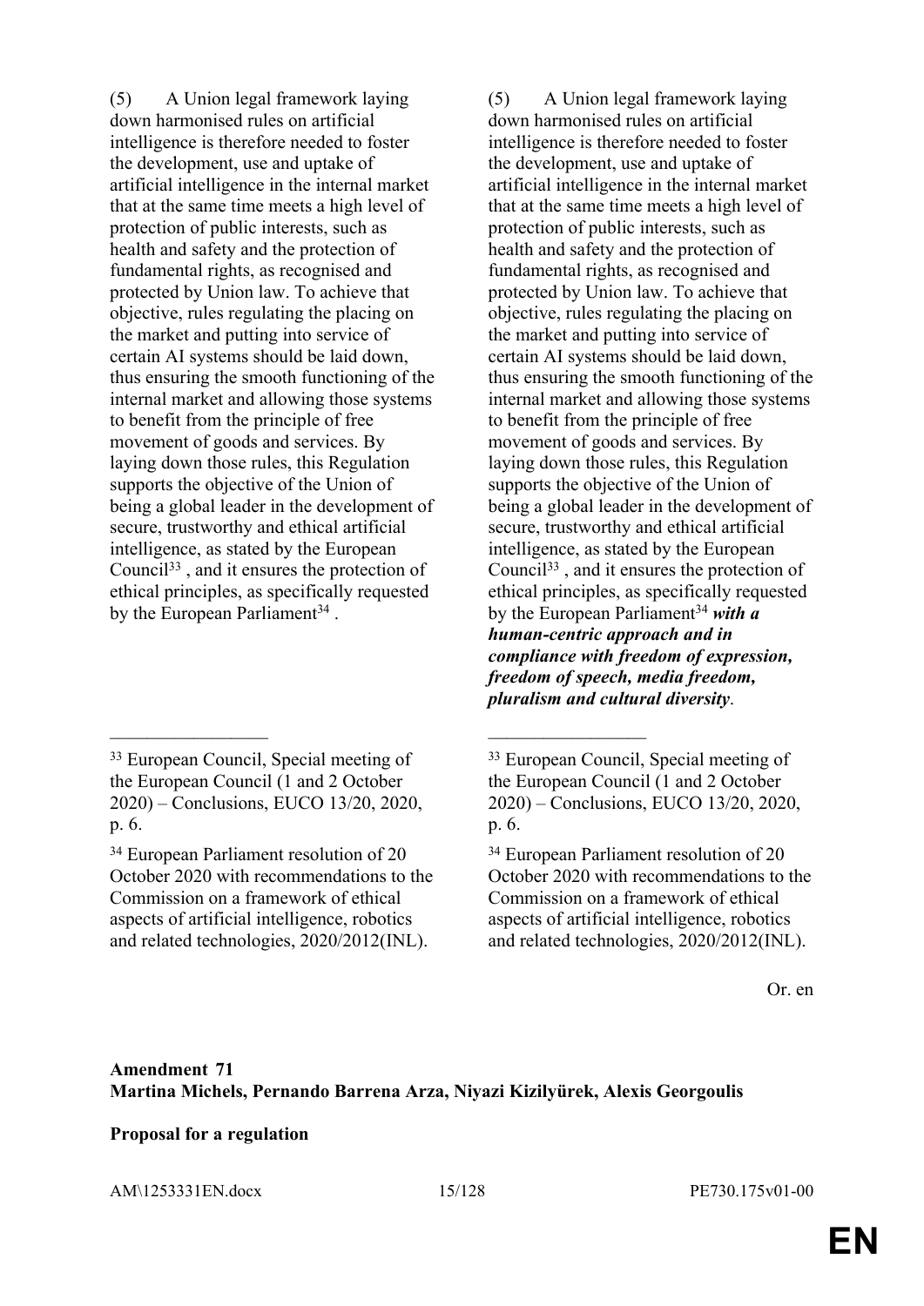| | |
|---|---|
| (5) A Union legal framework laying down harmonised rules on artificial intelligence is therefore needed to foster the development, use and uptake of artificial intelligence in the internal market that at the same time meets a high level of protection of public interests, such as health and safety and the protection of fundamental rights, as recognised and protected by Union law. To achieve that objective, rules regulating the placing on the market and putting into service of certain AI systems should be laid down, thus ensuring the smooth functioning of the internal market and allowing those systems to benefit from the principle of free movement of goods and services. By laying down those rules, this Regulation supports the objective of the Union of being a global leader in the development of secure, trustworthy and ethical artificial intelligence, as stated by the European Council[33] , and it ensures the protection of ethical principles, as specifically requested by the European Parliament[34] . | (5) A Union legal framework laying down harmonised rules on artificial intelligence is therefore needed to foster the development, use and uptake of artificial intelligence in the internal market that at the same time meets a high level of protection of public interests, such as health and safety and the protection of fundamental rights, as recognised and protected by Union law. To achieve that objective, rules regulating the placing on the market and putting into service of certain AI systems should be laid down, thus ensuring the smooth functioning of the internal market and allowing those systems to benefit from the principle of free movement of goods and services. By laying down those rules, this Regulation supports the objective of the Union of being a global leader in the development of secure, trustworthy and ethical artificial intelligence, as stated by the European Council[33] , and it ensures the protection of ethical principles, as specifically requested by the European Parliament[34] ***with a human-centric approach and in compliance with freedom of expression, freedom of speech, media freedom, pluralism and cultural diversity***. |
| _________________ | _________________ |
| [33] European Council, Special meeting of the European Council (1 and 2 October 2020) – Conclusions, EUCO 13/20, 2020, p. 6. | [33] European Council, Special meeting of the European Council (1 and 2 October 2020) – Conclusions, EUCO 13/20, 2020, p. 6. |
| [34] European Parliament resolution of 20 October 2020 with recommendations to the Commission on a framework of ethical aspects of artificial intelligence, robotics and related technologies, 2020/2012(INL). | [34] European Parliament resolution of 20 October 2020 with recommendations to the Commission on a framework of ethical aspects of artificial intelligence, robotics and related technologies, 2020/2012(INL). |

Or. en

**Amendment 71**
**Martina Michels, Pernando Barrena Arza, Niyazi Kizilyürek, Alexis Georgoulis**

**Proposal for a regulation**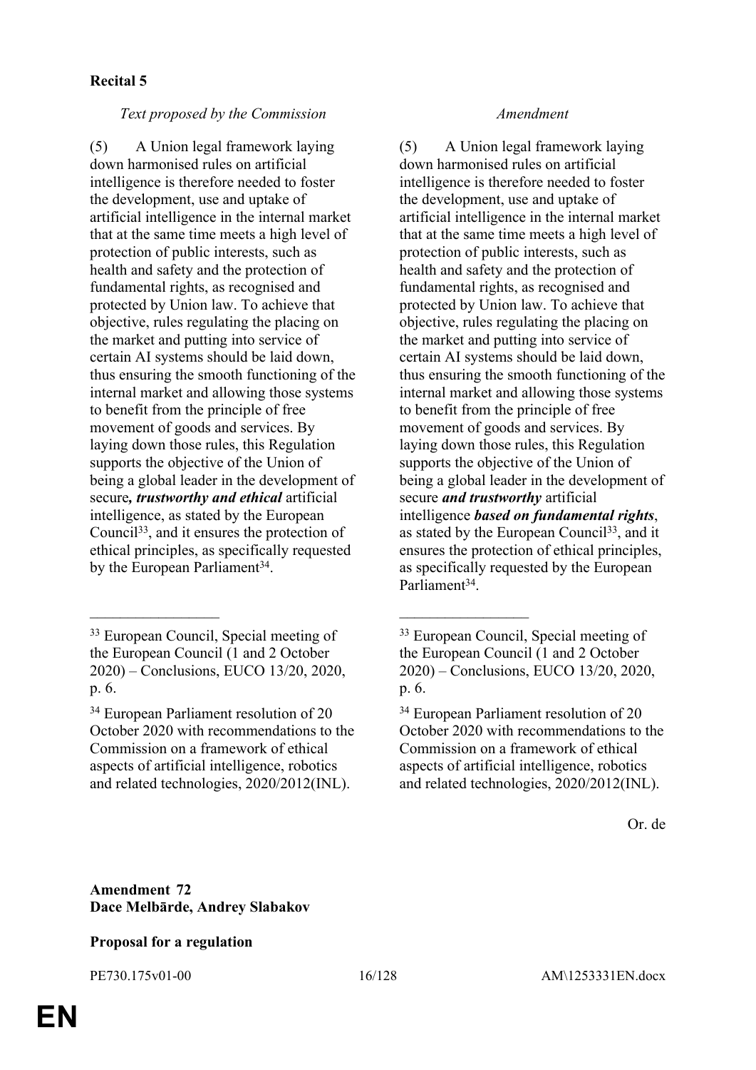**Recital 5**

| *Text proposed by the Commission* | *Amendment* |
|---|---|
| (5) A Union legal framework laying down harmonised rules on artificial intelligence is therefore needed to foster the development, use and uptake of artificial intelligence in the internal market that at the same time meets a high level of protection of public interests, such as health and safety and the protection of fundamental rights, as recognised and protected by Union law. To achieve that objective, rules regulating the placing on the market and putting into service of certain AI systems should be laid down, thus ensuring the smooth functioning of the internal market and allowing those systems to benefit from the principle of free movement of goods and services. By laying down those rules, this Regulation supports the objective of the Union of being a global leader in the development of secure***, trustworthy and ethical*** artificial intelligence, as stated by the European Council[33], and it ensures the protection of ethical principles, as specifically requested by the European Parliament[34]. | (5) A Union legal framework laying down harmonised rules on artificial intelligence is therefore needed to foster the development, use and uptake of artificial intelligence in the internal market that at the same time meets a high level of protection of public interests, such as health and safety and the protection of fundamental rights, as recognised and protected by Union law. To achieve that objective, rules regulating the placing on the market and putting into service of certain AI systems should be laid down, thus ensuring the smooth functioning of the internal market and allowing those systems to benefit from the principle of free movement of goods and services. By laying down those rules, this Regulation supports the objective of the Union of being a global leader in the development of secure ***and trustworthy*** artificial intelligence ***based on fundamental rights***, as stated by the European Council[33], and it ensures the protection of ethical principles, as specifically requested by the European Parliament[34]. |
| [33] European Council, Special meeting of the European Council (1 and 2 October 2020) – Conclusions, EUCO 13/20, 2020, p. 6. | [33] European Council, Special meeting of the European Council (1 and 2 October 2020) – Conclusions, EUCO 13/20, 2020, p. 6. |
| [34] European Parliament resolution of 20 October 2020 with recommendations to the Commission on a framework of ethical aspects of artificial intelligence, robotics and related technologies, 2020/2012(INL). | [34] European Parliament resolution of 20 October 2020 with recommendations to the Commission on a framework of ethical aspects of artificial intelligence, robotics and related technologies, 2020/2012(INL). |

Or. de

**Amendment 72**
**Dace Melbārde, Andrey Slabakov**

**Proposal for a regulation**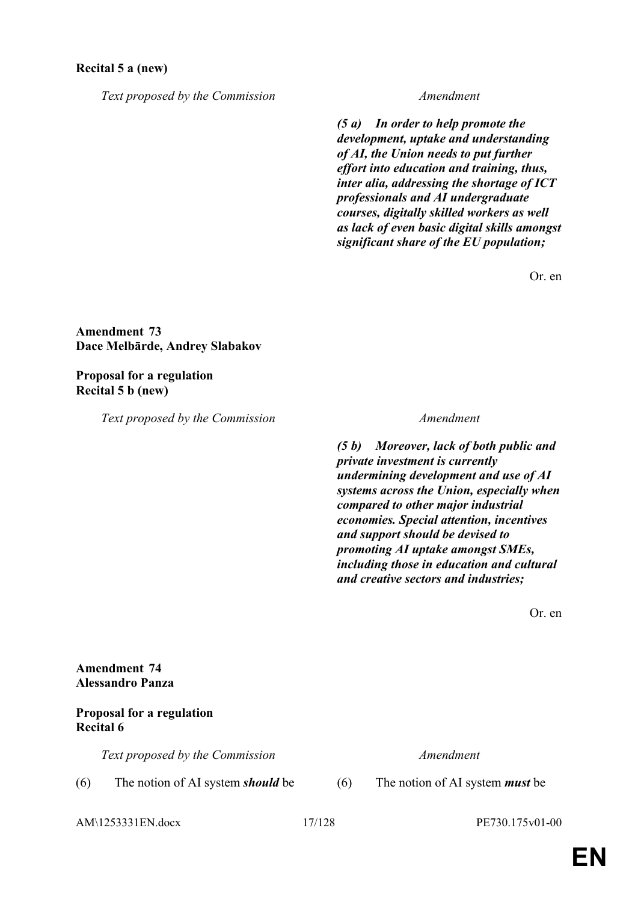**Recital 5 a (new)**

| *Text proposed by the Commission* | *Amendment* |
|---|---|
| | ***(5 a) In order to help promote the development, uptake and understanding of AI, the Union needs to put further effort into education and training, thus, inter alia, addressing the shortage of ICT professionals and AI undergraduate courses, digitally skilled workers as well as lack of even basic digital skills amongst significant share of the EU population;*** |

Or. en

**Amendment 73**
**Dace Melbārde, Andrey Slabakov**

**Proposal for a regulation**
**Recital 5 b (new)**

| *Text proposed by the Commission* | *Amendment* |
|---|---|
| | ***(5 b) Moreover, lack of both public and private investment is currently undermining development and use of AI systems across the Union, especially when compared to other major industrial economies. Special attention, incentives and support should be devised to promoting AI uptake amongst SMEs, including those in education and cultural and creative sectors and industries;*** |

Or. en

**Amendment 74**
**Alessandro Panza**

**Proposal for a regulation**
**Recital 6**

| *Text proposed by the Commission* | *Amendment* |
|---|---|
| (6) The notion of AI system ***should*** be | (6) The notion of AI system ***must*** be |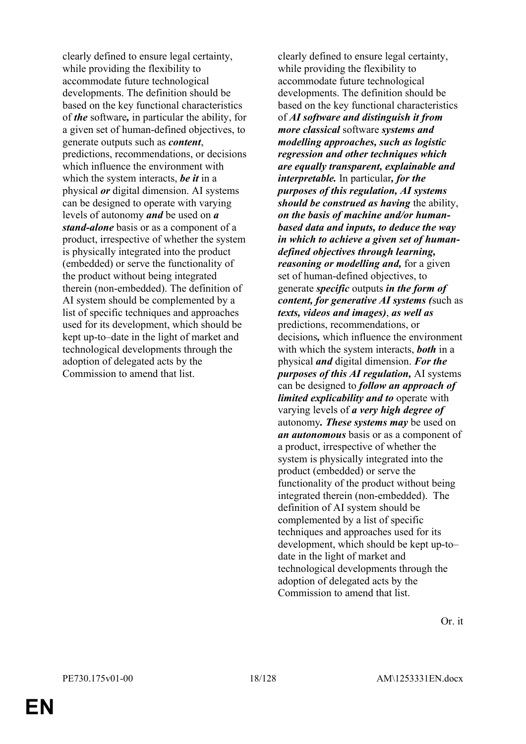| | |
|---|---|
| clearly defined to ensure legal certainty, while providing the flexibility to accommodate future technological developments. The definition should be based on the key functional characteristics of ***the*** software***,*** in particular the ability, for a given set of human-defined objectives, to generate outputs such as ***content***, predictions, recommendations, or decisions which influence the environment with which the system interacts, ***be it*** in a physical ***or*** digital dimension. AI systems can be designed to operate with varying levels of autonomy ***and*** be used on ***a stand-alone*** basis or as a component of a product, irrespective of whether the system is physically integrated into the product (embedded) or serve the functionality of the product without being integrated therein (non-embedded). The definition of AI system should be complemented by a list of specific techniques and approaches used for its development, which should be kept up-to–date in the light of market and technological developments through the adoption of delegated acts by the Commission to amend that list. | clearly defined to ensure legal certainty, while providing the flexibility to accommodate future technological developments. The definition should be based on the key functional characteristics of ***AI software and distinguish it from more classical*** software ***systems and modelling approaches, such as logistic regression and other techniques which are equally transparent, explainable and interpretable.*** In particular***, for the purposes of this regulation, AI systems should be construed as having*** the ability, ***on the basis of machine and/or human-based data and inputs, to deduce the way in which to achieve a given set of human-defined objectives through learning, reasoning or modelling and,*** for a given set of human-defined objectives, to generate ***specific*** outputs ***in the form of content, for generative AI systems (***such as ***texts, videos and images)***, ***as well as*** predictions, recommendations, or decisions***,*** which influence the environment with which the system interacts, ***both*** in a physical ***and*** digital dimension. ***For the purposes of this AI regulation,*** AI systems can be designed to ***follow an approach of limited explicability and to*** operate with varying levels of ***a very high degree of*** autonomy***. These systems may*** be used on ***an autonomous*** basis or as a component of a product, irrespective of whether the system is physically integrated into the product (embedded) or serve the functionality of the product without being integrated therein (non-embedded). The definition of AI system should be complemented by a list of specific techniques and approaches used for its development, which should be kept up-to–date in the light of market and technological developments through the adoption of delegated acts by the Commission to amend that list. |

Or. it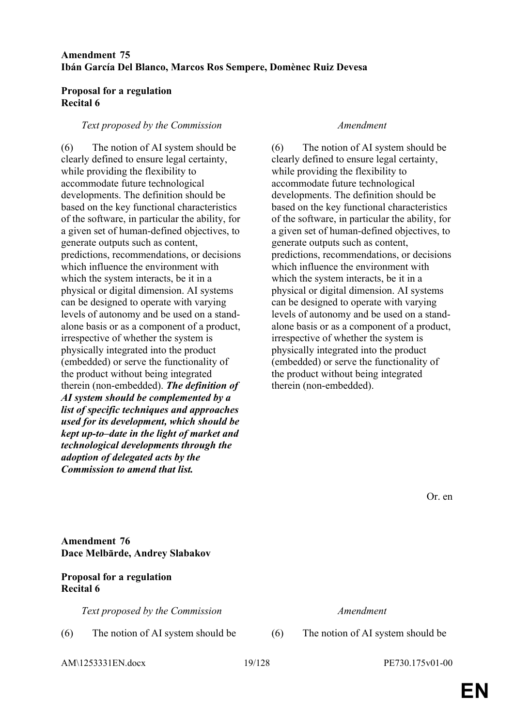**Amendment 75**
**Ibán García Del Blanco, Marcos Ros Sempere, Domènec Ruiz Devesa**

**Proposal for a regulation**
**Recital 6**

| *Text proposed by the Commission* | *Amendment* |
|---|---|
| (6) The notion of AI system should be clearly defined to ensure legal certainty, while providing the flexibility to accommodate future technological developments. The definition should be based on the key functional characteristics of the software, in particular the ability, for a given set of human-defined objectives, to generate outputs such as content, predictions, recommendations, or decisions which influence the environment with which the system interacts, be it in a physical or digital dimension. AI systems can be designed to operate with varying levels of autonomy and be used on a stand-alone basis or as a component of a product, irrespective of whether the system is physically integrated into the product (embedded) or serve the functionality of the product without being integrated therein (non-embedded). ***The definition of AI system should be complemented by a list of specific techniques and approaches used for its development, which should be kept up-to–date in the light of market and technological developments through the adoption of delegated acts by the Commission to amend that list.*** | (6) The notion of AI system should be clearly defined to ensure legal certainty, while providing the flexibility to accommodate future technological developments. The definition should be based on the key functional characteristics of the software, in particular the ability, for a given set of human-defined objectives, to generate outputs such as content, predictions, recommendations, or decisions which influence the environment with which the system interacts, be it in a physical or digital dimension. AI systems can be designed to operate with varying levels of autonomy and be used on a stand-alone basis or as a component of a product, irrespective of whether the system is physically integrated into the product (embedded) or serve the functionality of the product without being integrated therein (non-embedded). |

Or. en

**Amendment 76**
**Dace Melbārde, Andrey Slabakov**

**Proposal for a regulation**
**Recital 6**

| *Text proposed by the Commission* | *Amendment* |
|---|---|
| (6) The notion of AI system should be | (6) The notion of AI system should be |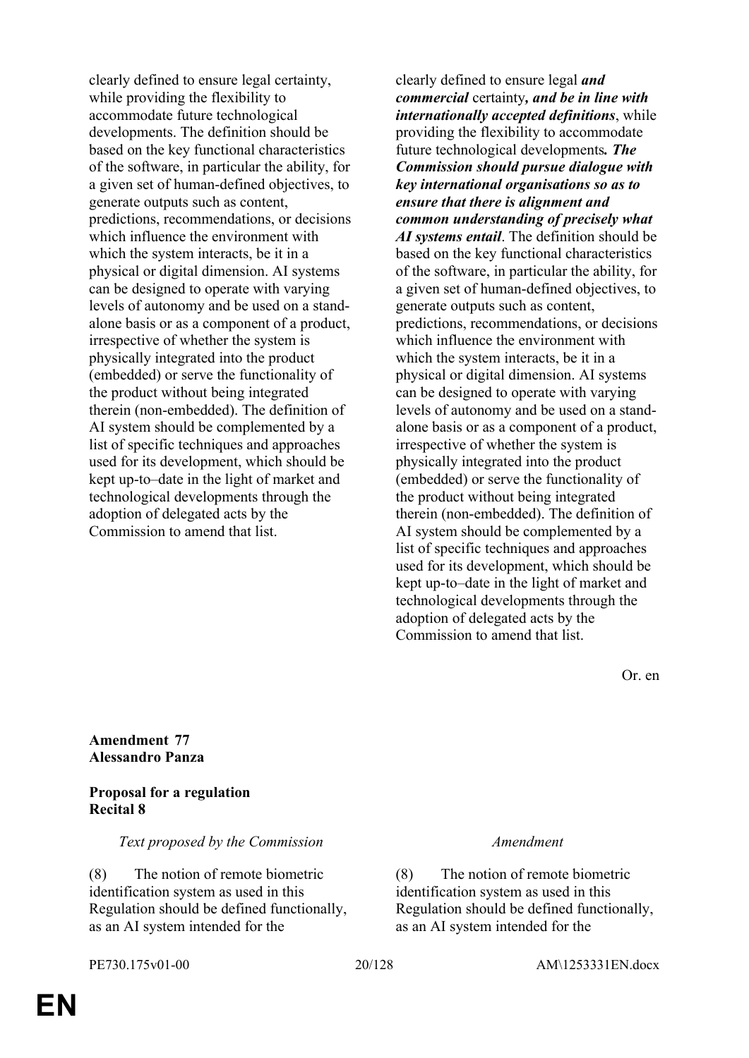| | |
|---|---|
| clearly defined to ensure legal certainty, while providing the flexibility to accommodate future technological developments. The definition should be based on the key functional characteristics of the software, in particular the ability, for a given set of human-defined objectives, to generate outputs such as content, predictions, recommendations, or decisions which influence the environment with which the system interacts, be it in a physical or digital dimension. AI systems can be designed to operate with varying levels of autonomy and be used on a stand-alone basis or as a component of a product, irrespective of whether the system is physically integrated into the product (embedded) or serve the functionality of the product without being integrated therein (non-embedded). The definition of AI system should be complemented by a list of specific techniques and approaches used for its development, which should be kept up-to–date in the light of market and technological developments through the adoption of delegated acts by the Commission to amend that list. | clearly defined to ensure legal ***and commercial*** certainty***, and be in line with internationally accepted definitions***, while providing the flexibility to accommodate future technological developments***. The Commission should pursue dialogue with key international organisations so as to ensure that there is alignment and common understanding of precisely what AI systems entail***. The definition should be based on the key functional characteristics of the software, in particular the ability, for a given set of human-defined objectives, to generate outputs such as content, predictions, recommendations, or decisions which influence the environment with which the system interacts, be it in a physical or digital dimension. AI systems can be designed to operate with varying levels of autonomy and be used on a stand-alone basis or as a component of a product, irrespective of whether the system is physically integrated into the product (embedded) or serve the functionality of the product without being integrated therein (non-embedded). The definition of AI system should be complemented by a list of specific techniques and approaches used for its development, which should be kept up-to–date in the light of market and technological developments through the adoption of delegated acts by the Commission to amend that list. |

Or. en

**Amendment 77**
**Alessandro Panza**

**Proposal for a regulation**
**Recital 8**

| *Text proposed by the Commission* | *Amendment* |
|---|---|
| (8) The notion of remote biometric identification system as used in this Regulation should be defined functionally, as an AI system intended for the | (8) The notion of remote biometric identification system as used in this Regulation should be defined functionally, as an AI system intended for the |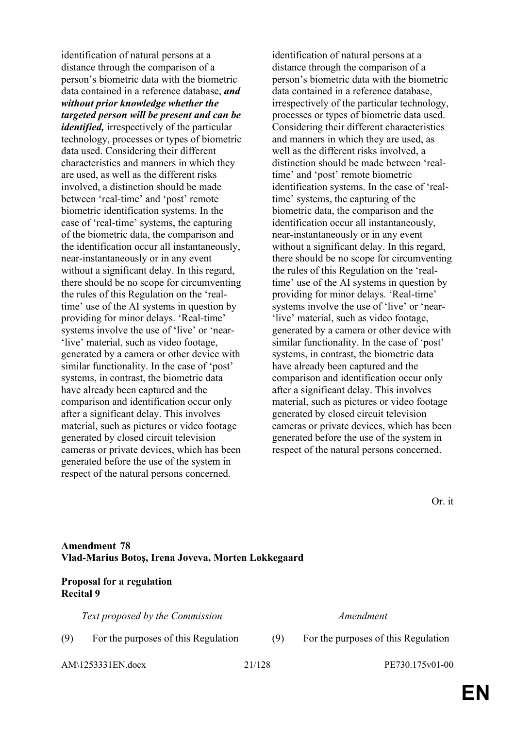| | |
|---|---|
| identification of natural persons at a distance through the comparison of a person's biometric data with the biometric data contained in a reference database, ***and without prior knowledge whether the targeted person will be present and can be identified,*** irrespectively of the particular technology, processes or types of biometric data used. Considering their different characteristics and manners in which they are used, as well as the different risks involved, a distinction should be made between 'real-time' and 'post' remote biometric identification systems. In the case of 'real-time' systems, the capturing of the biometric data, the comparison and the identification occur all instantaneously, near-instantaneously or in any event without a significant delay. In this regard, there should be no scope for circumventing the rules of this Regulation on the 'real-time' use of the AI systems in question by providing for minor delays. 'Real-time' systems involve the use of 'live' or 'near-'live' material, such as video footage, generated by a camera or other device with similar functionality. In the case of 'post' systems, in contrast, the biometric data have already been captured and the comparison and identification occur only after a significant delay. This involves material, such as pictures or video footage generated by closed circuit television cameras or private devices, which has been generated before the use of the system in respect of the natural persons concerned. | identification of natural persons at a distance through the comparison of a person's biometric data with the biometric data contained in a reference database, irrespectively of the particular technology, processes or types of biometric data used. Considering their different characteristics and manners in which they are used, as well as the different risks involved, a distinction should be made between 'real-time' and 'post' remote biometric identification systems. In the case of 'real-time' systems, the capturing of the biometric data, the comparison and the identification occur all instantaneously, near-instantaneously or in any event without a significant delay. In this regard, there should be no scope for circumventing the rules of this Regulation on the 'real-time' use of the AI systems in question by providing for minor delays. 'Real-time' systems involve the use of 'live' or 'near-'live' material, such as video footage, generated by a camera or other device with similar functionality. In the case of 'post' systems, in contrast, the biometric data have already been captured and the comparison and identification occur only after a significant delay. This involves material, such as pictures or video footage generated by closed circuit television cameras or private devices, which has been generated before the use of the system in respect of the natural persons concerned. |

Or. it

**Amendment 78**
**Vlad-Marius Botoş, Irena Joveva, Morten Løkkegaard**

**Proposal for a regulation**
**Recital 9**

| *Text proposed by the Commission* | *Amendment* |
|---|---|
| (9) For the purposes of this Regulation | (9) For the purposes of this Regulation |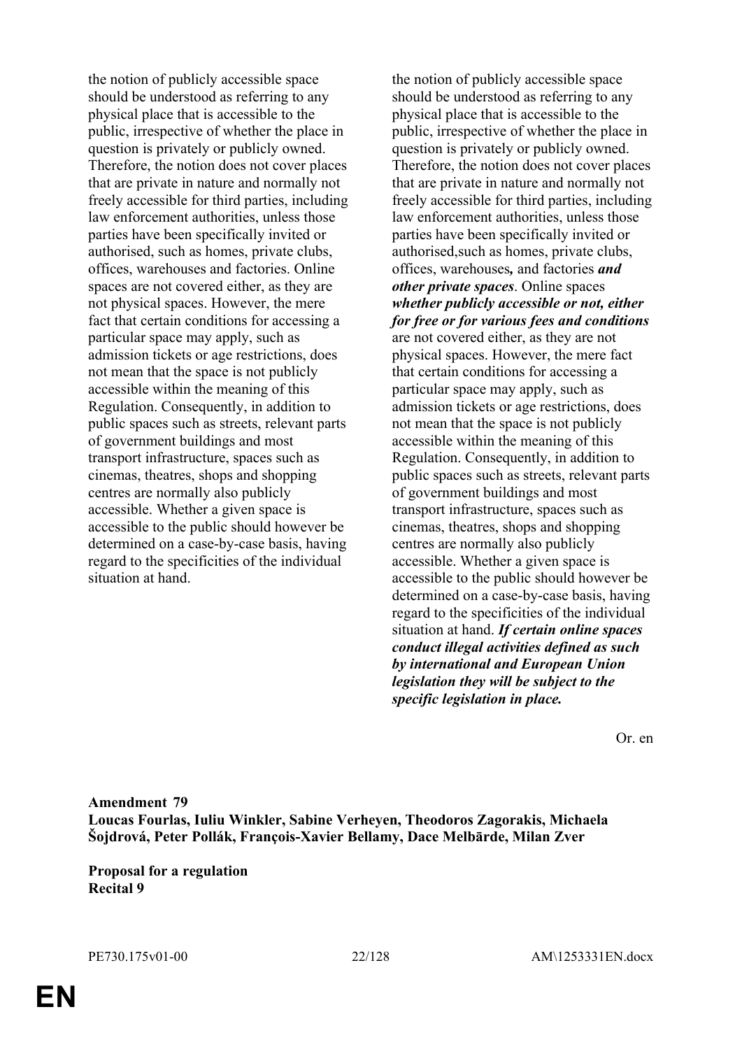| | |
|---|---|
| the notion of publicly accessible space should be understood as referring to any physical place that is accessible to the public, irrespective of whether the place in question is privately or publicly owned. Therefore, the notion does not cover places that are private in nature and normally not freely accessible for third parties, including law enforcement authorities, unless those parties have been specifically invited or authorised, such as homes, private clubs, offices, warehouses and factories. Online spaces are not covered either, as they are not physical spaces. However, the mere fact that certain conditions for accessing a particular space may apply, such as admission tickets or age restrictions, does not mean that the space is not publicly accessible within the meaning of this Regulation. Consequently, in addition to public spaces such as streets, relevant parts of government buildings and most transport infrastructure, spaces such as cinemas, theatres, shops and shopping centres are normally also publicly accessible. Whether a given space is accessible to the public should however be determined on a case-by-case basis, having regard to the specificities of the individual situation at hand. | the notion of publicly accessible space should be understood as referring to any physical place that is accessible to the public, irrespective of whether the place in question is privately or publicly owned. Therefore, the notion does not cover places that are private in nature and normally not freely accessible for third parties, including law enforcement authorities, unless those parties have been specifically invited or authorised,such as homes, private clubs, offices, warehouses***,*** and factories ***and other private spaces***. Online spaces ***whether publicly accessible or not, either for free or for various fees and conditions*** are not covered either, as they are not physical spaces. However, the mere fact that certain conditions for accessing a particular space may apply, such as admission tickets or age restrictions, does not mean that the space is not publicly accessible within the meaning of this Regulation. Consequently, in addition to public spaces such as streets, relevant parts of government buildings and most transport infrastructure, spaces such as cinemas, theatres, shops and shopping centres are normally also publicly accessible. Whether a given space is accessible to the public should however be determined on a case-by-case basis, having regard to the specificities of the individual situation at hand. ***If certain online spaces conduct illegal activities defined as such by international and European Union legislation they will be subject to the specific legislation in place.*** |

Or. en

**Amendment 79**
**Loucas Fourlas, Iuliu Winkler, Sabine Verheyen, Theodoros Zagorakis, Michaela Šojdrová, Peter Pollák, François-Xavier Bellamy, Dace Melbārde, Milan Zver**

**Proposal for a regulation**
**Recital 9**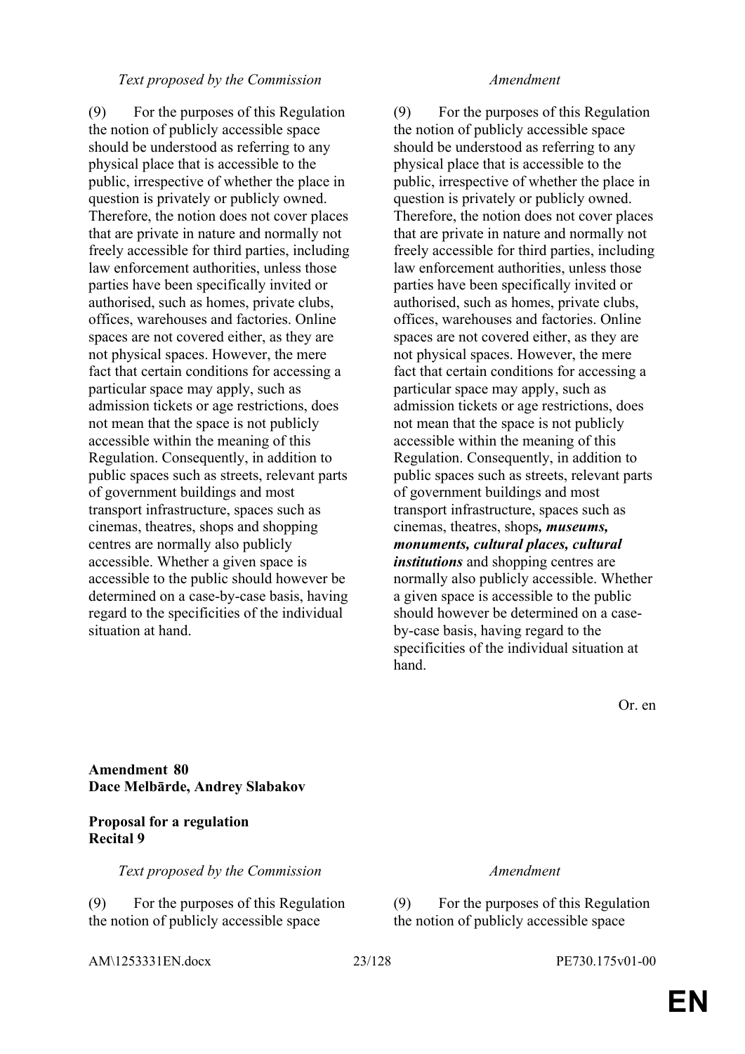| *Text proposed by the Commission* | *Amendment* |
|---|---|
| (9) For the purposes of this Regulation the notion of publicly accessible space should be understood as referring to any physical place that is accessible to the public, irrespective of whether the place in question is privately or publicly owned. Therefore, the notion does not cover places that are private in nature and normally not freely accessible for third parties, including law enforcement authorities, unless those parties have been specifically invited or authorised, such as homes, private clubs, offices, warehouses and factories. Online spaces are not covered either, as they are not physical spaces. However, the mere fact that certain conditions for accessing a particular space may apply, such as admission tickets or age restrictions, does not mean that the space is not publicly accessible within the meaning of this Regulation. Consequently, in addition to public spaces such as streets, relevant parts of government buildings and most transport infrastructure, spaces such as cinemas, theatres, shops and shopping centres are normally also publicly accessible. Whether a given space is accessible to the public should however be determined on a case-by-case basis, having regard to the specificities of the individual situation at hand. | (9) For the purposes of this Regulation the notion of publicly accessible space should be understood as referring to any physical place that is accessible to the public, irrespective of whether the place in question is privately or publicly owned. Therefore, the notion does not cover places that are private in nature and normally not freely accessible for third parties, including law enforcement authorities, unless those parties have been specifically invited or authorised, such as homes, private clubs, offices, warehouses and factories. Online spaces are not covered either, as they are not physical spaces. However, the mere fact that certain conditions for accessing a particular space may apply, such as admission tickets or age restrictions, does not mean that the space is not publicly accessible within the meaning of this Regulation. Consequently, in addition to public spaces such as streets, relevant parts of government buildings and most transport infrastructure, spaces such as cinemas, theatres, shops***, museums, monuments, cultural places, cultural institutions*** and shopping centres are normally also publicly accessible. Whether a given space is accessible to the public should however be determined on a case-by-case basis, having regard to the specificities of the individual situation at hand. |

Or. en

**Amendment 80**
**Dace Melbārde, Andrey Slabakov**

**Proposal for a regulation**
**Recital 9**

| *Text proposed by the Commission* | *Amendment* |
|---|---|
| (9) For the purposes of this Regulation the notion of publicly accessible space | (9) For the purposes of this Regulation the notion of publicly accessible space |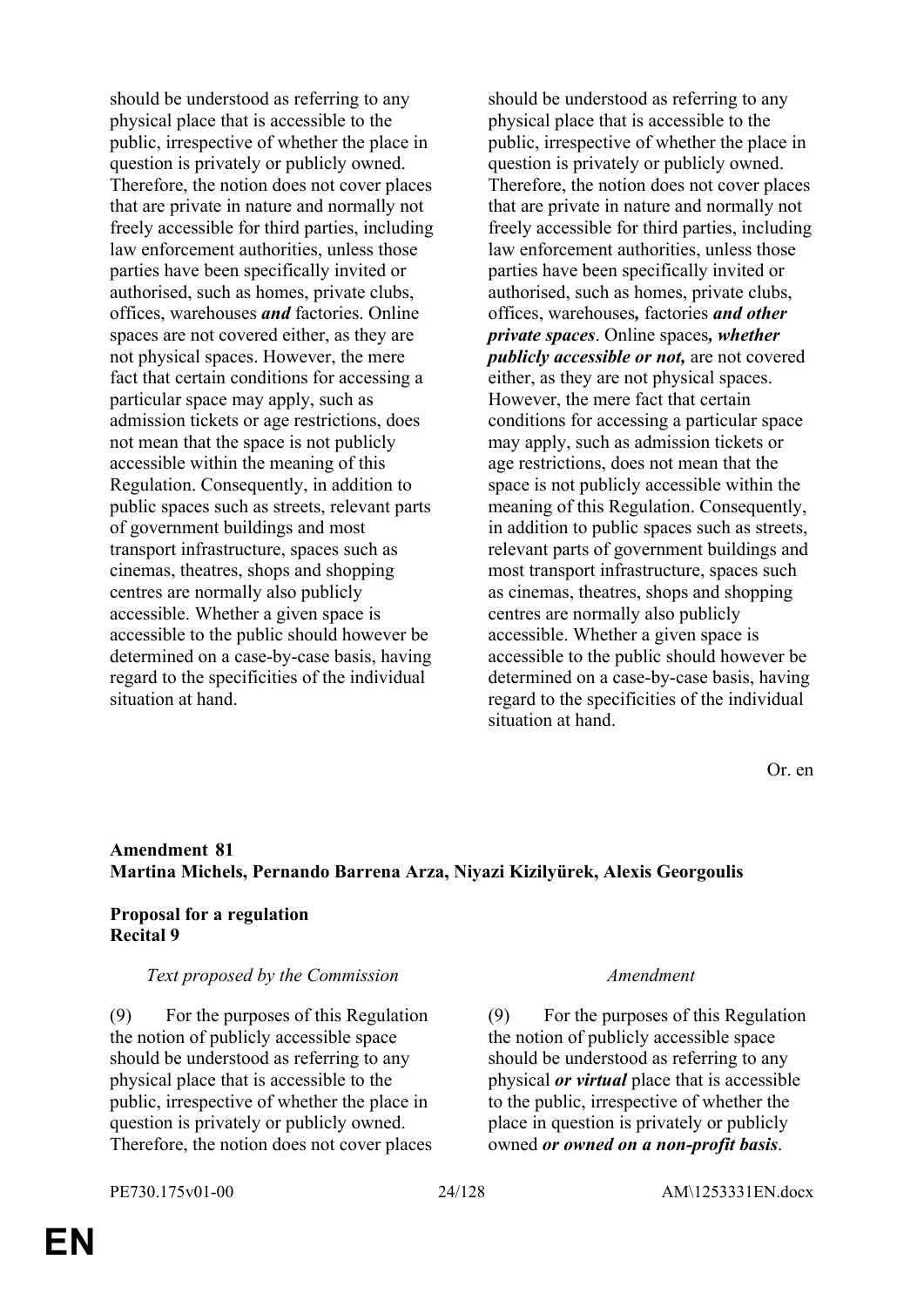| | |
|---|---|
| should be understood as referring to any physical place that is accessible to the public, irrespective of whether the place in question is privately or publicly owned. Therefore, the notion does not cover places that are private in nature and normally not freely accessible for third parties, including law enforcement authorities, unless those parties have been specifically invited or authorised, such as homes, private clubs, offices, warehouses ***and*** factories. Online spaces are not covered either, as they are not physical spaces. However, the mere fact that certain conditions for accessing a particular space may apply, such as admission tickets or age restrictions, does not mean that the space is not publicly accessible within the meaning of this Regulation. Consequently, in addition to public spaces such as streets, relevant parts of government buildings and most transport infrastructure, spaces such as cinemas, theatres, shops and shopping centres are normally also publicly accessible. Whether a given space is accessible to the public should however be determined on a case-by-case basis, having regard to the specificities of the individual situation at hand. | should be understood as referring to any physical place that is accessible to the public, irrespective of whether the place in question is privately or publicly owned. Therefore, the notion does not cover places that are private in nature and normally not freely accessible for third parties, including law enforcement authorities, unless those parties have been specifically invited or authorised, such as homes, private clubs, offices, warehouses***,*** factories ***and other private spaces***. Online spaces***, whether publicly accessible or not,*** are not covered either, as they are not physical spaces. However, the mere fact that certain conditions for accessing a particular space may apply, such as admission tickets or age restrictions, does not mean that the space is not publicly accessible within the meaning of this Regulation. Consequently, in addition to public spaces such as streets, relevant parts of government buildings and most transport infrastructure, spaces such as cinemas, theatres, shops and shopping centres are normally also publicly accessible. Whether a given space is accessible to the public should however be determined on a case-by-case basis, having regard to the specificities of the individual situation at hand. |

Or. en

**Amendment 81**
**Martina Michels, Pernando Barrena Arza, Niyazi Kizilyürek, Alexis Georgoulis**

**Proposal for a regulation**
**Recital 9**

| *Text proposed by the Commission* | *Amendment* |
|---|---|
| (9) For the purposes of this Regulation the notion of publicly accessible space should be understood as referring to any physical place that is accessible to the public, irrespective of whether the place in question is privately or publicly owned. Therefore, the notion does not cover places | (9) For the purposes of this Regulation the notion of publicly accessible space should be understood as referring to any physical ***or virtual*** place that is accessible to the public, irrespective of whether the place in question is privately or publicly owned ***or owned on a non-profit basis***. |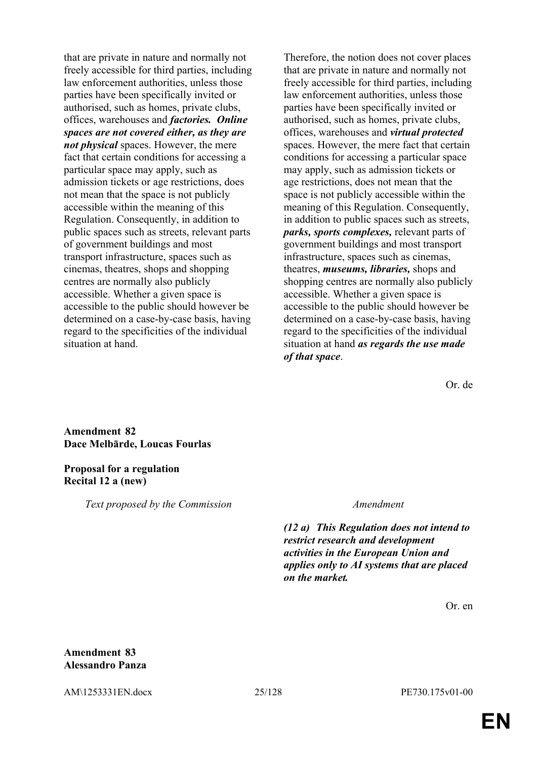| Text proposed by the Commission | Amendment |
|---|---|
| that are private in nature and normally not freely accessible for third parties, including law enforcement authorities, unless those parties have been specifically invited or authorised, such as homes, private clubs, offices, warehouses and ***factories. Online spaces are not covered either, as they are not physical*** spaces. However, the mere fact that certain conditions for accessing a particular space may apply, such as admission tickets or age restrictions, does not mean that the space is not publicly accessible within the meaning of this Regulation. Consequently, in addition to public spaces such as streets, relevant parts of government buildings and most transport infrastructure, spaces such as cinemas, theatres, shops and shopping centres are normally also publicly accessible. Whether a given space is accessible to the public should however be determined on a case-by-case basis, having regard to the specificities of the individual situation at hand. | Therefore, the notion does not cover places that are private in nature and normally not freely accessible for third parties, including law enforcement authorities, unless those parties have been specifically invited or authorised, such as homes, private clubs, offices, warehouses and ***virtual protected*** spaces. However, the mere fact that certain conditions for accessing a particular space may apply, such as admission tickets or age restrictions, does not mean that the space is not publicly accessible within the meaning of this Regulation. Consequently, in addition to public spaces such as streets, ***parks, sports complexes,*** relevant parts of government buildings and most transport infrastructure, spaces such as cinemas, theatres, ***museums, libraries,*** shops and shopping centres are normally also publicly accessible. Whether a given space is accessible to the public should however be determined on a case-by-case basis, having regard to the specificities of the individual situation at hand ***as regards the use made of that space***. |

Or. de

**Amendment 82**
**Dace Melbārde, Loucas Fourlas**

**Proposal for a regulation**
**Recital 12 a (new)**

| *Text proposed by the Commission* | *Amendment* |
|---|---|
| | ***(12 a) This Regulation does not intend to restrict research and development activities in the European Union and applies only to AI systems that are placed on the market.*** |

Or. en

**Amendment 83**
**Alessandro Panza**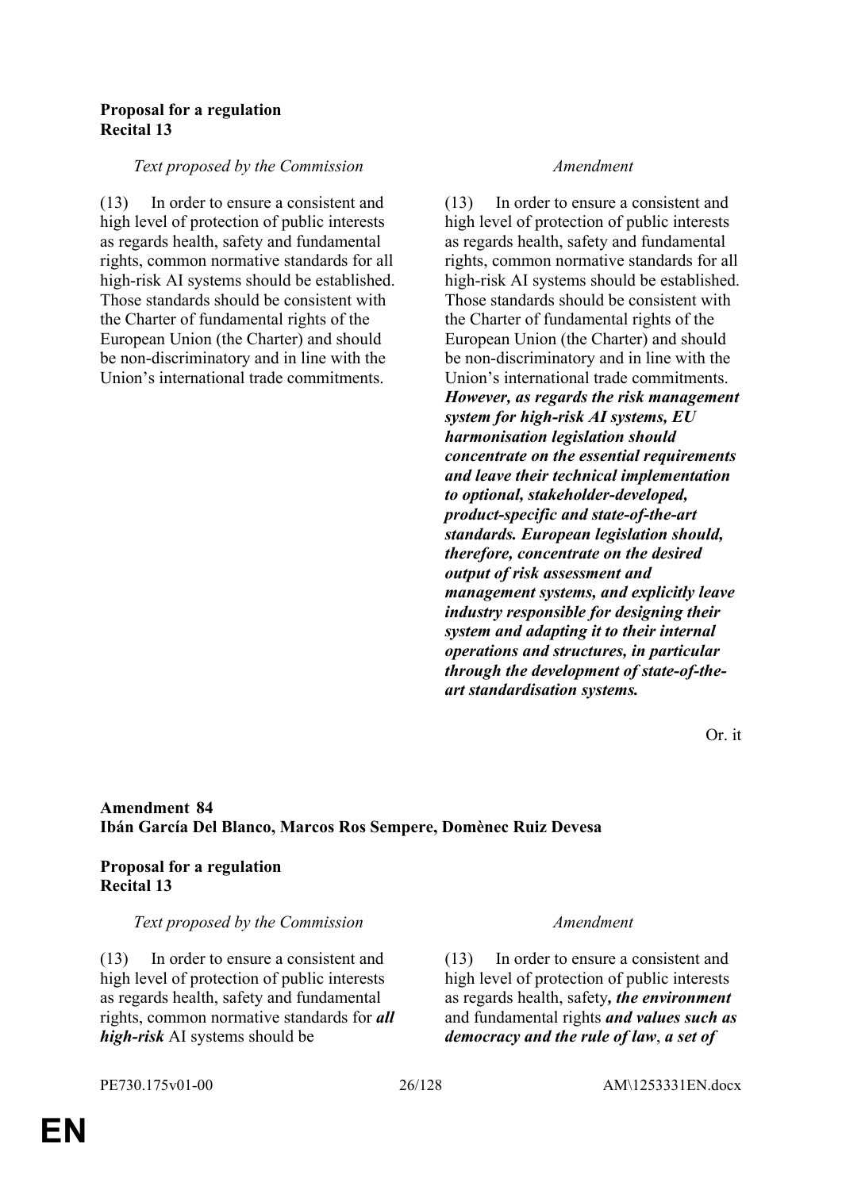**Proposal for a regulation**
**Recital 13**

| *Text proposed by the Commission* | *Amendment* |
|---|---|
| (13) In order to ensure a consistent and high level of protection of public interests as regards health, safety and fundamental rights, common normative standards for all high-risk AI systems should be established. Those standards should be consistent with the Charter of fundamental rights of the European Union (the Charter) and should be non-discriminatory and in line with the Union's international trade commitments. | (13) In order to ensure a consistent and high level of protection of public interests as regards health, safety and fundamental rights, common normative standards for all high-risk AI systems should be established. Those standards should be consistent with the Charter of fundamental rights of the European Union (the Charter) and should be non-discriminatory and in line with the Union's international trade commitments. ***However, as regards the risk management system for high-risk AI systems, EU harmonisation legislation should concentrate on the essential requirements and leave their technical implementation to optional, stakeholder-developed, product-specific and state-of-the-art standards. European legislation should, therefore, concentrate on the desired output of risk assessment and management systems, and explicitly leave industry responsible for designing their system and adapting it to their internal operations and structures, in particular through the development of state-of-the-art standardisation systems.*** |

Or. it

**Amendment 84**
**Ibán García Del Blanco, Marcos Ros Sempere, Domènec Ruiz Devesa**

**Proposal for a regulation**
**Recital 13**

| *Text proposed by the Commission* | *Amendment* |
|---|---|
| (13) In order to ensure a consistent and high level of protection of public interests as regards health, safety and fundamental rights, common normative standards for ***all high-risk*** AI systems should be | (13) In order to ensure a consistent and high level of protection of public interests as regards health, safety***, the environment*** and fundamental rights ***and values such as democracy and the rule of law***, ***a set of*** |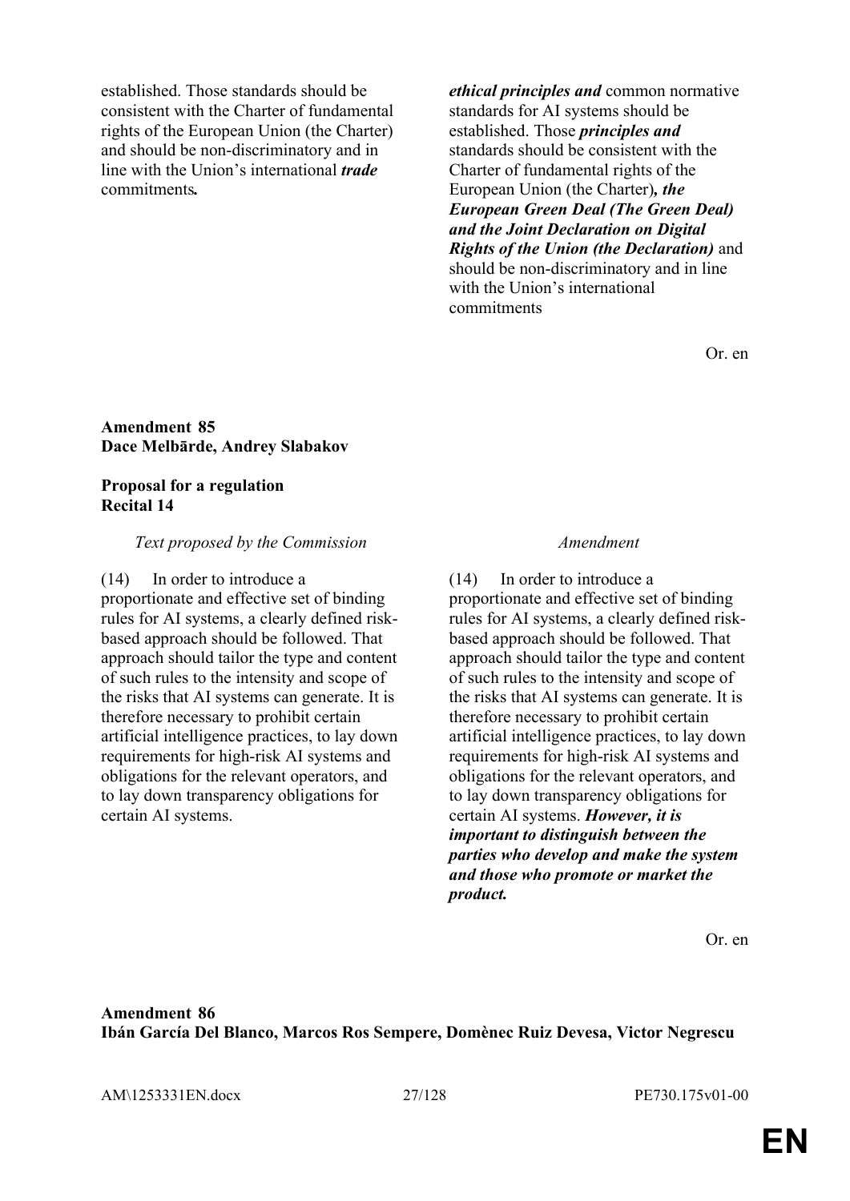| | |
|---|---|
| established. Those standards should be consistent with the Charter of fundamental rights of the European Union (the Charter) and should be non-discriminatory and in line with the Union's international ***trade*** commitments***.*** | ***ethical principles and*** common normative standards for AI systems should be established. Those ***principles and*** standards should be consistent with the Charter of fundamental rights of the European Union (the Charter)***, the European Green Deal (The Green Deal) and the Joint Declaration on Digital Rights of the Union (the Declaration)*** and should be non-discriminatory and in line with the Union's international commitments |

Or. en

**Amendment 85**
**Dace Melbārde, Andrey Slabakov**

**Proposal for a regulation**
**Recital 14**

| *Text proposed by the Commission* | *Amendment* |
|---|---|
| (14) In order to introduce a proportionate and effective set of binding rules for AI systems, a clearly defined risk-based approach should be followed. That approach should tailor the type and content of such rules to the intensity and scope of the risks that AI systems can generate. It is therefore necessary to prohibit certain artificial intelligence practices, to lay down requirements for high-risk AI systems and obligations for the relevant operators, and to lay down transparency obligations for certain AI systems. | (14) In order to introduce a proportionate and effective set of binding rules for AI systems, a clearly defined risk-based approach should be followed. That approach should tailor the type and content of such rules to the intensity and scope of the risks that AI systems can generate. It is therefore necessary to prohibit certain artificial intelligence practices, to lay down requirements for high-risk AI systems and obligations for the relevant operators, and to lay down transparency obligations for certain AI systems. ***However, it is important to distinguish between the parties who develop and make the system and those who promote or market the product.*** |

Or. en

**Amendment 86**
**Ibán García Del Blanco, Marcos Ros Sempere, Domènec Ruiz Devesa, Victor Negrescu**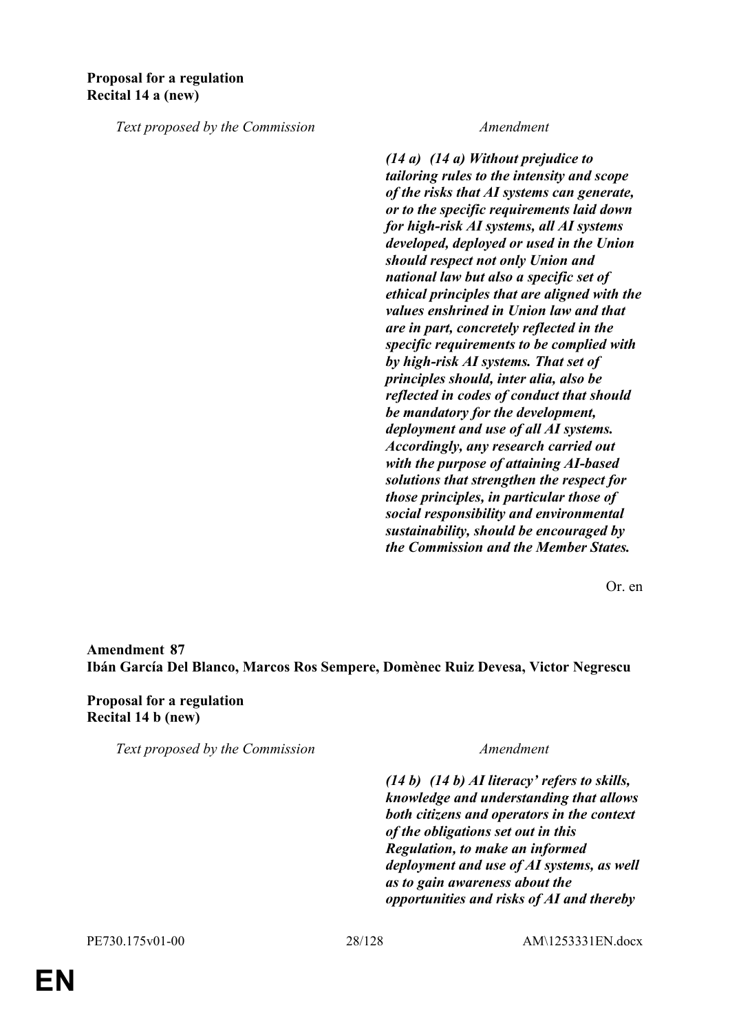**Proposal for a regulation**
**Recital 14 a (new)**

| *Text proposed by the Commission* | *Amendment* |
| --- | --- |
| | ***(14 a) (14 a) Without prejudice to tailoring rules to the intensity and scope of the risks that AI systems can generate, or to the specific requirements laid down for high-risk AI systems, all AI systems developed, deployed or used in the Union should respect not only Union and national law but also a specific set of ethical principles that are aligned with the values enshrined in Union law and that are in part, concretely reflected in the specific requirements to be complied with by high-risk AI systems. That set of principles should, inter alia, also be reflected in codes of conduct that should be mandatory for the development, deployment and use of all AI systems. Accordingly, any research carried out with the purpose of attaining AI-based solutions that strengthen the respect for those principles, in particular those of social responsibility and environmental sustainability, should be encouraged by the Commission and the Member States.*** |

Or. en

**Amendment 87**
**Ibán García Del Blanco, Marcos Ros Sempere, Domènec Ruiz Devesa, Victor Negrescu**

**Proposal for a regulation**
**Recital 14 b (new)**

| *Text proposed by the Commission* | *Amendment* |
| --- | --- |
| | ***(14 b) (14 b) AI literacy' refers to skills, knowledge and understanding that allows both citizens and operators in the context of the obligations set out in this Regulation, to make an informed deployment and use of AI systems, as well as to gain awareness about the opportunities and risks of AI and thereby*** |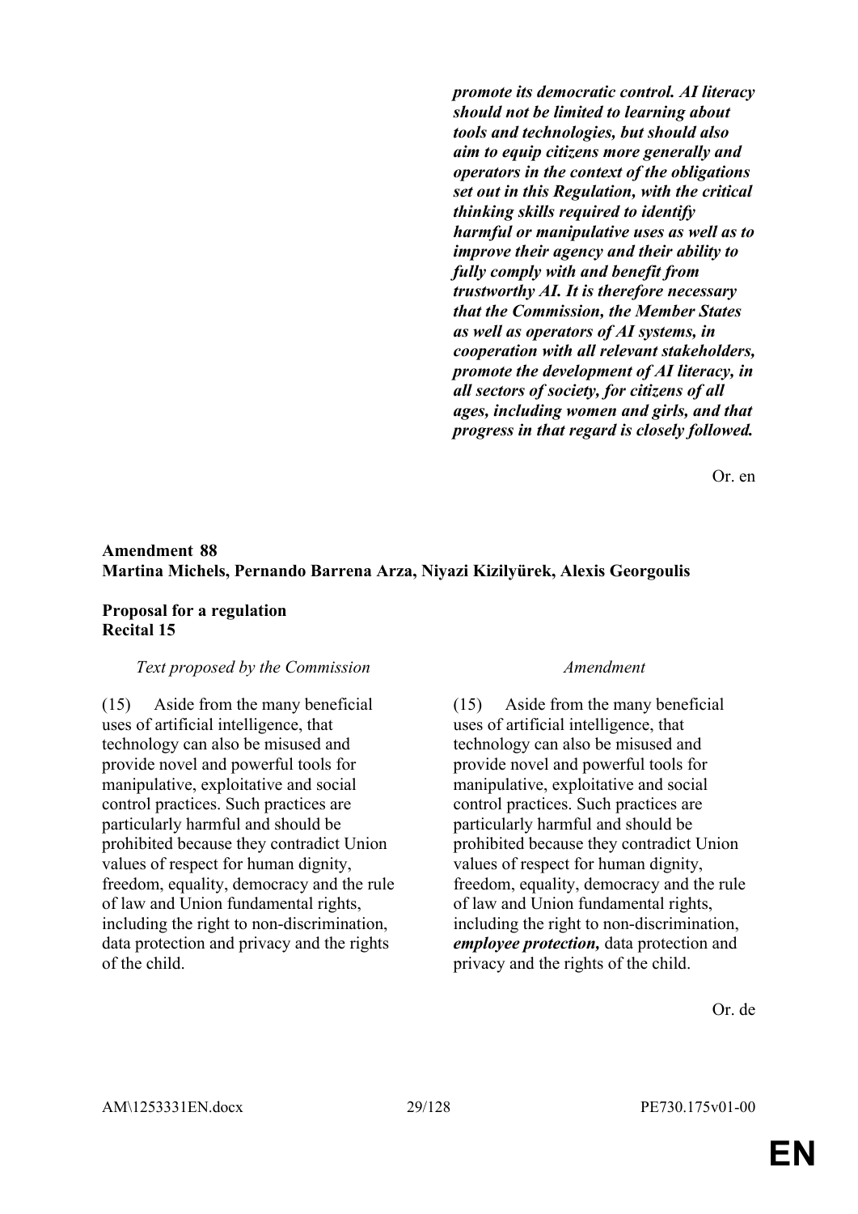| | |
|---|---|
| | ***promote its democratic control. AI literacy should not be limited to learning about tools and technologies, but should also aim to equip citizens more generally and operators in the context of the obligations set out in this Regulation, with the critical thinking skills required to identify harmful or manipulative uses as well as to improve their agency and their ability to fully comply with and benefit from trustworthy AI. It is therefore necessary that the Commission, the Member States as well as operators of AI systems, in cooperation with all relevant stakeholders, promote the development of AI literacy, in all sectors of society, for citizens of all ages, including women and girls, and that progress in that regard is closely followed.*** |

Or. en

**Amendment 88**
**Martina Michels, Pernando Barrena Arza, Niyazi Kizilyürek, Alexis Georgoulis**

**Proposal for a regulation**
**Recital 15**

| *Text proposed by the Commission* | *Amendment* |
|---|---|
| (15) Aside from the many beneficial uses of artificial intelligence, that technology can also be misused and provide novel and powerful tools for manipulative, exploitative and social control practices. Such practices are particularly harmful and should be prohibited because they contradict Union values of respect for human dignity, freedom, equality, democracy and the rule of law and Union fundamental rights, including the right to non-discrimination, data protection and privacy and the rights of the child. | (15) Aside from the many beneficial uses of artificial intelligence, that technology can also be misused and provide novel and powerful tools for manipulative, exploitative and social control practices. Such practices are particularly harmful and should be prohibited because they contradict Union values of respect for human dignity, freedom, equality, democracy and the rule of law and Union fundamental rights, including the right to non-discrimination, ***employee protection,*** data protection and privacy and the rights of the child. |

Or. de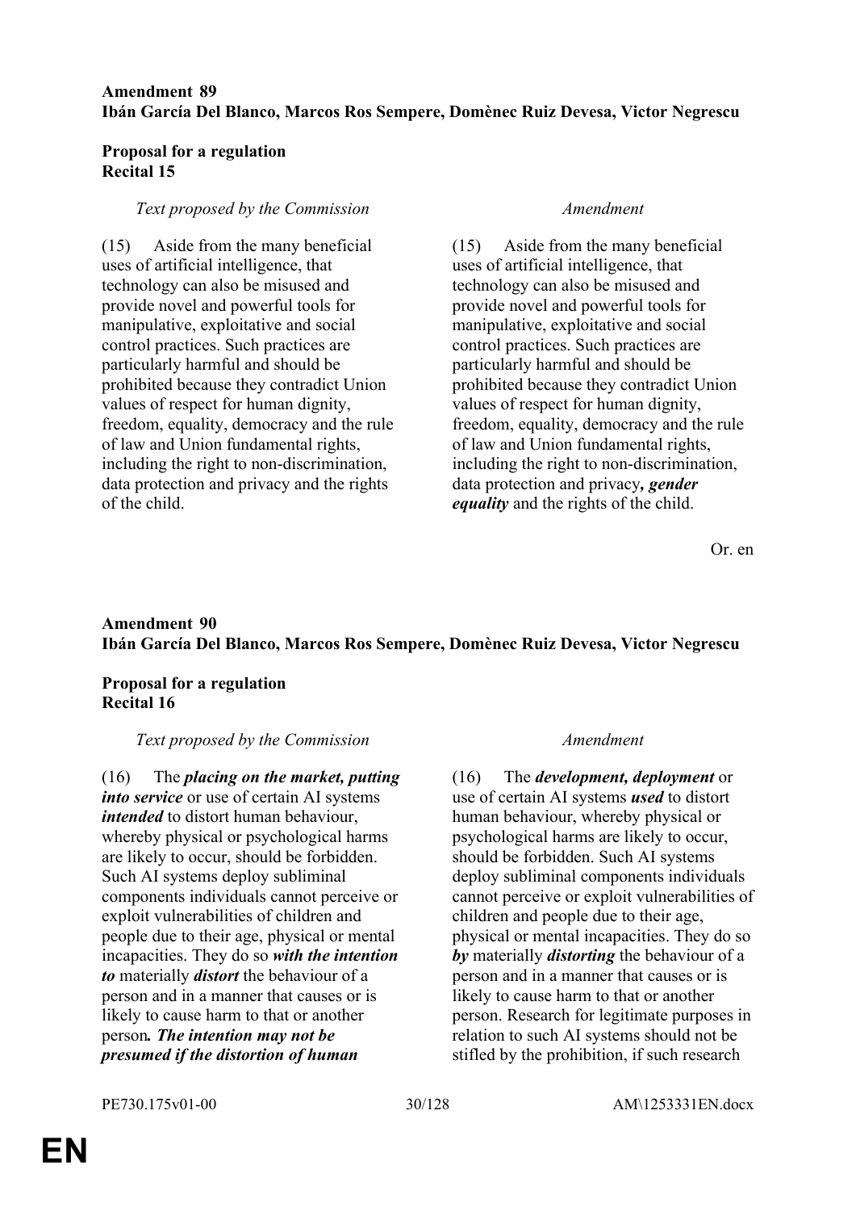**Amendment 89**
**Ibán García Del Blanco, Marcos Ros Sempere, Domènec Ruiz Devesa, Victor Negrescu**

**Proposal for a regulation**
**Recital 15**

| *Text proposed by the Commission* | *Amendment* |
|---|---|
| (15) Aside from the many beneficial uses of artificial intelligence, that technology can also be misused and provide novel and powerful tools for manipulative, exploitative and social control practices. Such practices are particularly harmful and should be prohibited because they contradict Union values of respect for human dignity, freedom, equality, democracy and the rule of law and Union fundamental rights, including the right to non-discrimination, data protection and privacy and the rights of the child. | (15) Aside from the many beneficial uses of artificial intelligence, that technology can also be misused and provide novel and powerful tools for manipulative, exploitative and social control practices. Such practices are particularly harmful and should be prohibited because they contradict Union values of respect for human dignity, freedom, equality, democracy and the rule of law and Union fundamental rights, including the right to non-discrimination, data protection and privacy***, gender equality*** and the rights of the child. |

Or. en

**Amendment 90**
**Ibán García Del Blanco, Marcos Ros Sempere, Domènec Ruiz Devesa, Victor Negrescu**

**Proposal for a regulation**
**Recital 16**

| *Text proposed by the Commission* | *Amendment* |
|---|---|
| (16) The ***placing on the market, putting into service*** or use of certain AI systems ***intended*** to distort human behaviour, whereby physical or psychological harms are likely to occur, should be forbidden. Such AI systems deploy subliminal components individuals cannot perceive or exploit vulnerabilities of children and people due to their age, physical or mental incapacities. They do so ***with the intention to*** materially ***distort*** the behaviour of a person and in a manner that causes or is likely to cause harm to that or another person***. The intention may not be presumed if the distortion of human*** | (16) The ***development, deployment*** or use of certain AI systems ***used*** to distort human behaviour, whereby physical or psychological harms are likely to occur, should be forbidden. Such AI systems deploy subliminal components individuals cannot perceive or exploit vulnerabilities of children and people due to their age, physical or mental incapacities. They do so ***by*** materially ***distorting*** the behaviour of a person and in a manner that causes or is likely to cause harm to that or another person. Research for legitimate purposes in relation to such AI systems should not be stifled by the prohibition, if such research |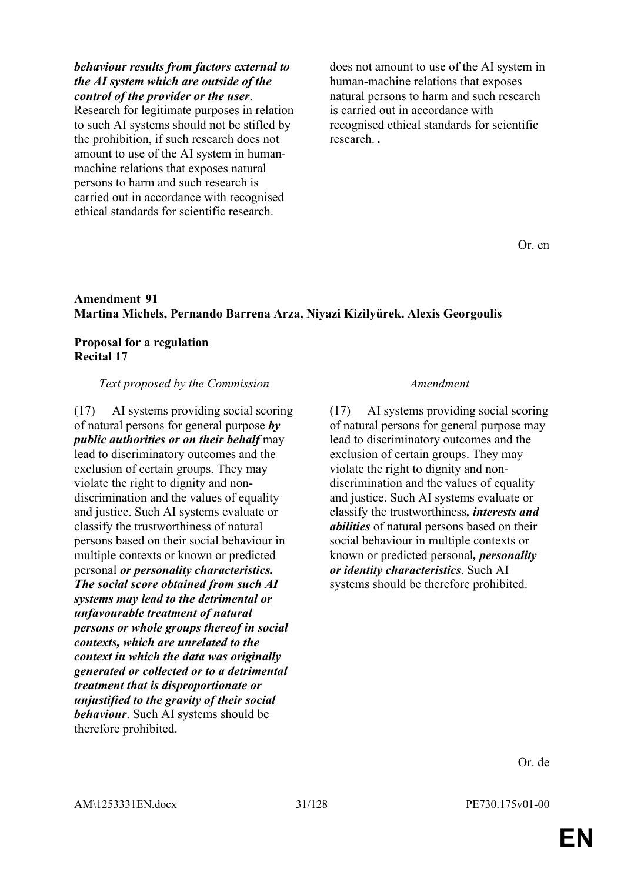| | |
|---|---|
| ***behaviour results from factors external to the AI system which are outside of the control of the provider or the user***. Research for legitimate purposes in relation to such AI systems should not be stifled by the prohibition, if such research does not amount to use of the AI system in human-machine relations that exposes natural persons to harm and such research is carried out in accordance with recognised ethical standards for scientific research. | does not amount to use of the AI system in human-machine relations that exposes natural persons to harm and such research is carried out in accordance with recognised ethical standards for scientific research. **.** |

Or. en

**Amendment 91**
**Martina Michels, Pernando Barrena Arza, Niyazi Kizilyürek, Alexis Georgoulis**

**Proposal for a regulation**
**Recital 17**

| *Text proposed by the Commission* | *Amendment* |
|---|---|
| (17) AI systems providing social scoring of natural persons for general purpose ***by public authorities or on their behalf*** may lead to discriminatory outcomes and the exclusion of certain groups. They may violate the right to dignity and non-discrimination and the values of equality and justice. Such AI systems evaluate or classify the trustworthiness of natural persons based on their social behaviour in multiple contexts or known or predicted personal ***or personality characteristics. The social score obtained from such AI systems may lead to the detrimental or unfavourable treatment of natural persons or whole groups thereof in social contexts, which are unrelated to the context in which the data was originally generated or collected or to a detrimental treatment that is disproportionate or unjustified to the gravity of their social behaviour***. Such AI systems should be therefore prohibited. | (17) AI systems providing social scoring of natural persons for general purpose may lead to discriminatory outcomes and the exclusion of certain groups. They may violate the right to dignity and non-discrimination and the values of equality and justice. Such AI systems evaluate or classify the trustworthiness***, interests and abilities*** of natural persons based on their social behaviour in multiple contexts or known or predicted personal***, personality or identity characteristics***. Such AI systems should be therefore prohibited. |

Or. de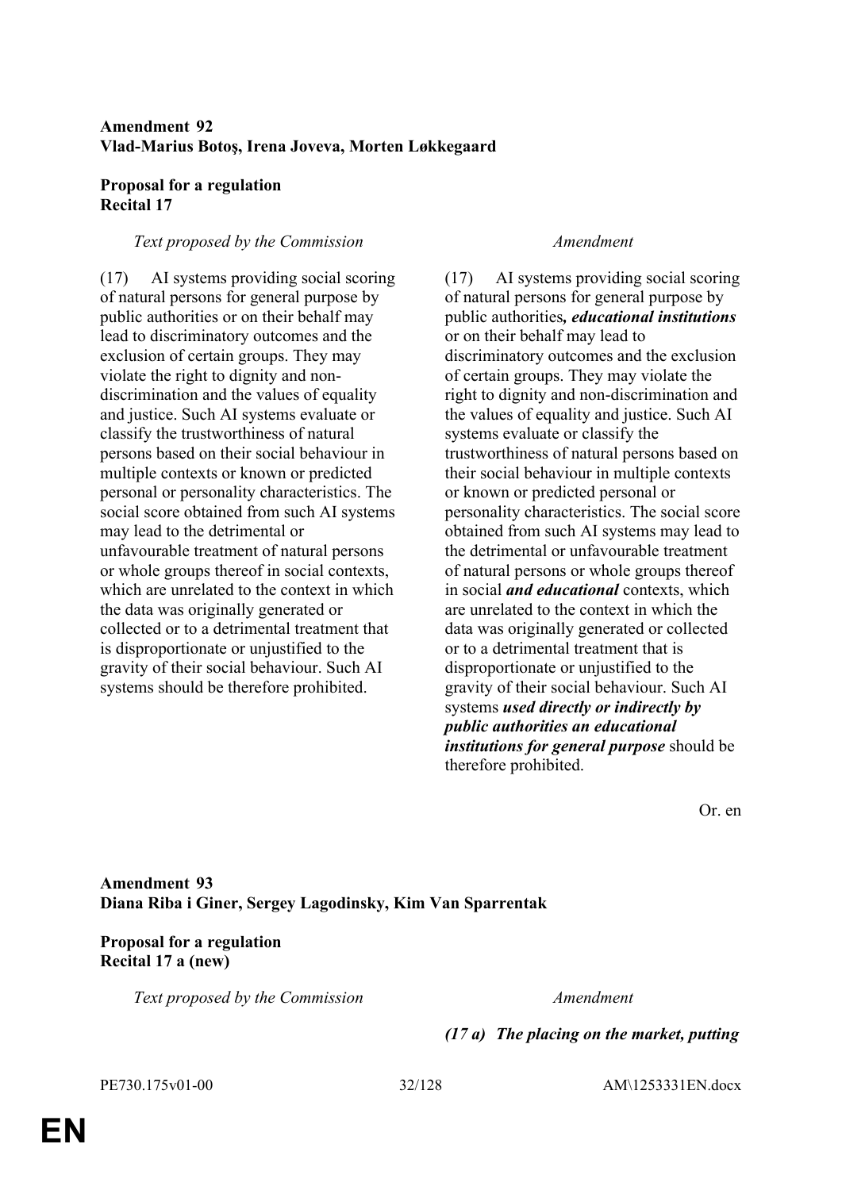**Amendment 92**
**Vlad-Marius Botoş, Irena Joveva, Morten Løkkegaard**

**Proposal for a regulation**
**Recital 17**

| *Text proposed by the Commission* | *Amendment* |
|---|---|
| (17) AI systems providing social scoring of natural persons for general purpose by public authorities or on their behalf may lead to discriminatory outcomes and the exclusion of certain groups. They may violate the right to dignity and non-discrimination and the values of equality and justice. Such AI systems evaluate or classify the trustworthiness of natural persons based on their social behaviour in multiple contexts or known or predicted personal or personality characteristics. The social score obtained from such AI systems may lead to the detrimental or unfavourable treatment of natural persons or whole groups thereof in social contexts, which are unrelated to the context in which the data was originally generated or collected or to a detrimental treatment that is disproportionate or unjustified to the gravity of their social behaviour. Such AI systems should be therefore prohibited. | (17) AI systems providing social scoring of natural persons for general purpose by public authorities***, educational institutions*** or on their behalf may lead to discriminatory outcomes and the exclusion of certain groups. They may violate the right to dignity and non-discrimination and the values of equality and justice. Such AI systems evaluate or classify the trustworthiness of natural persons based on their social behaviour in multiple contexts or known or predicted personal or personality characteristics. The social score obtained from such AI systems may lead to the detrimental or unfavourable treatment of natural persons or whole groups thereof in social ***and educational*** contexts, which are unrelated to the context in which the data was originally generated or collected or to a detrimental treatment that is disproportionate or unjustified to the gravity of their social behaviour. Such AI systems ***used directly or indirectly by public authorities an educational institutions for general purpose*** should be therefore prohibited. |

Or. en

**Amendment 93**
**Diana Riba i Giner, Sergey Lagodinsky, Kim Van Sparrentak**

**Proposal for a regulation**
**Recital 17 a (new)**

| *Text proposed by the Commission* | *Amendment* |
|---|---|
| | ***(17 a) The placing on the market, putting*** |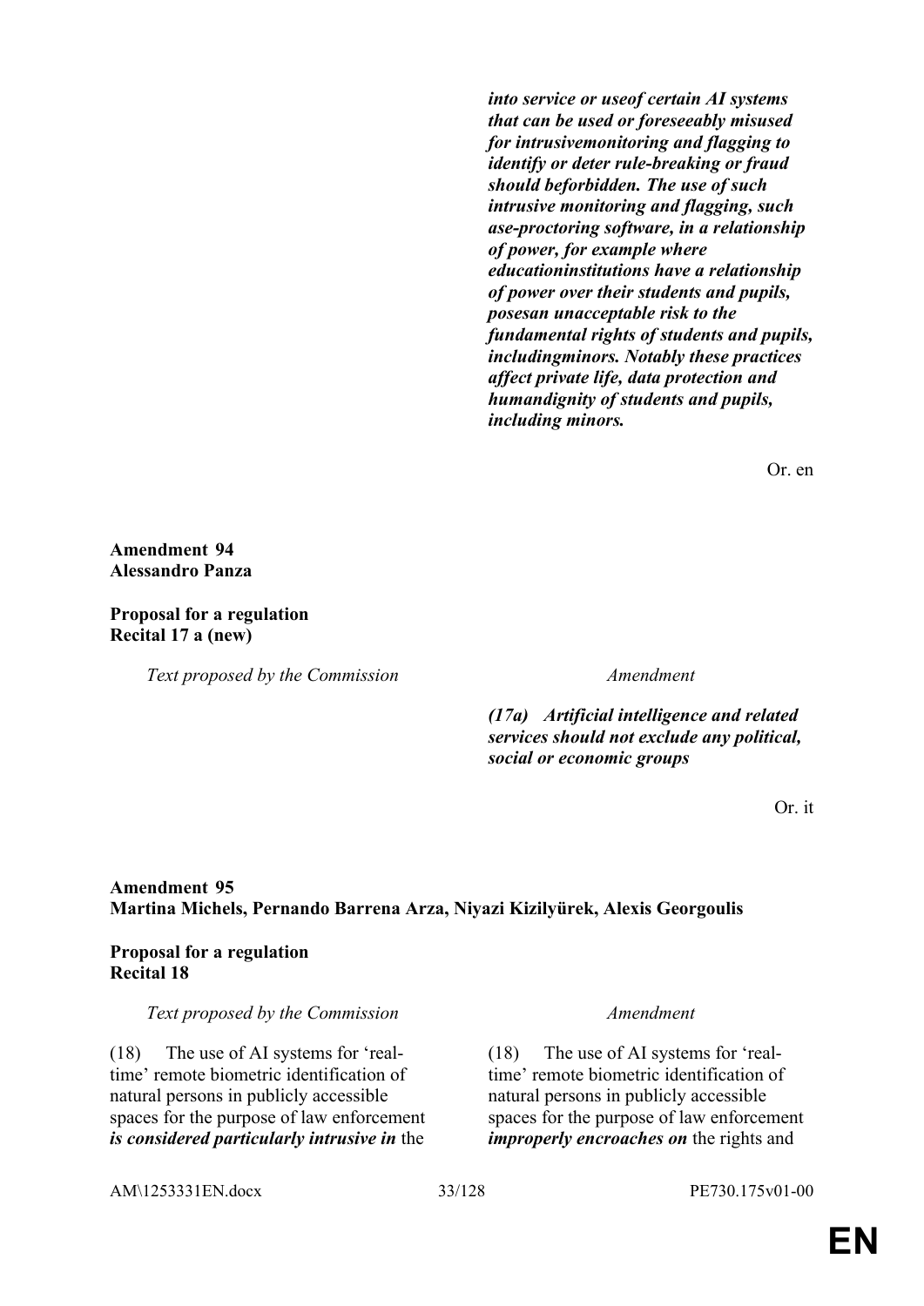*into service or useof certain AI systems that can be used or foreseeably misused for intrusivemonitoring and flagging to identify or deter rule-breaking or fraud should beforbidden. The use of such intrusive monitoring and flagging, such ase-proctoring software, in a relationship of power, for example where educationinstitutions have a relationship of power over their students and pupils, posesan unacceptable risk to the fundamental rights of students and pupils, includingminors. Notably these practices affect private life, data protection and humandignity of students and pupils, including minors.*

Or. en

**Amendment 94**
**Alessandro Panza**

**Proposal for a regulation**
**Recital 17 a (new)**

| *Text proposed by the Commission* | *Amendment* |
| --- | --- |
| | ***(17a) Artificial intelligence and related services should not exclude any political, social or economic groups*** |

Or. it

**Amendment 95**
**Martina Michels, Pernando Barrena Arza, Niyazi Kizilyürek, Alexis Georgoulis**

**Proposal for a regulation**
**Recital 18**

| *Text proposed by the Commission* | *Amendment* |
| --- | --- |
| (18) The use of AI systems for 'real-time' remote biometric identification of natural persons in publicly accessible spaces for the purpose of law enforcement ***is considered particularly intrusive in*** the | (18) The use of AI systems for 'real-time' remote biometric identification of natural persons in publicly accessible spaces for the purpose of law enforcement ***improperly encroaches on*** the rights and |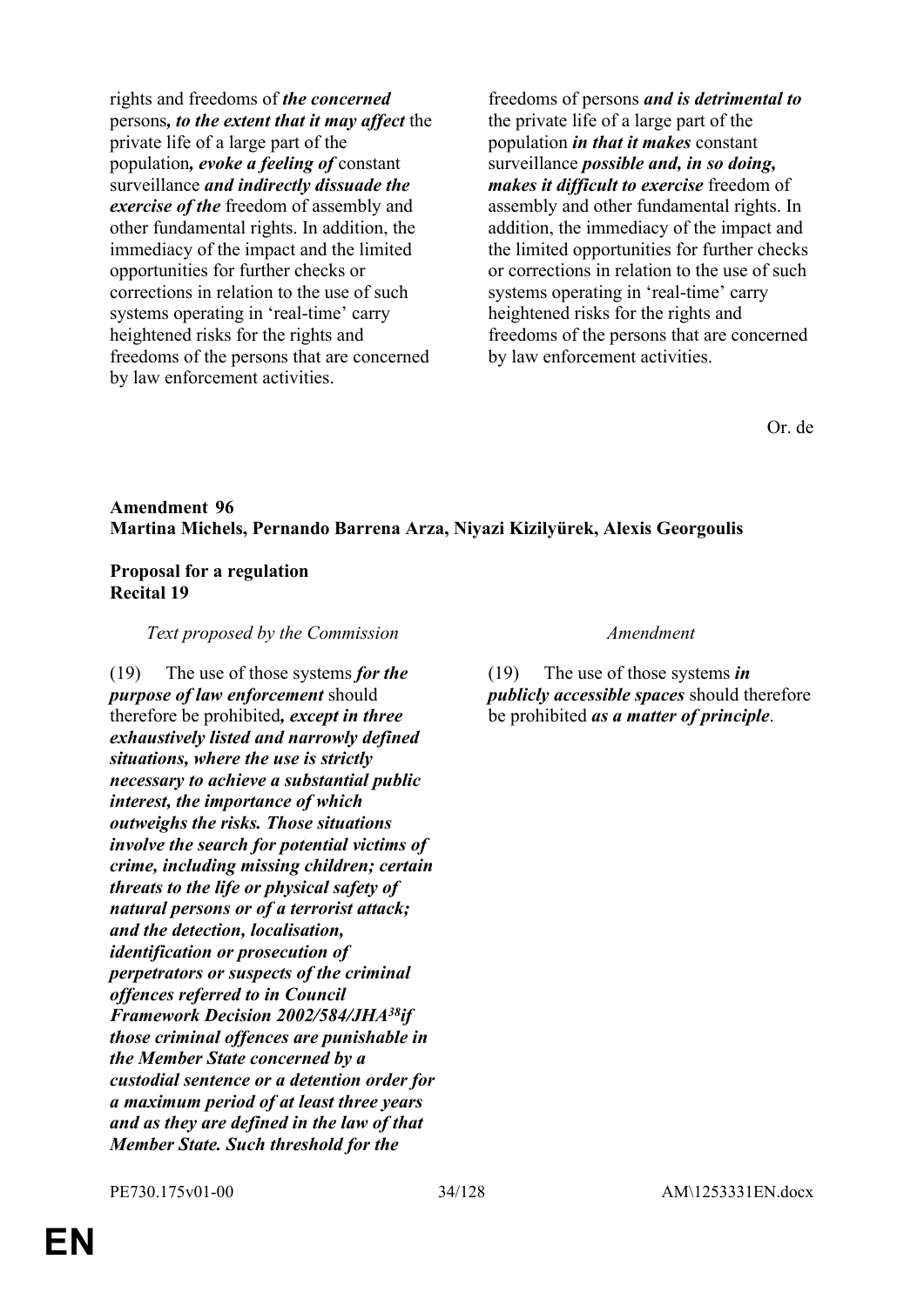| | |
|---|---|
| rights and freedoms of ***the concerned*** persons***, to the extent that it may affect*** the private life of a large part of the population***, evoke a feeling of*** constant surveillance ***and indirectly dissuade the exercise of the*** freedom of assembly and other fundamental rights. In addition, the immediacy of the impact and the limited opportunities for further checks or corrections in relation to the use of such systems operating in 'real-time' carry heightened risks for the rights and freedoms of the persons that are concerned by law enforcement activities. | freedoms of persons ***and is detrimental to*** the private life of a large part of the population ***in that it makes*** constant surveillance ***possible and, in so doing, makes it difficult to exercise*** freedom of assembly and other fundamental rights. In addition, the immediacy of the impact and the limited opportunities for further checks or corrections in relation to the use of such systems operating in 'real-time' carry heightened risks for the rights and freedoms of the persons that are concerned by law enforcement activities. |

Or. de

**Amendment 96**
**Martina Michels, Pernando Barrena Arza, Niyazi Kizilyürek, Alexis Georgoulis**

**Proposal for a regulation**
**Recital 19**

| *Text proposed by the Commission* | *Amendment* |
|---|---|
| (19) The use of those systems ***for the purpose of law enforcement*** should therefore be prohibited***, except in three exhaustively listed and narrowly defined situations, where the use is strictly necessary to achieve a substantial public interest, the importance of which outweighs the risks. Those situations involve the search for potential victims of crime, including missing children; certain threats to the life or physical safety of natural persons or of a terrorist attack; and the detection, localisation, identification or prosecution of perpetrators or suspects of the criminal offences referred to in Council Framework Decision 2002/584/JHA[38]if those criminal offences are punishable in the Member State concerned by a custodial sentence or a detention order for a maximum period of at least three years and as they are defined in the law of that Member State. Such threshold for the*** | (19) The use of those systems ***in publicly accessible spaces*** should therefore be prohibited ***as a matter of principle***. |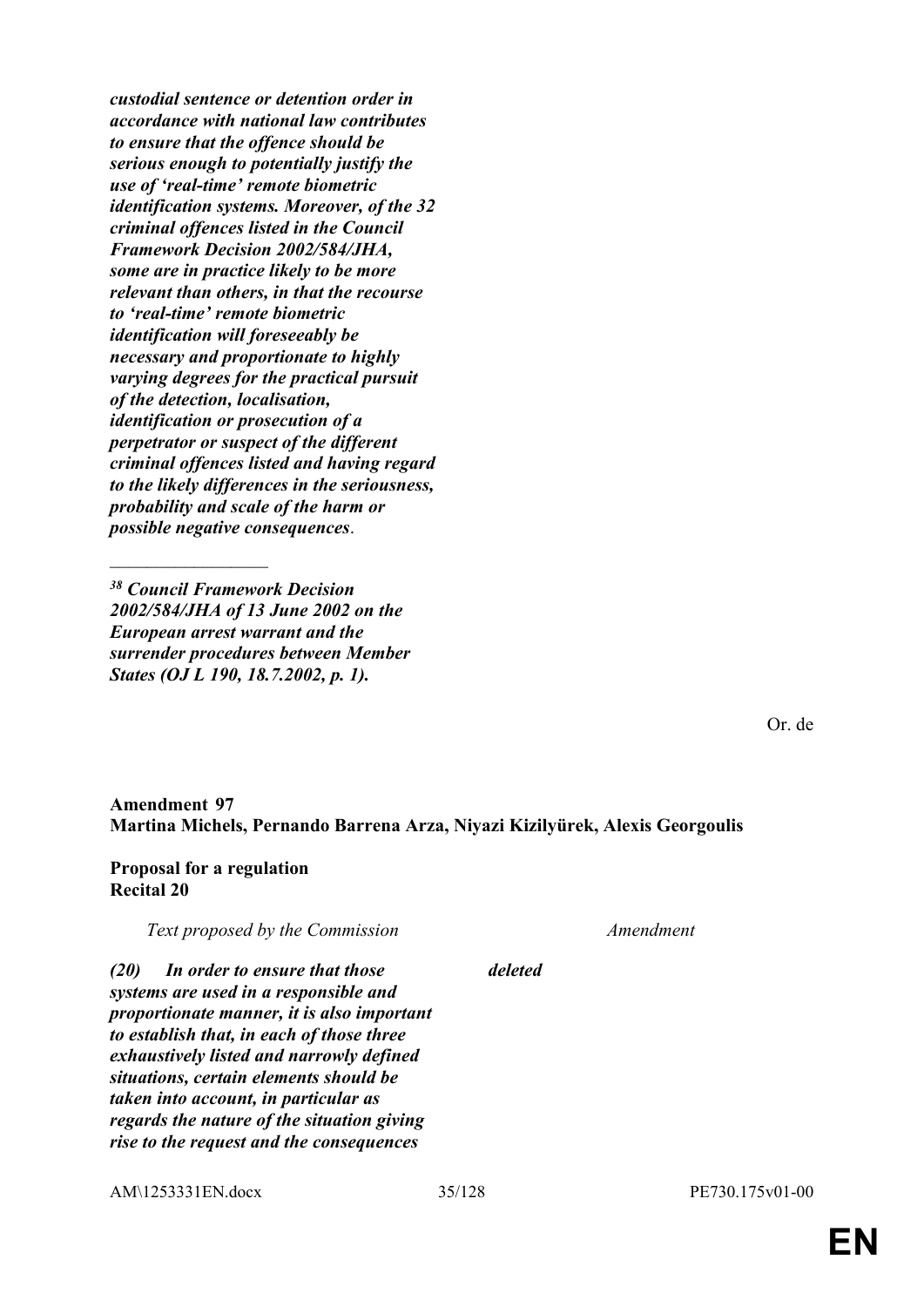***custodial sentence or detention order in accordance with national law contributes to ensure that the offence should be serious enough to potentially justify the use of 'real-time' remote biometric identification systems. Moreover, of the 32 criminal offences listed in the Council Framework Decision 2002/584/JHA, some are in practice likely to be more relevant than others, in that the recourse to 'real-time' remote biometric identification will foreseeably be necessary and proportionate to highly varying degrees for the practical pursuit of the detection, localisation, identification or prosecution of a perpetrator or suspect of the different criminal offences listed and having regard to the likely differences in the seriousness, probability and scale of the harm or possible negative consequences***.

_________________

***[38] Council Framework Decision 2002/584/JHA of 13 June 2002 on the European arrest warrant and the surrender procedures between Member States (OJ L 190, 18.7.2002, p. 1).***

Or. de

**Amendment 97**
**Martina Michels, Pernando Barrena Arza, Niyazi Kizilyürek, Alexis Georgoulis**

**Proposal for a regulation**
**Recital 20**

| *Text proposed by the Commission* | *Amendment* |
|---|---|
| ***(20) In order to ensure that those systems are used in a responsible and proportionate manner, it is also important to establish that, in each of those three exhaustively listed and narrowly defined situations, certain elements should be taken into account, in particular as regards the nature of the situation giving rise to the request and the consequences*** | ***deleted*** |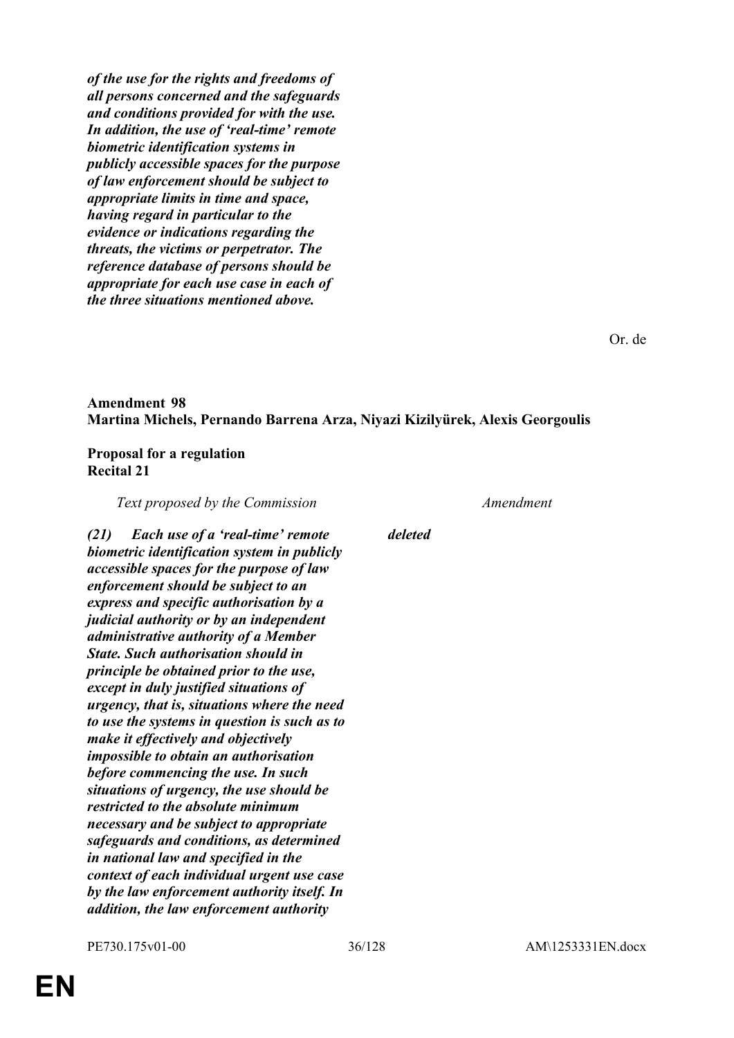***of the use for the rights and freedoms of all persons concerned and the safeguards and conditions provided for with the use. In addition, the use of 'real-time' remote biometric identification systems in publicly accessible spaces for the purpose of law enforcement should be subject to appropriate limits in time and space, having regard in particular to the evidence or indications regarding the threats, the victims or perpetrator. The reference database of persons should be appropriate for each use case in each of the three situations mentioned above.***

Or. de

**Amendment 98**
**Martina Michels, Pernando Barrena Arza, Niyazi Kizilyürek, Alexis Georgoulis**

**Proposal for a regulation**
**Recital 21**

| *Text proposed by the Commission* | *Amendment* |
|---|---|
| ***(21) Each use of a 'real-time' remote biometric identification system in publicly accessible spaces for the purpose of law enforcement should be subject to an express and specific authorisation by a judicial authority or by an independent administrative authority of a Member State. Such authorisation should in principle be obtained prior to the use, except in duly justified situations of urgency, that is, situations where the need to use the systems in question is such as to make it effectively and objectively impossible to obtain an authorisation before commencing the use. In such situations of urgency, the use should be restricted to the absolute minimum necessary and be subject to appropriate safeguards and conditions, as determined in national law and specified in the context of each individual urgent use case by the law enforcement authority itself. In addition, the law enforcement authority*** | ***deleted*** |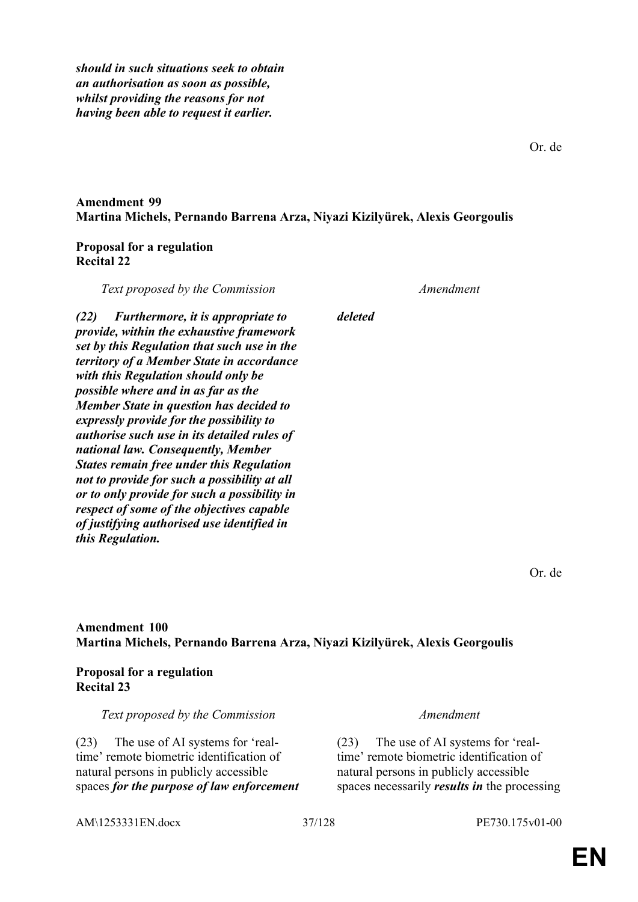| | |
|---|---|
| | ***should in such situations seek to obtain an authorisation as soon as possible, whilst providing the reasons for not having been able to request it earlier.*** |

Or. de

**Amendment 99**
**Martina Michels, Pernando Barrena Arza, Niyazi Kizilyürek, Alexis Georgoulis**

**Proposal for a regulation**
**Recital 22**

| *Text proposed by the Commission* | *Amendment* |
|---|---|
| ***(22) Furthermore, it is appropriate to provide, within the exhaustive framework set by this Regulation that such use in the territory of a Member State in accordance with this Regulation should only be possible where and in as far as the Member State in question has decided to expressly provide for the possibility to authorise such use in its detailed rules of national law. Consequently, Member States remain free under this Regulation not to provide for such a possibility at all or to only provide for such a possibility in respect of some of the objectives capable of justifying authorised use identified in this Regulation.*** | ***deleted*** |

Or. de

**Amendment 100**
**Martina Michels, Pernando Barrena Arza, Niyazi Kizilyürek, Alexis Georgoulis**

**Proposal for a regulation**
**Recital 23**

| *Text proposed by the Commission* | *Amendment* |
|---|---|
| (23) The use of AI systems for 'real-time' remote biometric identification of natural persons in publicly accessible spaces ***for the purpose of law enforcement*** | (23) The use of AI systems for 'real-time' remote biometric identification of natural persons in publicly accessible spaces necessarily ***results in*** the processing |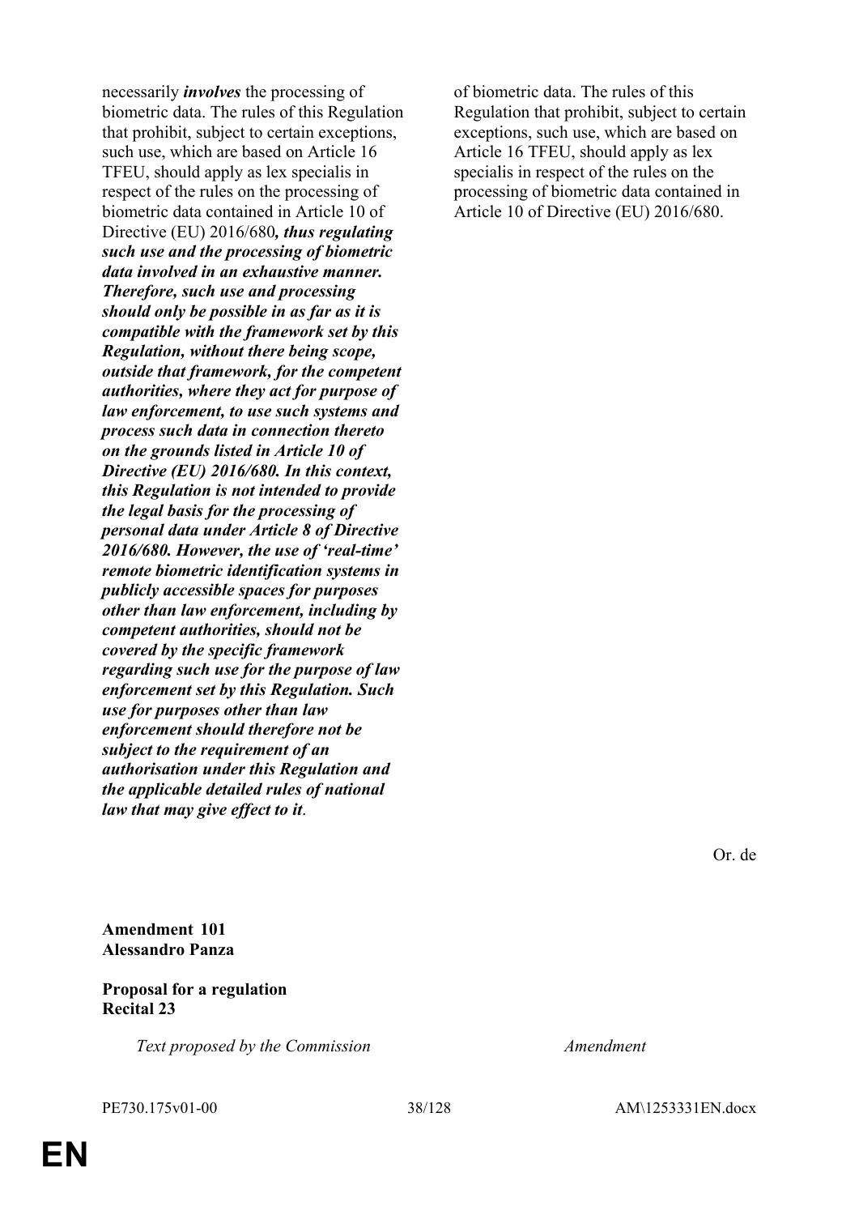| | |
|---|---|
| necessarily ***involves*** the processing of biometric data. The rules of this Regulation that prohibit, subject to certain exceptions, such use, which are based on Article 16 TFEU, should apply as lex specialis in respect of the rules on the processing of biometric data contained in Article 10 of Directive (EU) 2016/680***, thus regulating such use and the processing of biometric data involved in an exhaustive manner. Therefore, such use and processing should only be possible in as far as it is compatible with the framework set by this Regulation, without there being scope, outside that framework, for the competent authorities, where they act for purpose of law enforcement, to use such systems and process such data in connection thereto on the grounds listed in Article 10 of Directive (EU) 2016/680. In this context, this Regulation is not intended to provide the legal basis for the processing of personal data under Article 8 of Directive 2016/680. However, the use of 'real-time' remote biometric identification systems in publicly accessible spaces for purposes other than law enforcement, including by competent authorities, should not be covered by the specific framework regarding such use for the purpose of law enforcement set by this Regulation. Such use for purposes other than law enforcement should therefore not be subject to the requirement of an authorisation under this Regulation and the applicable detailed rules of national law that may give effect to it***. | of biometric data. The rules of this Regulation that prohibit, subject to certain exceptions, such use, which are based on Article 16 TFEU, should apply as lex specialis in respect of the rules on the processing of biometric data contained in Article 10 of Directive (EU) 2016/680. |

Or. de

**Amendment 101**
**Alessandro Panza**

**Proposal for a regulation**
**Recital 23**

| *Text proposed by the Commission* | *Amendment* |
|---|---|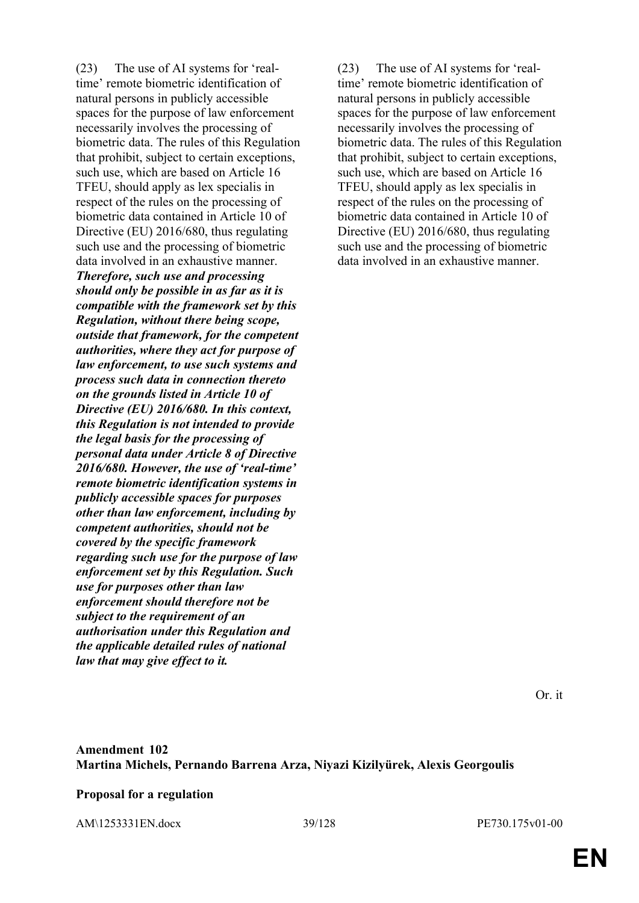(23) The use of AI systems for 'real-time' remote biometric identification of natural persons in publicly accessible spaces for the purpose of law enforcement necessarily involves the processing of biometric data. The rules of this Regulation that prohibit, subject to certain exceptions, such use, which are based on Article 16 TFEU, should apply as lex specialis in respect of the rules on the processing of biometric data contained in Article 10 of Directive (EU) 2016/680, thus regulating such use and the processing of biometric data involved in an exhaustive manner. ***Therefore, such use and processing should only be possible in as far as it is compatible with the framework set by this Regulation, without there being scope, outside that framework, for the competent authorities, where they act for purpose of law enforcement, to use such systems and process such data in connection thereto on the grounds listed in Article 10 of Directive (EU) 2016/680. In this context, this Regulation is not intended to provide the legal basis for the processing of personal data under Article 8 of Directive 2016/680. However, the use of 'real-time' remote biometric identification systems in publicly accessible spaces for purposes other than law enforcement, including by competent authorities, should not be covered by the specific framework regarding such use for the purpose of law enforcement set by this Regulation. Such use for purposes other than law enforcement should therefore not be subject to the requirement of an authorisation under this Regulation and the applicable detailed rules of national law that may give effect to it.***

(23) The use of AI systems for 'real-time' remote biometric identification of natural persons in publicly accessible spaces for the purpose of law enforcement necessarily involves the processing of biometric data. The rules of this Regulation that prohibit, subject to certain exceptions, such use, which are based on Article 16 TFEU, should apply as lex specialis in respect of the rules on the processing of biometric data contained in Article 10 of Directive (EU) 2016/680, thus regulating such use and the processing of biometric data involved in an exhaustive manner.

Or. it

**Amendment 102**
**Martina Michels, Pernando Barrena Arza, Niyazi Kizilyürek, Alexis Georgoulis**

**Proposal for a regulation**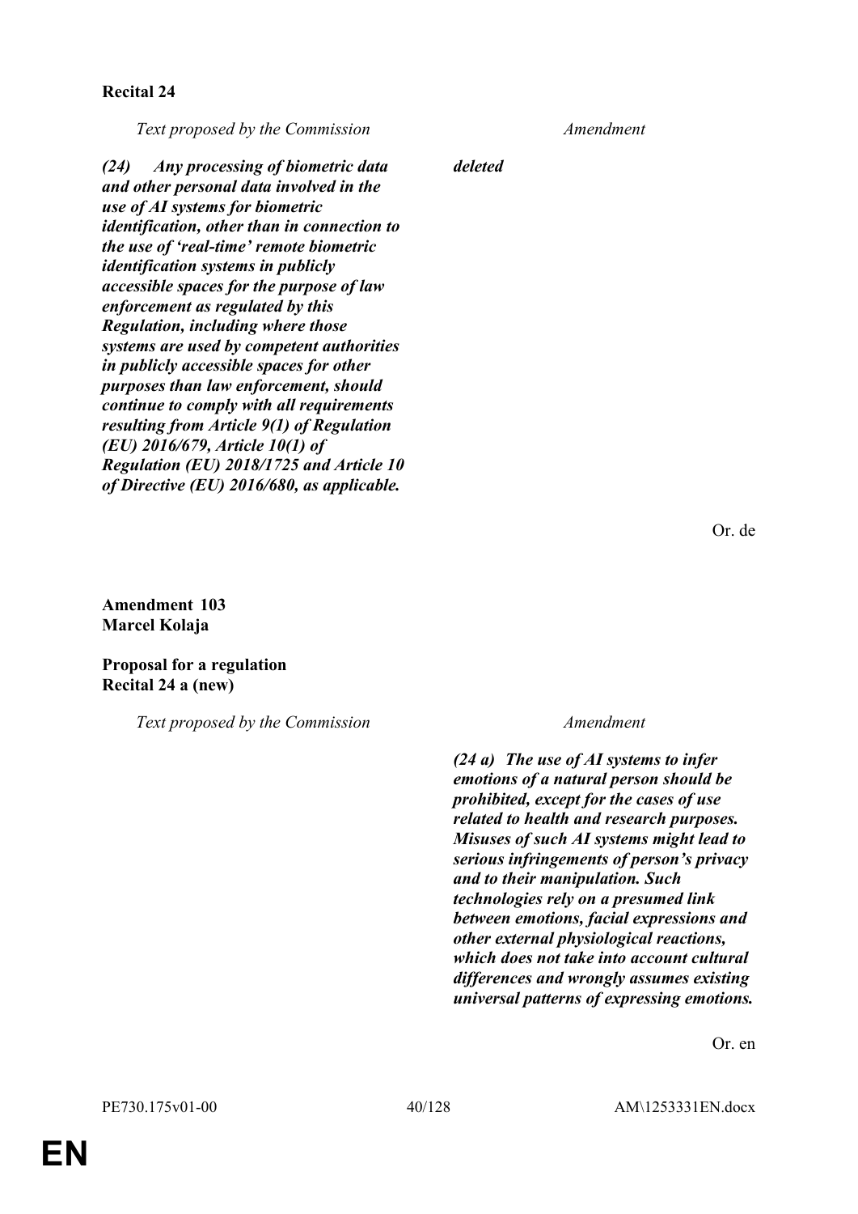**Recital 24**

| *Text proposed by the Commission* | *Amendment* |
| --- | --- |
| ***(24) Any processing of biometric data and other personal data involved in the use of AI systems for biometric identification, other than in connection to the use of 'real-time' remote biometric identification systems in publicly accessible spaces for the purpose of law enforcement as regulated by this Regulation, including where those systems are used by competent authorities in publicly accessible spaces for other purposes than law enforcement, should continue to comply with all requirements resulting from Article 9(1) of Regulation (EU) 2016/679, Article 10(1) of Regulation (EU) 2018/1725 and Article 10 of Directive (EU) 2016/680, as applicable.*** | ***deleted*** |

Or. de

**Amendment 103**
**Marcel Kolaja**

**Proposal for a regulation**
**Recital 24 a (new)**

| *Text proposed by the Commission* | *Amendment* |
| --- | --- |
| | ***(24 a) The use of AI systems to infer emotions of a natural person should be prohibited, except for the cases of use related to health and research purposes. Misuses of such AI systems might lead to serious infringements of person's privacy and to their manipulation. Such technologies rely on a presumed link between emotions, facial expressions and other external physiological reactions, which does not take into account cultural differences and wrongly assumes existing universal patterns of expressing emotions.*** |

Or. en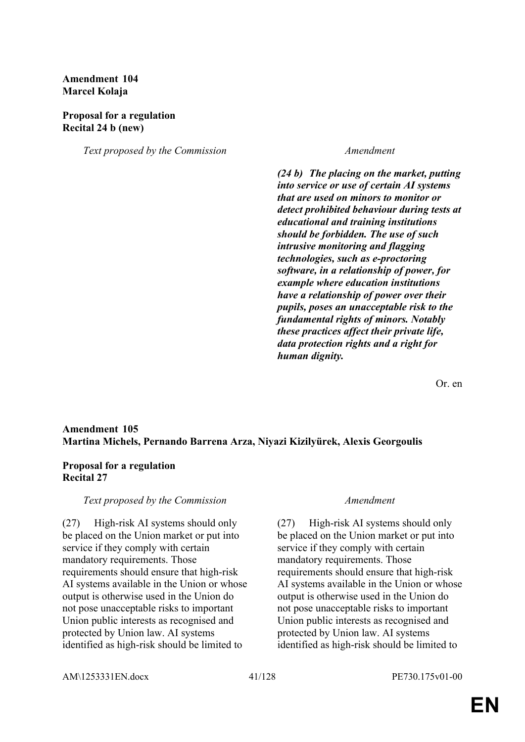**Amendment 104**
**Marcel Kolaja**

**Proposal for a regulation**
**Recital 24 b (new)**

| *Text proposed by the Commission* | *Amendment* |
|---|---|
| | ***(24 b) The placing on the market, putting into service or use of certain AI systems that are used on minors to monitor or detect prohibited behaviour during tests at educational and training institutions should be forbidden. The use of such intrusive monitoring and flagging technologies, such as e-proctoring software, in a relationship of power, for example where education institutions have a relationship of power over their pupils, poses an unacceptable risk to the fundamental rights of minors. Notably these practices affect their private life, data protection rights and a right for human dignity.*** |

Or. en

**Amendment 105**
**Martina Michels, Pernando Barrena Arza, Niyazi Kizilyürek, Alexis Georgoulis**

**Proposal for a regulation**
**Recital 27**

| *Text proposed by the Commission* | *Amendment* |
|---|---|
| (27) High-risk AI systems should only be placed on the Union market or put into service if they comply with certain mandatory requirements. Those requirements should ensure that high-risk AI systems available in the Union or whose output is otherwise used in the Union do not pose unacceptable risks to important Union public interests as recognised and protected by Union law. AI systems identified as high-risk should be limited to | (27) High-risk AI systems should only be placed on the Union market or put into service if they comply with certain mandatory requirements. Those requirements should ensure that high-risk AI systems available in the Union or whose output is otherwise used in the Union do not pose unacceptable risks to important Union public interests as recognised and protected by Union law. AI systems identified as high-risk should be limited to |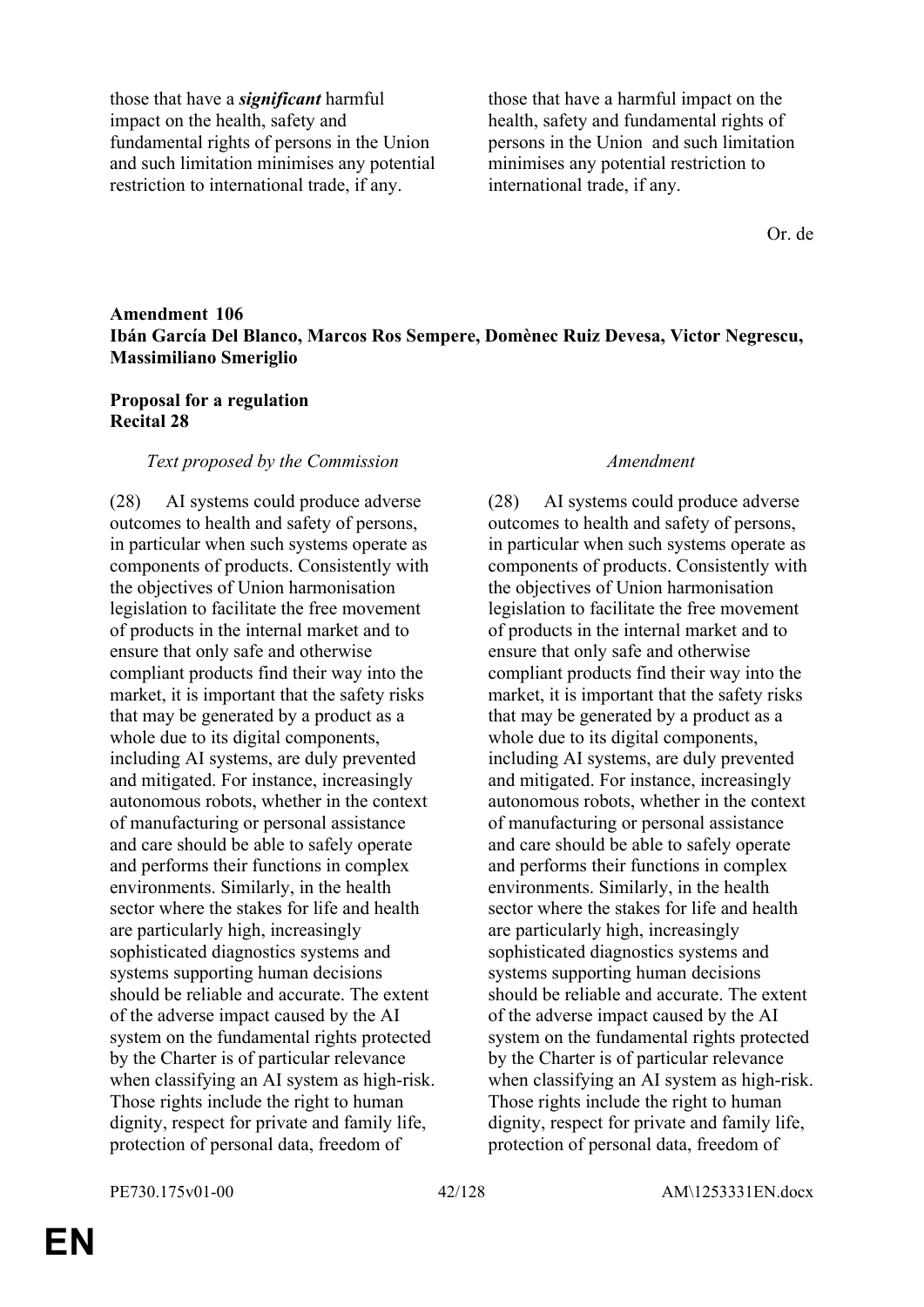| | |
|---|---|
| those that have a ***significant*** harmful impact on the health, safety and fundamental rights of persons in the Union and such limitation minimises any potential restriction to international trade, if any. | those that have a harmful impact on the health, safety and fundamental rights of persons in the Union and such limitation minimises any potential restriction to international trade, if any. |

Or. de

**Amendment 106**
**Ibán García Del Blanco, Marcos Ros Sempere, Domènec Ruiz Devesa, Victor Negrescu, Massimiliano Smeriglio**

**Proposal for a regulation**
**Recital 28**

| *Text proposed by the Commission* | *Amendment* |
|---|---|
| (28) AI systems could produce adverse outcomes to health and safety of persons, in particular when such systems operate as components of products. Consistently with the objectives of Union harmonisation legislation to facilitate the free movement of products in the internal market and to ensure that only safe and otherwise compliant products find their way into the market, it is important that the safety risks that may be generated by a product as a whole due to its digital components, including AI systems, are duly prevented and mitigated. For instance, increasingly autonomous robots, whether in the context of manufacturing or personal assistance and care should be able to safely operate and performs their functions in complex environments. Similarly, in the health sector where the stakes for life and health are particularly high, increasingly sophisticated diagnostics systems and systems supporting human decisions should be reliable and accurate. The extent of the adverse impact caused by the AI system on the fundamental rights protected by the Charter is of particular relevance when classifying an AI system as high-risk. Those rights include the right to human dignity, respect for private and family life, protection of personal data, freedom of | (28) AI systems could produce adverse outcomes to health and safety of persons, in particular when such systems operate as components of products. Consistently with the objectives of Union harmonisation legislation to facilitate the free movement of products in the internal market and to ensure that only safe and otherwise compliant products find their way into the market, it is important that the safety risks that may be generated by a product as a whole due to its digital components, including AI systems, are duly prevented and mitigated. For instance, increasingly autonomous robots, whether in the context of manufacturing or personal assistance and care should be able to safely operate and performs their functions in complex environments. Similarly, in the health sector where the stakes for life and health are particularly high, increasingly sophisticated diagnostics systems and systems supporting human decisions should be reliable and accurate. The extent of the adverse impact caused by the AI system on the fundamental rights protected by the Charter is of particular relevance when classifying an AI system as high-risk. Those rights include the right to human dignity, respect for private and family life, protection of personal data, freedom of |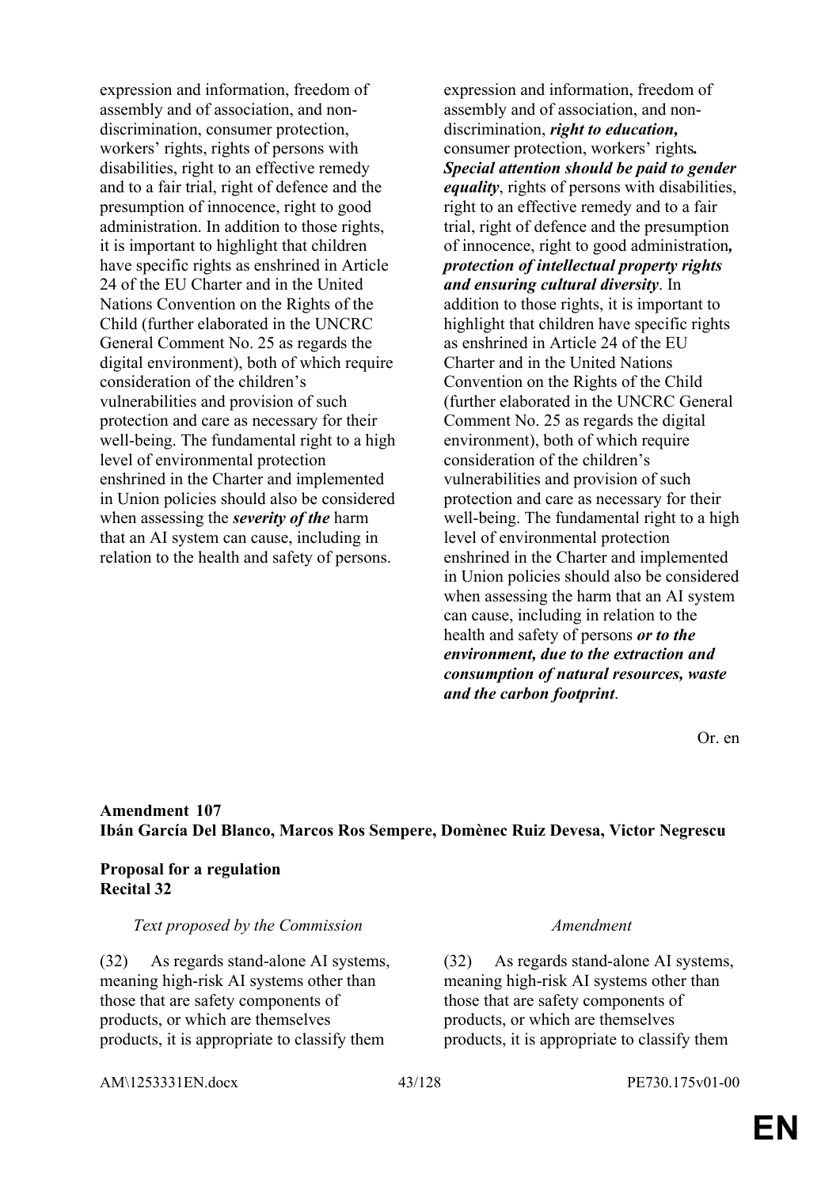| Text proposed by the Commission | Amendment |
|---|---|
| expression and information, freedom of assembly and of association, and non-discrimination, consumer protection, workers' rights, rights of persons with disabilities, right to an effective remedy and to a fair trial, right of defence and the presumption of innocence, right to good administration. In addition to those rights, it is important to highlight that children have specific rights as enshrined in Article 24 of the EU Charter and in the United Nations Convention on the Rights of the Child (further elaborated in the UNCRC General Comment No. 25 as regards the digital environment), both of which require consideration of the children's vulnerabilities and provision of such protection and care as necessary for their well-being. The fundamental right to a high level of environmental protection enshrined in the Charter and implemented in Union policies should also be considered when assessing the ***severity of the*** harm that an AI system can cause, including in relation to the health and safety of persons. | expression and information, freedom of assembly and of association, and non-discrimination, ***right to education,*** consumer protection, workers' rights***. Special attention should be paid to gender equality***, rights of persons with disabilities, right to an effective remedy and to a fair trial, right of defence and the presumption of innocence, right to good administration***, protection of intellectual property rights and ensuring cultural diversity***. In addition to those rights, it is important to highlight that children have specific rights as enshrined in Article 24 of the EU Charter and in the United Nations Convention on the Rights of the Child (further elaborated in the UNCRC General Comment No. 25 as regards the digital environment), both of which require consideration of the children's vulnerabilities and provision of such protection and care as necessary for their well-being. The fundamental right to a high level of environmental protection enshrined in the Charter and implemented in Union policies should also be considered when assessing the harm that an AI system can cause, including in relation to the health and safety of persons ***or to the environment, due to the extraction and consumption of natural resources, waste and the carbon footprint***. |

Or. en

**Amendment 107**
**Ibán García Del Blanco, Marcos Ros Sempere, Domènec Ruiz Devesa, Victor Negrescu**

**Proposal for a regulation**
**Recital 32**

| *Text proposed by the Commission* | *Amendment* |
|---|---|
| (32) As regards stand-alone AI systems, meaning high-risk AI systems other than those that are safety components of products, or which are themselves products, it is appropriate to classify them | (32) As regards stand-alone AI systems, meaning high-risk AI systems other than those that are safety components of products, or which are themselves products, it is appropriate to classify them |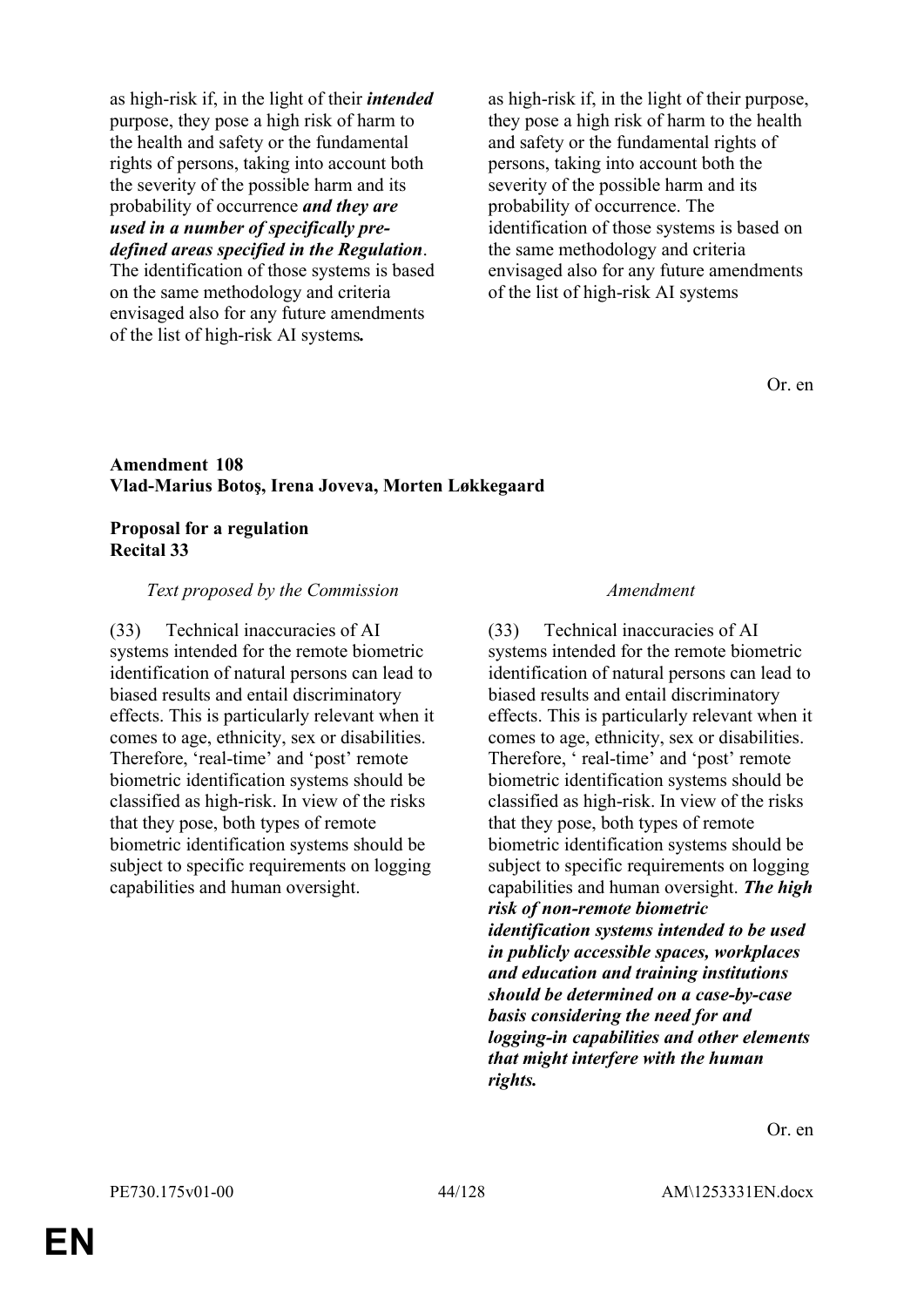| | |
|---|---|
| as high-risk if, in the light of their ***intended*** purpose, they pose a high risk of harm to the health and safety or the fundamental rights of persons, taking into account both the severity of the possible harm and its probability of occurrence ***and they are used in a number of specifically pre-defined areas specified in the Regulation***. The identification of those systems is based on the same methodology and criteria envisaged also for any future amendments of the list of high-risk AI systems***.*** | as high-risk if, in the light of their purpose, they pose a high risk of harm to the health and safety or the fundamental rights of persons, taking into account both the severity of the possible harm and its probability of occurrence. The identification of those systems is based on the same methodology and criteria envisaged also for any future amendments of the list of high-risk AI systems |

Or. en

**Amendment 108**
**Vlad-Marius Botoş, Irena Joveva, Morten Løkkegaard**

**Proposal for a regulation**
**Recital 33**

| *Text proposed by the Commission* | *Amendment* |
|---|---|
| (33) Technical inaccuracies of AI systems intended for the remote biometric identification of natural persons can lead to biased results and entail discriminatory effects. This is particularly relevant when it comes to age, ethnicity, sex or disabilities. Therefore, 'real-time' and 'post' remote biometric identification systems should be classified as high-risk. In view of the risks that they pose, both types of remote biometric identification systems should be subject to specific requirements on logging capabilities and human oversight. | (33) Technical inaccuracies of AI systems intended for the remote biometric identification of natural persons can lead to biased results and entail discriminatory effects. This is particularly relevant when it comes to age, ethnicity, sex or disabilities. Therefore, ' real-time' and 'post' remote biometric identification systems should be classified as high-risk. In view of the risks that they pose, both types of remote biometric identification systems should be subject to specific requirements on logging capabilities and human oversight. ***The high risk of non-remote biometric identification systems intended to be used in publicly accessible spaces, workplaces and education and training institutions should be determined on a case-by-case basis considering the need for and logging-in capabilities and other elements that might interfere with the human rights.*** |

Or. en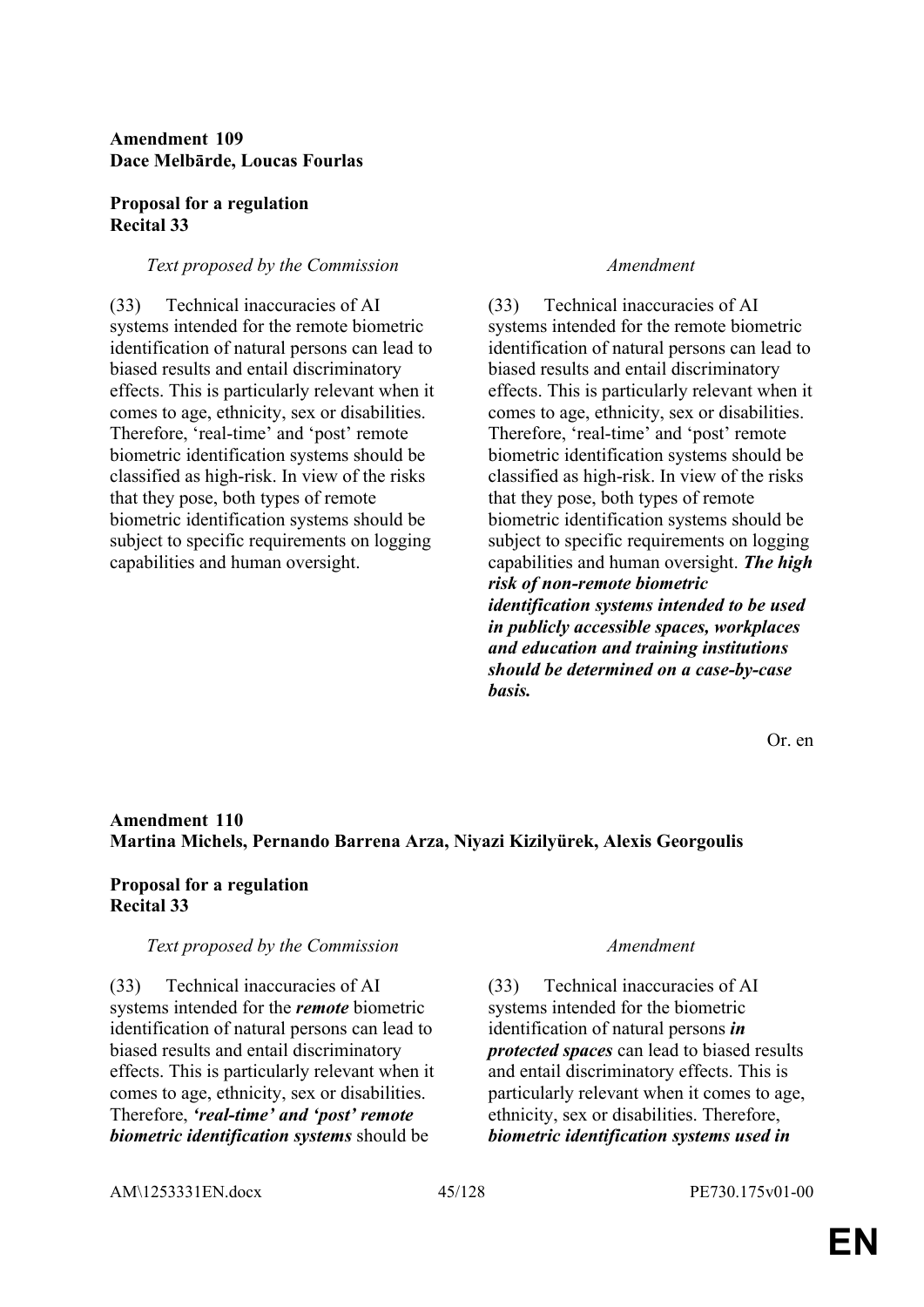**Amendment 109**
**Dace Melbārde, Loucas Fourlas**

**Proposal for a regulation**
**Recital 33**

| *Text proposed by the Commission* | *Amendment* |
|---|---|
| (33) Technical inaccuracies of AI systems intended for the remote biometric identification of natural persons can lead to biased results and entail discriminatory effects. This is particularly relevant when it comes to age, ethnicity, sex or disabilities. Therefore, 'real-time' and 'post' remote biometric identification systems should be classified as high-risk. In view of the risks that they pose, both types of remote biometric identification systems should be subject to specific requirements on logging capabilities and human oversight. | (33) Technical inaccuracies of AI systems intended for the remote biometric identification of natural persons can lead to biased results and entail discriminatory effects. This is particularly relevant when it comes to age, ethnicity, sex or disabilities. Therefore, 'real-time' and 'post' remote biometric identification systems should be classified as high-risk. In view of the risks that they pose, both types of remote biometric identification systems should be subject to specific requirements on logging capabilities and human oversight. ***The high risk of non-remote biometric identification systems intended to be used in publicly accessible spaces, workplaces and education and training institutions should be determined on a case-by-case basis.*** |

Or. en

**Amendment 110**
**Martina Michels, Pernando Barrena Arza, Niyazi Kizilyürek, Alexis Georgoulis**

**Proposal for a regulation**
**Recital 33**

| *Text proposed by the Commission* | *Amendment* |
|---|---|
| (33) Technical inaccuracies of AI systems intended for the ***remote*** biometric identification of natural persons can lead to biased results and entail discriminatory effects. This is particularly relevant when it comes to age, ethnicity, sex or disabilities. Therefore, ***'real-time' and 'post' remote biometric identification systems*** should be | (33) Technical inaccuracies of AI systems intended for the biometric identification of natural persons ***in protected spaces*** can lead to biased results and entail discriminatory effects. This is particularly relevant when it comes to age, ethnicity, sex or disabilities. Therefore, ***biometric identification systems used in*** |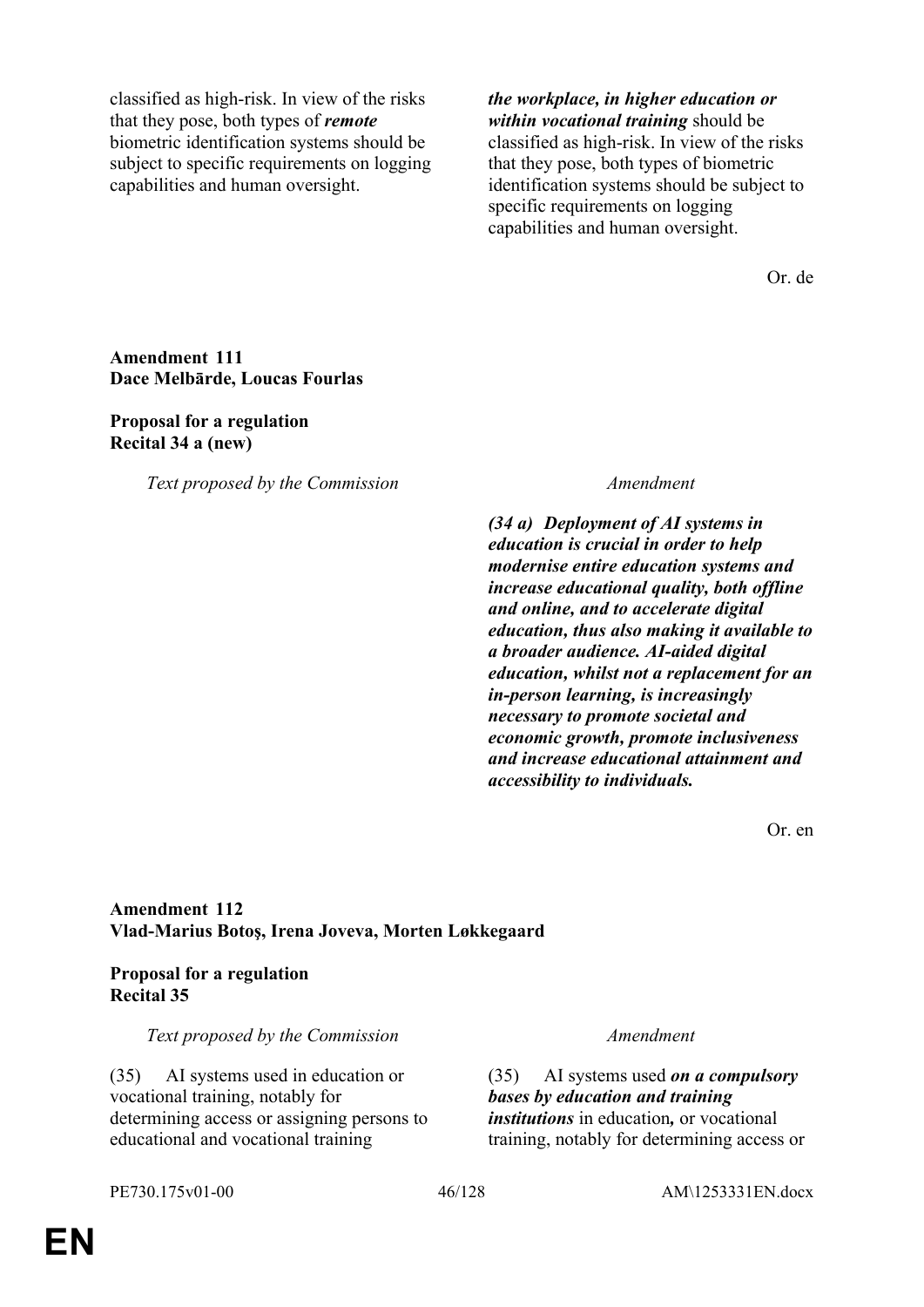| Text proposed by the Commission | Amendment |
|---|---|
| classified as high-risk. In view of the risks that they pose, both types of ***remote*** biometric identification systems should be subject to specific requirements on logging capabilities and human oversight. | ***the workplace, in higher education or within vocational training*** should be classified as high-risk. In view of the risks that they pose, both types of biometric identification systems should be subject to specific requirements on logging capabilities and human oversight. |

Or. de

**Amendment 111**
**Dace Melbārde, Loucas Fourlas**

**Proposal for a regulation**
**Recital 34 a (new)**

| *Text proposed by the Commission* | *Amendment* |
|---|---|
| | ***(34 a) Deployment of AI systems in education is crucial in order to help modernise entire education systems and increase educational quality, both offline and online, and to accelerate digital education, thus also making it available to a broader audience. AI-aided digital education, whilst not a replacement for an in-person learning, is increasingly necessary to promote societal and economic growth, promote inclusiveness and increase educational attainment and accessibility to individuals.*** |

Or. en

**Amendment 112**
**Vlad-Marius Botoş, Irena Joveva, Morten Løkkegaard**

**Proposal for a regulation**
**Recital 35**

| *Text proposed by the Commission* | *Amendment* |
|---|---|
| (35) AI systems used in education or vocational training, notably for determining access or assigning persons to educational and vocational training | (35) AI systems used ***on a compulsory bases by education and training institutions*** in education***,*** or vocational training, notably for determining access or |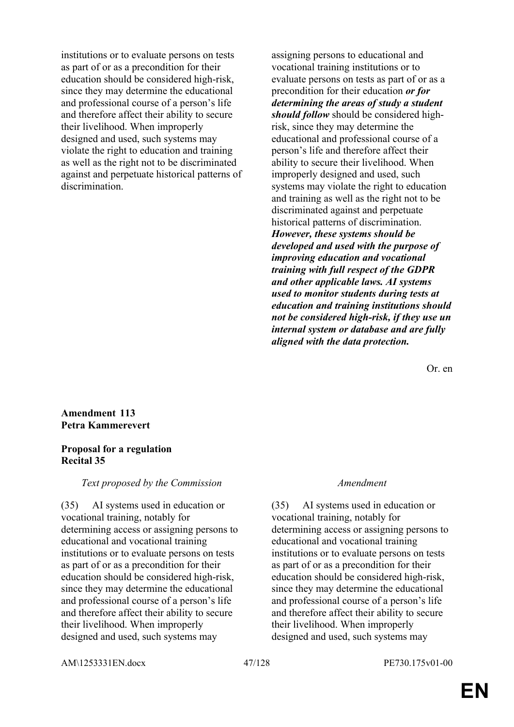| | |
|---|---|
| institutions or to evaluate persons on tests as part of or as a precondition for their education should be considered high-risk, since they may determine the educational and professional course of a person's life and therefore affect their ability to secure their livelihood. When improperly designed and used, such systems may violate the right to education and training as well as the right not to be discriminated against and perpetuate historical patterns of discrimination. | assigning persons to educational and vocational training institutions or to evaluate persons on tests as part of or as a precondition for their education ***or for determining the areas of study a student should follow*** should be considered high-risk, since they may determine the educational and professional course of a person's life and therefore affect their ability to secure their livelihood. When improperly designed and used, such systems may violate the right to education and training as well as the right not to be discriminated against and perpetuate historical patterns of discrimination. ***However, these systems should be developed and used with the purpose of improving education and vocational training with full respect of the GDPR and other applicable laws. AI systems used to monitor students during tests at education and training institutions should not be considered high-risk, if they use un internal system or database and are fully aligned with the data protection.*** |

Or. en

**Amendment 113**
**Petra Kammerevert**

**Proposal for a regulation**
**Recital 35**

| *Text proposed by the Commission* | *Amendment* |
|---|---|
| (35) AI systems used in education or vocational training, notably for determining access or assigning persons to educational and vocational training institutions or to evaluate persons on tests as part of or as a precondition for their education should be considered high-risk, since they may determine the educational and professional course of a person's life and therefore affect their ability to secure their livelihood. When improperly designed and used, such systems may | (35) AI systems used in education or vocational training, notably for determining access or assigning persons to educational and vocational training institutions or to evaluate persons on tests as part of or as a precondition for their education should be considered high-risk, since they may determine the educational and professional course of a person's life and therefore affect their ability to secure their livelihood. When improperly designed and used, such systems may |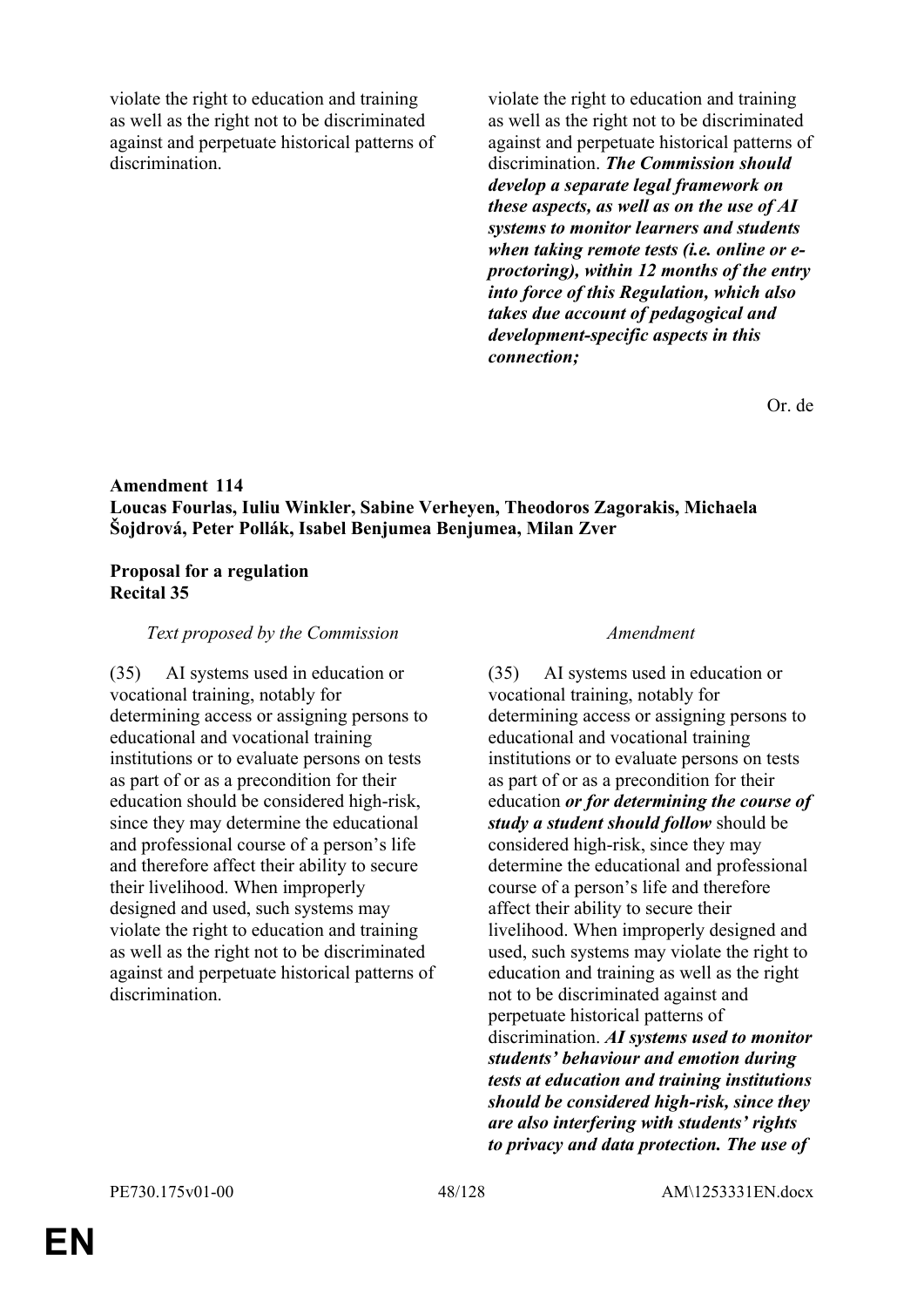| | |
|---|---|
| violate the right to education and training as well as the right not to be discriminated against and perpetuate historical patterns of discrimination. | violate the right to education and training as well as the right not to be discriminated against and perpetuate historical patterns of discrimination. ***The Commission should develop a separate legal framework on these aspects, as well as on the use of AI systems to monitor learners and students when taking remote tests (i.e. online or e-proctoring), within 12 months of the entry into force of this Regulation, which also takes due account of pedagogical and development-specific aspects in this connection;*** |

Or. de

**Amendment 114**
**Loucas Fourlas, Iuliu Winkler, Sabine Verheyen, Theodoros Zagorakis, Michaela Šojdrová, Peter Pollák, Isabel Benjumea Benjumea, Milan Zver**

**Proposal for a regulation**
**Recital 35**

| *Text proposed by the Commission* | *Amendment* |
|---|---|
| (35) AI systems used in education or vocational training, notably for determining access or assigning persons to educational and vocational training institutions or to evaluate persons on tests as part of or as a precondition for their education should be considered high-risk, since they may determine the educational and professional course of a person's life and therefore affect their ability to secure their livelihood. When improperly designed and used, such systems may violate the right to education and training as well as the right not to be discriminated against and perpetuate historical patterns of discrimination. | (35) AI systems used in education or vocational training, notably for determining access or assigning persons to educational and vocational training institutions or to evaluate persons on tests as part of or as a precondition for their education ***or for determining the course of study a student should follow*** should be considered high-risk, since they may determine the educational and professional course of a person's life and therefore affect their ability to secure their livelihood. When improperly designed and used, such systems may violate the right to education and training as well as the right not to be discriminated against and perpetuate historical patterns of discrimination. ***AI systems used to monitor students' behaviour and emotion during tests at education and training institutions should be considered high-risk, since they are also interfering with students' rights to privacy and data protection. The use of*** |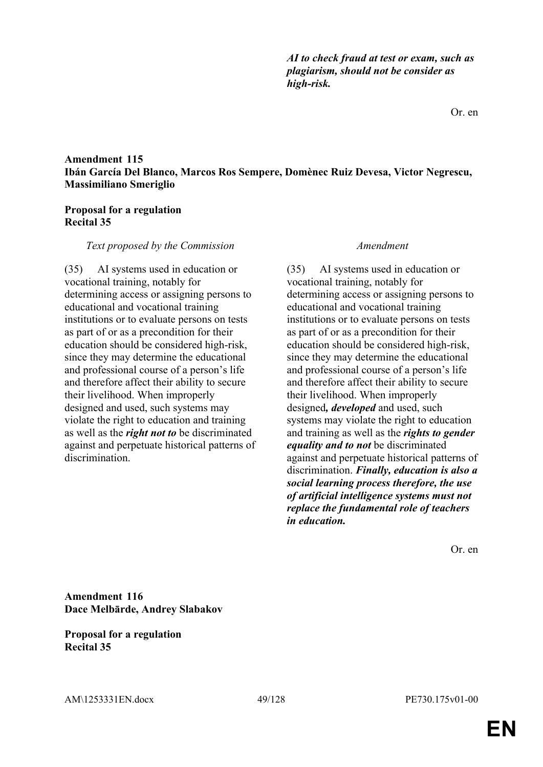| | |
|---|---|
| | ***AI to check fraud at test or exam, such as plagiarism, should not be consider as high-risk.*** |

Or. en

**Amendment 115**
**Ibán García Del Blanco, Marcos Ros Sempere, Domènec Ruiz Devesa, Victor Negrescu, Massimiliano Smeriglio**

**Proposal for a regulation**
**Recital 35**

| *Text proposed by the Commission* | *Amendment* |
|---|---|
| (35) AI systems used in education or vocational training, notably for determining access or assigning persons to educational and vocational training institutions or to evaluate persons on tests as part of or as a precondition for their education should be considered high-risk, since they may determine the educational and professional course of a person's life and therefore affect their ability to secure their livelihood. When improperly designed and used, such systems may violate the right to education and training as well as the ***right not to*** be discriminated against and perpetuate historical patterns of discrimination. | (35) AI systems used in education or vocational training, notably for determining access or assigning persons to educational and vocational training institutions or to evaluate persons on tests as part of or as a precondition for their education should be considered high-risk, since they may determine the educational and professional course of a person's life and therefore affect their ability to secure their livelihood. When improperly designed***, developed*** and used, such systems may violate the right to education and training as well as the ***rights to gender equality and to not*** be discriminated against and perpetuate historical patterns of discrimination. ***Finally, education is also a social learning process therefore, the use of artificial intelligence systems must not replace the fundamental role of teachers in education.*** |

Or. en

**Amendment 116**
**Dace Melbārde, Andrey Slabakov**

**Proposal for a regulation**
**Recital 35**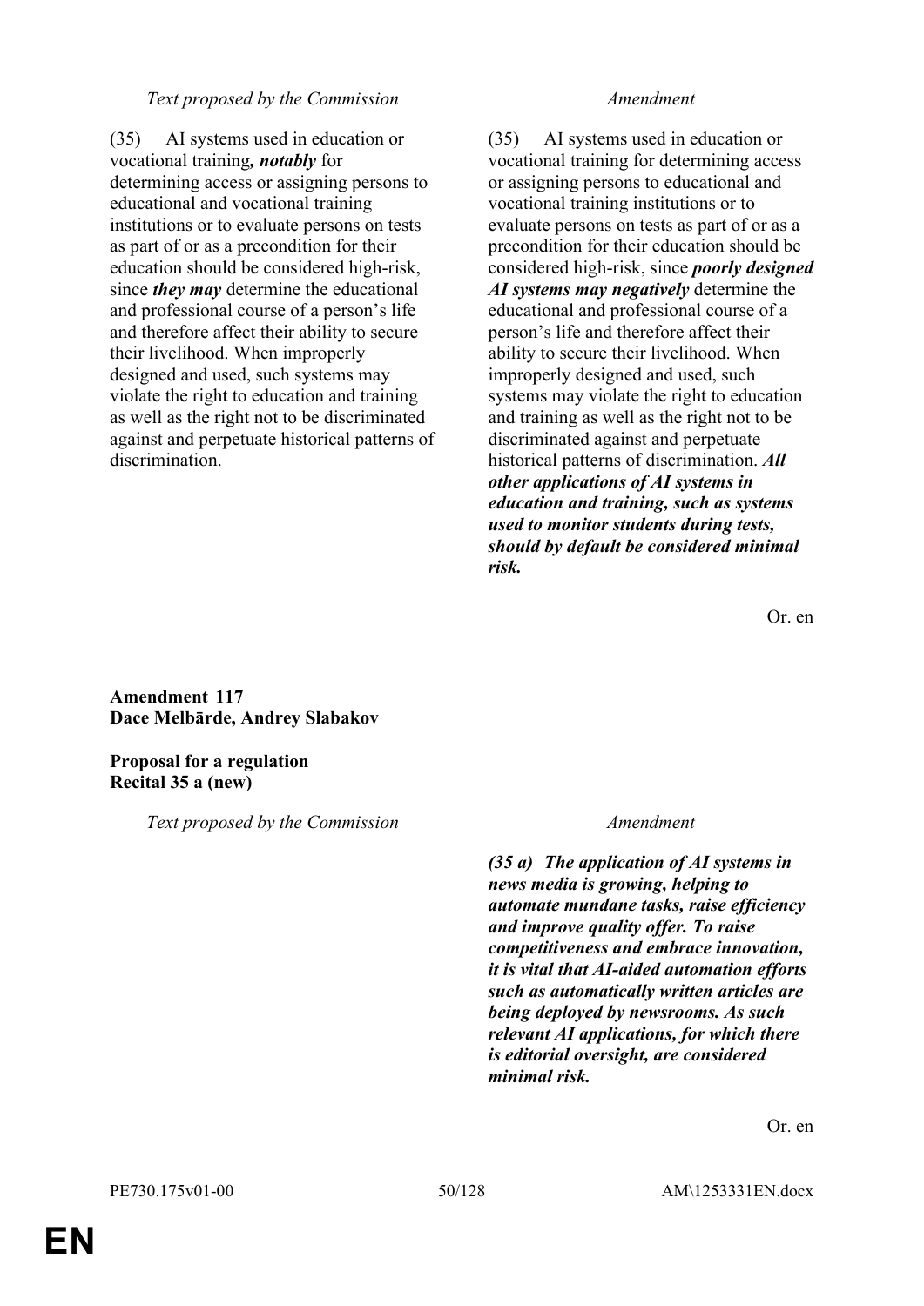| Text proposed by the Commission | Amendment |
|---|---|
| (35) AI systems used in education or vocational training***, notably*** for determining access or assigning persons to educational and vocational training institutions or to evaluate persons on tests as part of or as a precondition for their education should be considered high-risk, since ***they may*** determine the educational and professional course of a person's life and therefore affect their ability to secure their livelihood. When improperly designed and used, such systems may violate the right to education and training as well as the right not to be discriminated against and perpetuate historical patterns of discrimination. | (35) AI systems used in education or vocational training for determining access or assigning persons to educational and vocational training institutions or to evaluate persons on tests as part of or as a precondition for their education should be considered high-risk, since ***poorly designed AI systems may negatively*** determine the educational and professional course of a person's life and therefore affect their ability to secure their livelihood. When improperly designed and used, such systems may violate the right to education and training as well as the right not to be discriminated against and perpetuate historical patterns of discrimination. ***All other applications of AI systems in education and training, such as systems used to monitor students during tests, should by default be considered minimal risk.*** |

Or. en

**Amendment 117**
**Dace Melbārde, Andrey Slabakov**

**Proposal for a regulation**
**Recital 35 a (new)**

| Text proposed by the Commission | Amendment |
|---|---|
| | ***(35 a) The application of AI systems in news media is growing, helping to automate mundane tasks, raise efficiency and improve quality offer. To raise competitiveness and embrace innovation, it is vital that AI-aided automation efforts such as automatically written articles are being deployed by newsrooms. As such relevant AI applications, for which there is editorial oversight, are considered minimal risk.*** |

Or. en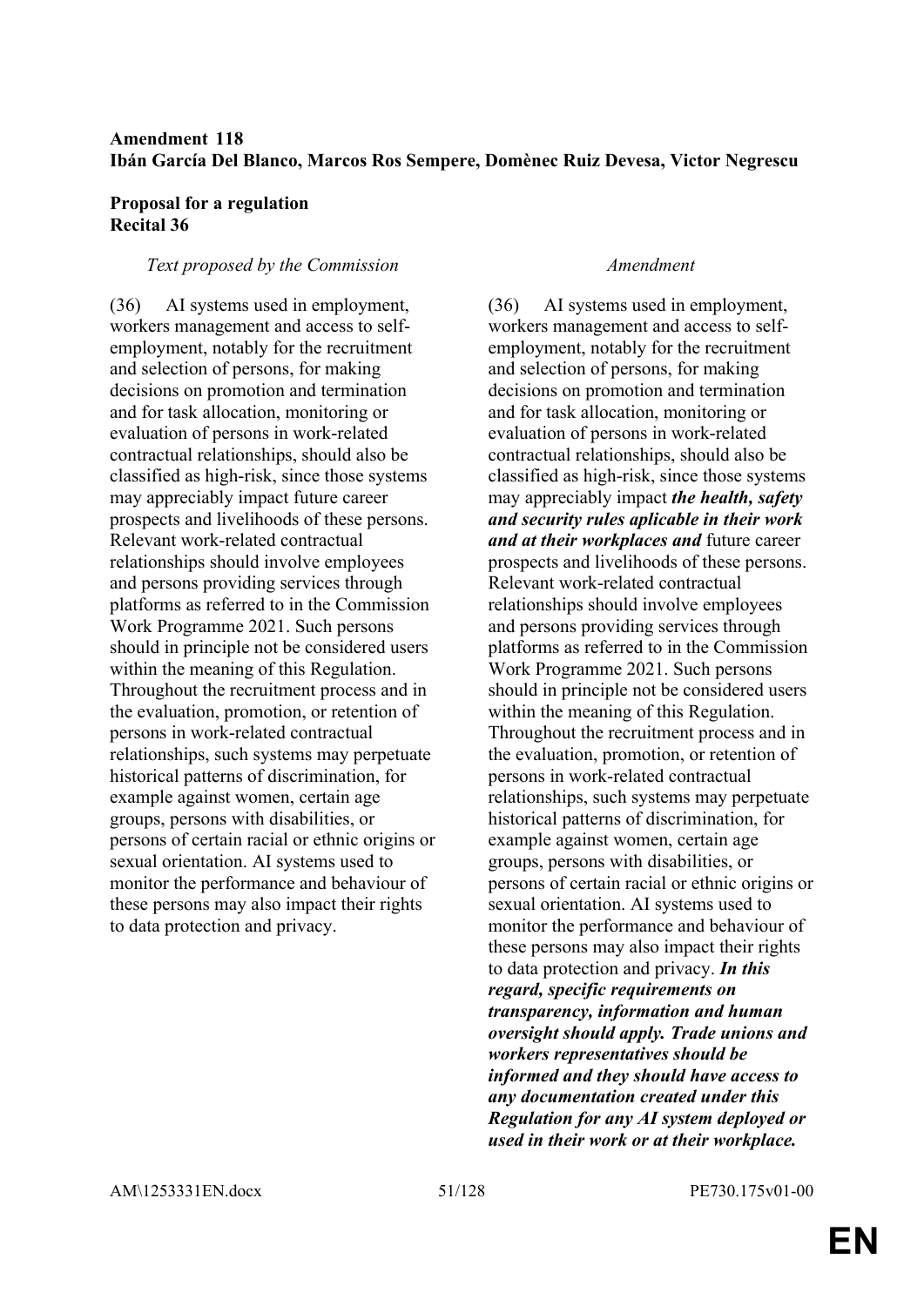**Amendment 118**
**Ibán García Del Blanco, Marcos Ros Sempere, Domènec Ruiz Devesa, Victor Negrescu**

**Proposal for a regulation**
**Recital 36**

| *Text proposed by the Commission* | *Amendment* |
|---|---|
| (36) AI systems used in employment, workers management and access to self-employment, notably for the recruitment and selection of persons, for making decisions on promotion and termination and for task allocation, monitoring or evaluation of persons in work-related contractual relationships, should also be classified as high-risk, since those systems may appreciably impact future career prospects and livelihoods of these persons. Relevant work-related contractual relationships should involve employees and persons providing services through platforms as referred to in the Commission Work Programme 2021. Such persons should in principle not be considered users within the meaning of this Regulation. Throughout the recruitment process and in the evaluation, promotion, or retention of persons in work-related contractual relationships, such systems may perpetuate historical patterns of discrimination, for example against women, certain age groups, persons with disabilities, or persons of certain racial or ethnic origins or sexual orientation. AI systems used to monitor the performance and behaviour of these persons may also impact their rights to data protection and privacy. | (36) AI systems used in employment, workers management and access to self-employment, notably for the recruitment and selection of persons, for making decisions on promotion and termination and for task allocation, monitoring or evaluation of persons in work-related contractual relationships, should also be classified as high-risk, since those systems may appreciably impact ***the health, safety and security rules aplicable in their work and at their workplaces and*** future career prospects and livelihoods of these persons. Relevant work-related contractual relationships should involve employees and persons providing services through platforms as referred to in the Commission Work Programme 2021. Such persons should in principle not be considered users within the meaning of this Regulation. Throughout the recruitment process and in the evaluation, promotion, or retention of persons in work-related contractual relationships, such systems may perpetuate historical patterns of discrimination, for example against women, certain age groups, persons with disabilities, or persons of certain racial or ethnic origins or sexual orientation. AI systems used to monitor the performance and behaviour of these persons may also impact their rights to data protection and privacy. ***In this regard, specific requirements on transparency, information and human oversight should apply. Trade unions and workers representatives should be informed and they should have access to any documentation created under this Regulation for any AI system deployed or used in their work or at their workplace.*** |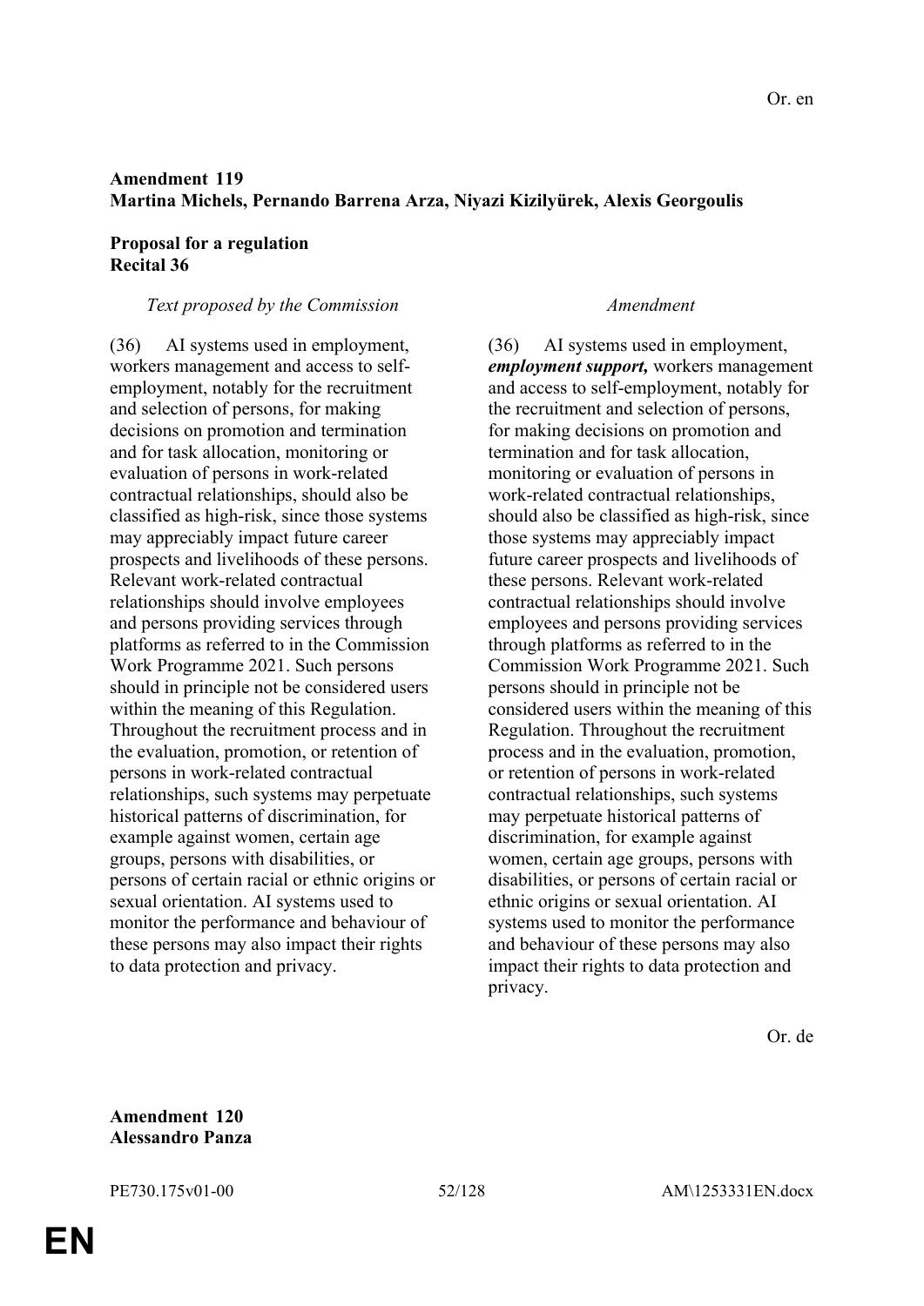Or. en

**Amendment 119**
**Martina Michels, Pernando Barrena Arza, Niyazi Kizilyürek, Alexis Georgoulis**

**Proposal for a regulation**
**Recital 36**

| *Text proposed by the Commission* | *Amendment* |
|---|---|
| (36) AI systems used in employment, workers management and access to self-employment, notably for the recruitment and selection of persons, for making decisions on promotion and termination and for task allocation, monitoring or evaluation of persons in work-related contractual relationships, should also be classified as high-risk, since those systems may appreciably impact future career prospects and livelihoods of these persons. Relevant work-related contractual relationships should involve employees and persons providing services through platforms as referred to in the Commission Work Programme 2021. Such persons should in principle not be considered users within the meaning of this Regulation. Throughout the recruitment process and in the evaluation, promotion, or retention of persons in work-related contractual relationships, such systems may perpetuate historical patterns of discrimination, for example against women, certain age groups, persons with disabilities, or persons of certain racial or ethnic origins or sexual orientation. AI systems used to monitor the performance and behaviour of these persons may also impact their rights to data protection and privacy. | (36) AI systems used in employment, ***employment support,*** workers management and access to self-employment, notably for the recruitment and selection of persons, for making decisions on promotion and termination and for task allocation, monitoring or evaluation of persons in work-related contractual relationships, should also be classified as high-risk, since those systems may appreciably impact future career prospects and livelihoods of these persons. Relevant work-related contractual relationships should involve employees and persons providing services through platforms as referred to in the Commission Work Programme 2021. Such persons should in principle not be considered users within the meaning of this Regulation. Throughout the recruitment process and in the evaluation, promotion, or retention of persons in work-related contractual relationships, such systems may perpetuate historical patterns of discrimination, for example against women, certain age groups, persons with disabilities, or persons of certain racial or ethnic origins or sexual orientation. AI systems used to monitor the performance and behaviour of these persons may also impact their rights to data protection and privacy. |

Or. de

**Amendment 120**
**Alessandro Panza**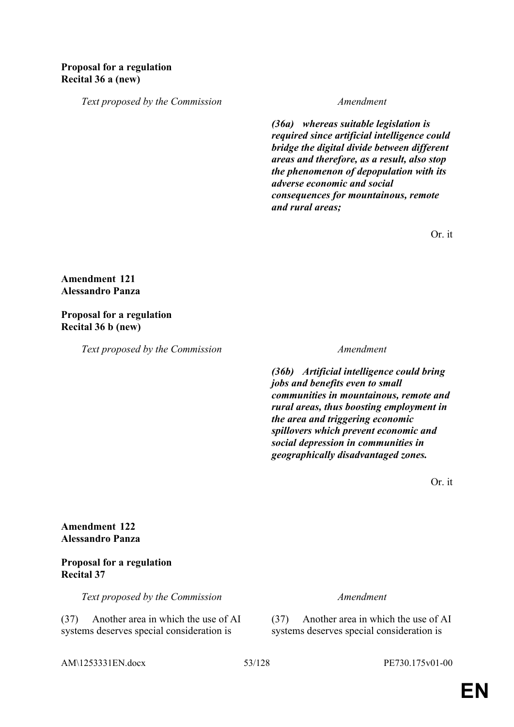**Proposal for a regulation**
**Recital 36 a (new)**

| Text proposed by the Commission | Amendment |
|---|---|
| | ***(36a) whereas suitable legislation is required since artificial intelligence could bridge the digital divide between different areas and therefore, as a result, also stop the phenomenon of depopulation with its adverse economic and social consequences for mountainous, remote and rural areas;*** |

Or. it

**Amendment 121**
**Alessandro Panza**

**Proposal for a regulation**
**Recital 36 b (new)**

| Text proposed by the Commission | Amendment |
|---|---|
| | ***(36b) Artificial intelligence could bring jobs and benefits even to small communities in mountainous, remote and rural areas, thus boosting employment in the area and triggering economic spillovers which prevent economic and social depression in communities in geographically disadvantaged zones.*** |

Or. it

**Amendment 122**
**Alessandro Panza**

**Proposal for a regulation**
**Recital 37**

| Text proposed by the Commission | Amendment |
|---|---|
| (37) Another area in which the use of AI systems deserves special consideration is | (37) Another area in which the use of AI systems deserves special consideration is |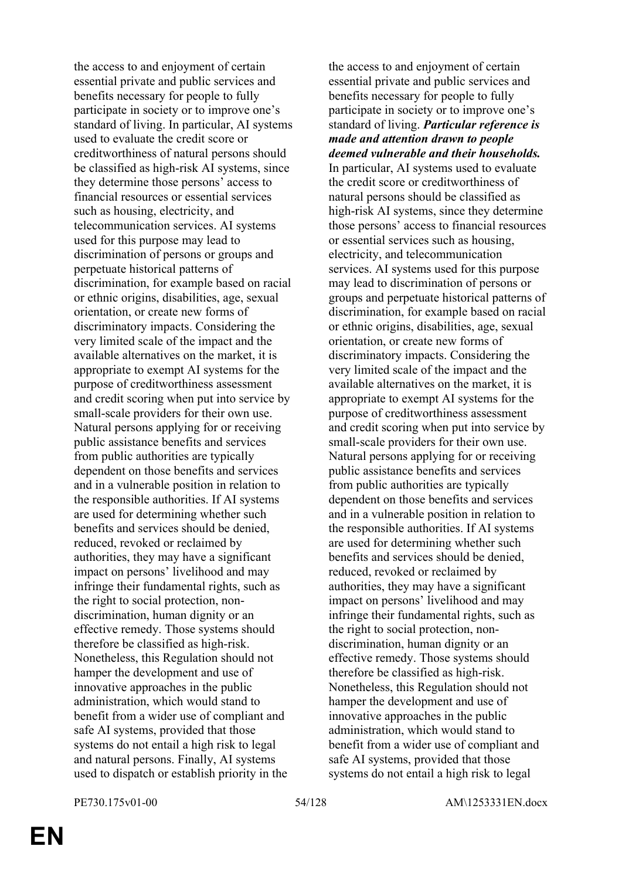| | |
|---|---|
| the access to and enjoyment of certain essential private and public services and benefits necessary for people to fully participate in society or to improve one's standard of living. In particular, AI systems used to evaluate the credit score or creditworthiness of natural persons should be classified as high-risk AI systems, since they determine those persons' access to financial resources or essential services such as housing, electricity, and telecommunication services. AI systems used for this purpose may lead to discrimination of persons or groups and perpetuate historical patterns of discrimination, for example based on racial or ethnic origins, disabilities, age, sexual orientation, or create new forms of discriminatory impacts. Considering the very limited scale of the impact and the available alternatives on the market, it is appropriate to exempt AI systems for the purpose of creditworthiness assessment and credit scoring when put into service by small-scale providers for their own use. Natural persons applying for or receiving public assistance benefits and services from public authorities are typically dependent on those benefits and services and in a vulnerable position in relation to the responsible authorities. If AI systems are used for determining whether such benefits and services should be denied, reduced, revoked or reclaimed by authorities, they may have a significant impact on persons' livelihood and may infringe their fundamental rights, such as the right to social protection, non-discrimination, human dignity or an effective remedy. Those systems should therefore be classified as high-risk. Nonetheless, this Regulation should not hamper the development and use of innovative approaches in the public administration, which would stand to benefit from a wider use of compliant and safe AI systems, provided that those systems do not entail a high risk to legal and natural persons. Finally, AI systems used to dispatch or establish priority in the | the access to and enjoyment of certain essential private and public services and benefits necessary for people to fully participate in society or to improve one's standard of living. ***Particular reference is made and attention drawn to people deemed vulnerable and their households.*** In particular, AI systems used to evaluate the credit score or creditworthiness of natural persons should be classified as high-risk AI systems, since they determine those persons' access to financial resources or essential services such as housing, electricity, and telecommunication services. AI systems used for this purpose may lead to discrimination of persons or groups and perpetuate historical patterns of discrimination, for example based on racial or ethnic origins, disabilities, age, sexual orientation, or create new forms of discriminatory impacts. Considering the very limited scale of the impact and the available alternatives on the market, it is appropriate to exempt AI systems for the purpose of creditworthiness assessment and credit scoring when put into service by small-scale providers for their own use. Natural persons applying for or receiving public assistance benefits and services from public authorities are typically dependent on those benefits and services and in a vulnerable position in relation to the responsible authorities. If AI systems are used for determining whether such benefits and services should be denied, reduced, revoked or reclaimed by authorities, they may have a significant impact on persons' livelihood and may infringe their fundamental rights, such as the right to social protection, non-discrimination, human dignity or an effective remedy. Those systems should therefore be classified as high-risk. Nonetheless, this Regulation should not hamper the development and use of innovative approaches in the public administration, which would stand to benefit from a wider use of compliant and safe AI systems, provided that those systems do not entail a high risk to legal |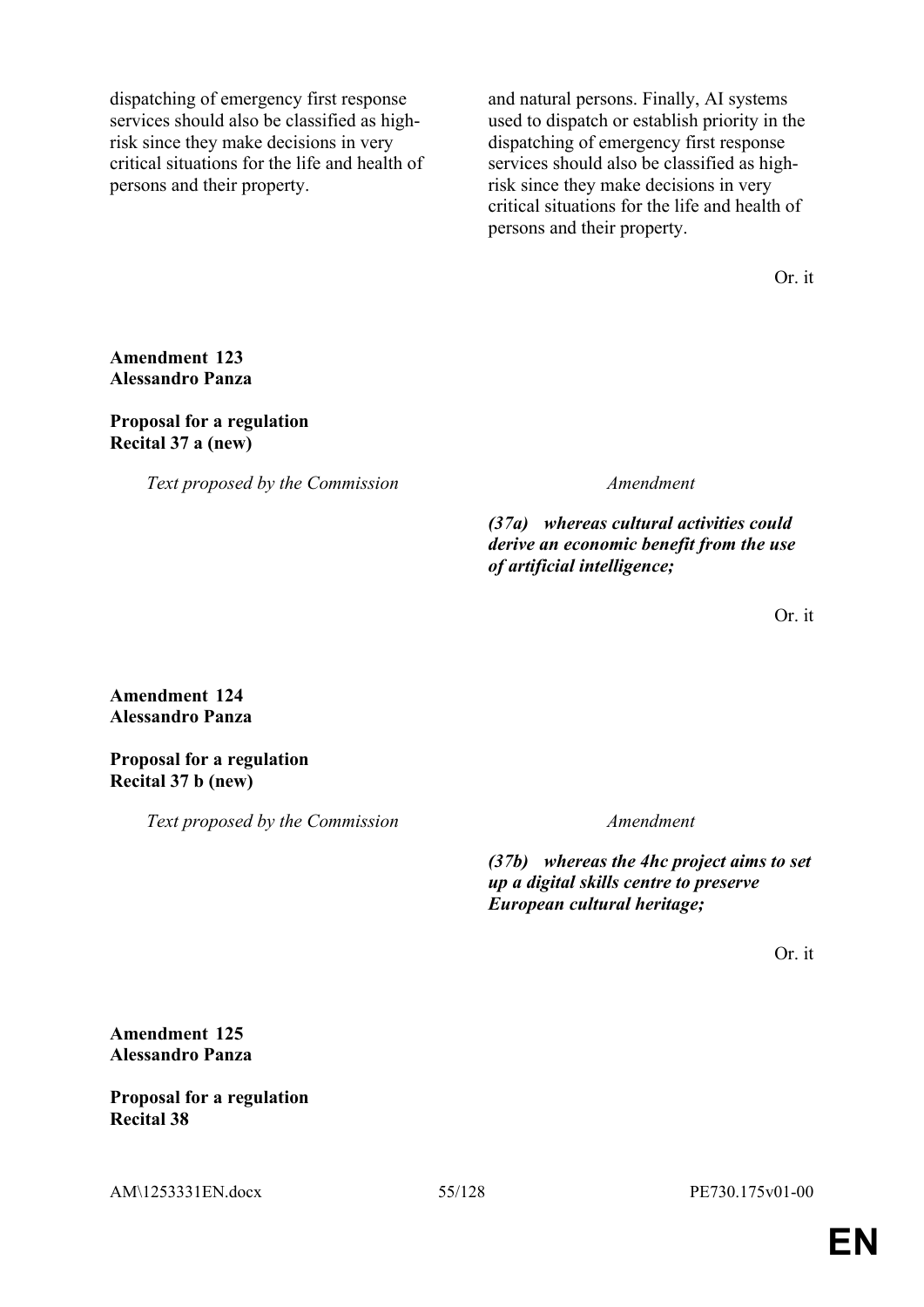| | |
|---|---|
| dispatching of emergency first response services should also be classified as high-risk since they make decisions in very critical situations for the life and health of persons and their property. | and natural persons. Finally, AI systems used to dispatch or establish priority in the dispatching of emergency first response services should also be classified as high-risk since they make decisions in very critical situations for the life and health of persons and their property. |

Or. it

**Amendment 123**
**Alessandro Panza**

**Proposal for a regulation**
**Recital 37 a (new)**

| *Text proposed by the Commission* | *Amendment* |
|---|---|
| | ***(37a) whereas cultural activities could derive an economic benefit from the use of artificial intelligence;*** |

Or. it

**Amendment 124**
**Alessandro Panza**

**Proposal for a regulation**
**Recital 37 b (new)**

| *Text proposed by the Commission* | *Amendment* |
|---|---|
| | ***(37b) whereas the 4hc project aims to set up a digital skills centre to preserve European cultural heritage;*** |

Or. it

**Amendment 125**
**Alessandro Panza**

**Proposal for a regulation**
**Recital 38**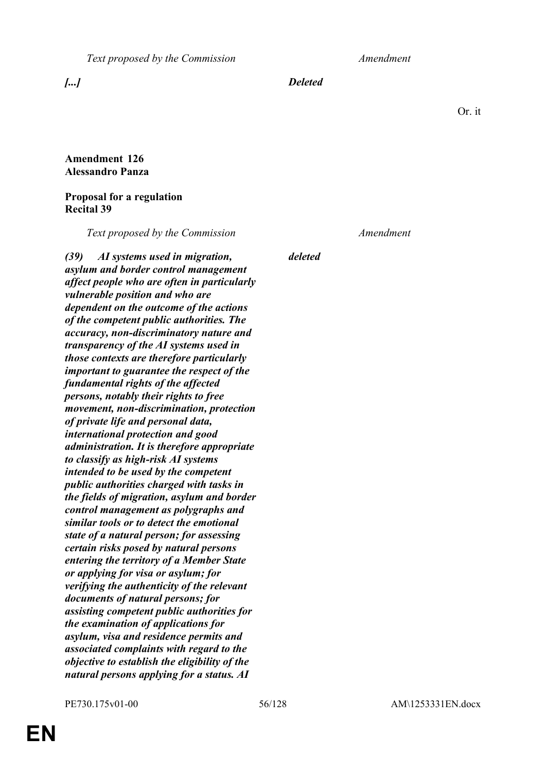| Text proposed by the Commission | Amendment |
|---|---|
| *[...]* | ***Deleted*** |

Or. it

**Amendment 126**
**Alessandro Panza**

**Proposal for a regulation**
**Recital 39**

| Text proposed by the Commission | Amendment |
|---|---|
| ***(39) AI systems used in migration, asylum and border control management affect people who are often in particularly vulnerable position and who are dependent on the outcome of the actions of the competent public authorities. The accuracy, non-discriminatory nature and transparency of the AI systems used in those contexts are therefore particularly important to guarantee the respect of the fundamental rights of the affected persons, notably their rights to free movement, non-discrimination, protection of private life and personal data, international protection and good administration. It is therefore appropriate to classify as high-risk AI systems intended to be used by the competent public authorities charged with tasks in the fields of migration, asylum and border control management as polygraphs and similar tools or to detect the emotional state of a natural person; for assessing certain risks posed by natural persons entering the territory of a Member State or applying for visa or asylum; for verifying the authenticity of the relevant documents of natural persons; for assisting competent public authorities for the examination of applications for asylum, visa and residence permits and associated complaints with regard to the objective to establish the eligibility of the natural persons applying for a status. AI*** | ***deleted*** |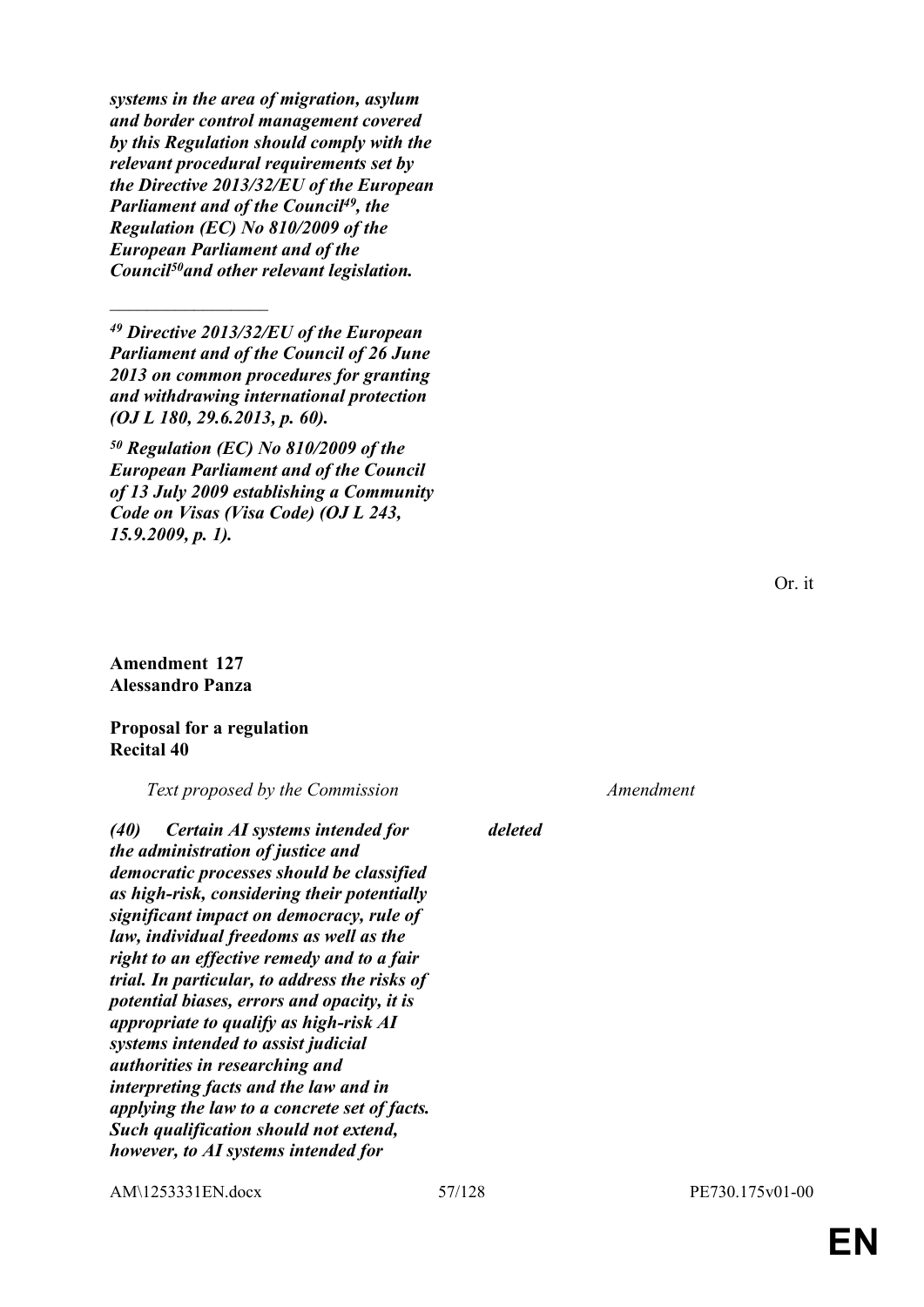***systems in the area of migration, asylum and border control management covered by this Regulation should comply with the relevant procedural requirements set by the Directive 2013/32/EU of the European Parliament and of the Council[49], the Regulation (EC) No 810/2009 of the European Parliament and of the Council[50] and other relevant legislation.***

_________________

***[49] Directive 2013/32/EU of the European Parliament and of the Council of 26 June 2013 on common procedures for granting and withdrawing international protection (OJ L 180, 29.6.2013, p. 60).***

***[50] Regulation (EC) No 810/2009 of the European Parliament and of the Council of 13 July 2009 establishing a Community Code on Visas (Visa Code) (OJ L 243, 15.9.2009, p. 1).***

Or. it

**Amendment 127**
**Alessandro Panza**

**Proposal for a regulation**
**Recital 40**

| *Text proposed by the Commission* | *Amendment* |
|---|---|
| ***(40) Certain AI systems intended for the administration of justice and democratic processes should be classified as high-risk, considering their potentially significant impact on democracy, rule of law, individual freedoms as well as the right to an effective remedy and to a fair trial. In particular, to address the risks of potential biases, errors and opacity, it is appropriate to qualify as high-risk AI systems intended to assist judicial authorities in researching and interpreting facts and the law and in applying the law to a concrete set of facts. Such qualification should not extend, however, to AI systems intended for*** | ***deleted*** |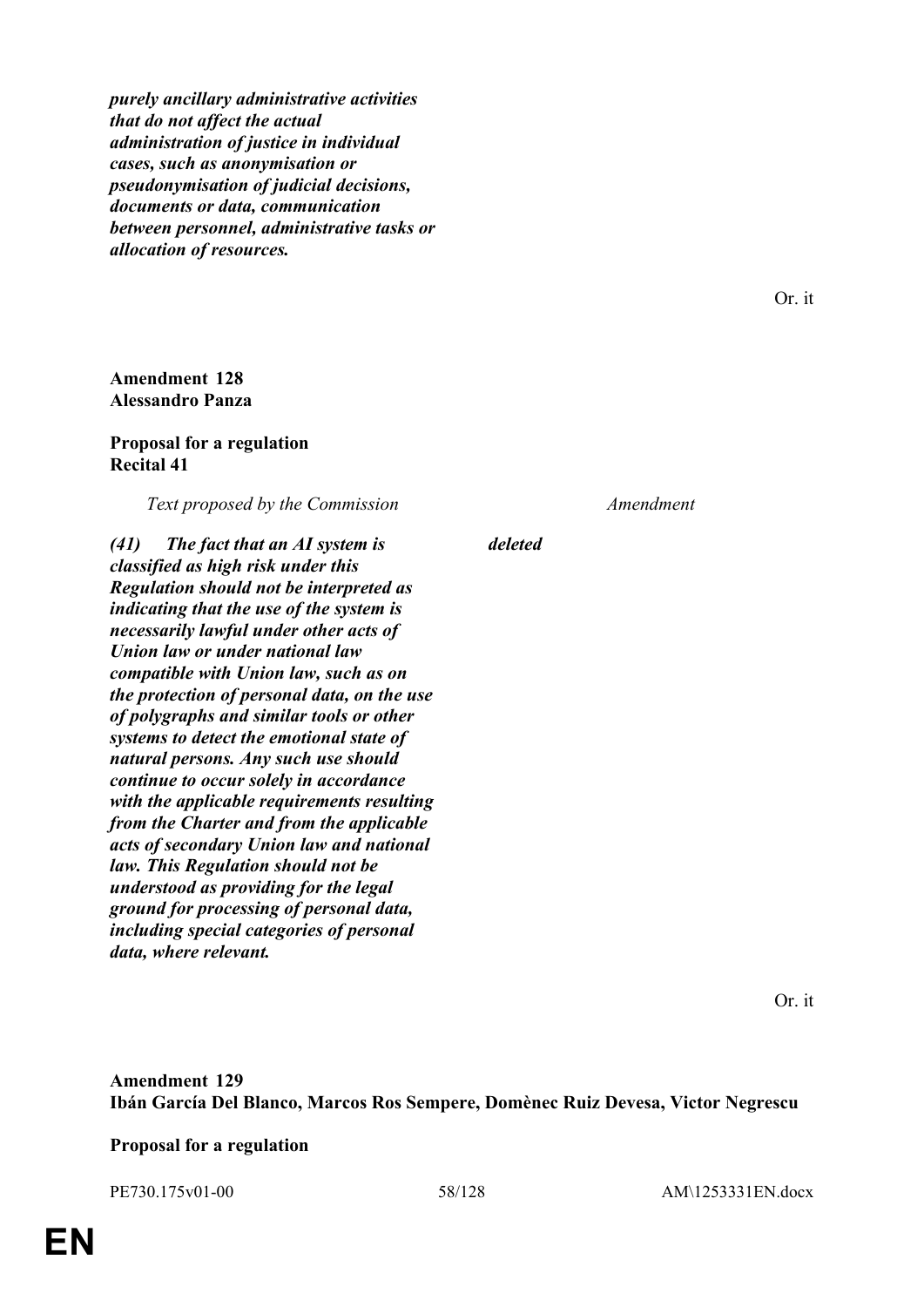***purely ancillary administrative activities that do not affect the actual administration of justice in individual cases, such as anonymisation or pseudonymisation of judicial decisions, documents or data, communication between personnel, administrative tasks or allocation of resources.***

Or. it

**Amendment 128**
**Alessandro Panza**

**Proposal for a regulation**
**Recital 41**

| *Text proposed by the Commission* | *Amendment* |
|---|---|
| ***(41) The fact that an AI system is classified as high risk under this Regulation should not be interpreted as indicating that the use of the system is necessarily lawful under other acts of Union law or under national law compatible with Union law, such as on the protection of personal data, on the use of polygraphs and similar tools or other systems to detect the emotional state of natural persons. Any such use should continue to occur solely in accordance with the applicable requirements resulting from the Charter and from the applicable acts of secondary Union law and national law. This Regulation should not be understood as providing for the legal ground for processing of personal data, including special categories of personal data, where relevant.*** | ***deleted*** |

Or. it

**Amendment 129**
**Ibán García Del Blanco, Marcos Ros Sempere, Domènec Ruiz Devesa, Victor Negrescu**

**Proposal for a regulation**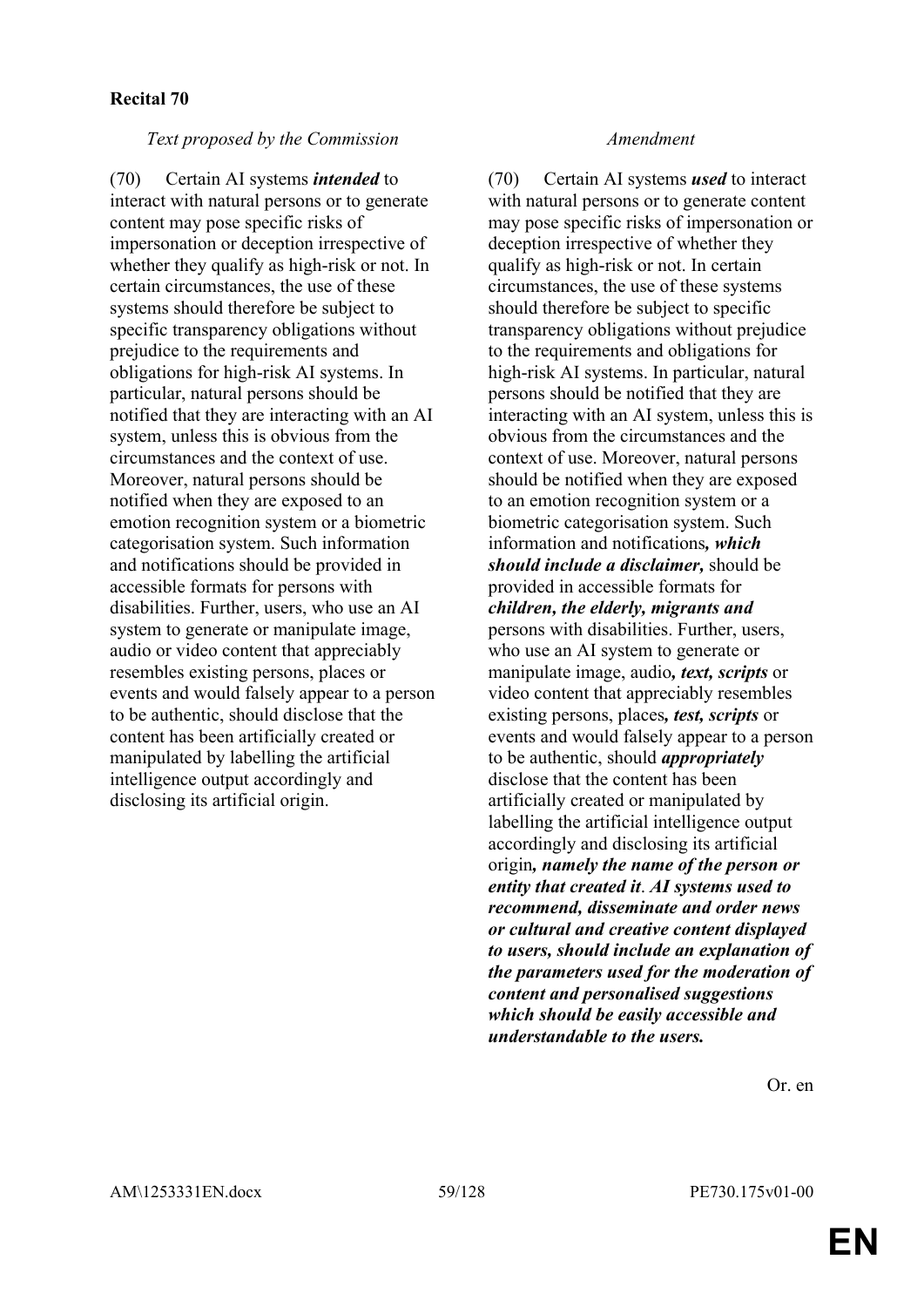**Recital 70**

| *Text proposed by the Commission* | *Amendment* |
| --- | --- |
| (70) Certain AI systems ***intended*** to interact with natural persons or to generate content may pose specific risks of impersonation or deception irrespective of whether they qualify as high-risk or not. In certain circumstances, the use of these systems should therefore be subject to specific transparency obligations without prejudice to the requirements and obligations for high-risk AI systems. In particular, natural persons should be notified that they are interacting with an AI system, unless this is obvious from the circumstances and the context of use. Moreover, natural persons should be notified when they are exposed to an emotion recognition system or a biometric categorisation system. Such information and notifications should be provided in accessible formats for persons with disabilities. Further, users, who use an AI system to generate or manipulate image, audio or video content that appreciably resembles existing persons, places or events and would falsely appear to a person to be authentic, should disclose that the content has been artificially created or manipulated by labelling the artificial intelligence output accordingly and disclosing its artificial origin. | (70) Certain AI systems ***used*** to interact with natural persons or to generate content may pose specific risks of impersonation or deception irrespective of whether they qualify as high-risk or not. In certain circumstances, the use of these systems should therefore be subject to specific transparency obligations without prejudice to the requirements and obligations for high-risk AI systems. In particular, natural persons should be notified that they are interacting with an AI system, unless this is obvious from the circumstances and the context of use. Moreover, natural persons should be notified when they are exposed to an emotion recognition system or a biometric categorisation system. Such information and notifications***, which should include a disclaimer,*** should be provided in accessible formats for ***children, the elderly, migrants and*** persons with disabilities. Further, users, who use an AI system to generate or manipulate image, audio***, text, scripts*** or video content that appreciably resembles existing persons, places***, test, scripts*** or events and would falsely appear to a person to be authentic, should ***appropriately*** disclose that the content has been artificially created or manipulated by labelling the artificial intelligence output accordingly and disclosing its artificial origin***, namely the name of the person or entity that created it***. ***AI systems used to recommend, disseminate and order news or cultural and creative content displayed to users, should include an explanation of the parameters used for the moderation of content and personalised suggestions which should be easily accessible and understandable to the users.*** |

Or. en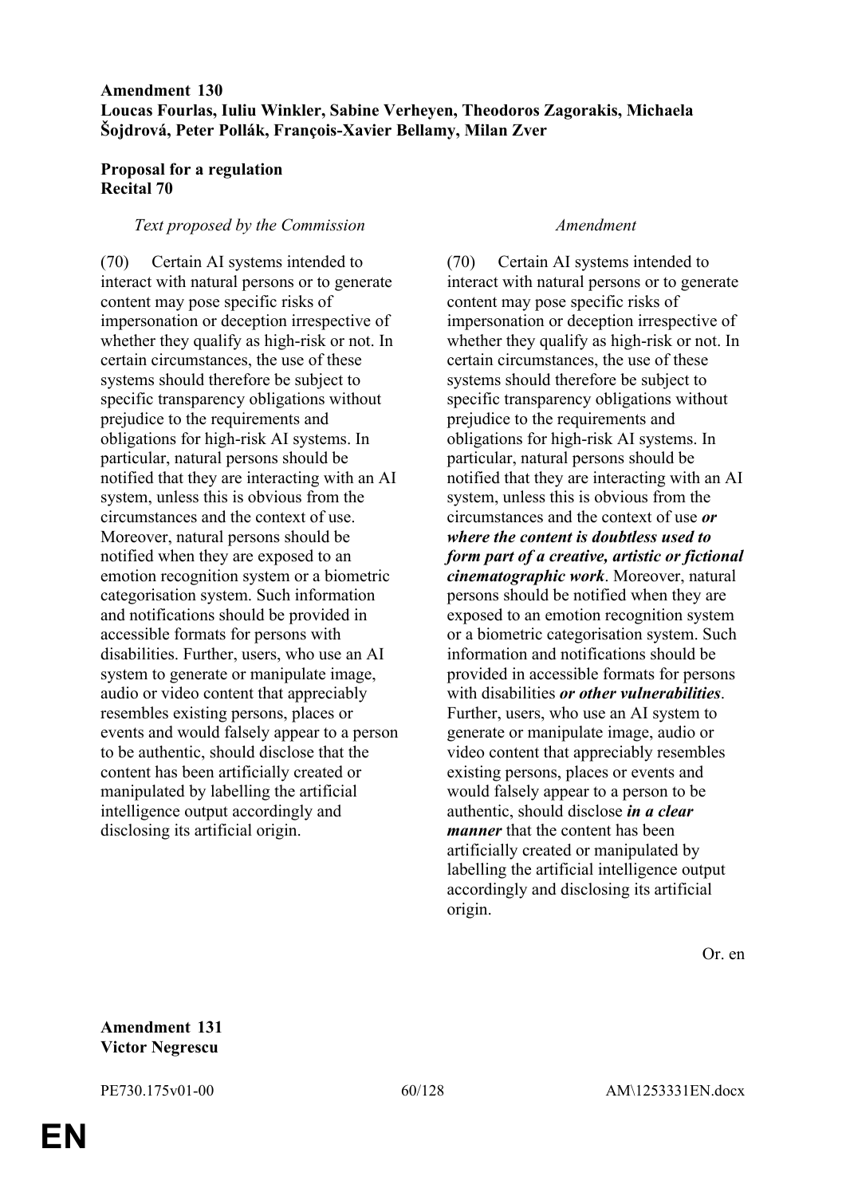**Amendment 130**
**Loucas Fourlas, Iuliu Winkler, Sabine Verheyen, Theodoros Zagorakis, Michaela Šojdrová, Peter Pollák, François-Xavier Bellamy, Milan Zver**

**Proposal for a regulation**
**Recital 70**

| *Text proposed by the Commission* | *Amendment* |
|---|---|
| (70) Certain AI systems intended to interact with natural persons or to generate content may pose specific risks of impersonation or deception irrespective of whether they qualify as high-risk or not. In certain circumstances, the use of these systems should therefore be subject to specific transparency obligations without prejudice to the requirements and obligations for high-risk AI systems. In particular, natural persons should be notified that they are interacting with an AI system, unless this is obvious from the circumstances and the context of use. Moreover, natural persons should be notified when they are exposed to an emotion recognition system or a biometric categorisation system. Such information and notifications should be provided in accessible formats for persons with disabilities. Further, users, who use an AI system to generate or manipulate image, audio or video content that appreciably resembles existing persons, places or events and would falsely appear to a person to be authentic, should disclose that the content has been artificially created or manipulated by labelling the artificial intelligence output accordingly and disclosing its artificial origin. | (70) Certain AI systems intended to interact with natural persons or to generate content may pose specific risks of impersonation or deception irrespective of whether they qualify as high-risk or not. In certain circumstances, the use of these systems should therefore be subject to specific transparency obligations without prejudice to the requirements and obligations for high-risk AI systems. In particular, natural persons should be notified that they are interacting with an AI system, unless this is obvious from the circumstances and the context of use ***or where the content is doubtless used to form part of a creative, artistic or fictional cinematographic work***. Moreover, natural persons should be notified when they are exposed to an emotion recognition system or a biometric categorisation system. Such information and notifications should be provided in accessible formats for persons with disabilities ***or other vulnerabilities***. Further, users, who use an AI system to generate or manipulate image, audio or video content that appreciably resembles existing persons, places or events and would falsely appear to a person to be authentic, should disclose ***in a clear manner*** that the content has been artificially created or manipulated by labelling the artificial intelligence output accordingly and disclosing its artificial origin. |

Or. en

**Amendment 131**
**Victor Negrescu**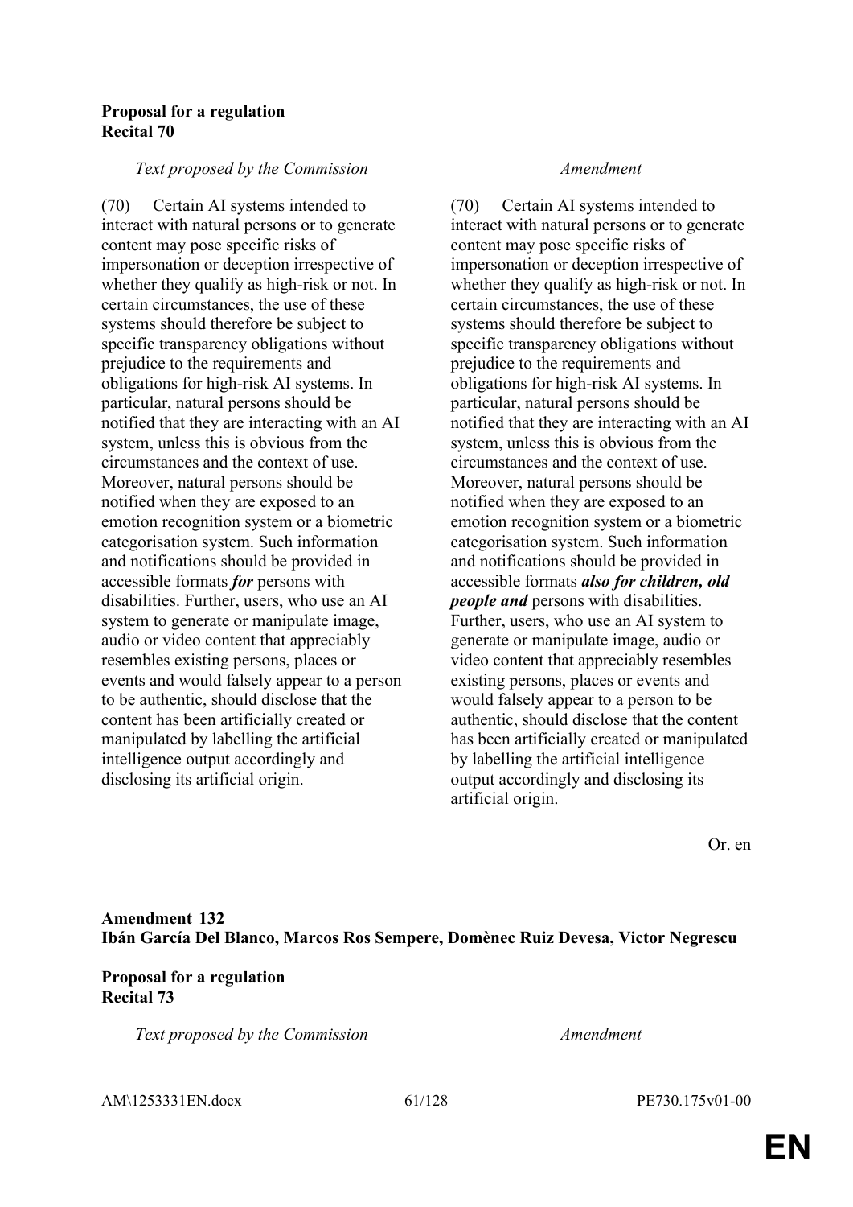**Proposal for a regulation**
**Recital 70**

| *Text proposed by the Commission* | *Amendment* |
|---|---|
| (70) Certain AI systems intended to interact with natural persons or to generate content may pose specific risks of impersonation or deception irrespective of whether they qualify as high-risk or not. In certain circumstances, the use of these systems should therefore be subject to specific transparency obligations without prejudice to the requirements and obligations for high-risk AI systems. In particular, natural persons should be notified that they are interacting with an AI system, unless this is obvious from the circumstances and the context of use. Moreover, natural persons should be notified when they are exposed to an emotion recognition system or a biometric categorisation system. Such information and notifications should be provided in accessible formats ***for*** persons with disabilities. Further, users, who use an AI system to generate or manipulate image, audio or video content that appreciably resembles existing persons, places or events and would falsely appear to a person to be authentic, should disclose that the content has been artificially created or manipulated by labelling the artificial intelligence output accordingly and disclosing its artificial origin. | (70) Certain AI systems intended to interact with natural persons or to generate content may pose specific risks of impersonation or deception irrespective of whether they qualify as high-risk or not. In certain circumstances, the use of these systems should therefore be subject to specific transparency obligations without prejudice to the requirements and obligations for high-risk AI systems. In particular, natural persons should be notified that they are interacting with an AI system, unless this is obvious from the circumstances and the context of use. Moreover, natural persons should be notified when they are exposed to an emotion recognition system or a biometric categorisation system. Such information and notifications should be provided in accessible formats ***also for children, old people and*** persons with disabilities. Further, users, who use an AI system to generate or manipulate image, audio or video content that appreciably resembles existing persons, places or events and would falsely appear to a person to be authentic, should disclose that the content has been artificially created or manipulated by labelling the artificial intelligence output accordingly and disclosing its artificial origin. |

Or. en

**Amendment 132**
**Ibán García Del Blanco, Marcos Ros Sempere, Domènec Ruiz Devesa, Victor Negrescu**

**Proposal for a regulation**
**Recital 73**

| *Text proposed by the Commission* | *Amendment* |
|---|---|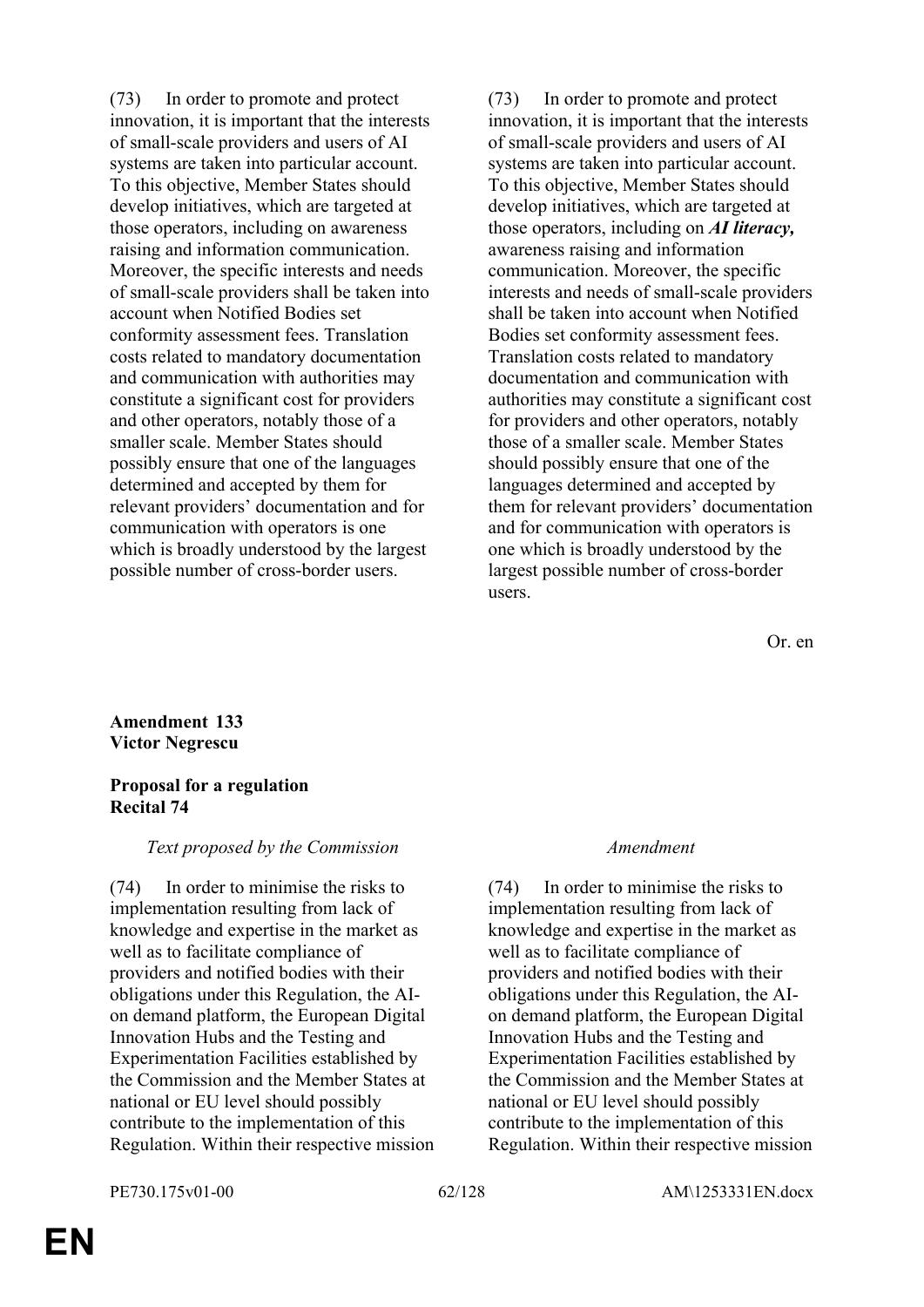| | |
|---|---|
| (73) In order to promote and protect innovation, it is important that the interests of small-scale providers and users of AI systems are taken into particular account. To this objective, Member States should develop initiatives, which are targeted at those operators, including on awareness raising and information communication. Moreover, the specific interests and needs of small-scale providers shall be taken into account when Notified Bodies set conformity assessment fees. Translation costs related to mandatory documentation and communication with authorities may constitute a significant cost for providers and other operators, notably those of a smaller scale. Member States should possibly ensure that one of the languages determined and accepted by them for relevant providers' documentation and for communication with operators is one which is broadly understood by the largest possible number of cross-border users. | (73) In order to promote and protect innovation, it is important that the interests of small-scale providers and users of AI systems are taken into particular account. To this objective, Member States should develop initiatives, which are targeted at those operators, including on ***AI literacy,*** awareness raising and information communication. Moreover, the specific interests and needs of small-scale providers shall be taken into account when Notified Bodies set conformity assessment fees. Translation costs related to mandatory documentation and communication with authorities may constitute a significant cost for providers and other operators, notably those of a smaller scale. Member States should possibly ensure that one of the languages determined and accepted by them for relevant providers' documentation and for communication with operators is one which is broadly understood by the largest possible number of cross-border users. |

Or. en

**Amendment 133**
**Victor Negrescu**

**Proposal for a regulation**
**Recital 74**

| *Text proposed by the Commission* | *Amendment* |
|---|---|
| (74) In order to minimise the risks to implementation resulting from lack of knowledge and expertise in the market as well as to facilitate compliance of providers and notified bodies with their obligations under this Regulation, the AI-on demand platform, the European Digital Innovation Hubs and the Testing and Experimentation Facilities established by the Commission and the Member States at national or EU level should possibly contribute to the implementation of this Regulation. Within their respective mission | (74) In order to minimise the risks to implementation resulting from lack of knowledge and expertise in the market as well as to facilitate compliance of providers and notified bodies with their obligations under this Regulation, the AI-on demand platform, the European Digital Innovation Hubs and the Testing and Experimentation Facilities established by the Commission and the Member States at national or EU level should possibly contribute to the implementation of this Regulation. Within their respective mission |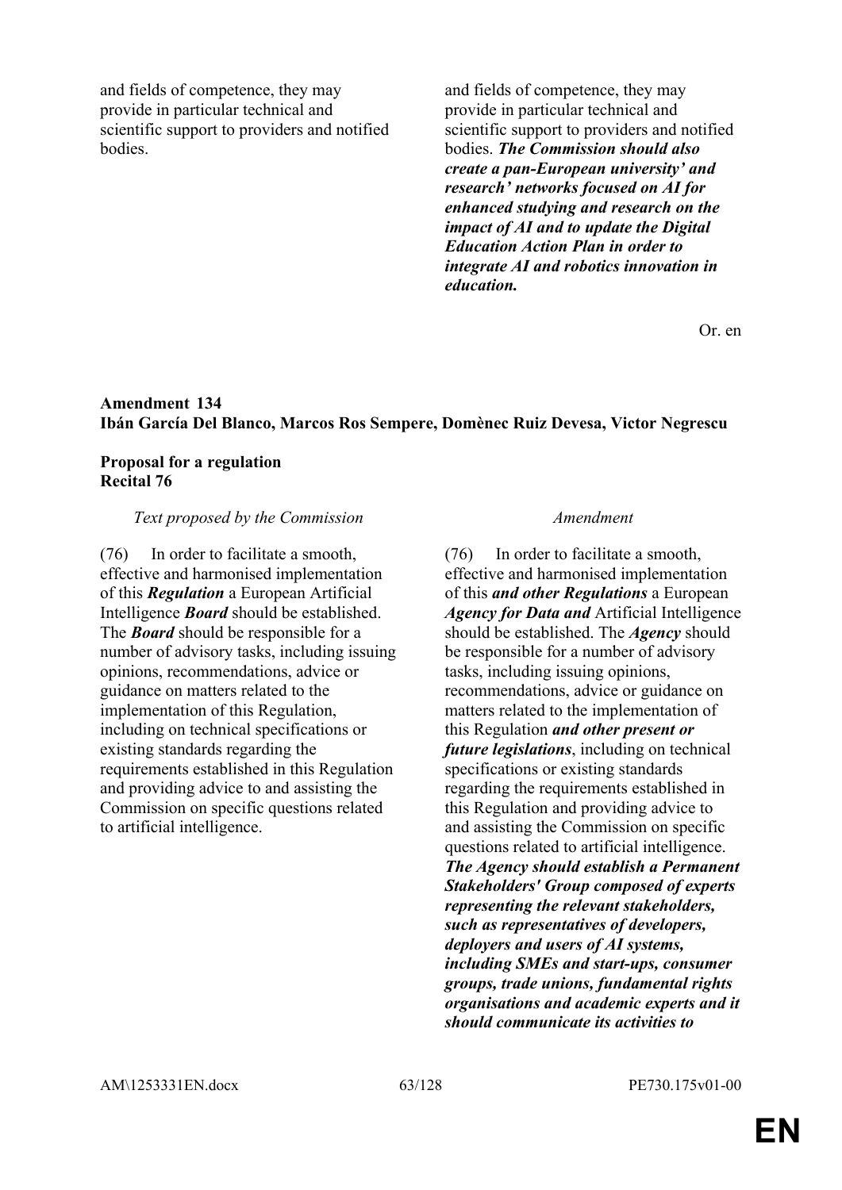| | |
|---|---|
| and fields of competence, they may provide in particular technical and scientific support to providers and notified bodies. | and fields of competence, they may provide in particular technical and scientific support to providers and notified bodies. ***The Commission should also create a pan-European university' and research' networks focused on AI for enhanced studying and research on the impact of AI and to update the Digital Education Action Plan in order to integrate AI and robotics innovation in education.*** |

Or. en

**Amendment 134**
**Ibán García Del Blanco, Marcos Ros Sempere, Domènec Ruiz Devesa, Victor Negrescu**

**Proposal for a regulation**
**Recital 76**

| *Text proposed by the Commission* | *Amendment* |
|---|---|
| (76) In order to facilitate a smooth, effective and harmonised implementation of this ***Regulation*** a European Artificial Intelligence ***Board*** should be established. The ***Board*** should be responsible for a number of advisory tasks, including issuing opinions, recommendations, advice or guidance on matters related to the implementation of this Regulation, including on technical specifications or existing standards regarding the requirements established in this Regulation and providing advice to and assisting the Commission on specific questions related to artificial intelligence. | (76) In order to facilitate a smooth, effective and harmonised implementation of this ***and other Regulations*** a European ***Agency for Data and*** Artificial Intelligence should be established. The ***Agency*** should be responsible for a number of advisory tasks, including issuing opinions, recommendations, advice or guidance on matters related to the implementation of this Regulation ***and other present or future legislations***, including on technical specifications or existing standards regarding the requirements established in this Regulation and providing advice to and assisting the Commission on specific questions related to artificial intelligence. ***The Agency should establish a Permanent Stakeholders' Group composed of experts representing the relevant stakeholders, such as representatives of developers, deployers and users of AI systems, including SMEs and start-ups, consumer groups, trade unions, fundamental rights organisations and academic experts and it should communicate its activities to*** |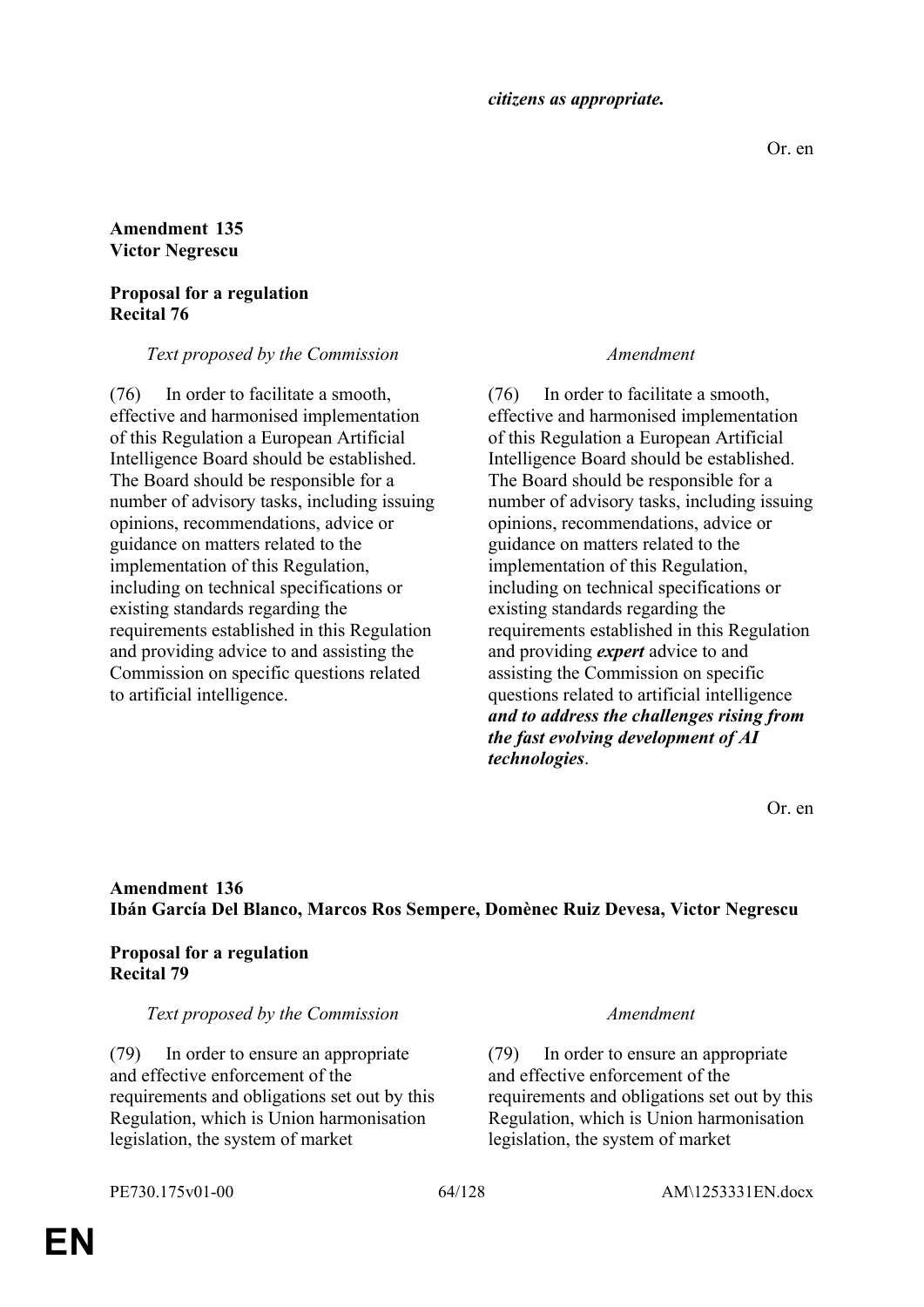***citizens as appropriate.***

Or. en

**Amendment 135**
**Victor Negrescu**

**Proposal for a regulation**
**Recital 76**

| *Text proposed by the Commission* | *Amendment* |
|---|---|
| (76) In order to facilitate a smooth, effective and harmonised implementation of this Regulation a European Artificial Intelligence Board should be established. The Board should be responsible for a number of advisory tasks, including issuing opinions, recommendations, advice or guidance on matters related to the implementation of this Regulation, including on technical specifications or existing standards regarding the requirements established in this Regulation and providing advice to and assisting the Commission on specific questions related to artificial intelligence. | (76) In order to facilitate a smooth, effective and harmonised implementation of this Regulation a European Artificial Intelligence Board should be established. The Board should be responsible for a number of advisory tasks, including issuing opinions, recommendations, advice or guidance on matters related to the implementation of this Regulation, including on technical specifications or existing standards regarding the requirements established in this Regulation and providing ***expert*** advice to and assisting the Commission on specific questions related to artificial intelligence ***and to address the challenges rising from the fast evolving development of AI technologies***. |

Or. en

**Amendment 136**
**Ibán García Del Blanco, Marcos Ros Sempere, Domènec Ruiz Devesa, Victor Negrescu**

**Proposal for a regulation**
**Recital 79**

| *Text proposed by the Commission* | *Amendment* |
|---|---|
| (79) In order to ensure an appropriate and effective enforcement of the requirements and obligations set out by this Regulation, which is Union harmonisation legislation, the system of market | (79) In order to ensure an appropriate and effective enforcement of the requirements and obligations set out by this Regulation, which is Union harmonisation legislation, the system of market |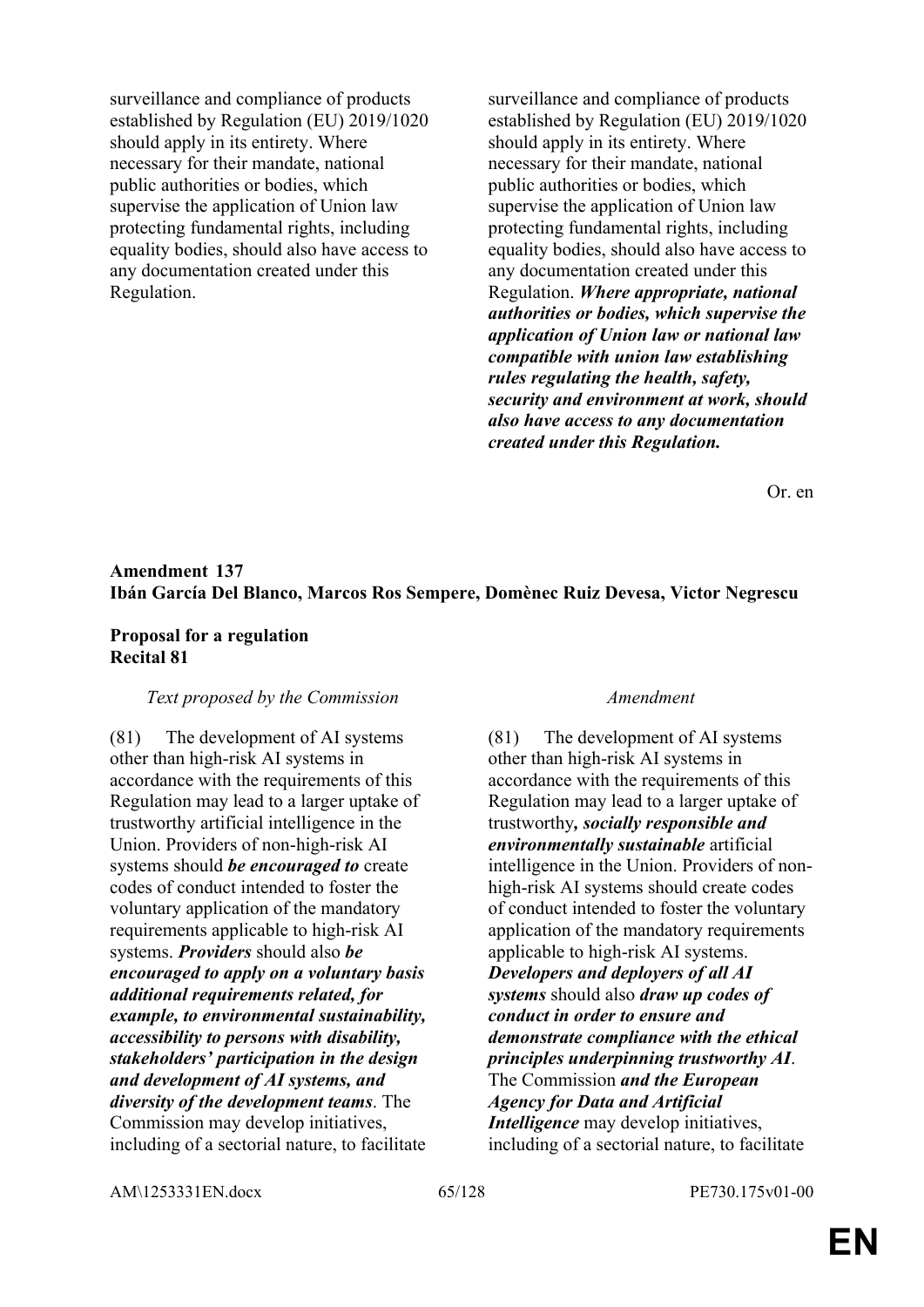| | |
|---|---|
| surveillance and compliance of products established by Regulation (EU) 2019/1020 should apply in its entirety. Where necessary for their mandate, national public authorities or bodies, which supervise the application of Union law protecting fundamental rights, including equality bodies, should also have access to any documentation created under this Regulation. | surveillance and compliance of products established by Regulation (EU) 2019/1020 should apply in its entirety. Where necessary for their mandate, national public authorities or bodies, which supervise the application of Union law protecting fundamental rights, including equality bodies, should also have access to any documentation created under this Regulation. ***Where appropriate, national authorities or bodies, which supervise the application of Union law or national law compatible with union law establishing rules regulating the health, safety, security and environment at work, should also have access to any documentation created under this Regulation.*** |

Or. en

**Amendment 137**
**Ibán García Del Blanco, Marcos Ros Sempere, Domènec Ruiz Devesa, Victor Negrescu**

**Proposal for a regulation**
**Recital 81**

| *Text proposed by the Commission* | *Amendment* |
|---|---|
| (81) The development of AI systems other than high-risk AI systems in accordance with the requirements of this Regulation may lead to a larger uptake of trustworthy artificial intelligence in the Union. Providers of non-high-risk AI systems should ***be encouraged to*** create codes of conduct intended to foster the voluntary application of the mandatory requirements applicable to high-risk AI systems. ***Providers*** should also ***be encouraged to apply on a voluntary basis additional requirements related, for example, to environmental sustainability, accessibility to persons with disability, stakeholders' participation in the design and development of AI systems, and diversity of the development teams***. The Commission may develop initiatives, including of a sectorial nature, to facilitate | (81) The development of AI systems other than high-risk AI systems in accordance with the requirements of this Regulation may lead to a larger uptake of trustworthy***, socially responsible and environmentally sustainable*** artificial intelligence in the Union. Providers of non-high-risk AI systems should create codes of conduct intended to foster the voluntary application of the mandatory requirements applicable to high-risk AI systems. ***Developers and deployers of all AI systems*** should also ***draw up codes of conduct in order to ensure and demonstrate compliance with the ethical principles underpinning trustworthy AI***. The Commission ***and the European Agency for Data and Artificial Intelligence*** may develop initiatives, including of a sectorial nature, to facilitate |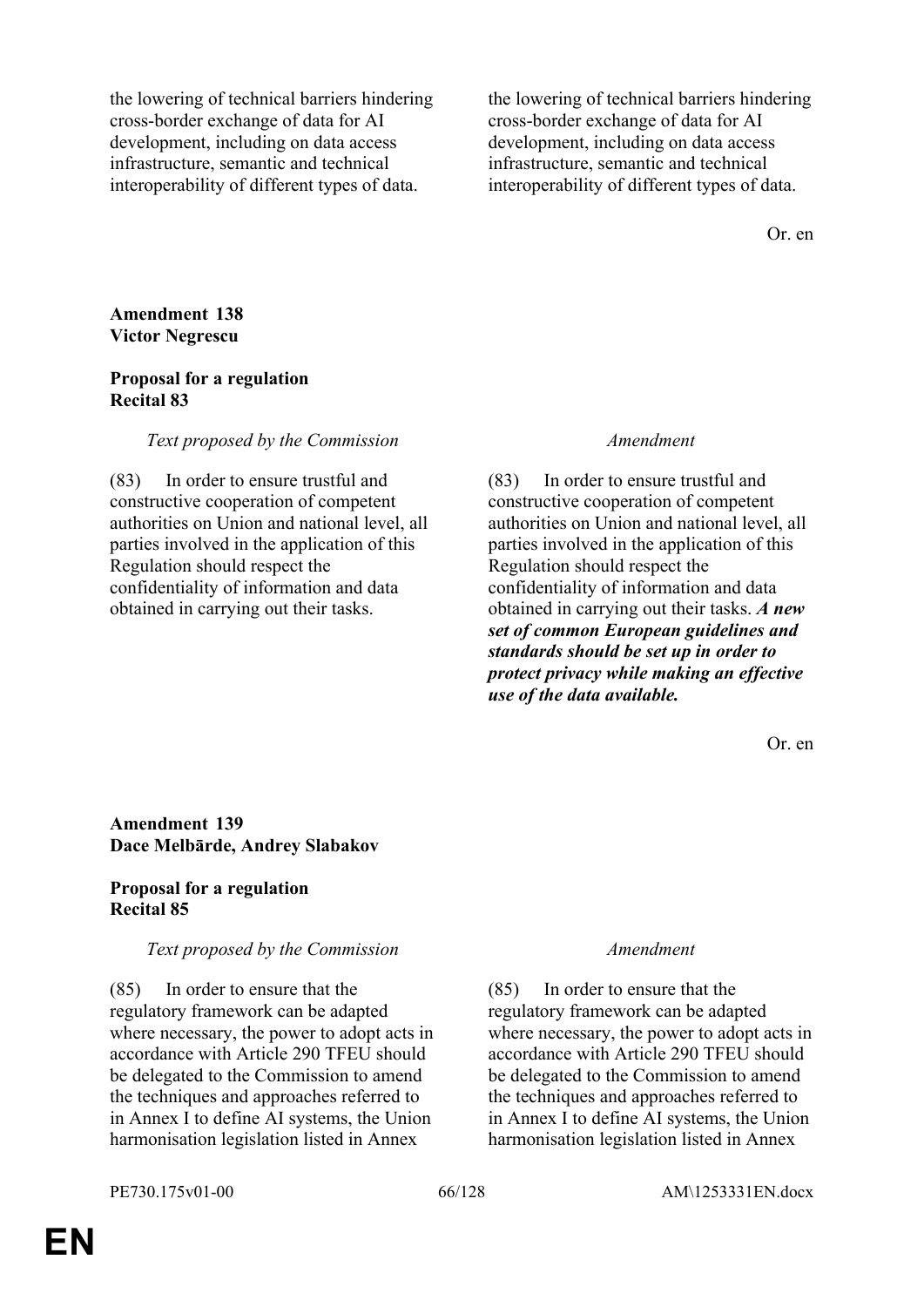| | |
|---|---|
| the lowering of technical barriers hindering cross-border exchange of data for AI development, including on data access infrastructure, semantic and technical interoperability of different types of data. | the lowering of technical barriers hindering cross-border exchange of data for AI development, including on data access infrastructure, semantic and technical interoperability of different types of data. |

Or. en

**Amendment 138**
**Victor Negrescu**

**Proposal for a regulation**
**Recital 83**

| *Text proposed by the Commission* | *Amendment* |
|---|---|
| (83) In order to ensure trustful and constructive cooperation of competent authorities on Union and national level, all parties involved in the application of this Regulation should respect the confidentiality of information and data obtained in carrying out their tasks. | (83) In order to ensure trustful and constructive cooperation of competent authorities on Union and national level, all parties involved in the application of this Regulation should respect the confidentiality of information and data obtained in carrying out their tasks. ***A new set of common European guidelines and standards should be set up in order to protect privacy while making an effective use of the data available.*** |

Or. en

**Amendment 139**
**Dace Melbārde, Andrey Slabakov**

**Proposal for a regulation**
**Recital 85**

| *Text proposed by the Commission* | *Amendment* |
|---|---|
| (85) In order to ensure that the regulatory framework can be adapted where necessary, the power to adopt acts in accordance with Article 290 TFEU should be delegated to the Commission to amend the techniques and approaches referred to in Annex I to define AI systems, the Union harmonisation legislation listed in Annex | (85) In order to ensure that the regulatory framework can be adapted where necessary, the power to adopt acts in accordance with Article 290 TFEU should be delegated to the Commission to amend the techniques and approaches referred to in Annex I to define AI systems, the Union harmonisation legislation listed in Annex |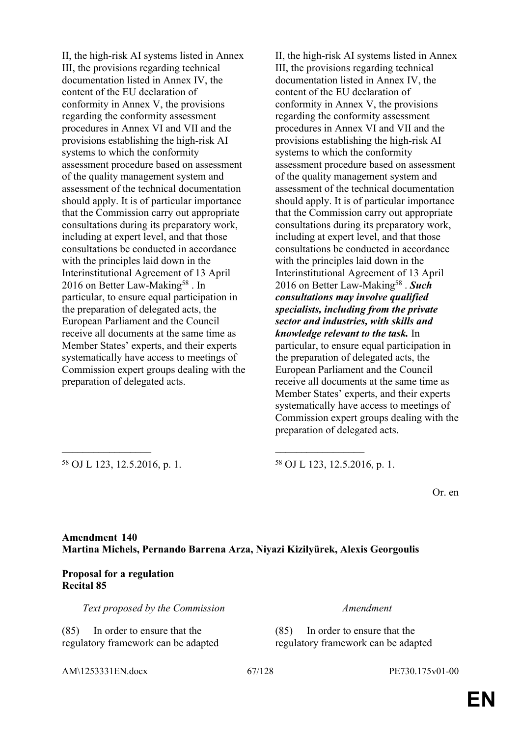| | |
|---|---|
| II, the high-risk AI systems listed in Annex III, the provisions regarding technical documentation listed in Annex IV, the content of the EU declaration of conformity in Annex V, the provisions regarding the conformity assessment procedures in Annex VI and VII and the provisions establishing the high-risk AI systems to which the conformity assessment procedure based on assessment of the quality management system and assessment of the technical documentation should apply. It is of particular importance that the Commission carry out appropriate consultations during its preparatory work, including at expert level, and that those consultations be conducted in accordance with the principles laid down in the Interinstitutional Agreement of 13 April 2016 on Better Law-Making[58] . In particular, to ensure equal participation in the preparation of delegated acts, the European Parliament and the Council receive all documents at the same time as Member States' experts, and their experts systematically have access to meetings of Commission expert groups dealing with the preparation of delegated acts. | II, the high-risk AI systems listed in Annex III, the provisions regarding technical documentation listed in Annex IV, the content of the EU declaration of conformity in Annex V, the provisions regarding the conformity assessment procedures in Annex VI and VII and the provisions establishing the high-risk AI systems to which the conformity assessment procedure based on assessment of the quality management system and assessment of the technical documentation should apply. It is of particular importance that the Commission carry out appropriate consultations during its preparatory work, including at expert level, and that those consultations be conducted in accordance with the principles laid down in the Interinstitutional Agreement of 13 April 2016 on Better Law-Making[58] . ***Such consultations may involve qualified specialists, including from the private sector and industries, with skills and knowledge relevant to the task.*** In particular, to ensure equal participation in the preparation of delegated acts, the European Parliament and the Council receive all documents at the same time as Member States' experts, and their experts systematically have access to meetings of Commission expert groups dealing with the preparation of delegated acts. |
| ________________ | ________________ |
| [58] OJ L 123, 12.5.2016, p. 1. | [58] OJ L 123, 12.5.2016, p. 1. |

Or. en

**Amendment 140**
**Martina Michels, Pernando Barrena Arza, Niyazi Kizilyürek, Alexis Georgoulis**

**Proposal for a regulation**
**Recital 85**

| *Text proposed by the Commission* | *Amendment* |
|---|---|
| (85) In order to ensure that the regulatory framework can be adapted | (85) In order to ensure that the regulatory framework can be adapted |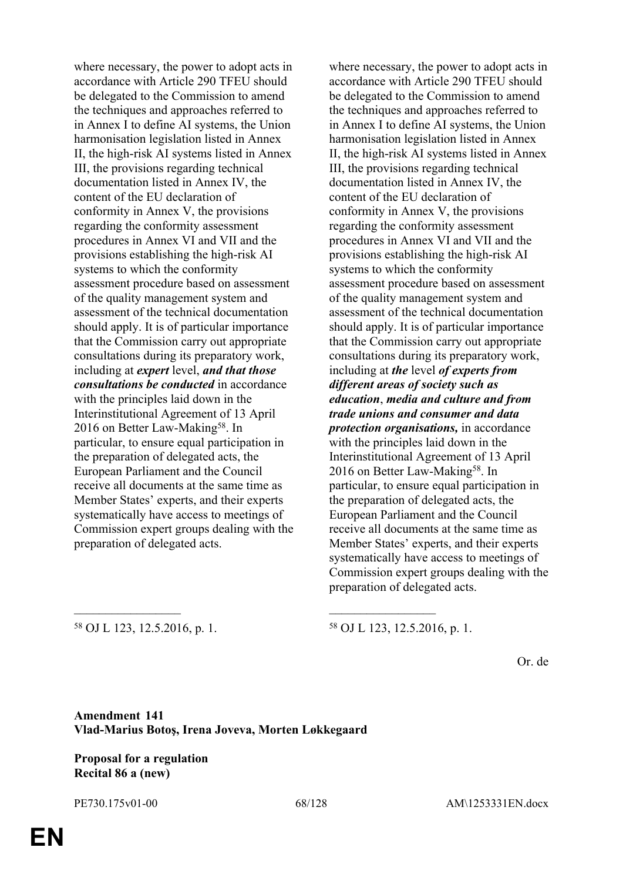| | |
|---|---|
| where necessary, the power to adopt acts in accordance with Article 290 TFEU should be delegated to the Commission to amend the techniques and approaches referred to in Annex I to define AI systems, the Union harmonisation legislation listed in Annex II, the high-risk AI systems listed in Annex III, the provisions regarding technical documentation listed in Annex IV, the content of the EU declaration of conformity in Annex V, the provisions regarding the conformity assessment procedures in Annex VI and VII and the provisions establishing the high-risk AI systems to which the conformity assessment procedure based on assessment of the quality management system and assessment of the technical documentation should apply. It is of particular importance that the Commission carry out appropriate consultations during its preparatory work, including at ***expert*** level, ***and that those consultations be conducted*** in accordance with the principles laid down in the Interinstitutional Agreement of 13 April 2016 on Better Law-Making[58]. In particular, to ensure equal participation in the preparation of delegated acts, the European Parliament and the Council receive all documents at the same time as Member States' experts, and their experts systematically have access to meetings of Commission expert groups dealing with the preparation of delegated acts. | where necessary, the power to adopt acts in accordance with Article 290 TFEU should be delegated to the Commission to amend the techniques and approaches referred to in Annex I to define AI systems, the Union harmonisation legislation listed in Annex II, the high-risk AI systems listed in Annex III, the provisions regarding technical documentation listed in Annex IV, the content of the EU declaration of conformity in Annex V, the provisions regarding the conformity assessment procedures in Annex VI and VII and the provisions establishing the high-risk AI systems to which the conformity assessment procedure based on assessment of the quality management system and assessment of the technical documentation should apply. It is of particular importance that the Commission carry out appropriate consultations during its preparatory work, including at ***the*** level ***of experts from different areas of society such as education***, ***media and culture and from trade unions and consumer and data protection organisations,*** in accordance with the principles laid down in the Interinstitutional Agreement of 13 April 2016 on Better Law-Making[58]. In particular, to ensure equal participation in the preparation of delegated acts, the European Parliament and the Council receive all documents at the same time as Member States' experts, and their experts systematically have access to meetings of Commission expert groups dealing with the preparation of delegated acts. |
| [58] OJ L 123, 12.5.2016, p. 1. | [58] OJ L 123, 12.5.2016, p. 1. |

Or. de

**Amendment 141**
**Vlad-Marius Botoş, Irena Joveva, Morten Løkkegaard**

**Proposal for a regulation**
**Recital 86 a (new)**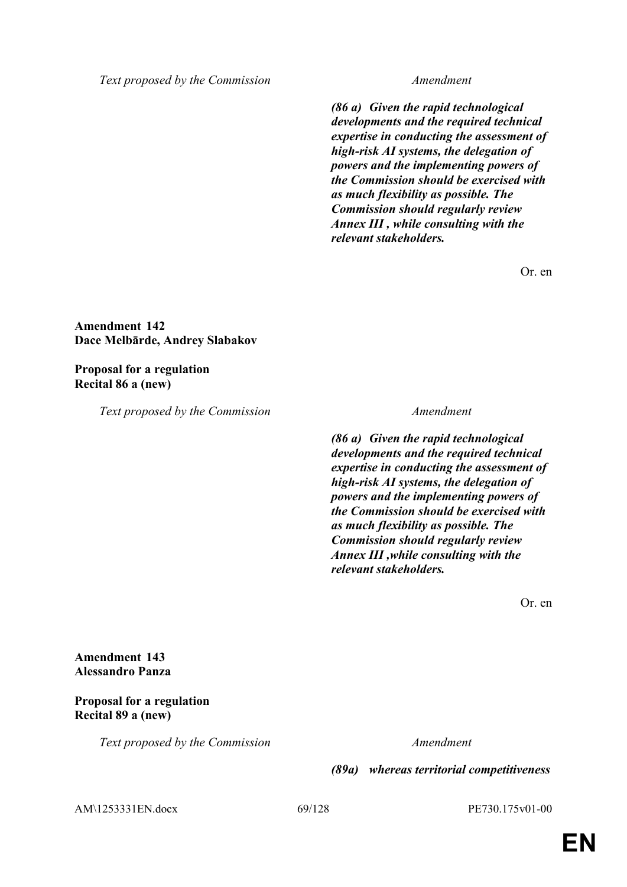| Text proposed by the Commission | Amendment |
|---|---|
| | ***(86 a) Given the rapid technological developments and the required technical expertise in conducting the assessment of high-risk AI systems, the delegation of powers and the implementing powers of the Commission should be exercised with as much flexibility as possible. The Commission should regularly review Annex III , while consulting with the relevant stakeholders.*** |

Or. en

**Amendment 142**
**Dace Melbārde, Andrey Slabakov**

**Proposal for a regulation**
**Recital 86 a (new)**

| Text proposed by the Commission | Amendment |
|---|---|
| | ***(86 a) Given the rapid technological developments and the required technical expertise in conducting the assessment of high-risk AI systems, the delegation of powers and the implementing powers of the Commission should be exercised with as much flexibility as possible. The Commission should regularly review Annex III ,while consulting with the relevant stakeholders.*** |

Or. en

**Amendment 143**
**Alessandro Panza**

**Proposal for a regulation**
**Recital 89 a (new)**

| Text proposed by the Commission | Amendment |
|---|---|
| | ***(89a) whereas territorial competitiveness*** |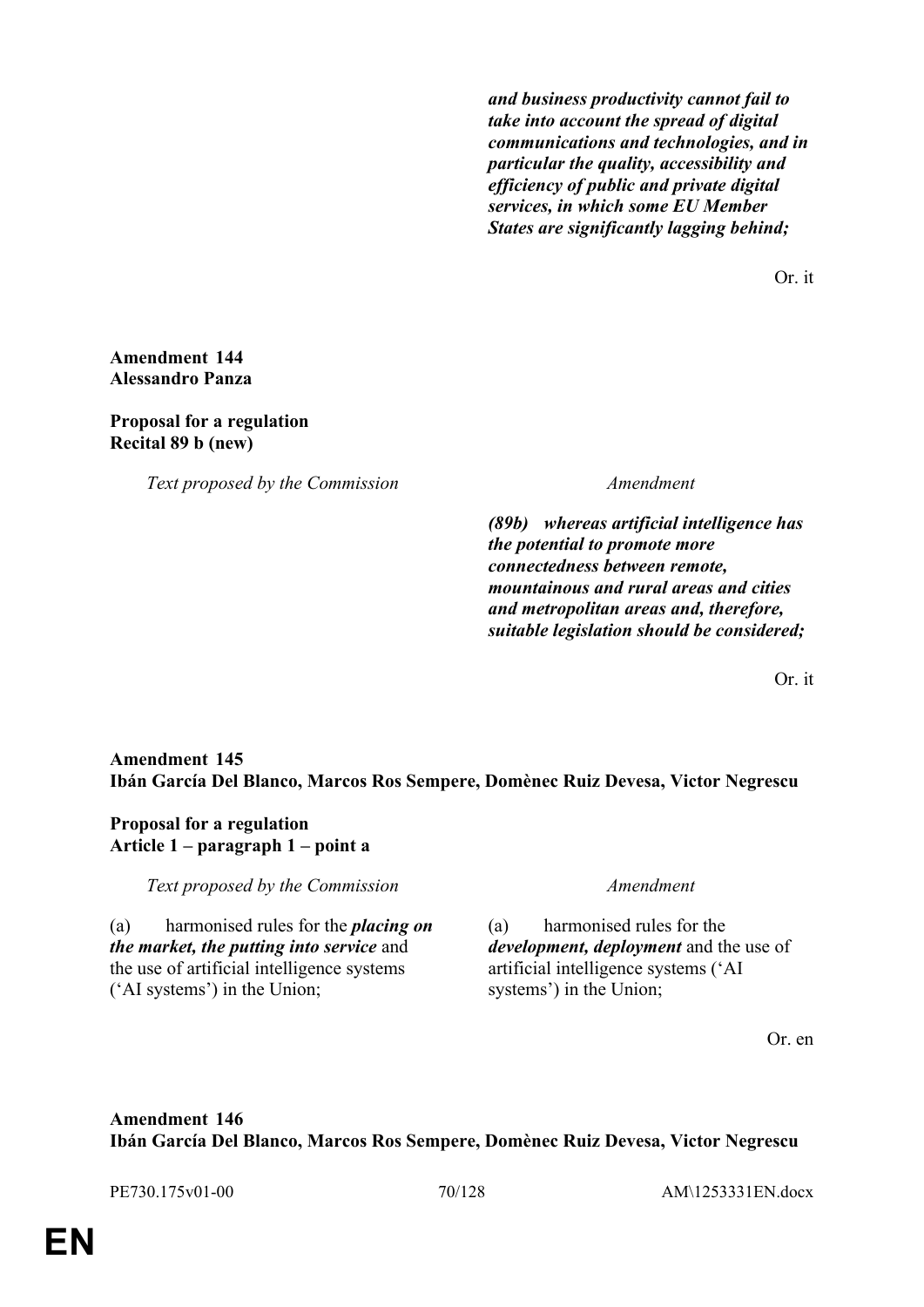| | |
|---|---|
| | ***and business productivity cannot fail to take into account the spread of digital communications and technologies, and in particular the quality, accessibility and efficiency of public and private digital services, in which some EU Member States are significantly lagging behind;*** |

Or. it

**Amendment 144**
**Alessandro Panza**

**Proposal for a regulation**
**Recital 89 b (new)**

| *Text proposed by the Commission* | *Amendment* |
|---|---|
| | ***(89b) whereas artificial intelligence has the potential to promote more connectedness between remote, mountainous and rural areas and cities and metropolitan areas and, therefore, suitable legislation should be considered;*** |

Or. it

**Amendment 145**
**Ibán García Del Blanco, Marcos Ros Sempere, Domènec Ruiz Devesa, Victor Negrescu**

**Proposal for a regulation**
**Article 1 – paragraph 1 – point a**

| *Text proposed by the Commission* | *Amendment* |
|---|---|
| (a) harmonised rules for the ***placing on the market, the putting into service*** and the use of artificial intelligence systems ('AI systems') in the Union; | (a) harmonised rules for the ***development, deployment*** and the use of artificial intelligence systems ('AI systems') in the Union; |

Or. en

**Amendment 146**
**Ibán García Del Blanco, Marcos Ros Sempere, Domènec Ruiz Devesa, Victor Negrescu**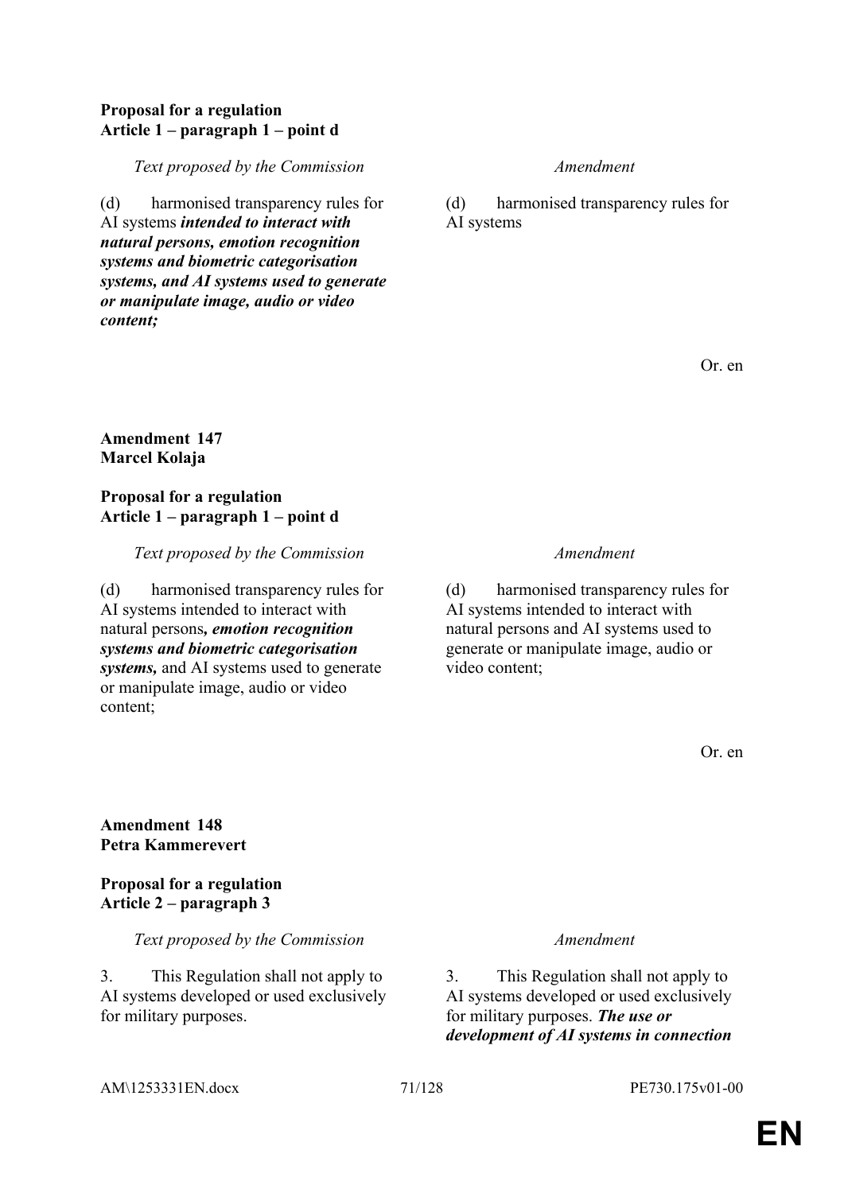**Proposal for a regulation**
**Article 1 – paragraph 1 – point d**

| *Text proposed by the Commission* | *Amendment* |
|---|---|
| (d) harmonised transparency rules for AI systems ***intended to interact with natural persons, emotion recognition systems and biometric categorisation systems, and AI systems used to generate or manipulate image, audio or video content;*** | (d) harmonised transparency rules for AI systems |

Or. en

**Amendment 147**
**Marcel Kolaja**

**Proposal for a regulation**
**Article 1 – paragraph 1 – point d**

| *Text proposed by the Commission* | *Amendment* |
|---|---|
| (d) harmonised transparency rules for AI systems intended to interact with natural persons***, emotion recognition systems and biometric categorisation systems,*** and AI systems used to generate or manipulate image, audio or video content; | (d) harmonised transparency rules for AI systems intended to interact with natural persons and AI systems used to generate or manipulate image, audio or video content; |

Or. en

**Amendment 148**
**Petra Kammerevert**

**Proposal for a regulation**
**Article 2 – paragraph 3**

| *Text proposed by the Commission* | *Amendment* |
|---|---|
| 3. This Regulation shall not apply to AI systems developed or used exclusively for military purposes. | 3. This Regulation shall not apply to AI systems developed or used exclusively for military purposes. ***The use or development of AI systems in connection*** |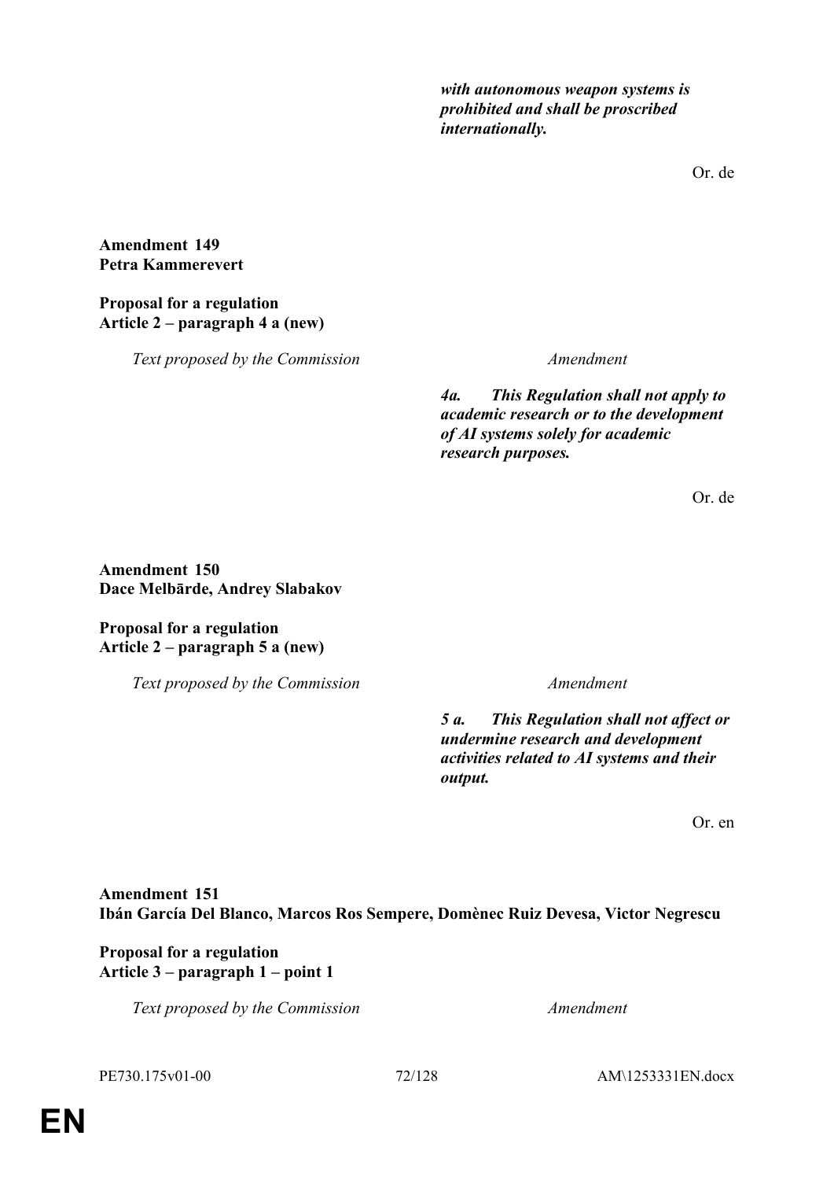| | |
|---|---|
| | ***with autonomous weapon systems is prohibited and shall be proscribed internationally.*** |

Or. de

**Amendment 149**
**Petra Kammerevert**

**Proposal for a regulation**
**Article 2 – paragraph 4 a (new)**

| *Text proposed by the Commission* | *Amendment* |
|---|---|
| | ***4a. This Regulation shall not apply to academic research or to the development of AI systems solely for academic research purposes.*** |

Or. de

**Amendment 150**
**Dace Melbārde, Andrey Slabakov**

**Proposal for a regulation**
**Article 2 – paragraph 5 a (new)**

| *Text proposed by the Commission* | *Amendment* |
|---|---|
| | ***5 a. This Regulation shall not affect or undermine research and development activities related to AI systems and their output.*** |

Or. en

**Amendment 151**
**Ibán García Del Blanco, Marcos Ros Sempere, Domènec Ruiz Devesa, Victor Negrescu**

**Proposal for a regulation**
**Article 3 – paragraph 1 – point 1**

| *Text proposed by the Commission* | *Amendment* |
|---|---|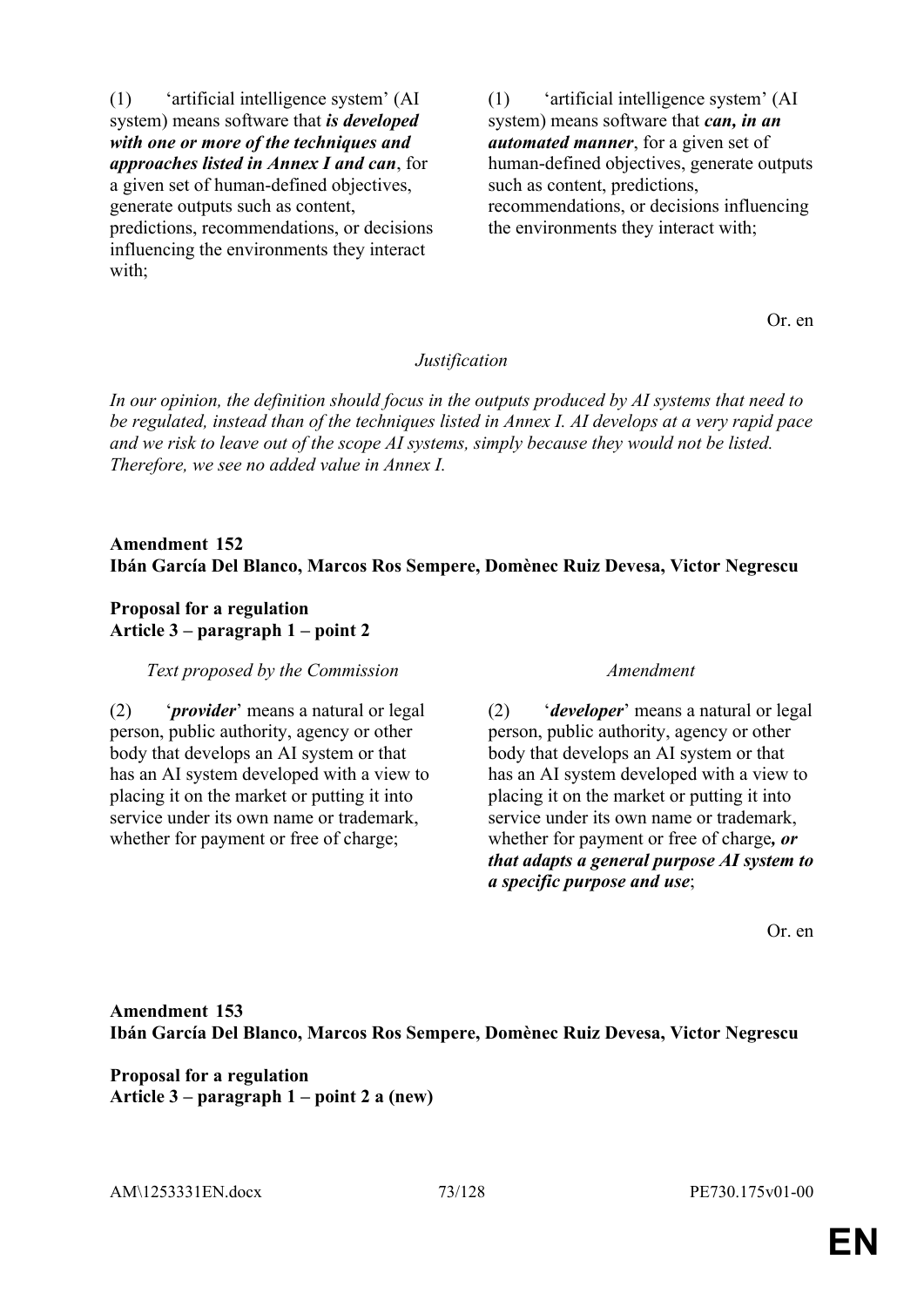| | |
|---|---|
| (1) 'artificial intelligence system' (AI system) means software that ***is developed with one or more of the techniques and approaches listed in Annex I and can***, for a given set of human-defined objectives, generate outputs such as content, predictions, recommendations, or decisions influencing the environments they interact with; | (1) 'artificial intelligence system' (AI system) means software that ***can, in an automated manner***, for a given set of human-defined objectives, generate outputs such as content, predictions, recommendations, or decisions influencing the environments they interact with; |

Or. en

*Justification*

*In our opinion, the definition should focus in the outputs produced by AI systems that need to be regulated, instead than of the techniques listed in Annex I. AI develops at a very rapid pace and we risk to leave out of the scope AI systems, simply because they would not be listed. Therefore, we see no added value in Annex I.*

**Amendment 152**
**Ibán García Del Blanco, Marcos Ros Sempere, Domènec Ruiz Devesa, Victor Negrescu**

**Proposal for a regulation**
**Article 3 – paragraph 1 – point 2**

| *Text proposed by the Commission* | *Amendment* |
|---|---|
| (2) '***provider***' means a natural or legal person, public authority, agency or other body that develops an AI system or that has an AI system developed with a view to placing it on the market or putting it into service under its own name or trademark, whether for payment or free of charge; | (2) '***developer***' means a natural or legal person, public authority, agency or other body that develops an AI system or that has an AI system developed with a view to placing it on the market or putting it into service under its own name or trademark, whether for payment or free of charge***, or that adapts a general purpose AI system to a specific purpose and use***; |

Or. en

**Amendment 153**
**Ibán García Del Blanco, Marcos Ros Sempere, Domènec Ruiz Devesa, Victor Negrescu**

**Proposal for a regulation**
**Article 3 – paragraph 1 – point 2 a (new)**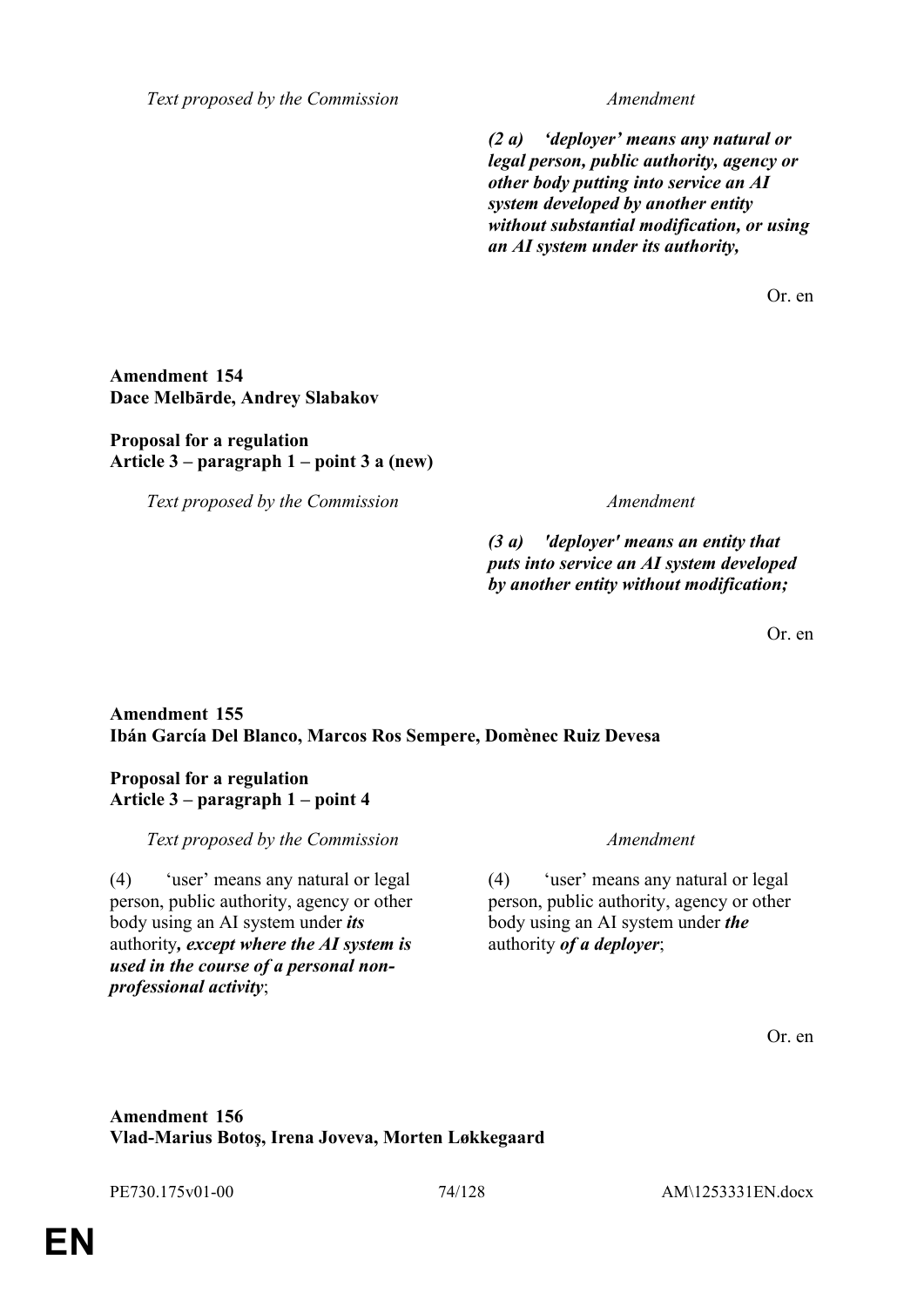| Text proposed by the Commission | Amendment |
| --- | --- |
| | ***(2 a) 'deployer' means any natural or legal person, public authority, agency or other body putting into service an AI system developed by another entity without substantial modification, or using an AI system under its authority,*** |

Or. en

**Amendment 154**
**Dace Melbārde, Andrey Slabakov**

**Proposal for a regulation**
**Article 3 – paragraph 1 – point 3 a (new)**

| Text proposed by the Commission | Amendment |
| --- | --- |
| | ***(3 a) 'deployer' means an entity that puts into service an AI system developed by another entity without modification;*** |

Or. en

**Amendment 155**
**Ibán García Del Blanco, Marcos Ros Sempere, Domènec Ruiz Devesa**

**Proposal for a regulation**
**Article 3 – paragraph 1 – point 4**

| Text proposed by the Commission | Amendment |
| --- | --- |
| (4) 'user' means any natural or legal person, public authority, agency or other body using an AI system under ***its*** authority***, except where the AI system is used in the course of a personal non-professional activity***; | (4) 'user' means any natural or legal person, public authority, agency or other body using an AI system under ***the*** authority ***of a deployer***; |

Or. en

**Amendment 156**
**Vlad-Marius Botoş, Irena Joveva, Morten Løkkegaard**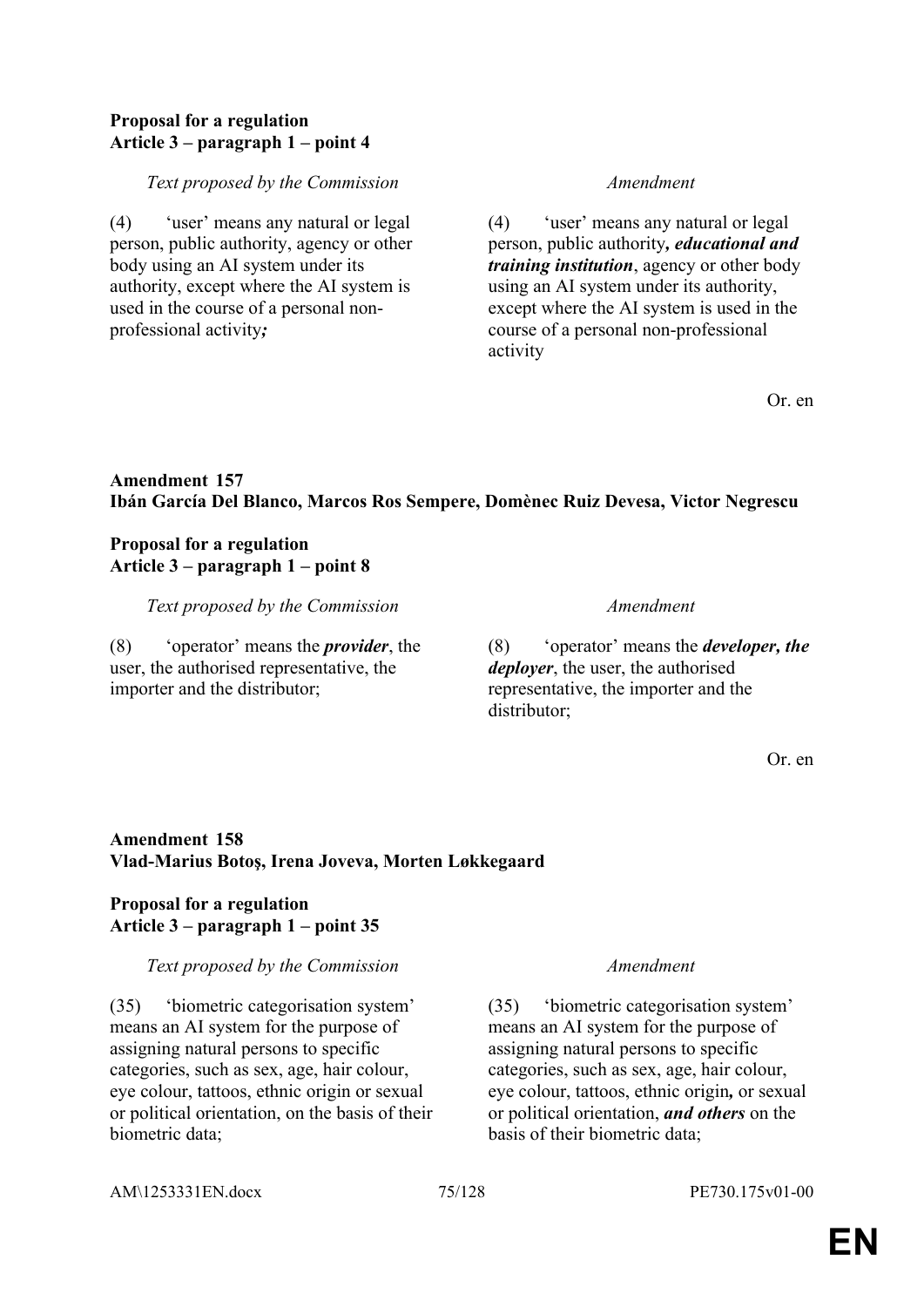**Proposal for a regulation**
**Article 3 – paragraph 1 – point 4**

| *Text proposed by the Commission* | *Amendment* |
|---|---|
| (4) 'user' means any natural or legal person, public authority, agency or other body using an AI system under its authority, except where the AI system is used in the course of a personal non-professional activity***;*** | (4) 'user' means any natural or legal person, public authority***, educational and training institution***, agency or other body using an AI system under its authority, except where the AI system is used in the course of a personal non-professional activity |

Or. en

**Amendment 157**
**Ibán García Del Blanco, Marcos Ros Sempere, Domènec Ruiz Devesa, Victor Negrescu**

**Proposal for a regulation**
**Article 3 – paragraph 1 – point 8**

| *Text proposed by the Commission* | *Amendment* |
|---|---|
| (8) 'operator' means the ***provider***, the user, the authorised representative, the importer and the distributor; | (8) 'operator' means the ***developer, the deployer***, the user, the authorised representative, the importer and the distributor; |

Or. en

**Amendment 158**
**Vlad-Marius Botoş, Irena Joveva, Morten Løkkegaard**

**Proposal for a regulation**
**Article 3 – paragraph 1 – point 35**

| *Text proposed by the Commission* | *Amendment* |
|---|---|
| (35) 'biometric categorisation system' means an AI system for the purpose of assigning natural persons to specific categories, such as sex, age, hair colour, eye colour, tattoos, ethnic origin or sexual or political orientation, on the basis of their biometric data; | (35) 'biometric categorisation system' means an AI system for the purpose of assigning natural persons to specific categories, such as sex, age, hair colour, eye colour, tattoos, ethnic origin***,*** or sexual or political orientation, ***and others*** on the basis of their biometric data; |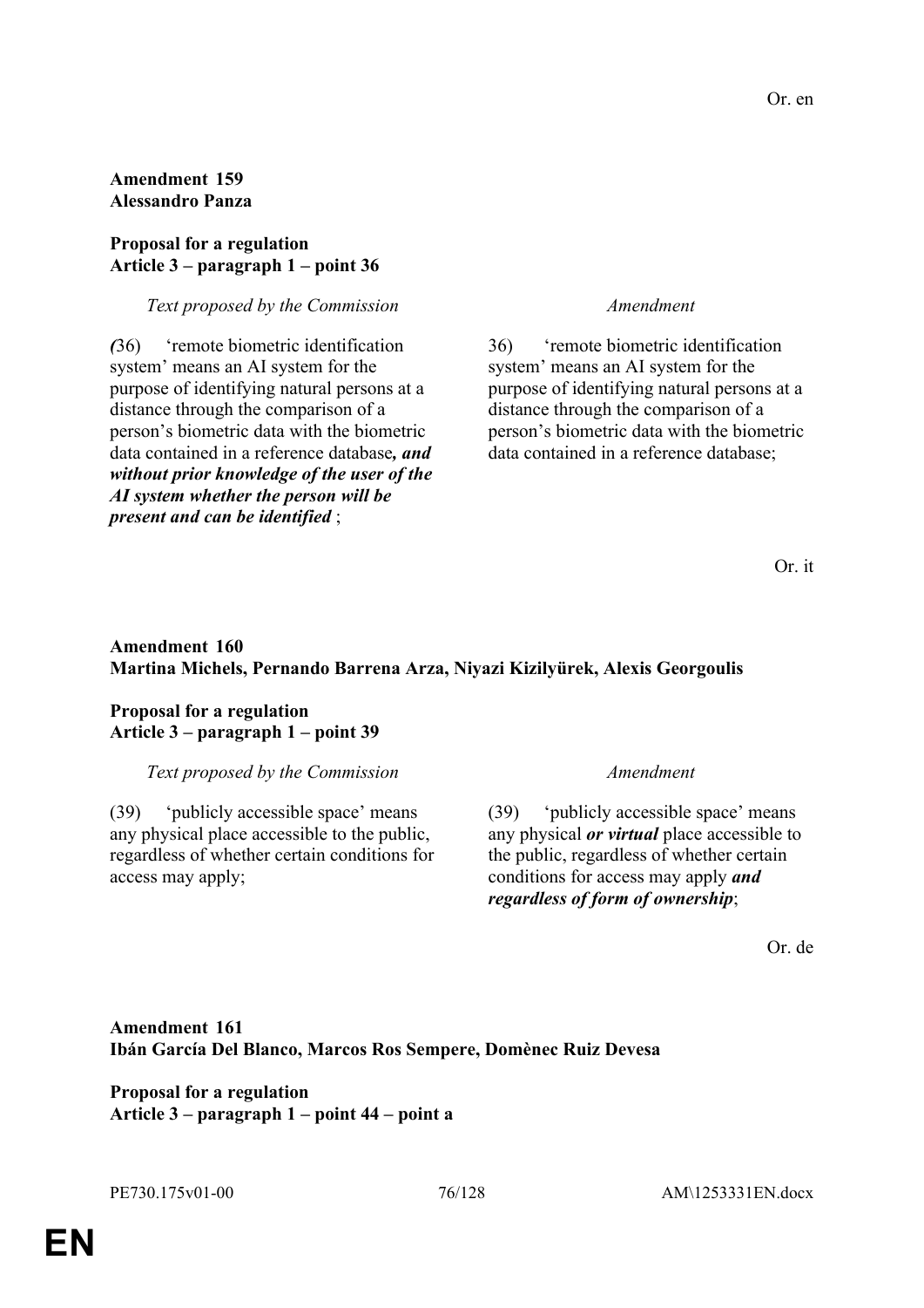Or. en

**Amendment 159**
**Alessandro Panza**

**Proposal for a regulation**
**Article 3 – paragraph 1 – point 36**

| *Text proposed by the Commission* | *Amendment* |
|---|---|
| ***(***36) ‘remote biometric identification system’ means an AI system for the purpose of identifying natural persons at a distance through the comparison of a person’s biometric data with the biometric data contained in a reference database***, and without prior knowledge of the user of the AI system whether the person will be present and can be identified*** ; | 36) ‘remote biometric identification system’ means an AI system for the purpose of identifying natural persons at a distance through the comparison of a person’s biometric data with the biometric data contained in a reference database; |

Or. it

**Amendment 160**
**Martina Michels, Pernando Barrena Arza, Niyazi Kizilyürek, Alexis Georgoulis**

**Proposal for a regulation**
**Article 3 – paragraph 1 – point 39**

| *Text proposed by the Commission* | *Amendment* |
|---|---|
| (39) ‘publicly accessible space’ means any physical place accessible to the public, regardless of whether certain conditions for access may apply; | (39) ‘publicly accessible space’ means any physical ***or virtual*** place accessible to the public, regardless of whether certain conditions for access may apply ***and regardless of form of ownership***; |

Or. de

**Amendment 161**
**Ibán García Del Blanco, Marcos Ros Sempere, Domènec Ruiz Devesa**

**Proposal for a regulation**
**Article 3 – paragraph 1 – point 44 – point a**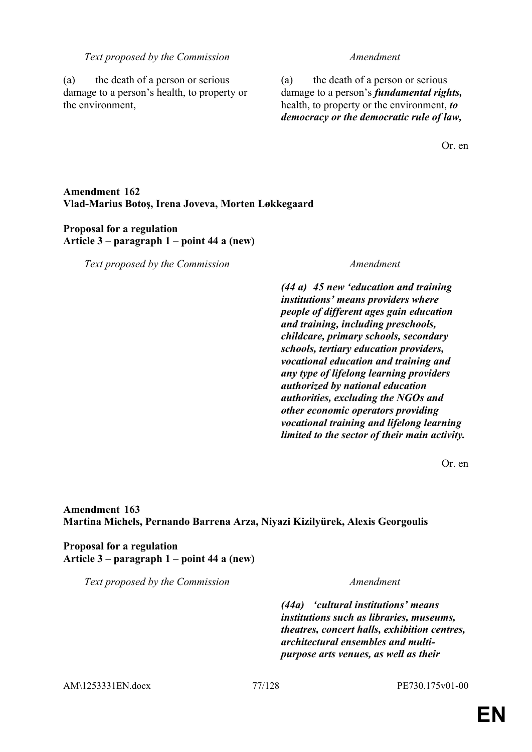| Text proposed by the Commission | Amendment |
|---|---|
| (a) the death of a person or serious damage to a person's health, to property or the environment, | (a) the death of a person or serious damage to a person's ***fundamental rights,*** health, to property or the environment, ***to democracy or the democratic rule of law,*** |

Or. en

**Amendment 162**
**Vlad-Marius Botoş, Irena Joveva, Morten Løkkegaard**

**Proposal for a regulation**
**Article 3 – paragraph 1 – point 44 a (new)**

| Text proposed by the Commission | Amendment |
|---|---|
| | ***(44 a) 45 new 'education and training institutions' means providers where people of different ages gain education and training, including preschools, childcare, primary schools, secondary schools, tertiary education providers, vocational education and training and any type of lifelong learning providers authorized by national education authorities, excluding the NGOs and other economic operators providing vocational training and lifelong learning limited to the sector of their main activity.*** |

Or. en

**Amendment 163**
**Martina Michels, Pernando Barrena Arza, Niyazi Kizilyürek, Alexis Georgoulis**

**Proposal for a regulation**
**Article 3 – paragraph 1 – point 44 a (new)**

| Text proposed by the Commission | Amendment |
|---|---|
| | ***(44a) 'cultural institutions' means institutions such as libraries, museums, theatres, concert halls, exhibition centres, architectural ensembles and multi-purpose arts venues, as well as their*** |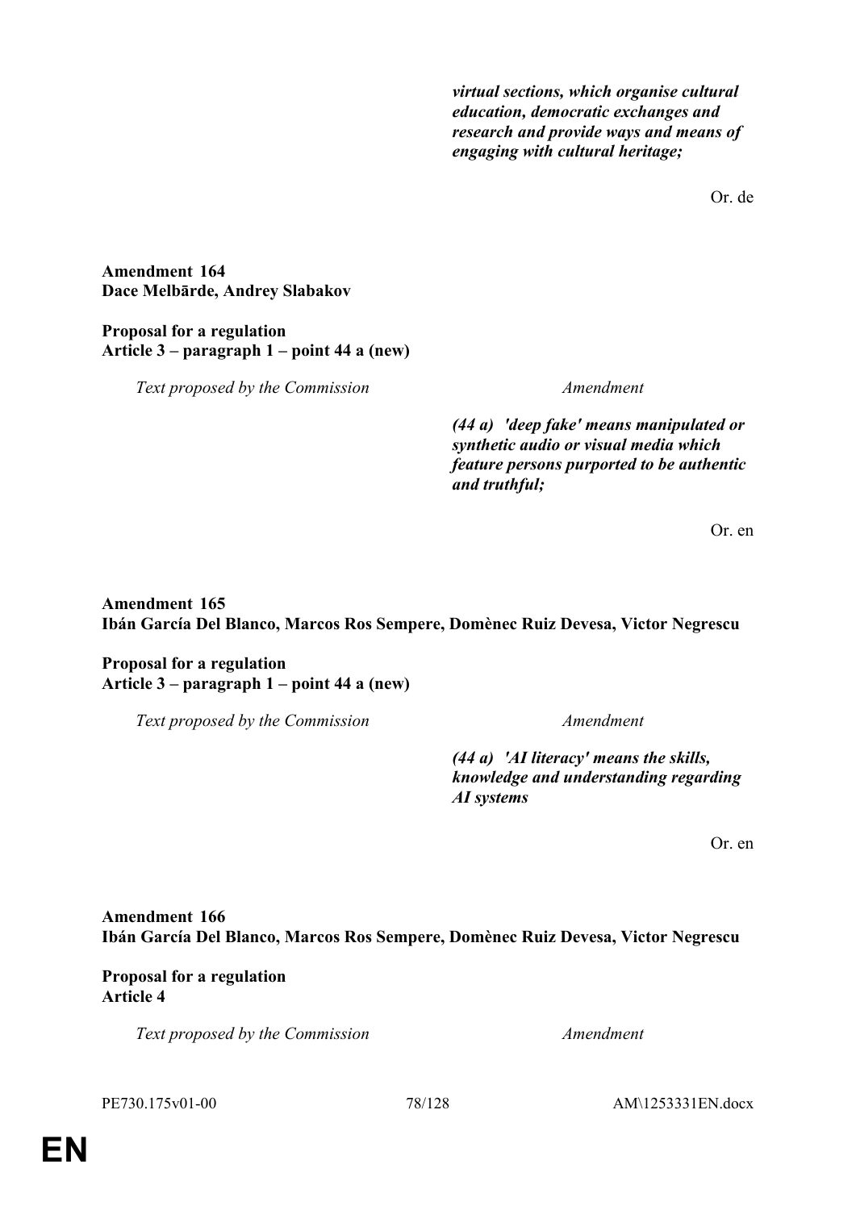*virtual sections, which organise cultural education, democratic exchanges and research and provide ways and means of engaging with cultural heritage;*

Or. de

**Amendment 164**
**Dace Melbārde, Andrey Slabakov**

**Proposal for a regulation**
**Article 3 – paragraph 1 – point 44 a (new)**

| Text proposed by the Commission | Amendment |
| --- | --- |
| | ***(44 a) 'deep fake' means manipulated or synthetic audio or visual media which feature persons purported to be authentic and truthful;*** |

Or. en

**Amendment 165**
**Ibán García Del Blanco, Marcos Ros Sempere, Domènec Ruiz Devesa, Victor Negrescu**

**Proposal for a regulation**
**Article 3 – paragraph 1 – point 44 a (new)**

| Text proposed by the Commission | Amendment |
| --- | --- |
| | ***(44 a) 'AI literacy' means the skills, knowledge and understanding regarding AI systems*** |

Or. en

**Amendment 166**
**Ibán García Del Blanco, Marcos Ros Sempere, Domènec Ruiz Devesa, Victor Negrescu**

**Proposal for a regulation**
**Article 4**

| Text proposed by the Commission | Amendment |
| --- | --- |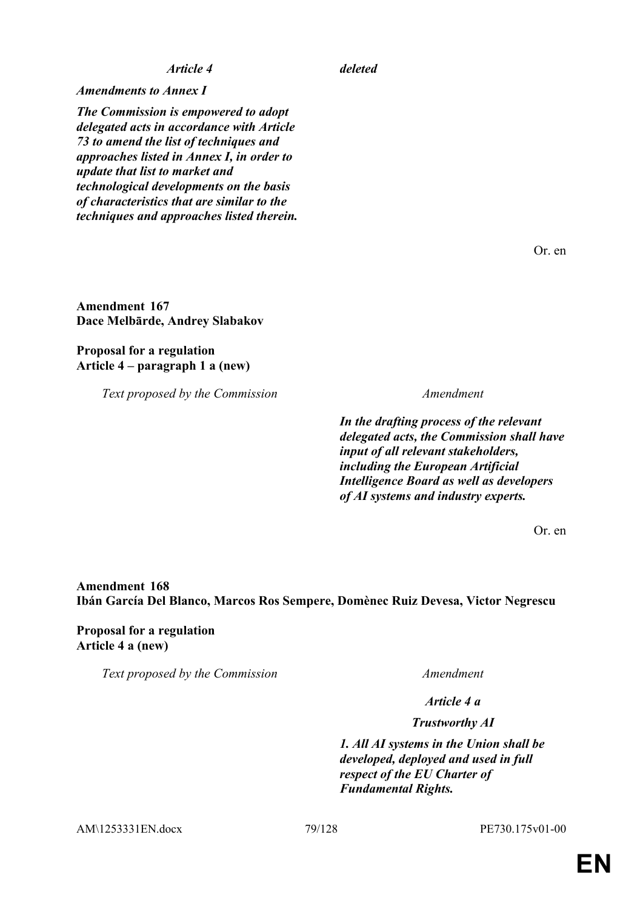| | |
|---|---|
| ***Article 4*** | ***deleted*** |
| ***Amendments to Annex I*** | |
| ***The Commission is empowered to adopt delegated acts in accordance with Article 73 to amend the list of techniques and approaches listed in Annex I, in order to update that list to market and technological developments on the basis of characteristics that are similar to the techniques and approaches listed therein.*** | |

Or. en

**Amendment 167**
**Dace Melbārde, Andrey Slabakov**

**Proposal for a regulation**
**Article 4 – paragraph 1 a (new)**

| *Text proposed by the Commission* | *Amendment* |
|---|---|
| | ***In the drafting process of the relevant delegated acts, the Commission shall have input of all relevant stakeholders, including the European Artificial Intelligence Board as well as developers of AI systems and industry experts.*** |

Or. en

**Amendment 168**
**Ibán García Del Blanco, Marcos Ros Sempere, Domènec Ruiz Devesa, Victor Negrescu**

**Proposal for a regulation**
**Article 4 a (new)**

| *Text proposed by the Commission* | *Amendment* |
|---|---|
| | ***Article 4 a*** |
| | ***Trustworthy AI*** |
| | ***1. All AI systems in the Union shall be developed, deployed and used in full respect of the EU Charter of Fundamental Rights.*** |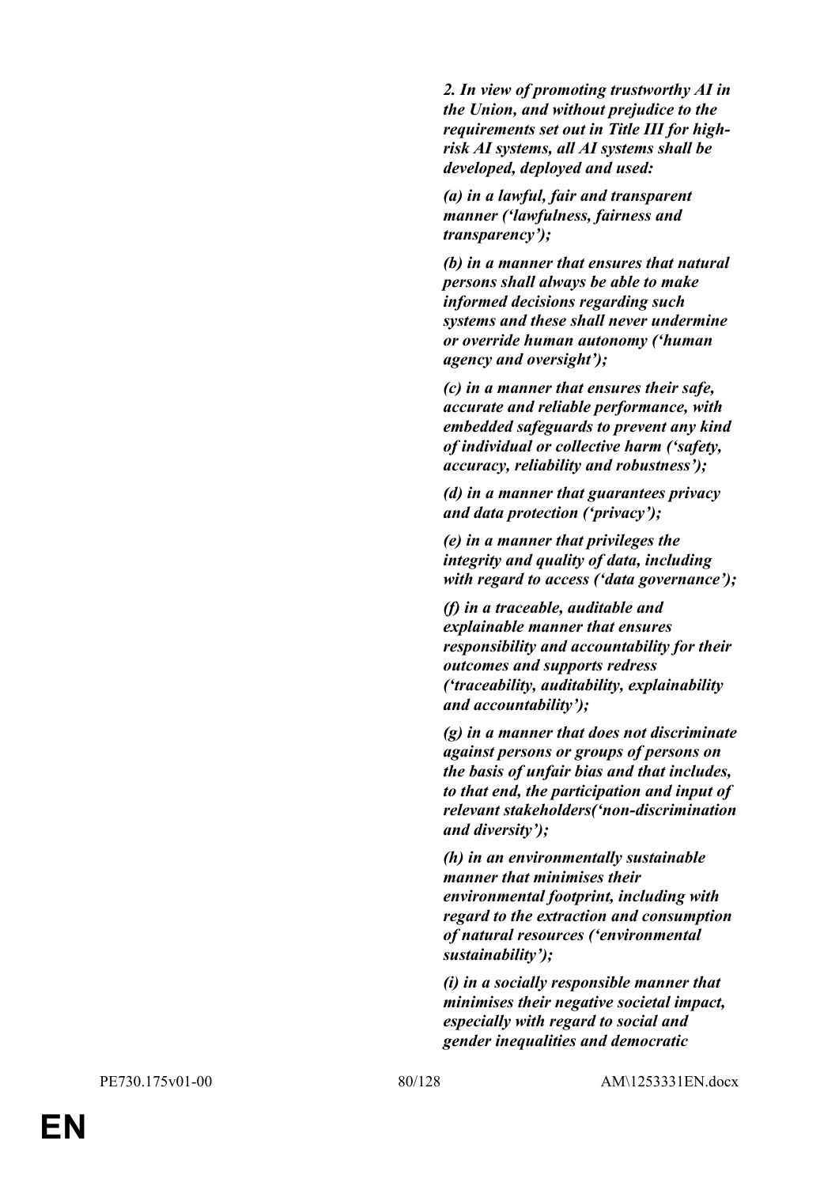***2. In view of promoting trustworthy AI in the Union, and without prejudice to the requirements set out in Title III for high-risk AI systems, all AI systems shall be developed, deployed and used:***

***(a) in a lawful, fair and transparent manner ('lawfulness, fairness and transparency');***

***(b) in a manner that ensures that natural persons shall always be able to make informed decisions regarding such systems and these shall never undermine or override human autonomy ('human agency and oversight');***

***(c) in a manner that ensures their safe, accurate and reliable performance, with embedded safeguards to prevent any kind of individual or collective harm ('safety, accuracy, reliability and robustness');***

***(d) in a manner that guarantees privacy and data protection ('privacy');***

***(e) in a manner that privileges the integrity and quality of data, including with regard to access ('data governance');***

***(f) in a traceable, auditable and explainable manner that ensures responsibility and accountability for their outcomes and supports redress ('traceability, auditability, explainability and accountability');***

***(g) in a manner that does not discriminate against persons or groups of persons on the basis of unfair bias and that includes, to that end, the participation and input of relevant stakeholders('non-discrimination and diversity');***

***(h) in an environmentally sustainable manner that minimises their environmental footprint, including with regard to the extraction and consumption of natural resources ('environmental sustainability');***

***(i) in a socially responsible manner that minimises their negative societal impact, especially with regard to social and gender inequalities and democratic***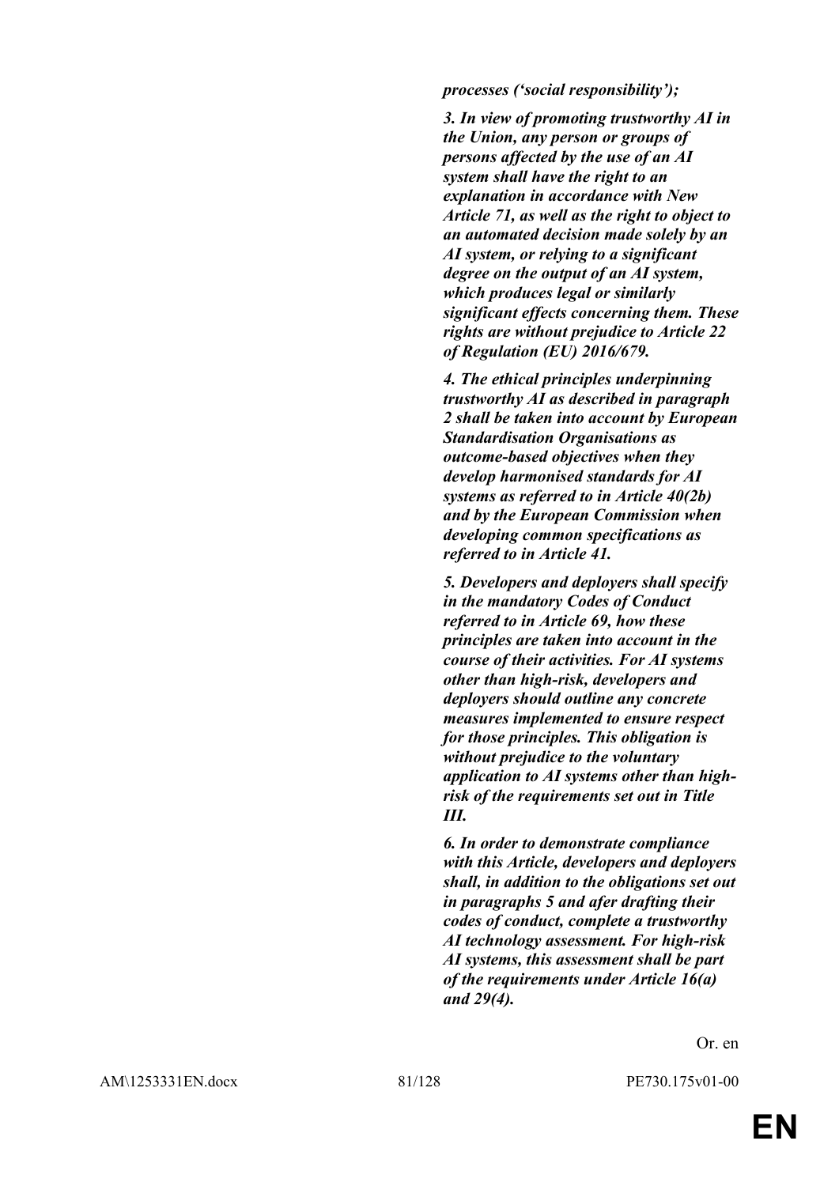***processes ('social responsibility');***

***3. In view of promoting trustworthy AI in the Union, any person or groups of persons affected by the use of an AI system shall have the right to an explanation in accordance with New Article 71, as well as the right to object to an automated decision made solely by an AI system, or relying to a significant degree on the output of an AI system, which produces legal or similarly significant effects concerning them. These rights are without prejudice to Article 22 of Regulation (EU) 2016/679.***

***4. The ethical principles underpinning trustworthy AI as described in paragraph 2 shall be taken into account by European Standardisation Organisations as outcome-based objectives when they develop harmonised standards for AI systems as referred to in Article 40(2b) and by the European Commission when developing common specifications as referred to in Article 41.***

***5. Developers and deployers shall specify in the mandatory Codes of Conduct referred to in Article 69, how these principles are taken into account in the course of their activities. For AI systems other than high-risk, developers and deployers should outline any concrete measures implemented to ensure respect for those principles. This obligation is without prejudice to the voluntary application to AI systems other than high-risk of the requirements set out in Title III.***

***6. In order to demonstrate compliance with this Article, developers and deployers shall, in addition to the obligations set out in paragraphs 5 and afer drafting their codes of conduct, complete a trustworthy AI technology assessment. For high-risk AI systems, this assessment shall be part of the requirements under Article 16(a) and 29(4).***

Or. en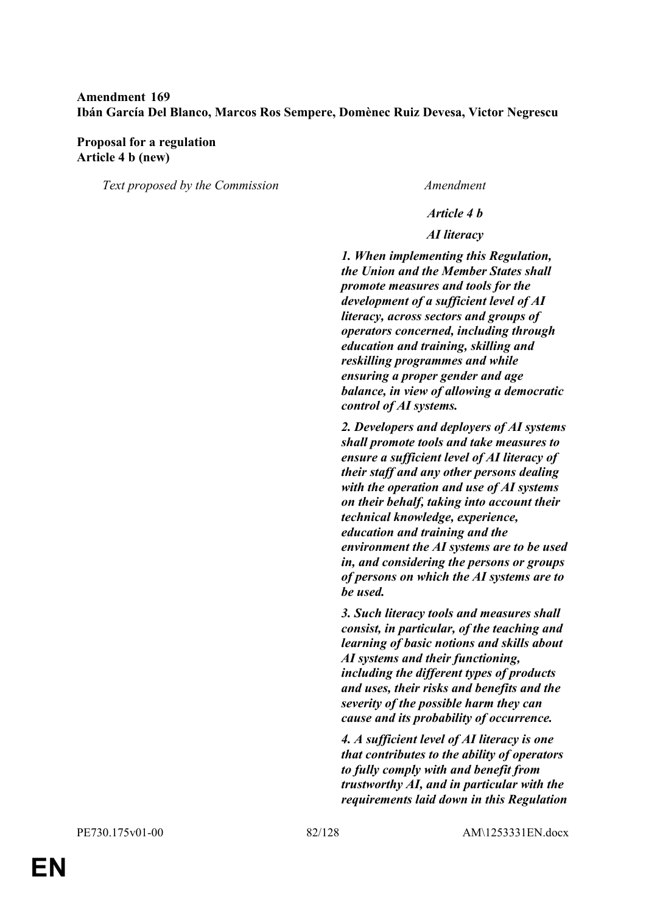**Amendment 169**
**Ibán García Del Blanco, Marcos Ros Sempere, Domènec Ruiz Devesa, Victor Negrescu**

**Proposal for a regulation**
**Article 4 b (new)**

| *Text proposed by the Commission* | *Amendment* |
|---|---|
| | ***Article 4 b*** |
| | ***AI literacy*** |
| | ***1. When implementing this Regulation, the Union and the Member States shall promote measures and tools for the development of a sufficient level of AI literacy, across sectors and groups of operators concerned, including through education and training, skilling and reskilling programmes and while ensuring a proper gender and age balance, in view of allowing a democratic control of AI systems.*** |
| | ***2. Developers and deployers of AI systems shall promote tools and take measures to ensure a sufficient level of AI literacy of their staff and any other persons dealing with the operation and use of AI systems on their behalf, taking into account their technical knowledge, experience, education and training and the environment the AI systems are to be used in, and considering the persons or groups of persons on which the AI systems are to be used.*** |
| | ***3. Such literacy tools and measures shall consist, in particular, of the teaching and learning of basic notions and skills about AI systems and their functioning, including the different types of products and uses, their risks and benefits and the severity of the possible harm they can cause and its probability of occurrence.*** |
| | ***4. A sufficient level of AI literacy is one that contributes to the ability of operators to fully comply with and benefit from trustworthy AI, and in particular with the requirements laid down in this Regulation*** |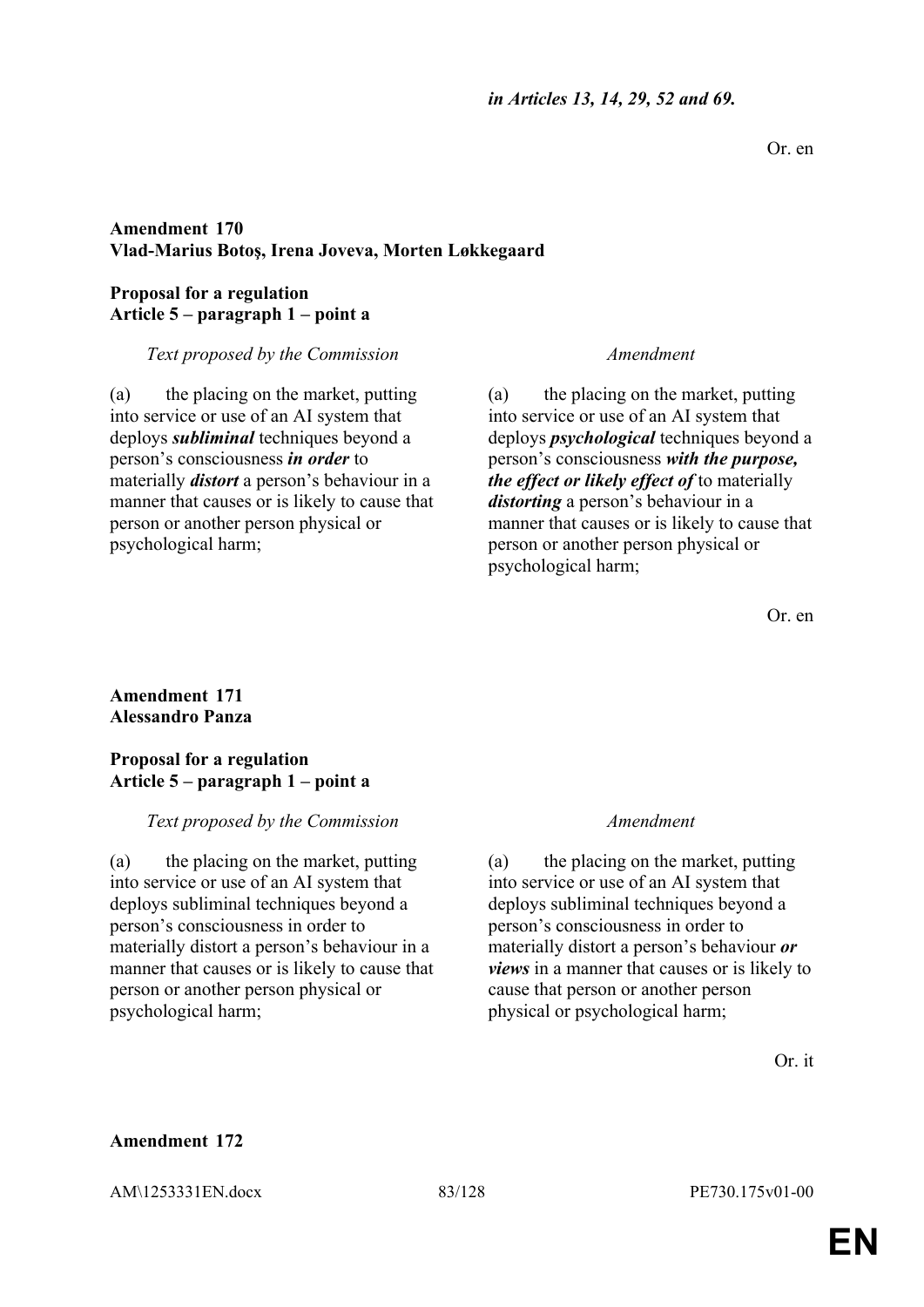***in Articles 13, 14, 29, 52 and 69.***

Or. en

**Amendment 170**
**Vlad-Marius Botoş, Irena Joveva, Morten Løkkegaard**

**Proposal for a regulation**
**Article 5 – paragraph 1 – point a**

| *Text proposed by the Commission* | *Amendment* |
| --- | --- |
| (a) the placing on the market, putting into service or use of an AI system that deploys ***subliminal*** techniques beyond a person's consciousness ***in order*** to materially ***distort*** a person's behaviour in a manner that causes or is likely to cause that person or another person physical or psychological harm; | (a) the placing on the market, putting into service or use of an AI system that deploys ***psychological*** techniques beyond a person's consciousness ***with the purpose, the effect or likely effect of*** to materially ***distorting*** a person's behaviour in a manner that causes or is likely to cause that person or another person physical or psychological harm; |

Or. en

**Amendment 171**
**Alessandro Panza**

**Proposal for a regulation**
**Article 5 – paragraph 1 – point a**

| *Text proposed by the Commission* | *Amendment* |
| --- | --- |
| (a) the placing on the market, putting into service or use of an AI system that deploys subliminal techniques beyond a person's consciousness in order to materially distort a person's behaviour in a manner that causes or is likely to cause that person or another person physical or psychological harm; | (a) the placing on the market, putting into service or use of an AI system that deploys subliminal techniques beyond a person's consciousness in order to materially distort a person's behaviour ***or views*** in a manner that causes or is likely to cause that person or another person physical or psychological harm; |

Or. it

**Amendment 172**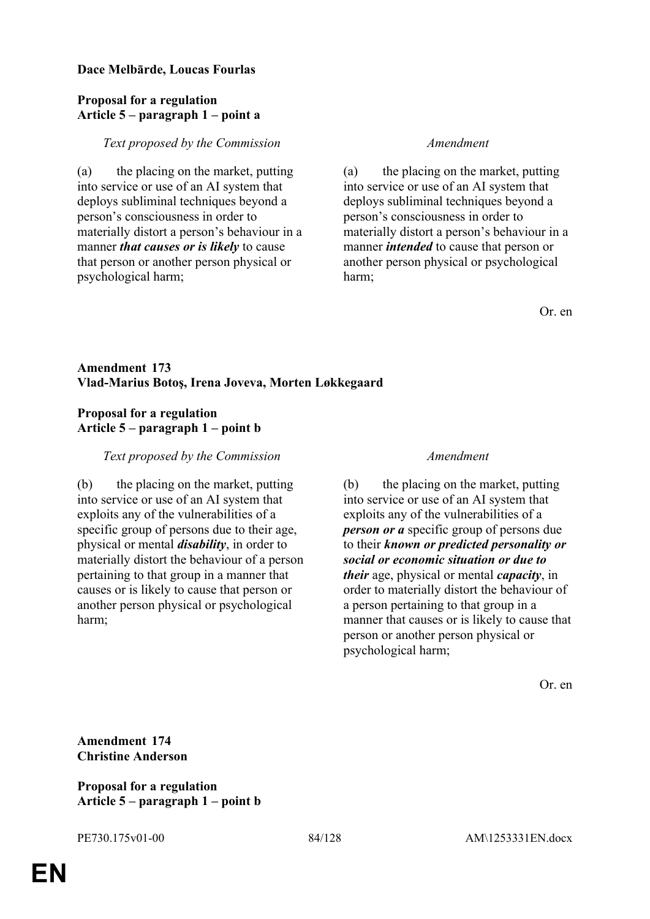**Dace Melbārde, Loucas Fourlas**

**Proposal for a regulation**
**Article 5 – paragraph 1 – point a**

| *Text proposed by the Commission* | *Amendment* |
|---|---|
| (a) the placing on the market, putting into service or use of an AI system that deploys subliminal techniques beyond a person's consciousness in order to materially distort a person's behaviour in a manner ***that causes or is likely*** to cause that person or another person physical or psychological harm; | (a) the placing on the market, putting into service or use of an AI system that deploys subliminal techniques beyond a person's consciousness in order to materially distort a person's behaviour in a manner ***intended*** to cause that person or another person physical or psychological harm; |

Or. en

**Amendment 173**
**Vlad-Marius Botoş, Irena Joveva, Morten Løkkegaard**

**Proposal for a regulation**
**Article 5 – paragraph 1 – point b**

| *Text proposed by the Commission* | *Amendment* |
|---|---|
| (b) the placing on the market, putting into service or use of an AI system that exploits any of the vulnerabilities of a specific group of persons due to their age, physical or mental ***disability***, in order to materially distort the behaviour of a person pertaining to that group in a manner that causes or is likely to cause that person or another person physical or psychological harm; | (b) the placing on the market, putting into service or use of an AI system that exploits any of the vulnerabilities of a ***person or a*** specific group of persons due to their ***known or predicted personality or social or economic situation or due to their*** age, physical or mental ***capacity***, in order to materially distort the behaviour of a person pertaining to that group in a manner that causes or is likely to cause that person or another person physical or psychological harm; |

Or. en

**Amendment 174**
**Christine Anderson**

**Proposal for a regulation**
**Article 5 – paragraph 1 – point b**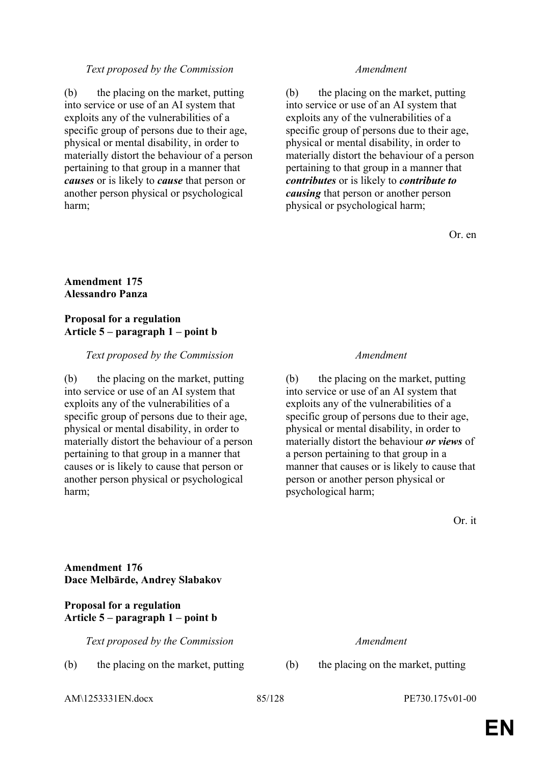| *Text proposed by the Commission* | *Amendment* |
|---|---|
| (b) the placing on the market, putting into service or use of an AI system that exploits any of the vulnerabilities of a specific group of persons due to their age, physical or mental disability, in order to materially distort the behaviour of a person pertaining to that group in a manner that ***causes*** or is likely to ***cause*** that person or another person physical or psychological harm; | (b) the placing on the market, putting into service or use of an AI system that exploits any of the vulnerabilities of a specific group of persons due to their age, physical or mental disability, in order to materially distort the behaviour of a person pertaining to that group in a manner that ***contributes*** or is likely to ***contribute to causing*** that person or another person physical or psychological harm; |

Or. en

**Amendment 175**
**Alessandro Panza**

**Proposal for a regulation**
**Article 5 – paragraph 1 – point b**

| *Text proposed by the Commission* | *Amendment* |
|---|---|
| (b) the placing on the market, putting into service or use of an AI system that exploits any of the vulnerabilities of a specific group of persons due to their age, physical or mental disability, in order to materially distort the behaviour of a person pertaining to that group in a manner that causes or is likely to cause that person or another person physical or psychological harm; | (b) the placing on the market, putting into service or use of an AI system that exploits any of the vulnerabilities of a specific group of persons due to their age, physical or mental disability, in order to materially distort the behaviour ***or views*** of a person pertaining to that group in a manner that causes or is likely to cause that person or another person physical or psychological harm; |

Or. it

**Amendment 176**
**Dace Melbārde, Andrey Slabakov**

**Proposal for a regulation**
**Article 5 – paragraph 1 – point b**

| *Text proposed by the Commission* | *Amendment* |
|---|---|
| (b) the placing on the market, putting | (b) the placing on the market, putting |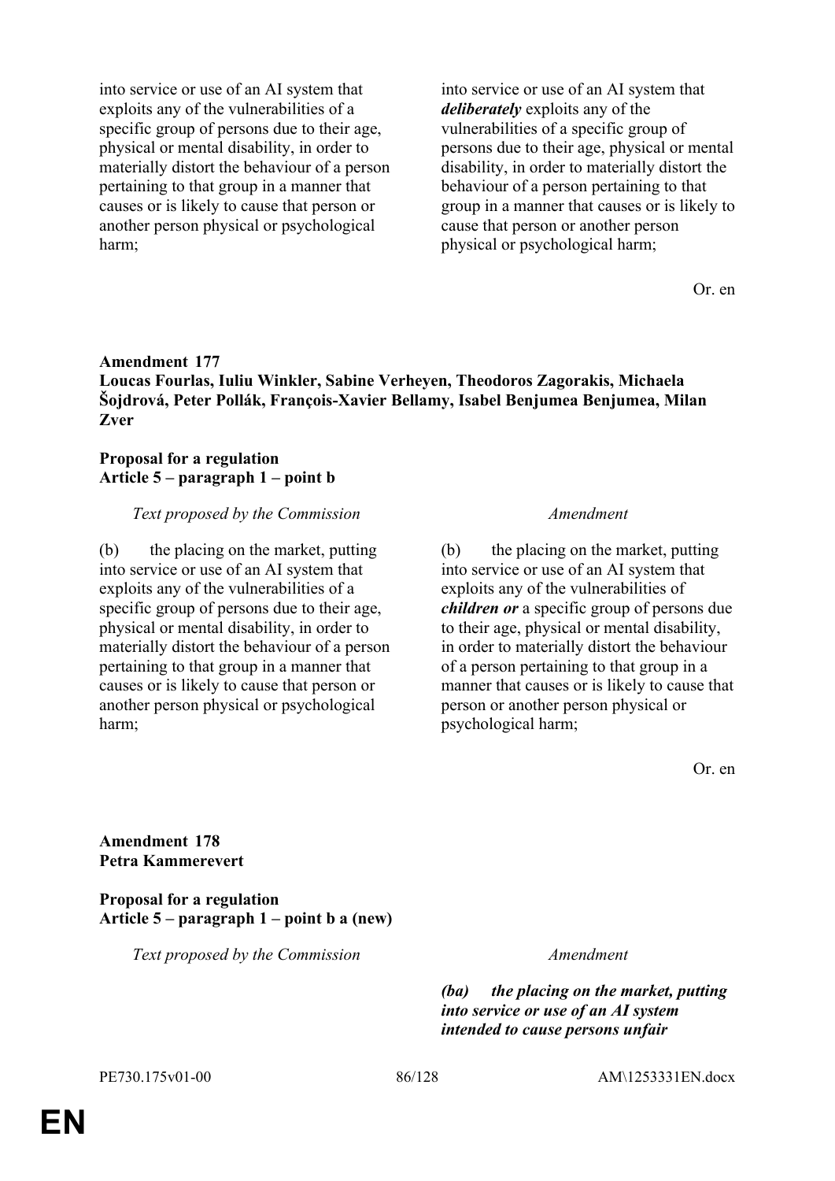| Text proposed by the Commission | Amendment |
|---|---|
| into service or use of an AI system that exploits any of the vulnerabilities of a specific group of persons due to their age, physical or mental disability, in order to materially distort the behaviour of a person pertaining to that group in a manner that causes or is likely to cause that person or another person physical or psychological harm; | into service or use of an AI system that ***deliberately*** exploits any of the vulnerabilities of a specific group of persons due to their age, physical or mental disability, in order to materially distort the behaviour of a person pertaining to that group in a manner that causes or is likely to cause that person or another person physical or psychological harm; |

Or. en

**Amendment 177**
**Loucas Fourlas, Iuliu Winkler, Sabine Verheyen, Theodoros Zagorakis, Michaela Šojdrová, Peter Pollák, François-Xavier Bellamy, Isabel Benjumea Benjumea, Milan Zver**

**Proposal for a regulation**
**Article 5 – paragraph 1 – point b**

| *Text proposed by the Commission* | *Amendment* |
|---|---|
| (b) the placing on the market, putting into service or use of an AI system that exploits any of the vulnerabilities of a specific group of persons due to their age, physical or mental disability, in order to materially distort the behaviour of a person pertaining to that group in a manner that causes or is likely to cause that person or another person physical or psychological harm; | (b) the placing on the market, putting into service or use of an AI system that exploits any of the vulnerabilities of ***children or*** a specific group of persons due to their age, physical or mental disability, in order to materially distort the behaviour of a person pertaining to that group in a manner that causes or is likely to cause that person or another person physical or psychological harm; |

Or. en

**Amendment 178**
**Petra Kammerevert**

**Proposal for a regulation**
**Article 5 – paragraph 1 – point b a (new)**

| *Text proposed by the Commission* | *Amendment* |
|---|---|
| | ***(ba) the placing on the market, putting into service or use of an AI system intended to cause persons unfair*** |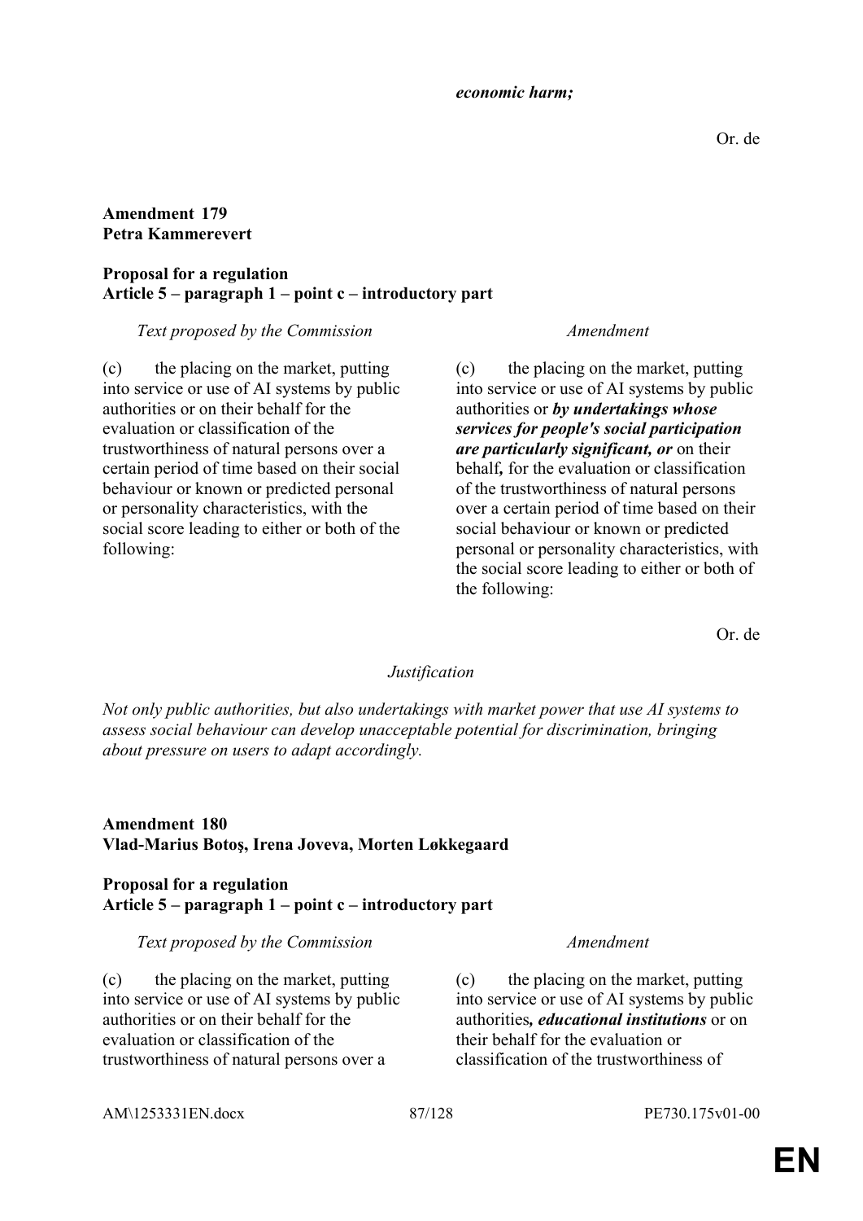| | ***economic harm;*** |
|---|---|

Or. de

**Amendment 179**
**Petra Kammerevert**

**Proposal for a regulation**
**Article 5 – paragraph 1 – point c – introductory part**

| *Text proposed by the Commission* | *Amendment* |
|---|---|
| (c) the placing on the market, putting into service or use of AI systems by public authorities or on their behalf for the evaluation or classification of the trustworthiness of natural persons over a certain period of time based on their social behaviour or known or predicted personal or personality characteristics, with the social score leading to either or both of the following: | (c) the placing on the market, putting into service or use of AI systems by public authorities or ***by undertakings whose services for people's social participation are particularly significant, or*** on their behalf***,*** for the evaluation or classification of the trustworthiness of natural persons over a certain period of time based on their social behaviour or known or predicted personal or personality characteristics, with the social score leading to either or both of the following: |

Or. de

*Justification*

*Not only public authorities, but also undertakings with market power that use AI systems to assess social behaviour can develop unacceptable potential for discrimination, bringing about pressure on users to adapt accordingly.*

**Amendment 180**
**Vlad-Marius Botoş, Irena Joveva, Morten Løkkegaard**

**Proposal for a regulation**
**Article 5 – paragraph 1 – point c – introductory part**

| *Text proposed by the Commission* | *Amendment* |
|---|---|
| (c) the placing on the market, putting into service or use of AI systems by public authorities or on their behalf for the evaluation or classification of the trustworthiness of natural persons over a | (c) the placing on the market, putting into service or use of AI systems by public authorities***, educational institutions*** or on their behalf for the evaluation or classification of the trustworthiness of |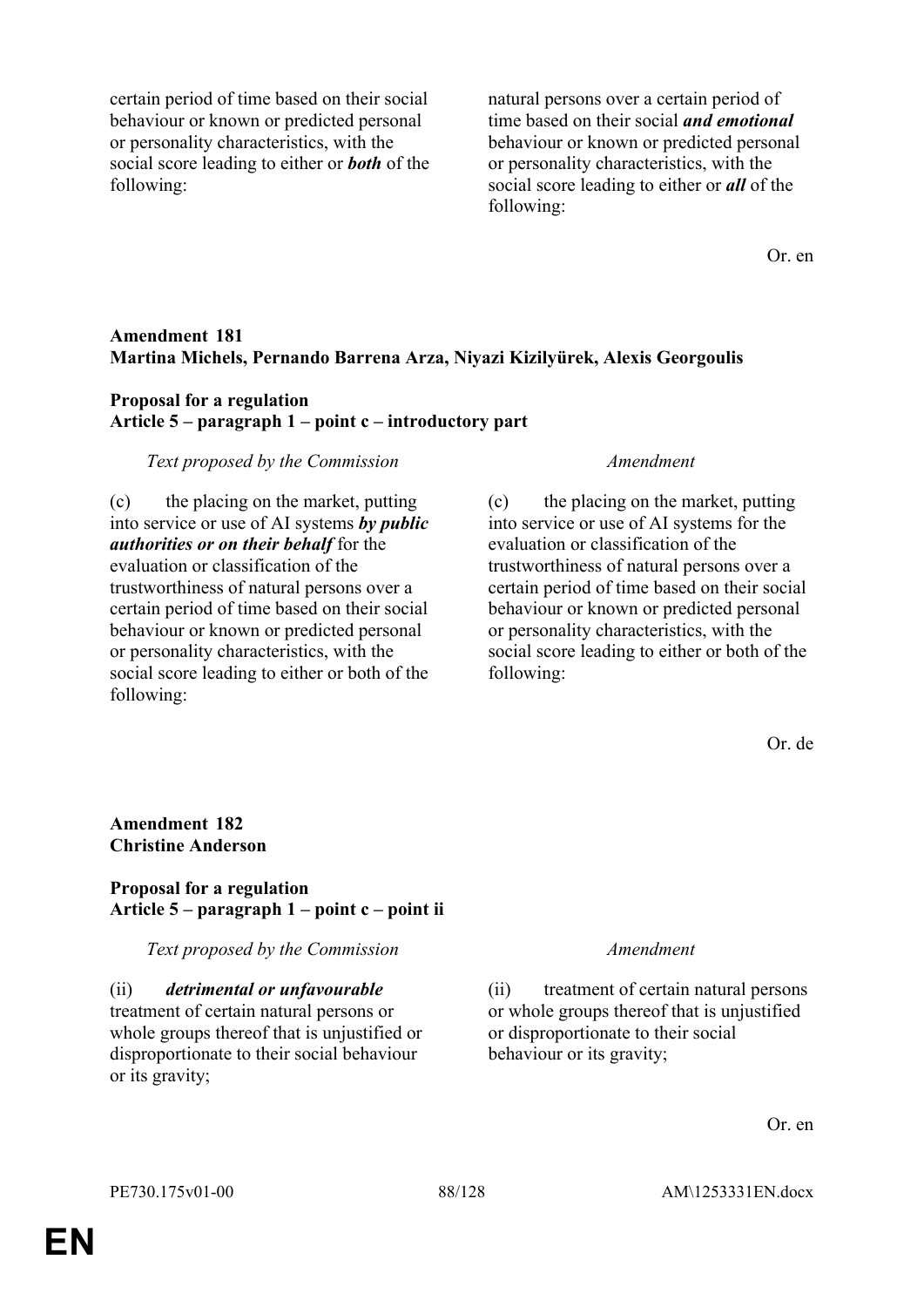| | |
|---|---|
| certain period of time based on their social behaviour or known or predicted personal or personality characteristics, with the social score leading to either or ***both*** of the following: | natural persons over a certain period of time based on their social ***and emotional*** behaviour or known or predicted personal or personality characteristics, with the social score leading to either or ***all*** of the following: |

Or. en

**Amendment 181**
**Martina Michels, Pernando Barrena Arza, Niyazi Kizilyürek, Alexis Georgoulis**

**Proposal for a regulation**
**Article 5 – paragraph 1 – point c – introductory part**

| *Text proposed by the Commission* | *Amendment* |
|---|---|
| (c) the placing on the market, putting into service or use of AI systems ***by public authorities or on their behalf*** for the evaluation or classification of the trustworthiness of natural persons over a certain period of time based on their social behaviour or known or predicted personal or personality characteristics, with the social score leading to either or both of the following: | (c) the placing on the market, putting into service or use of AI systems for the evaluation or classification of the trustworthiness of natural persons over a certain period of time based on their social behaviour or known or predicted personal or personality characteristics, with the social score leading to either or both of the following: |

Or. de

**Amendment 182**
**Christine Anderson**

**Proposal for a regulation**
**Article 5 – paragraph 1 – point c – point ii**

| *Text proposed by the Commission* | *Amendment* |
|---|---|
| (ii) ***detrimental or unfavourable*** treatment of certain natural persons or whole groups thereof that is unjustified or disproportionate to their social behaviour or its gravity; | (ii) treatment of certain natural persons or whole groups thereof that is unjustified or disproportionate to their social behaviour or its gravity; |

Or. en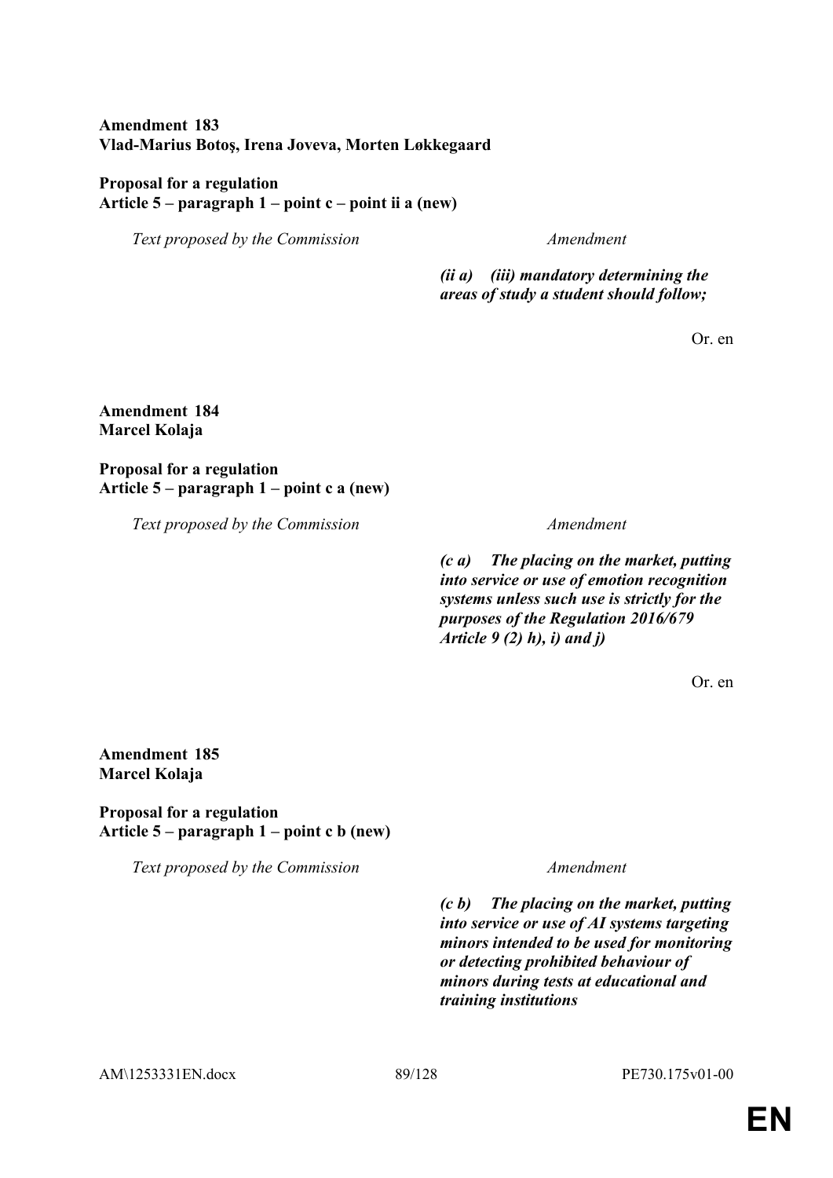**Amendment 183**
**Vlad-Marius Botoş, Irena Joveva, Morten Løkkegaard**

**Proposal for a regulation**
**Article 5 – paragraph 1 – point c – point ii a (new)**

| *Text proposed by the Commission* | *Amendment* |
| --- | --- |
| | ***(ii a) (iii) mandatory determining the areas of study a student should follow;*** |

Or. en

**Amendment 184**
**Marcel Kolaja**

**Proposal for a regulation**
**Article 5 – paragraph 1 – point c a (new)**

| *Text proposed by the Commission* | *Amendment* |
| --- | --- |
| | ***(c a) The placing on the market, putting into service or use of emotion recognition systems unless such use is strictly for the purposes of the Regulation 2016/679 Article 9 (2) h), i) and j)*** |

Or. en

**Amendment 185**
**Marcel Kolaja**

**Proposal for a regulation**
**Article 5 – paragraph 1 – point c b (new)**

| *Text proposed by the Commission* | *Amendment* |
| --- | --- |
| | ***(c b) The placing on the market, putting into service or use of AI systems targeting minors intended to be used for monitoring or detecting prohibited behaviour of minors during tests at educational and training institutions*** |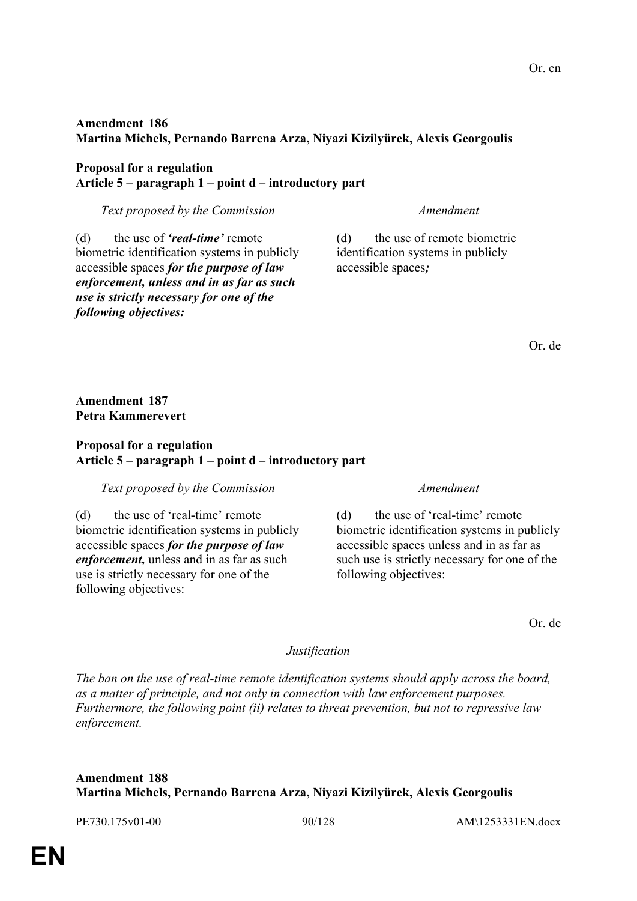Or. en

**Amendment 186**
**Martina Michels, Pernando Barrena Arza, Niyazi Kizilyürek, Alexis Georgoulis**

**Proposal for a regulation**
**Article 5 – paragraph 1 – point d – introductory part**

| *Text proposed by the Commission* | *Amendment* |
| --- | --- |
| (d) the use of ***'real-time'*** remote biometric identification systems in publicly accessible spaces ***for the purpose of law enforcement, unless and in as far as such use is strictly necessary for one of the following objectives:*** | (d) the use of remote biometric identification systems in publicly accessible spaces***;*** |

Or. de

**Amendment 187**
**Petra Kammerevert**

**Proposal for a regulation**
**Article 5 – paragraph 1 – point d – introductory part**

| *Text proposed by the Commission* | *Amendment* |
| --- | --- |
| (d) the use of 'real-time' remote biometric identification systems in publicly accessible spaces ***for the purpose of law enforcement,*** unless and in as far as such use is strictly necessary for one of the following objectives: | (d) the use of 'real-time' remote biometric identification systems in publicly accessible spaces unless and in as far as such use is strictly necessary for one of the following objectives: |

Or. de

*Justification*

*The ban on the use of real-time remote identification systems should apply across the board, as a matter of principle, and not only in connection with law enforcement purposes. Furthermore, the following point (ii) relates to threat prevention, but not to repressive law enforcement.*

**Amendment 188**
**Martina Michels, Pernando Barrena Arza, Niyazi Kizilyürek, Alexis Georgoulis**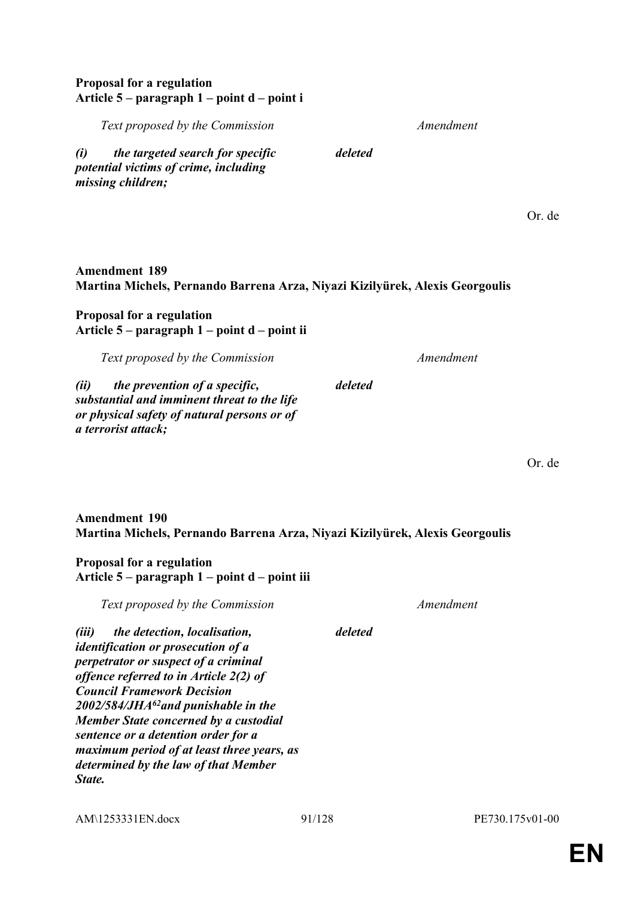**Proposal for a regulation**
**Article 5 – paragraph 1 – point d – point i**

| *Text proposed by the Commission* | *Amendment* |
| --- | --- |
| ***(i) the targeted search for specific potential victims of crime, including missing children;*** | ***deleted*** |

Or. de

**Amendment 189**
**Martina Michels, Pernando Barrena Arza, Niyazi Kizilyürek, Alexis Georgoulis**

**Proposal for a regulation**
**Article 5 – paragraph 1 – point d – point ii**

| *Text proposed by the Commission* | *Amendment* |
| --- | --- |
| ***(ii) the prevention of a specific, substantial and imminent threat to the life or physical safety of natural persons or of a terrorist attack;*** | ***deleted*** |

Or. de

**Amendment 190**
**Martina Michels, Pernando Barrena Arza, Niyazi Kizilyürek, Alexis Georgoulis**

**Proposal for a regulation**
**Article 5 – paragraph 1 – point d – point iii**

| *Text proposed by the Commission* | *Amendment* |
| --- | --- |
| ***(iii) the detection, localisation, identification or prosecution of a perpetrator or suspect of a criminal offence referred to in Article 2(2) of Council Framework Decision 2002/584/JHA[62] and punishable in the Member State concerned by a custodial sentence or a detention order for a maximum period of at least three years, as determined by the law of that Member State.*** | ***deleted*** |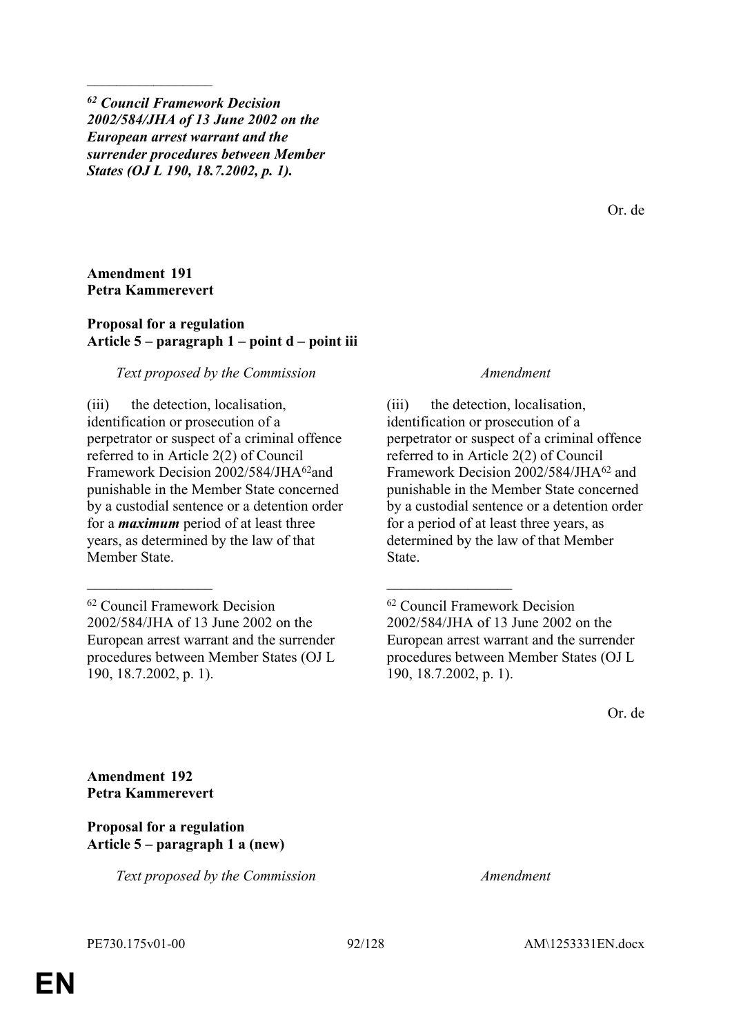_________________

***[62] Council Framework Decision 2002/584/JHA of 13 June 2002 on the European arrest warrant and the surrender procedures between Member States (OJ L 190, 18.7.2002, p. 1).***

Or. de

**Amendment 191**
**Petra Kammerevert**

**Proposal for a regulation**
**Article 5 – paragraph 1 – point d – point iii**

| *Text proposed by the Commission* | *Amendment* |
| --- | --- |
| (iii) the detection, localisation, identification or prosecution of a perpetrator or suspect of a criminal offence referred to in Article 2(2) of Council Framework Decision 2002/584/JHA[62]and punishable in the Member State concerned by a custodial sentence or a detention order for a ***maximum*** period of at least three years, as determined by the law of that Member State. | (iii) the detection, localisation, identification or prosecution of a perpetrator or suspect of a criminal offence referred to in Article 2(2) of Council Framework Decision 2002/584/JHA[62] and punishable in the Member State concerned by a custodial sentence or a detention order for a period of at least three years, as determined by the law of that Member State. |
| _________________ | _________________ |
| [62] Council Framework Decision 2002/584/JHA of 13 June 2002 on the European arrest warrant and the surrender procedures between Member States (OJ L 190, 18.7.2002, p. 1). | [62] Council Framework Decision 2002/584/JHA of 13 June 2002 on the European arrest warrant and the surrender procedures between Member States (OJ L 190, 18.7.2002, p. 1). |

Or. de

**Amendment 192**
**Petra Kammerevert**

**Proposal for a regulation**
**Article 5 – paragraph 1 a (new)**

| *Text proposed by the Commission* | *Amendment* |
| --- | --- |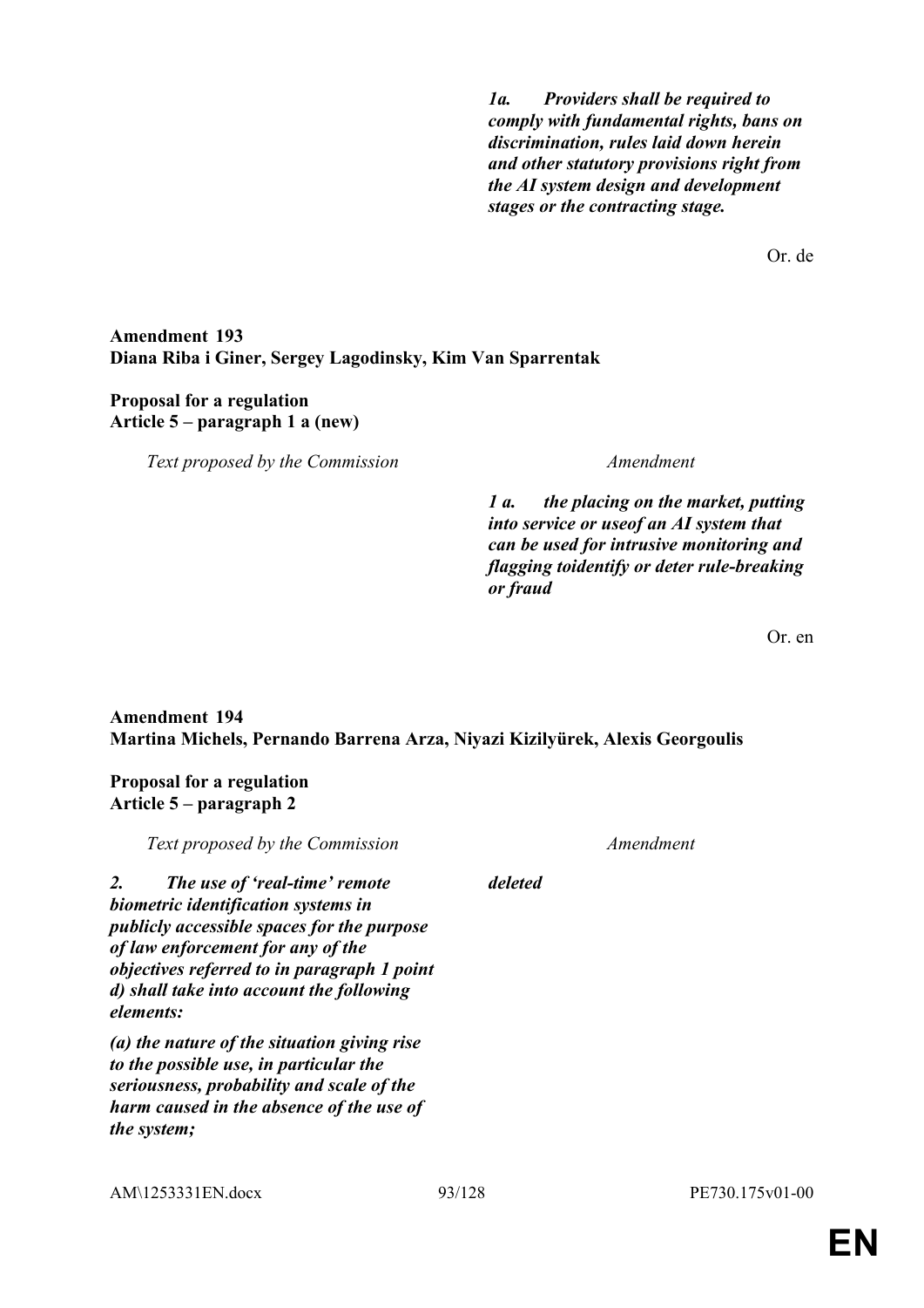| | |
|---|---|
| | ***1a. Providers shall be required to comply with fundamental rights, bans on discrimination, rules laid down herein and other statutory provisions right from the AI system design and development stages or the contracting stage.*** |

Or. de

**Amendment 193**
**Diana Riba i Giner, Sergey Lagodinsky, Kim Van Sparrentak**

**Proposal for a regulation**
**Article 5 – paragraph 1 a (new)**

| *Text proposed by the Commission* | *Amendment* |
|---|---|
| | ***1 a. the placing on the market, putting into service or useof an AI system that can be used for intrusive monitoring and flagging toidentify or deter rule-breaking or fraud*** |

Or. en

**Amendment 194**
**Martina Michels, Pernando Barrena Arza, Niyazi Kizilyürek, Alexis Georgoulis**

**Proposal for a regulation**
**Article 5 – paragraph 2**

| *Text proposed by the Commission* | *Amendment* |
|---|---|
| ***2. The use of 'real-time' remote biometric identification systems in publicly accessible spaces for the purpose of law enforcement for any of the objectives referred to in paragraph 1 point d) shall take into account the following elements:*** | ***deleted*** |
| ***(a) the nature of the situation giving rise to the possible use, in particular the seriousness, probability and scale of the harm caused in the absence of the use of the system;*** | |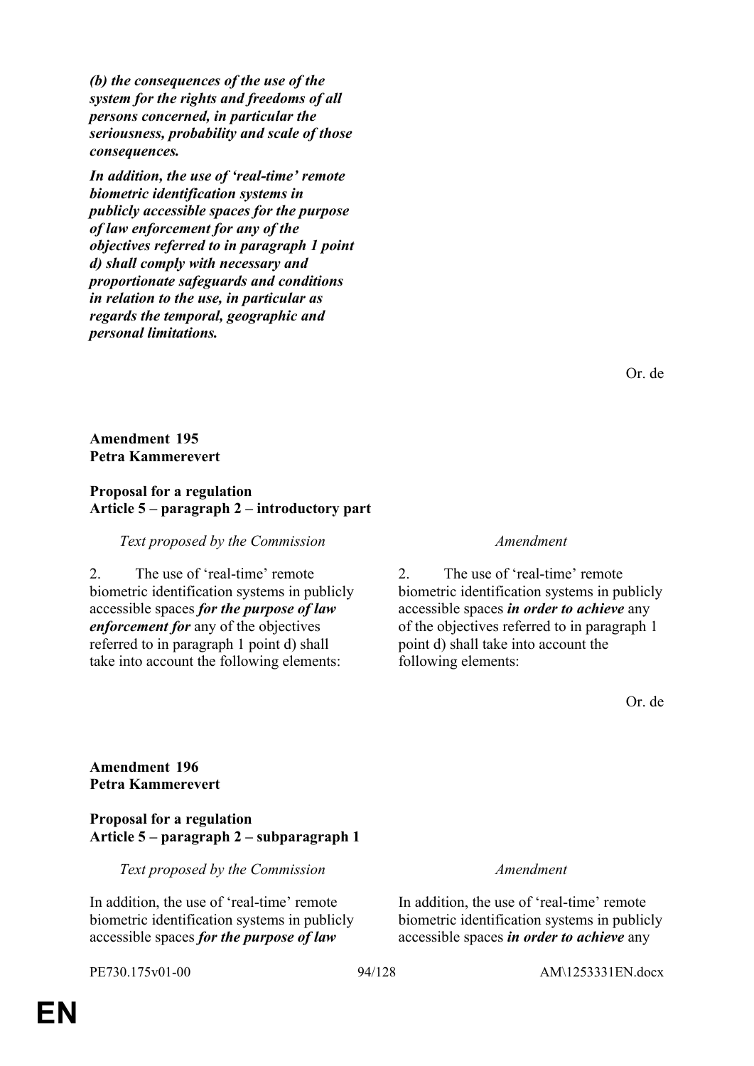***(b) the consequences of the use of the system for the rights and freedoms of all persons concerned, in particular the seriousness, probability and scale of those consequences.***

***In addition, the use of 'real-time' remote biometric identification systems in publicly accessible spaces for the purpose of law enforcement for any of the objectives referred to in paragraph 1 point d) shall comply with necessary and proportionate safeguards and conditions in relation to the use, in particular as regards the temporal, geographic and personal limitations.***

Or. de

**Amendment 195**
**Petra Kammerevert**

**Proposal for a regulation**
**Article 5 – paragraph 2 – introductory part**

| *Text proposed by the Commission* | *Amendment* |
|---|---|
| 2. The use of 'real-time' remote biometric identification systems in publicly accessible spaces ***for the purpose of law enforcement for*** any of the objectives referred to in paragraph 1 point d) shall take into account the following elements: | 2. The use of 'real-time' remote biometric identification systems in publicly accessible spaces ***in order to achieve*** any of the objectives referred to in paragraph 1 point d) shall take into account the following elements: |

Or. de

**Amendment 196**
**Petra Kammerevert**

**Proposal for a regulation**
**Article 5 – paragraph 2 – subparagraph 1**

| *Text proposed by the Commission* | *Amendment* |
|---|---|
| In addition, the use of 'real-time' remote biometric identification systems in publicly accessible spaces ***for the purpose of law*** | In addition, the use of 'real-time' remote biometric identification systems in publicly accessible spaces ***in order to achieve*** any |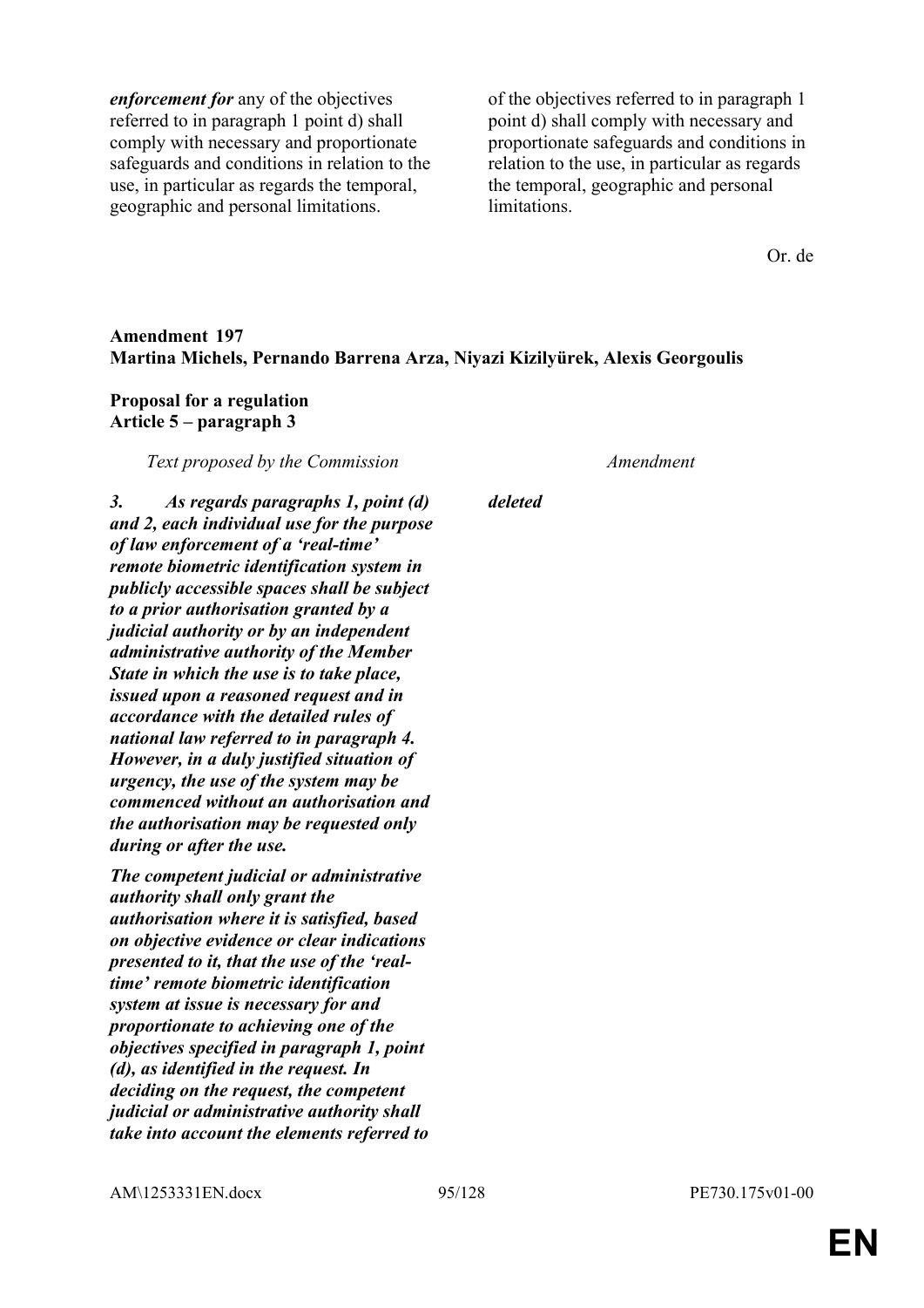| | |
|---|---|
| ***enforcement for*** any of the objectives referred to in paragraph 1 point d) shall comply with necessary and proportionate safeguards and conditions in relation to the use, in particular as regards the temporal, geographic and personal limitations. | of the objectives referred to in paragraph 1 point d) shall comply with necessary and proportionate safeguards and conditions in relation to the use, in particular as regards the temporal, geographic and personal limitations. |

Or. de

**Amendment 197**
**Martina Michels, Pernando Barrena Arza, Niyazi Kizilyürek, Alexis Georgoulis**

**Proposal for a regulation**
**Article 5 – paragraph 3**

| *Text proposed by the Commission* | *Amendment* |
|---|---|
| ***3. As regards paragraphs 1, point (d) and 2, each individual use for the purpose of law enforcement of a 'real-time' remote biometric identification system in publicly accessible spaces shall be subject to a prior authorisation granted by a judicial authority or by an independent administrative authority of the Member State in which the use is to take place, issued upon a reasoned request and in accordance with the detailed rules of national law referred to in paragraph 4. However, in a duly justified situation of urgency, the use of the system may be commenced without an authorisation and the authorisation may be requested only during or after the use.*** | ***deleted*** |
| ***The competent judicial or administrative authority shall only grant the authorisation where it is satisfied, based on objective evidence or clear indications presented to it, that the use of the 'real-time' remote biometric identification system at issue is necessary for and proportionate to achieving one of the objectives specified in paragraph 1, point (d), as identified in the request. In deciding on the request, the competent judicial or administrative authority shall take into account the elements referred to*** | |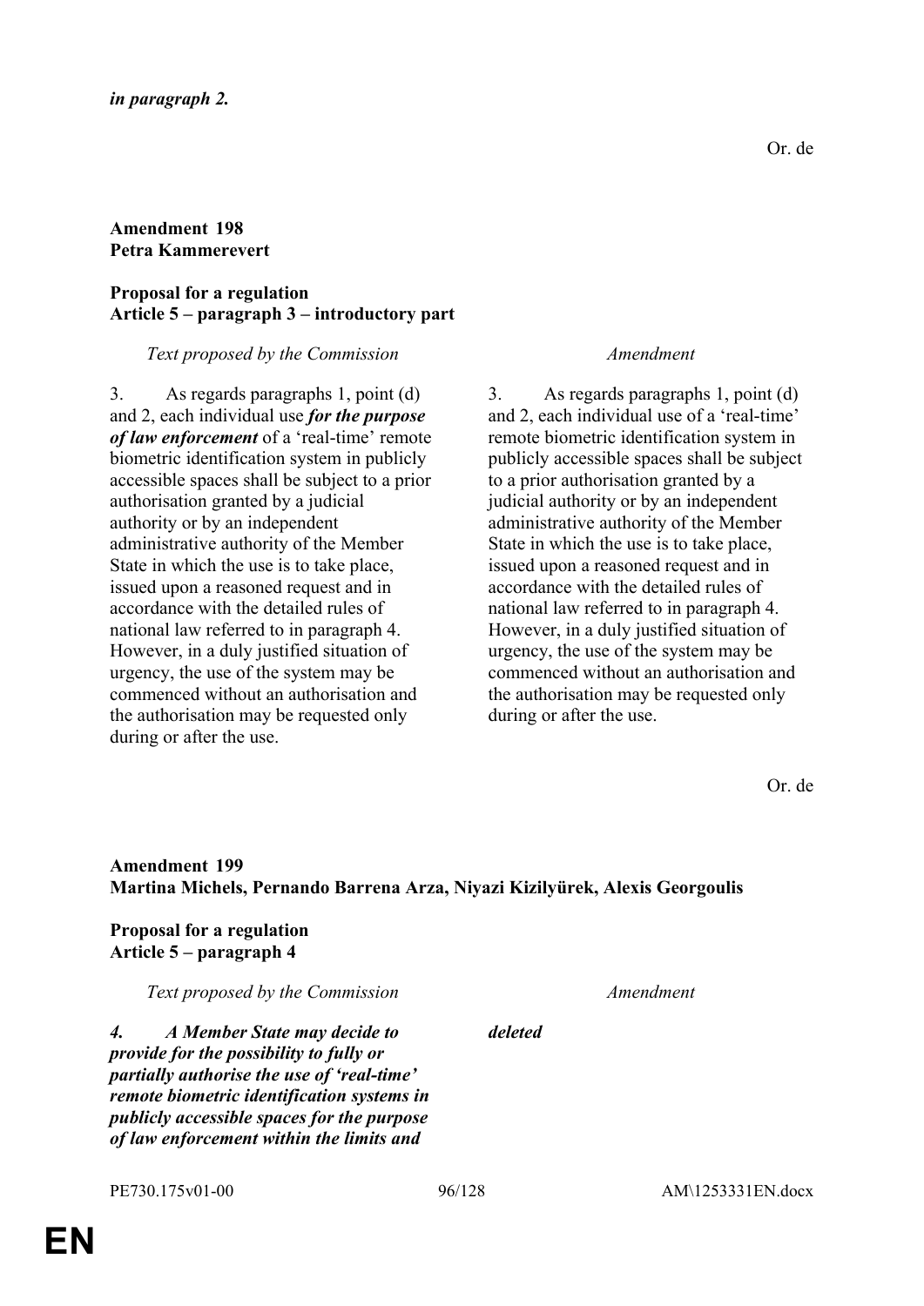*in paragraph 2.*

Or. de

**Amendment 198**
**Petra Kammerevert**

**Proposal for a regulation**
**Article 5 – paragraph 3 – introductory part**

| *Text proposed by the Commission* | *Amendment* |
|---|---|
| 3. As regards paragraphs 1, point (d) and 2, each individual use ***for the purpose of law enforcement*** of a 'real-time' remote biometric identification system in publicly accessible spaces shall be subject to a prior authorisation granted by a judicial authority or by an independent administrative authority of the Member State in which the use is to take place, issued upon a reasoned request and in accordance with the detailed rules of national law referred to in paragraph 4. However, in a duly justified situation of urgency, the use of the system may be commenced without an authorisation and the authorisation may be requested only during or after the use. | 3. As regards paragraphs 1, point (d) and 2, each individual use of a 'real-time' remote biometric identification system in publicly accessible spaces shall be subject to a prior authorisation granted by a judicial authority or by an independent administrative authority of the Member State in which the use is to take place, issued upon a reasoned request and in accordance with the detailed rules of national law referred to in paragraph 4. However, in a duly justified situation of urgency, the use of the system may be commenced without an authorisation and the authorisation may be requested only during or after the use. |

Or. de

**Amendment 199**
**Martina Michels, Pernando Barrena Arza, Niyazi Kizilyürek, Alexis Georgoulis**

**Proposal for a regulation**
**Article 5 – paragraph 4**

| *Text proposed by the Commission* | *Amendment* |
|---|---|
| ***4. A Member State may decide to provide for the possibility to fully or partially authorise the use of 'real-time' remote biometric identification systems in publicly accessible spaces for the purpose of law enforcement within the limits and*** | ***deleted*** |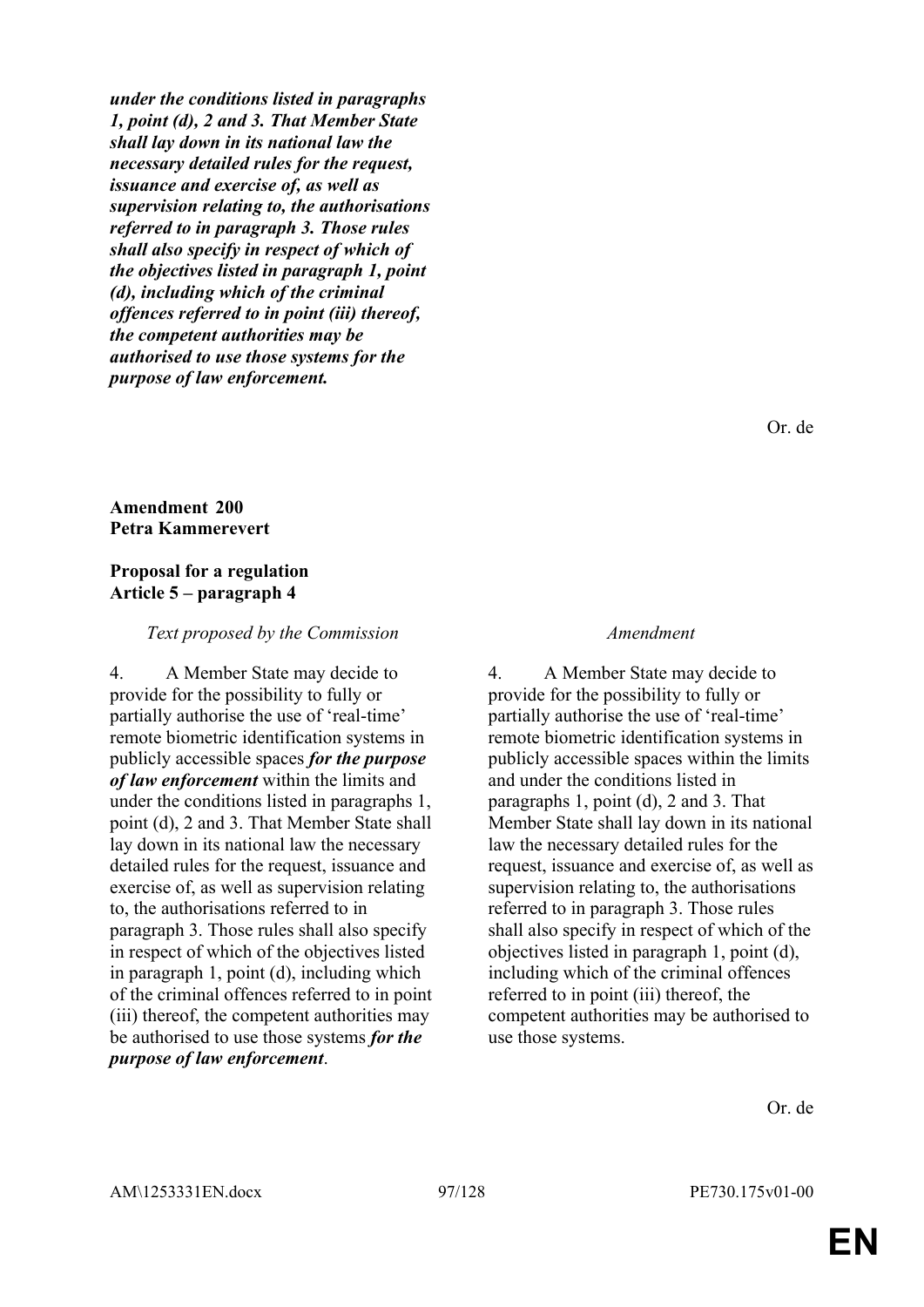***under the conditions listed in paragraphs 1, point (d), 2 and 3. That Member State shall lay down in its national law the necessary detailed rules for the request, issuance and exercise of, as well as supervision relating to, the authorisations referred to in paragraph 3. Those rules shall also specify in respect of which of the objectives listed in paragraph 1, point (d), including which of the criminal offences referred to in point (iii) thereof, the competent authorities may be authorised to use those systems for the purpose of law enforcement.***

Or. de

**Amendment 200**
**Petra Kammerevert**

**Proposal for a regulation**
**Article 5 – paragraph 4**

| *Text proposed by the Commission* | *Amendment* |
|---|---|
| 4. A Member State may decide to provide for the possibility to fully or partially authorise the use of 'real-time' remote biometric identification systems in publicly accessible spaces ***for the purpose of law enforcement*** within the limits and under the conditions listed in paragraphs 1, point (d), 2 and 3. That Member State shall lay down in its national law the necessary detailed rules for the request, issuance and exercise of, as well as supervision relating to, the authorisations referred to in paragraph 3. Those rules shall also specify in respect of which of the objectives listed in paragraph 1, point (d), including which of the criminal offences referred to in point (iii) thereof, the competent authorities may be authorised to use those systems ***for the purpose of law enforcement***. | 4. A Member State may decide to provide for the possibility to fully or partially authorise the use of 'real-time' remote biometric identification systems in publicly accessible spaces within the limits and under the conditions listed in paragraphs 1, point (d), 2 and 3. That Member State shall lay down in its national law the necessary detailed rules for the request, issuance and exercise of, as well as supervision relating to, the authorisations referred to in paragraph 3. Those rules shall also specify in respect of which of the objectives listed in paragraph 1, point (d), including which of the criminal offences referred to in point (iii) thereof, the competent authorities may be authorised to use those systems. |

Or. de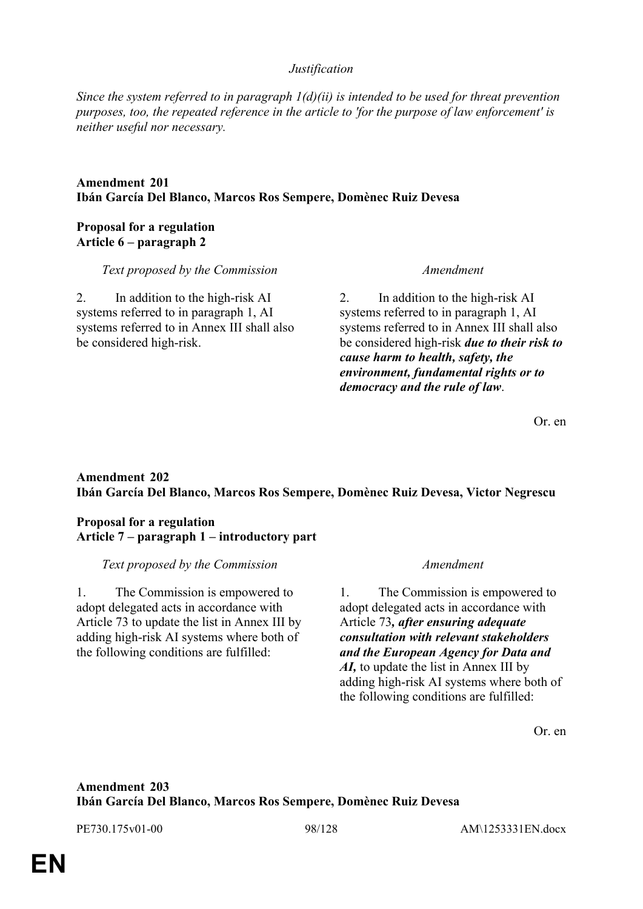*Justification*

*Since the system referred to in paragraph 1(d)(ii) is intended to be used for threat prevention purposes, too, the repeated reference in the article to 'for the purpose of law enforcement' is neither useful nor necessary.*

**Amendment 201**
**Ibán García Del Blanco, Marcos Ros Sempere, Domènec Ruiz Devesa**

**Proposal for a regulation**
**Article 6 – paragraph 2**

| *Text proposed by the Commission* | *Amendment* |
| --- | --- |
| 2. In addition to the high-risk AI systems referred to in paragraph 1, AI systems referred to in Annex III shall also be considered high-risk. | 2. In addition to the high-risk AI systems referred to in paragraph 1, AI systems referred to in Annex III shall also be considered high-risk ***due to their risk to cause harm to health, safety, the environment, fundamental rights or to democracy and the rule of law***. |

Or. en

**Amendment 202**
**Ibán García Del Blanco, Marcos Ros Sempere, Domènec Ruiz Devesa, Victor Negrescu**

**Proposal for a regulation**
**Article 7 – paragraph 1 – introductory part**

| *Text proposed by the Commission* | *Amendment* |
| --- | --- |
| 1. The Commission is empowered to adopt delegated acts in accordance with Article 73 to update the list in Annex III by adding high-risk AI systems where both of the following conditions are fulfilled: | 1. The Commission is empowered to adopt delegated acts in accordance with Article 73***, after ensuring adequate consultation with relevant stakeholders and the European Agency for Data and AI,*** to update the list in Annex III by adding high-risk AI systems where both of the following conditions are fulfilled: |

Or. en

**Amendment 203**
**Ibán García Del Blanco, Marcos Ros Sempere, Domènec Ruiz Devesa**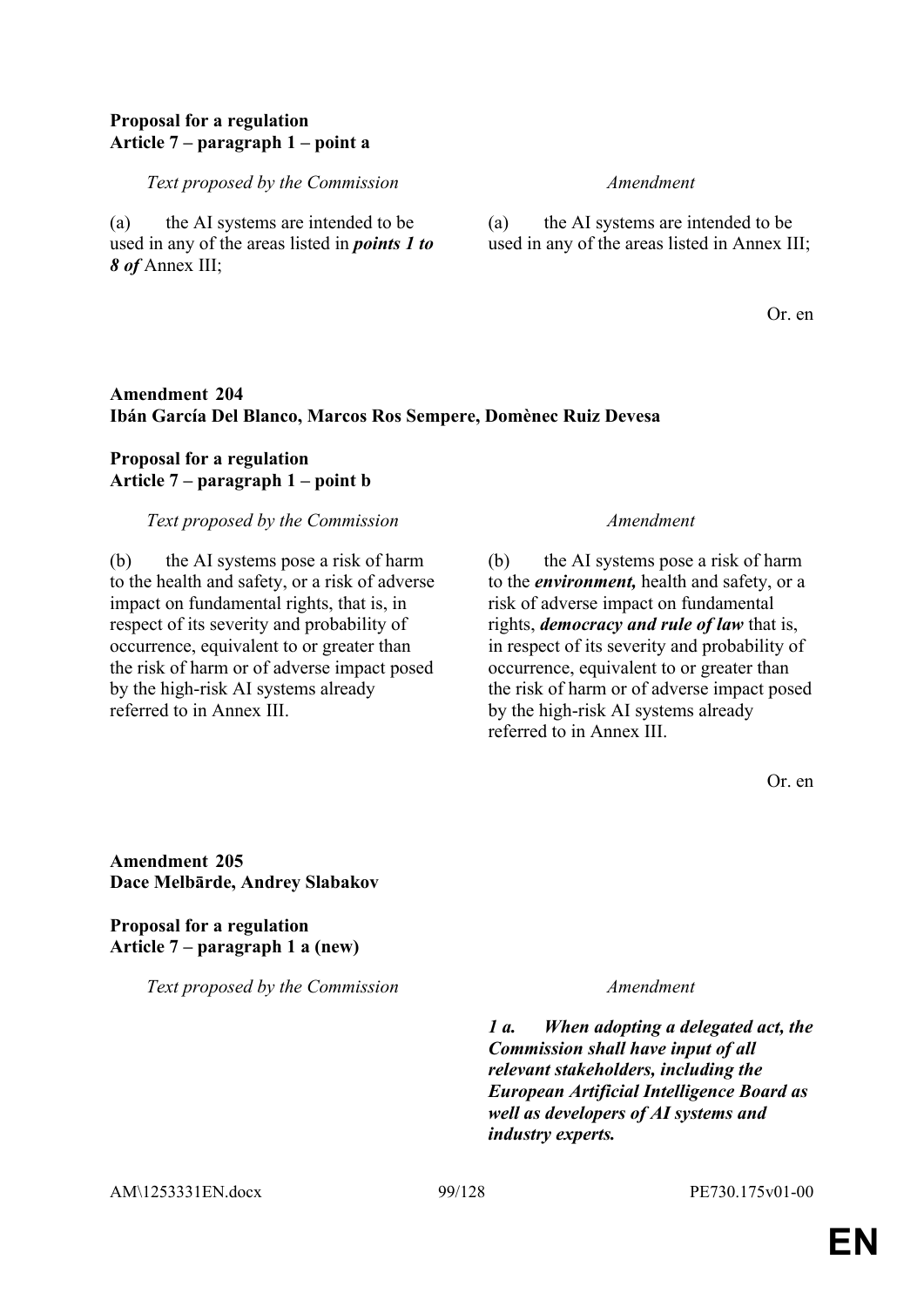**Proposal for a regulation**
**Article 7 – paragraph 1 – point a**

| *Text proposed by the Commission* | *Amendment* |
|---|---|
| (a) the AI systems are intended to be used in any of the areas listed in ***points 1 to 8 of*** Annex III; | (a) the AI systems are intended to be used in any of the areas listed in Annex III; |

Or. en

**Amendment 204**
**Ibán García Del Blanco, Marcos Ros Sempere, Domènec Ruiz Devesa**

**Proposal for a regulation**
**Article 7 – paragraph 1 – point b**

| *Text proposed by the Commission* | *Amendment* |
|---|---|
| (b) the AI systems pose a risk of harm to the health and safety, or a risk of adverse impact on fundamental rights, that is, in respect of its severity and probability of occurrence, equivalent to or greater than the risk of harm or of adverse impact posed by the high-risk AI systems already referred to in Annex III. | (b) the AI systems pose a risk of harm to the ***environment,*** health and safety, or a risk of adverse impact on fundamental rights, ***democracy and rule of law*** that is, in respect of its severity and probability of occurrence, equivalent to or greater than the risk of harm or of adverse impact posed by the high-risk AI systems already referred to in Annex III. |

Or. en

**Amendment 205**
**Dace Melbārde, Andrey Slabakov**

**Proposal for a regulation**
**Article 7 – paragraph 1 a (new)**

| *Text proposed by the Commission* | *Amendment* |
|---|---|
| | ***1 a. When adopting a delegated act, the Commission shall have input of all relevant stakeholders, including the European Artificial Intelligence Board as well as developers of AI systems and industry experts.*** |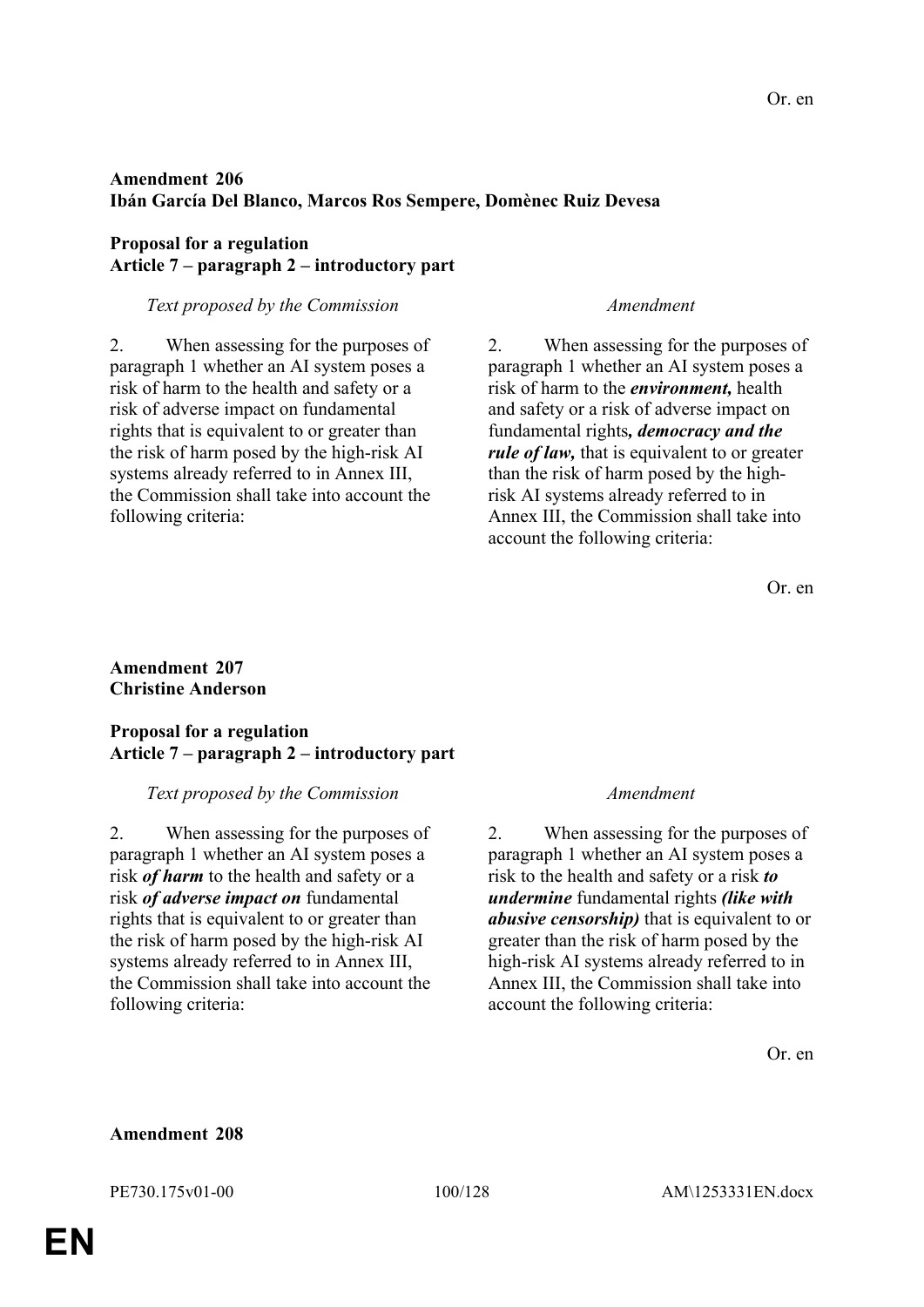Or. en

**Amendment 206**
**Ibán García Del Blanco, Marcos Ros Sempere, Domènec Ruiz Devesa**

**Proposal for a regulation**
**Article 7 – paragraph 2 – introductory part**

| *Text proposed by the Commission* | *Amendment* |
| --- | --- |
| 2. When assessing for the purposes of paragraph 1 whether an AI system poses a risk of harm to the health and safety or a risk of adverse impact on fundamental rights that is equivalent to or greater than the risk of harm posed by the high-risk AI systems already referred to in Annex III, the Commission shall take into account the following criteria: | 2. When assessing for the purposes of paragraph 1 whether an AI system poses a risk of harm to the ***environment,*** health and safety or a risk of adverse impact on fundamental rights***, democracy and the rule of law,*** that is equivalent to or greater than the risk of harm posed by the high-risk AI systems already referred to in Annex III, the Commission shall take into account the following criteria: |

Or. en

**Amendment 207**
**Christine Anderson**

**Proposal for a regulation**
**Article 7 – paragraph 2 – introductory part**

| *Text proposed by the Commission* | *Amendment* |
| --- | --- |
| 2. When assessing for the purposes of paragraph 1 whether an AI system poses a risk ***of harm*** to the health and safety or a risk ***of adverse impact on*** fundamental rights that is equivalent to or greater than the risk of harm posed by the high-risk AI systems already referred to in Annex III, the Commission shall take into account the following criteria: | 2. When assessing for the purposes of paragraph 1 whether an AI system poses a risk to the health and safety or a risk ***to undermine*** fundamental rights ***(like with abusive censorship)*** that is equivalent to or greater than the risk of harm posed by the high-risk AI systems already referred to in Annex III, the Commission shall take into account the following criteria: |

Or. en

**Amendment 208**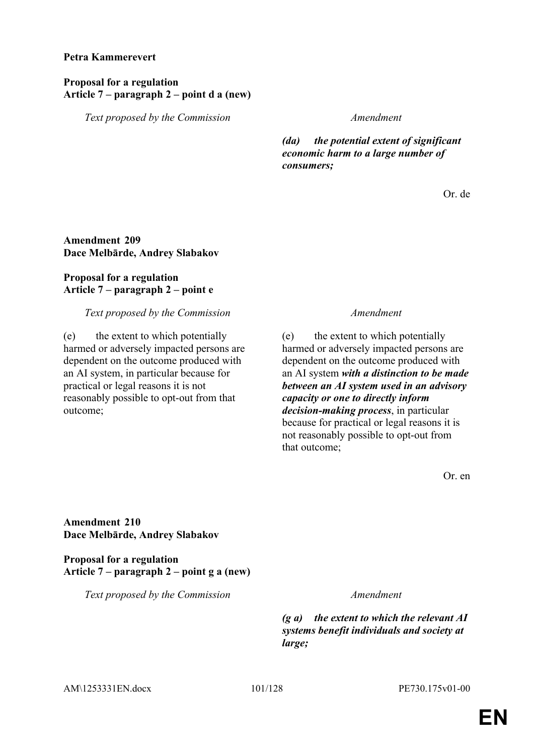**Petra Kammerevert**

**Proposal for a regulation**
**Article 7 – paragraph 2 – point d a (new)**

| *Text proposed by the Commission* | *Amendment* |
|---|---|
| | ***(da) the potential extent of significant economic harm to a large number of consumers;*** |

Or. de

**Amendment 209**
**Dace Melbārde, Andrey Slabakov**

**Proposal for a regulation**
**Article 7 – paragraph 2 – point e**

| *Text proposed by the Commission* | *Amendment* |
|---|---|
| (e) the extent to which potentially harmed or adversely impacted persons are dependent on the outcome produced with an AI system, in particular because for practical or legal reasons it is not reasonably possible to opt-out from that outcome; | (e) the extent to which potentially harmed or adversely impacted persons are dependent on the outcome produced with an AI system ***with a distinction to be made between an AI system used in an advisory capacity or one to directly inform decision-making process***, in particular because for practical or legal reasons it is not reasonably possible to opt-out from that outcome; |

Or. en

**Amendment 210**
**Dace Melbārde, Andrey Slabakov**

**Proposal for a regulation**
**Article 7 – paragraph 2 – point g a (new)**

| *Text proposed by the Commission* | *Amendment* |
|---|---|
| | ***(g a) the extent to which the relevant AI systems benefit individuals and society at large;*** |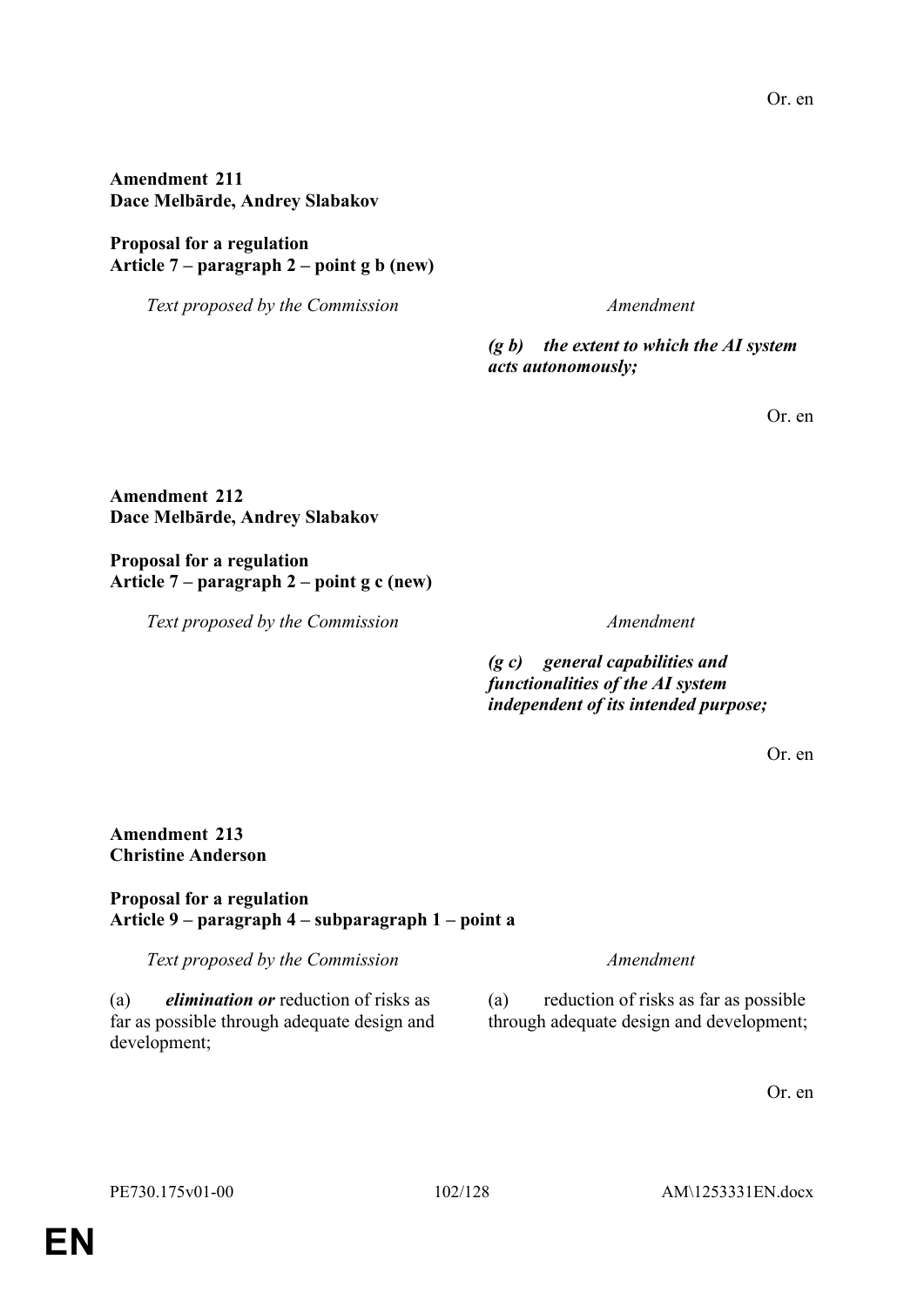Or. en

**Amendment 211**
**Dace Melbārde, Andrey Slabakov**

**Proposal for a regulation**
**Article 7 – paragraph 2 – point g b (new)**

| *Text proposed by the Commission* | *Amendment* |
|---|---|
| | ***(g b) the extent to which the AI system acts autonomously;*** |

Or. en

**Amendment 212**
**Dace Melbārde, Andrey Slabakov**

**Proposal for a regulation**
**Article 7 – paragraph 2 – point g c (new)**

| *Text proposed by the Commission* | *Amendment* |
|---|---|
| | ***(g c) general capabilities and functionalities of the AI system independent of its intended purpose;*** |

Or. en

**Amendment 213**
**Christine Anderson**

**Proposal for a regulation**
**Article 9 – paragraph 4 – subparagraph 1 – point a**

| *Text proposed by the Commission* | *Amendment* |
|---|---|
| (a) ***elimination or*** reduction of risks as far as possible through adequate design and development; | (a) reduction of risks as far as possible through adequate design and development; |

Or. en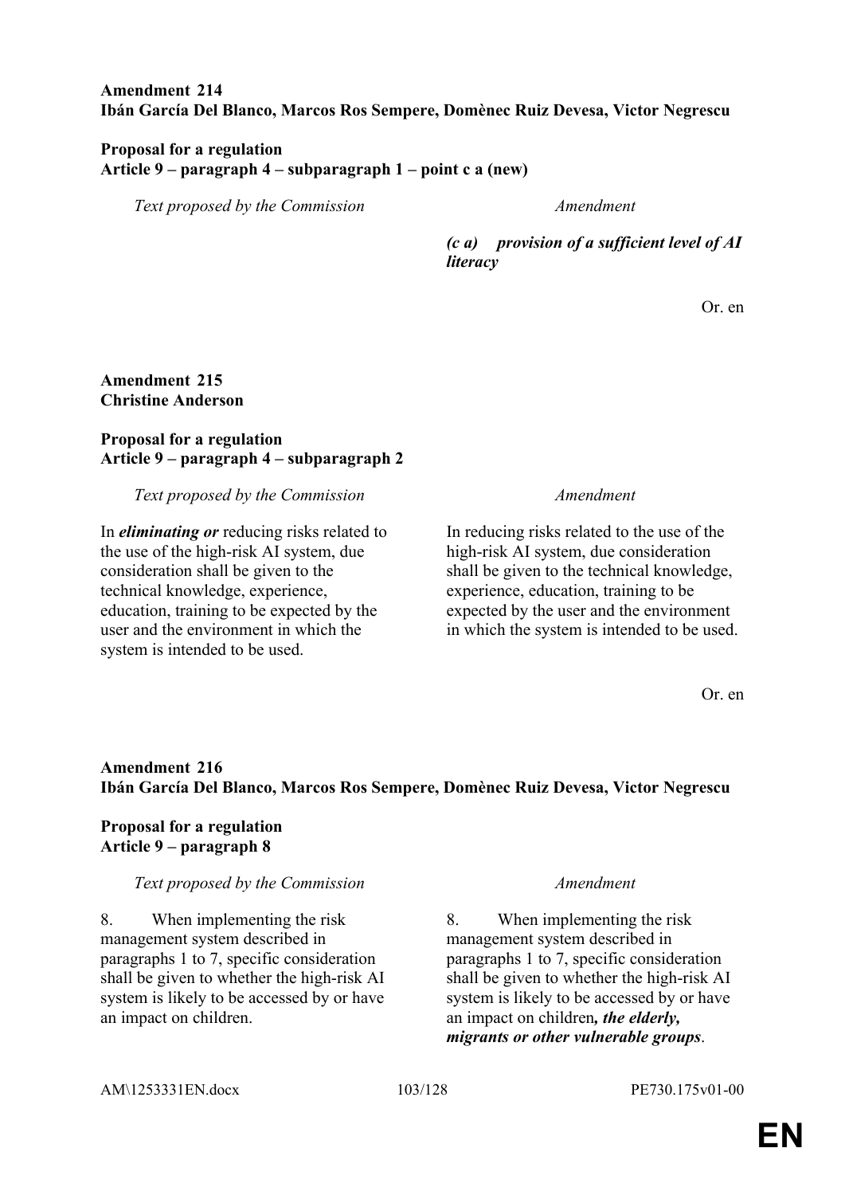**Amendment 214**
**Ibán García Del Blanco, Marcos Ros Sempere, Domènec Ruiz Devesa, Victor Negrescu**

**Proposal for a regulation**
**Article 9 – paragraph 4 – subparagraph 1 – point c a (new)**

| *Text proposed by the Commission* | *Amendment* |
| --- | --- |
| | ***(c a) provision of a sufficient level of AI literacy*** |

Or. en

**Amendment 215**
**Christine Anderson**

**Proposal for a regulation**
**Article 9 – paragraph 4 – subparagraph 2**

| *Text proposed by the Commission* | *Amendment* |
| --- | --- |
| In ***eliminating or*** reducing risks related to the use of the high-risk AI system, due consideration shall be given to the technical knowledge, experience, education, training to be expected by the user and the environment in which the system is intended to be used. | In reducing risks related to the use of the high-risk AI system, due consideration shall be given to the technical knowledge, experience, education, training to be expected by the user and the environment in which the system is intended to be used. |

Or. en

**Amendment 216**
**Ibán García Del Blanco, Marcos Ros Sempere, Domènec Ruiz Devesa, Victor Negrescu**

**Proposal for a regulation**
**Article 9 – paragraph 8**

| *Text proposed by the Commission* | *Amendment* |
| --- | --- |
| 8. When implementing the risk management system described in paragraphs 1 to 7, specific consideration shall be given to whether the high-risk AI system is likely to be accessed by or have an impact on children. | 8. When implementing the risk management system described in paragraphs 1 to 7, specific consideration shall be given to whether the high-risk AI system is likely to be accessed by or have an impact on children***, the elderly, migrants or other vulnerable groups***. |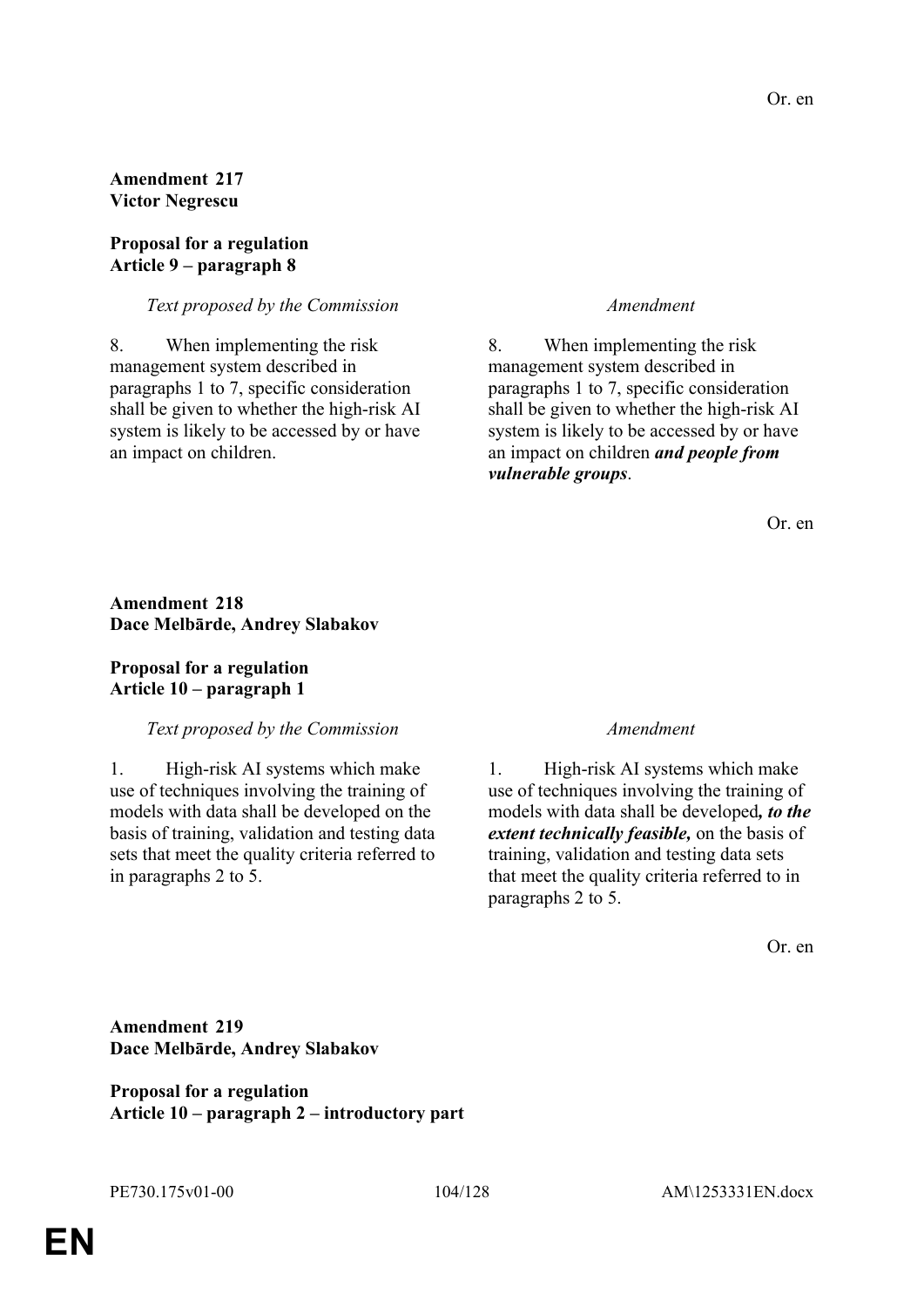Or. en

**Amendment 217**
**Victor Negrescu**

**Proposal for a regulation**
**Article 9 – paragraph 8**

| *Text proposed by the Commission* | *Amendment* |
| --- | --- |
| 8. When implementing the risk management system described in paragraphs 1 to 7, specific consideration shall be given to whether the high-risk AI system is likely to be accessed by or have an impact on children. | 8. When implementing the risk management system described in paragraphs 1 to 7, specific consideration shall be given to whether the high-risk AI system is likely to be accessed by or have an impact on children ***and people from vulnerable groups***. |

Or. en

**Amendment 218**
**Dace Melbārde, Andrey Slabakov**

**Proposal for a regulation**
**Article 10 – paragraph 1**

| *Text proposed by the Commission* | *Amendment* |
| --- | --- |
| 1. High-risk AI systems which make use of techniques involving the training of models with data shall be developed on the basis of training, validation and testing data sets that meet the quality criteria referred to in paragraphs 2 to 5. | 1. High-risk AI systems which make use of techniques involving the training of models with data shall be developed***, to the extent technically feasible,*** on the basis of training, validation and testing data sets that meet the quality criteria referred to in paragraphs 2 to 5. |

Or. en

**Amendment 219**
**Dace Melbārde, Andrey Slabakov**

**Proposal for a regulation**
**Article 10 – paragraph 2 – introductory part**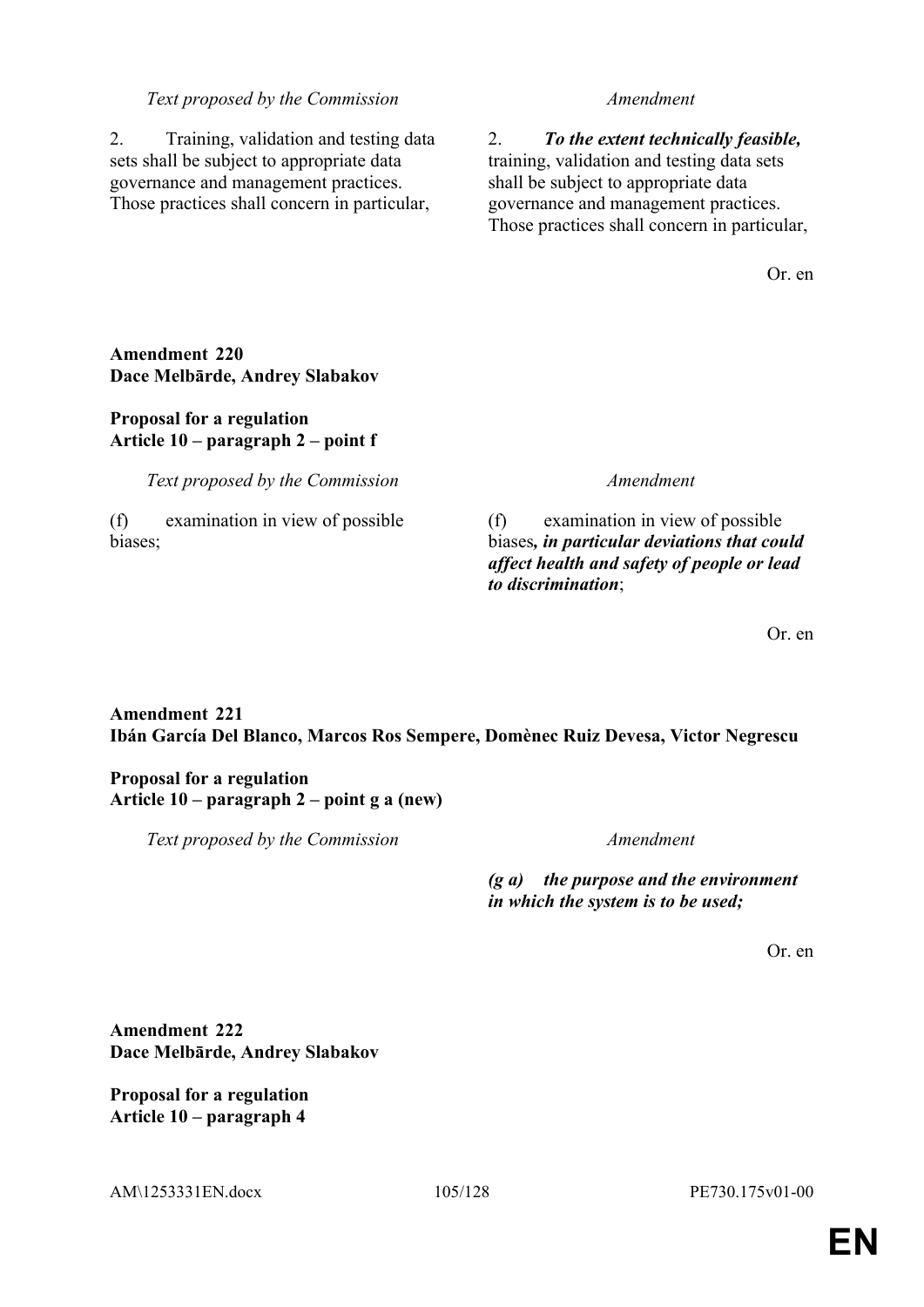| *Text proposed by the Commission* | *Amendment* |
|---|---|
| 2. Training, validation and testing data sets shall be subject to appropriate data governance and management practices. Those practices shall concern in particular, | 2. ***To the extent technically feasible,*** training, validation and testing data sets shall be subject to appropriate data governance and management practices. Those practices shall concern in particular, |

Or. en

**Amendment 220**
**Dace Melbārde, Andrey Slabakov**

**Proposal for a regulation**
**Article 10 – paragraph 2 – point f**

| *Text proposed by the Commission* | *Amendment* |
|---|---|
| (f) examination in view of possible biases; | (f) examination in view of possible biases***, in particular deviations that could affect health and safety of people or lead to discrimination***; |

Or. en

**Amendment 221**
**Ibán García Del Blanco, Marcos Ros Sempere, Domènec Ruiz Devesa, Victor Negrescu**

**Proposal for a regulation**
**Article 10 – paragraph 2 – point g a (new)**

| *Text proposed by the Commission* | *Amendment* |
|---|---|
| | ***(g a) the purpose and the environment in which the system is to be used;*** |

Or. en

**Amendment 222**
**Dace Melbārde, Andrey Slabakov**

**Proposal for a regulation**
**Article 10 – paragraph 4**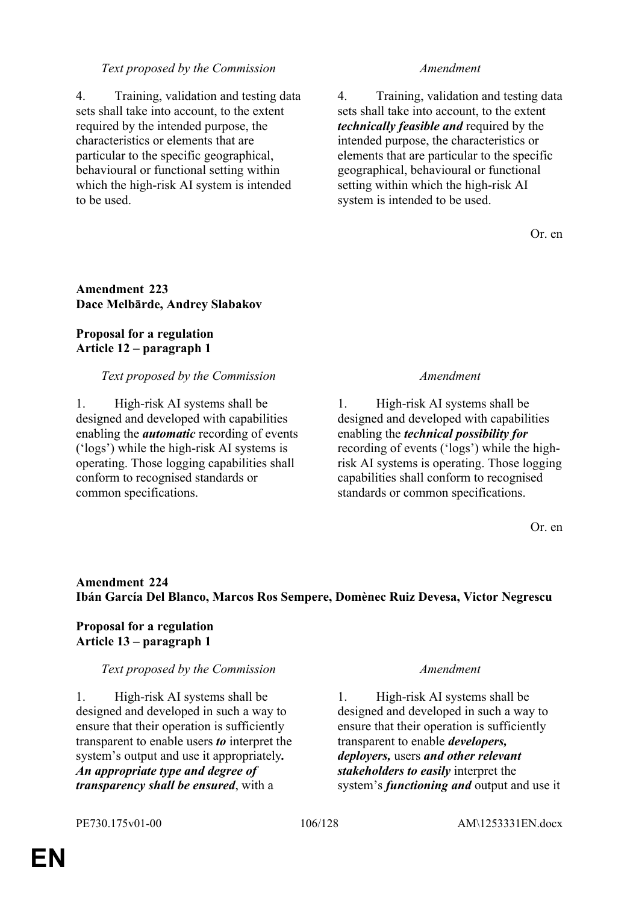| *Text proposed by the Commission* | *Amendment* |
|---|---|
| 4. Training, validation and testing data sets shall take into account, to the extent required by the intended purpose, the characteristics or elements that are particular to the specific geographical, behavioural or functional setting within which the high-risk AI system is intended to be used. | 4. Training, validation and testing data sets shall take into account, to the extent ***technically feasible and*** required by the intended purpose, the characteristics or elements that are particular to the specific geographical, behavioural or functional setting within which the high-risk AI system is intended to be used. |

Or. en

**Amendment 223**
**Dace Melbārde, Andrey Slabakov**

**Proposal for a regulation**
**Article 12 – paragraph 1**

| *Text proposed by the Commission* | *Amendment* |
|---|---|
| 1. High-risk AI systems shall be designed and developed with capabilities enabling the ***automatic*** recording of events ('logs') while the high-risk AI systems is operating. Those logging capabilities shall conform to recognised standards or common specifications. | 1. High-risk AI systems shall be designed and developed with capabilities enabling the ***technical possibility for*** recording of events ('logs') while the high-risk AI systems is operating. Those logging capabilities shall conform to recognised standards or common specifications. |

Or. en

**Amendment 224**
**Ibán García Del Blanco, Marcos Ros Sempere, Domènec Ruiz Devesa, Victor Negrescu**

**Proposal for a regulation**
**Article 13 – paragraph 1**

| *Text proposed by the Commission* | *Amendment* |
|---|---|
| 1. High-risk AI systems shall be designed and developed in such a way to ensure that their operation is sufficiently transparent to enable users ***to*** interpret the system's output and use it appropriately***. An appropriate type and degree of transparency shall be ensured***, with a | 1. High-risk AI systems shall be designed and developed in such a way to ensure that their operation is sufficiently transparent to enable ***developers, deployers,*** users ***and other relevant stakeholders to easily*** interpret the system's ***functioning and*** output and use it |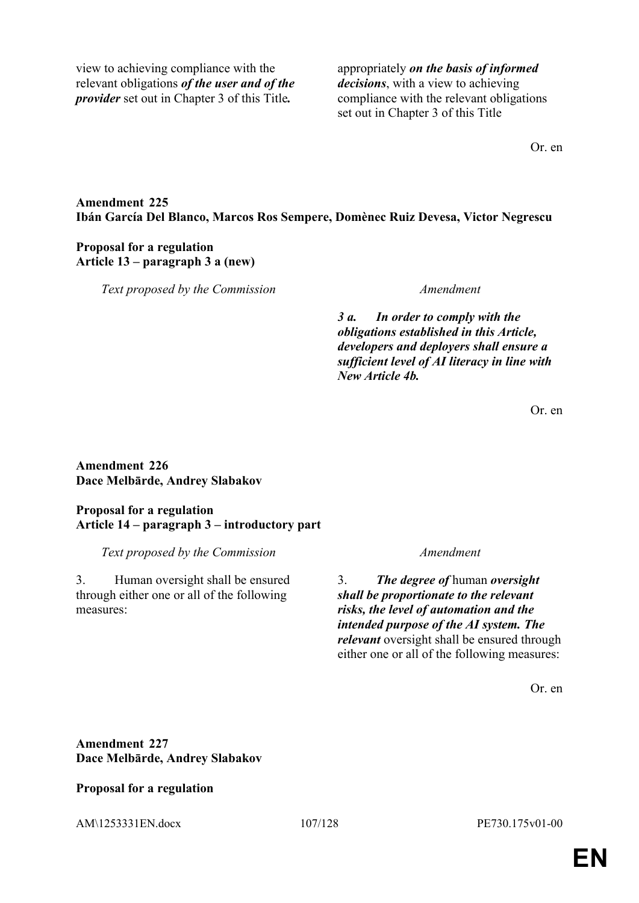| | |
|---|---|
| view to achieving compliance with the relevant obligations ***of the user and of the provider*** set out in Chapter 3 of this Title***.*** | appropriately ***on the basis of informed decisions***, with a view to achieving compliance with the relevant obligations set out in Chapter 3 of this Title |

Or. en

**Amendment 225**
**Ibán García Del Blanco, Marcos Ros Sempere, Domènec Ruiz Devesa, Victor Negrescu**

**Proposal for a regulation**
**Article 13 – paragraph 3 a (new)**

| *Text proposed by the Commission* | *Amendment* |
|---|---|
| | ***3 a. In order to comply with the obligations established in this Article, developers and deployers shall ensure a sufficient level of AI literacy in line with New Article 4b.*** |

Or. en

**Amendment 226**
**Dace Melbārde, Andrey Slabakov**

**Proposal for a regulation**
**Article 14 – paragraph 3 – introductory part**

| *Text proposed by the Commission* | *Amendment* |
|---|---|
| 3. Human oversight shall be ensured through either one or all of the following measures: | 3. ***The degree of*** human ***oversight shall be proportionate to the relevant risks, the level of automation and the intended purpose of the AI system. The relevant*** oversight shall be ensured through either one or all of the following measures: |

Or. en

**Amendment 227**
**Dace Melbārde, Andrey Slabakov**

**Proposal for a regulation**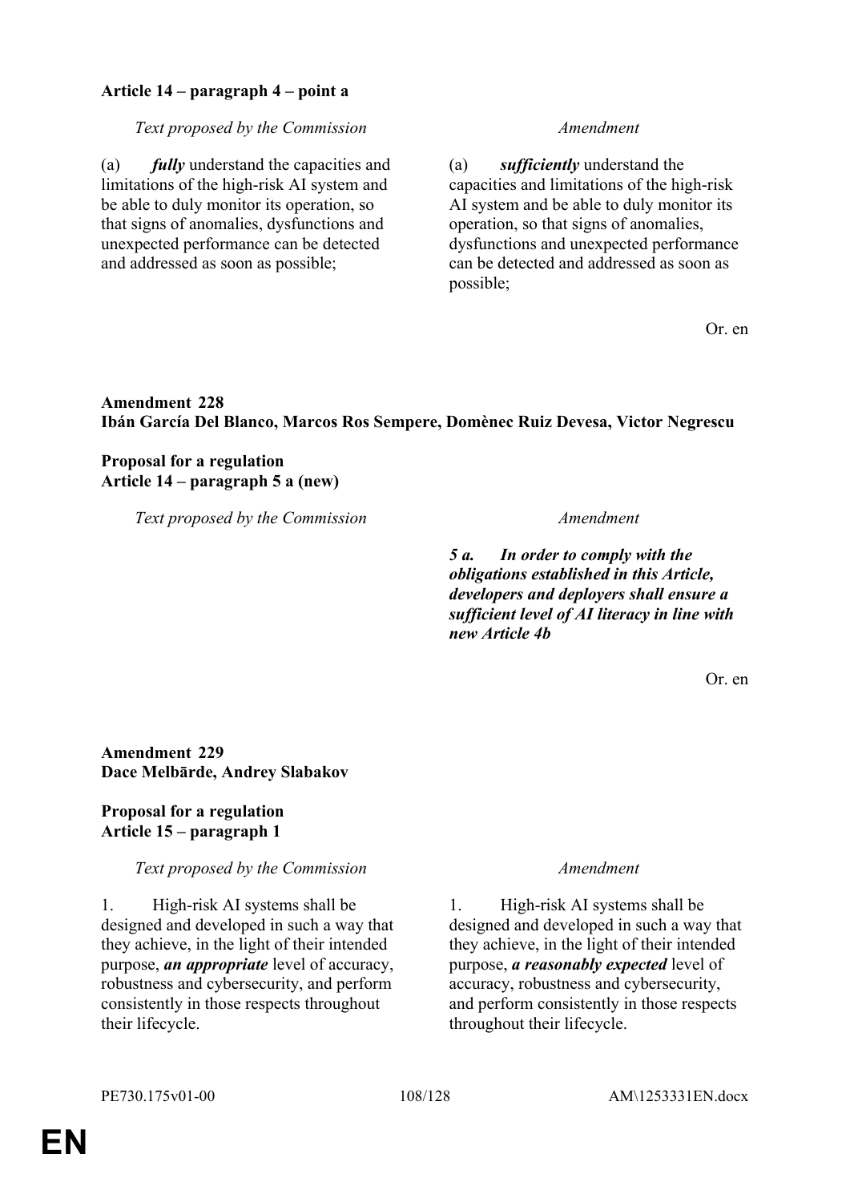**Article 14 – paragraph 4 – point a**

| *Text proposed by the Commission* | *Amendment* |
| --- | --- |
| (a) ***fully*** understand the capacities and limitations of the high-risk AI system and be able to duly monitor its operation, so that signs of anomalies, dysfunctions and unexpected performance can be detected and addressed as soon as possible; | (a) ***sufficiently*** understand the capacities and limitations of the high-risk AI system and be able to duly monitor its operation, so that signs of anomalies, dysfunctions and unexpected performance can be detected and addressed as soon as possible; |

Or. en

**Amendment 228**
**Ibán García Del Blanco, Marcos Ros Sempere, Domènec Ruiz Devesa, Victor Negrescu**

**Proposal for a regulation**
**Article 14 – paragraph 5 a (new)**

| *Text proposed by the Commission* | *Amendment* |
| --- | --- |
| | ***5 a. In order to comply with the obligations established in this Article, developers and deployers shall ensure a sufficient level of AI literacy in line with new Article 4b*** |

Or. en

**Amendment 229**
**Dace Melbārde, Andrey Slabakov**

**Proposal for a regulation**
**Article 15 – paragraph 1**

| *Text proposed by the Commission* | *Amendment* |
| --- | --- |
| 1. High-risk AI systems shall be designed and developed in such a way that they achieve, in the light of their intended purpose, ***an appropriate*** level of accuracy, robustness and cybersecurity, and perform consistently in those respects throughout their lifecycle. | 1. High-risk AI systems shall be designed and developed in such a way that they achieve, in the light of their intended purpose, ***a reasonably expected*** level of accuracy, robustness and cybersecurity, and perform consistently in those respects throughout their lifecycle. |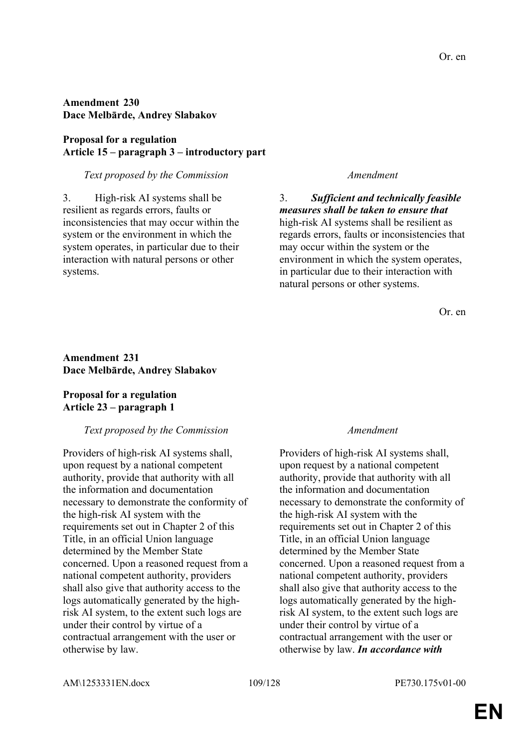Or. en

**Amendment 230**
**Dace Melbārde, Andrey Slabakov**

**Proposal for a regulation**
**Article 15 – paragraph 3 – introductory part**

| *Text proposed by the Commission* | *Amendment* |
| --- | --- |
| 3. High-risk AI systems shall be resilient as regards errors, faults or inconsistencies that may occur within the system or the environment in which the system operates, in particular due to their interaction with natural persons or other systems. | 3. ***Sufficient and technically feasible measures shall be taken to ensure that*** high-risk AI systems shall be resilient as regards errors, faults or inconsistencies that may occur within the system or the environment in which the system operates, in particular due to their interaction with natural persons or other systems. |

Or. en

**Amendment 231**
**Dace Melbārde, Andrey Slabakov**

**Proposal for a regulation**
**Article 23 – paragraph 1**

| *Text proposed by the Commission* | *Amendment* |
| --- | --- |
| Providers of high-risk AI systems shall, upon request by a national competent authority, provide that authority with all the information and documentation necessary to demonstrate the conformity of the high-risk AI system with the requirements set out in Chapter 2 of this Title, in an official Union language determined by the Member State concerned. Upon a reasoned request from a national competent authority, providers shall also give that authority access to the logs automatically generated by the high-risk AI system, to the extent such logs are under their control by virtue of a contractual arrangement with the user or otherwise by law. | Providers of high-risk AI systems shall, upon request by a national competent authority, provide that authority with all the information and documentation necessary to demonstrate the conformity of the high-risk AI system with the requirements set out in Chapter 2 of this Title, in an official Union language determined by the Member State concerned. Upon a reasoned request from a national competent authority, providers shall also give that authority access to the logs automatically generated by the high-risk AI system, to the extent such logs are under their control by virtue of a contractual arrangement with the user or otherwise by law. ***In accordance with*** |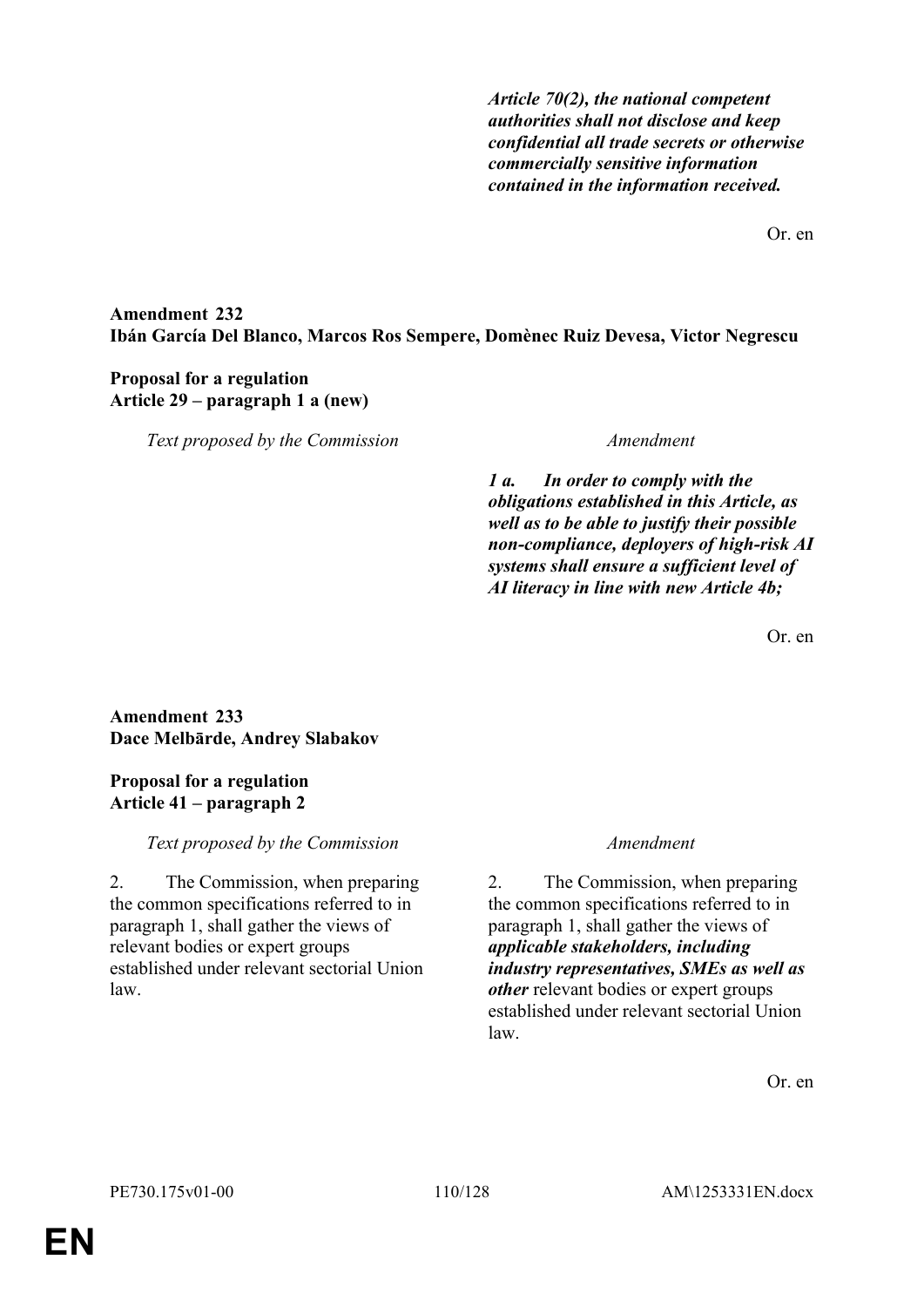*Article 70(2), the national competent authorities shall not disclose and keep confidential all trade secrets or otherwise commercially sensitive information contained in the information received.*

Or. en

**Amendment 232**
**Ibán García Del Blanco, Marcos Ros Sempere, Domènec Ruiz Devesa, Victor Negrescu**

**Proposal for a regulation**
**Article 29 – paragraph 1 a (new)**

| *Text proposed by the Commission* | *Amendment* |
|---|---|
| | ***1 a. In order to comply with the obligations established in this Article, as well as to be able to justify their possible non-compliance, deployers of high-risk AI systems shall ensure a sufficient level of AI literacy in line with new Article 4b;*** |

Or. en

**Amendment 233**
**Dace Melbārde, Andrey Slabakov**

**Proposal for a regulation**
**Article 41 – paragraph 2**

| *Text proposed by the Commission* | *Amendment* |
|---|---|
| 2. The Commission, when preparing the common specifications referred to in paragraph 1, shall gather the views of relevant bodies or expert groups established under relevant sectorial Union law. | 2. The Commission, when preparing the common specifications referred to in paragraph 1, shall gather the views of ***applicable stakeholders, including industry representatives, SMEs as well as other*** relevant bodies or expert groups established under relevant sectorial Union law. |

Or. en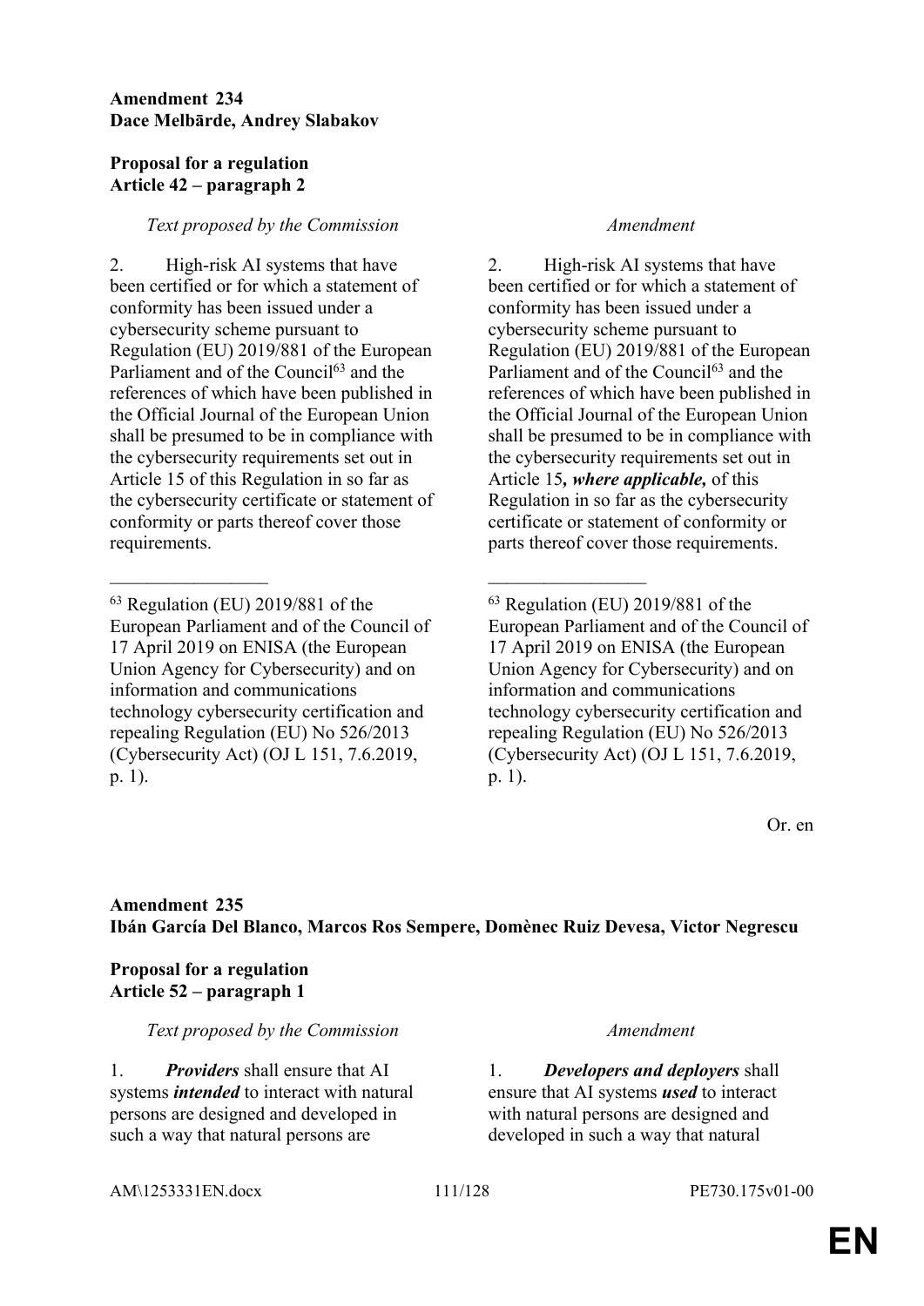**Amendment 234**
**Dace Melbārde, Andrey Slabakov**

**Proposal for a regulation**
**Article 42 – paragraph 2**

| *Text proposed by the Commission* | *Amendment* |
|---|---|
| 2. High-risk AI systems that have been certified or for which a statement of conformity has been issued under a cybersecurity scheme pursuant to Regulation (EU) 2019/881 of the European Parliament and of the Council[63] and the references of which have been published in the Official Journal of the European Union shall be presumed to be in compliance with the cybersecurity requirements set out in Article 15 of this Regulation in so far as the cybersecurity certificate or statement of conformity or parts thereof cover those requirements. | 2. High-risk AI systems that have been certified or for which a statement of conformity has been issued under a cybersecurity scheme pursuant to Regulation (EU) 2019/881 of the European Parliament and of the Council[63] and the references of which have been published in the Official Journal of the European Union shall be presumed to be in compliance with the cybersecurity requirements set out in Article 15***, where applicable,*** of this Regulation in so far as the cybersecurity certificate or statement of conformity or parts thereof cover those requirements. |
| [63] Regulation (EU) 2019/881 of the European Parliament and of the Council of 17 April 2019 on ENISA (the European Union Agency for Cybersecurity) and on information and communications technology cybersecurity certification and repealing Regulation (EU) No 526/2013 (Cybersecurity Act) (OJ L 151, 7.6.2019, p. 1). | [63] Regulation (EU) 2019/881 of the European Parliament and of the Council of 17 April 2019 on ENISA (the European Union Agency for Cybersecurity) and on information and communications technology cybersecurity certification and repealing Regulation (EU) No 526/2013 (Cybersecurity Act) (OJ L 151, 7.6.2019, p. 1). |

Or. en

**Amendment 235**
**Ibán García Del Blanco, Marcos Ros Sempere, Domènec Ruiz Devesa, Victor Negrescu**

**Proposal for a regulation**
**Article 52 – paragraph 1**

| *Text proposed by the Commission* | *Amendment* |
|---|---|
| 1. ***Providers*** shall ensure that AI systems ***intended*** to interact with natural persons are designed and developed in such a way that natural persons are | 1. ***Developers and deployers*** shall ensure that AI systems ***used*** to interact with natural persons are designed and developed in such a way that natural |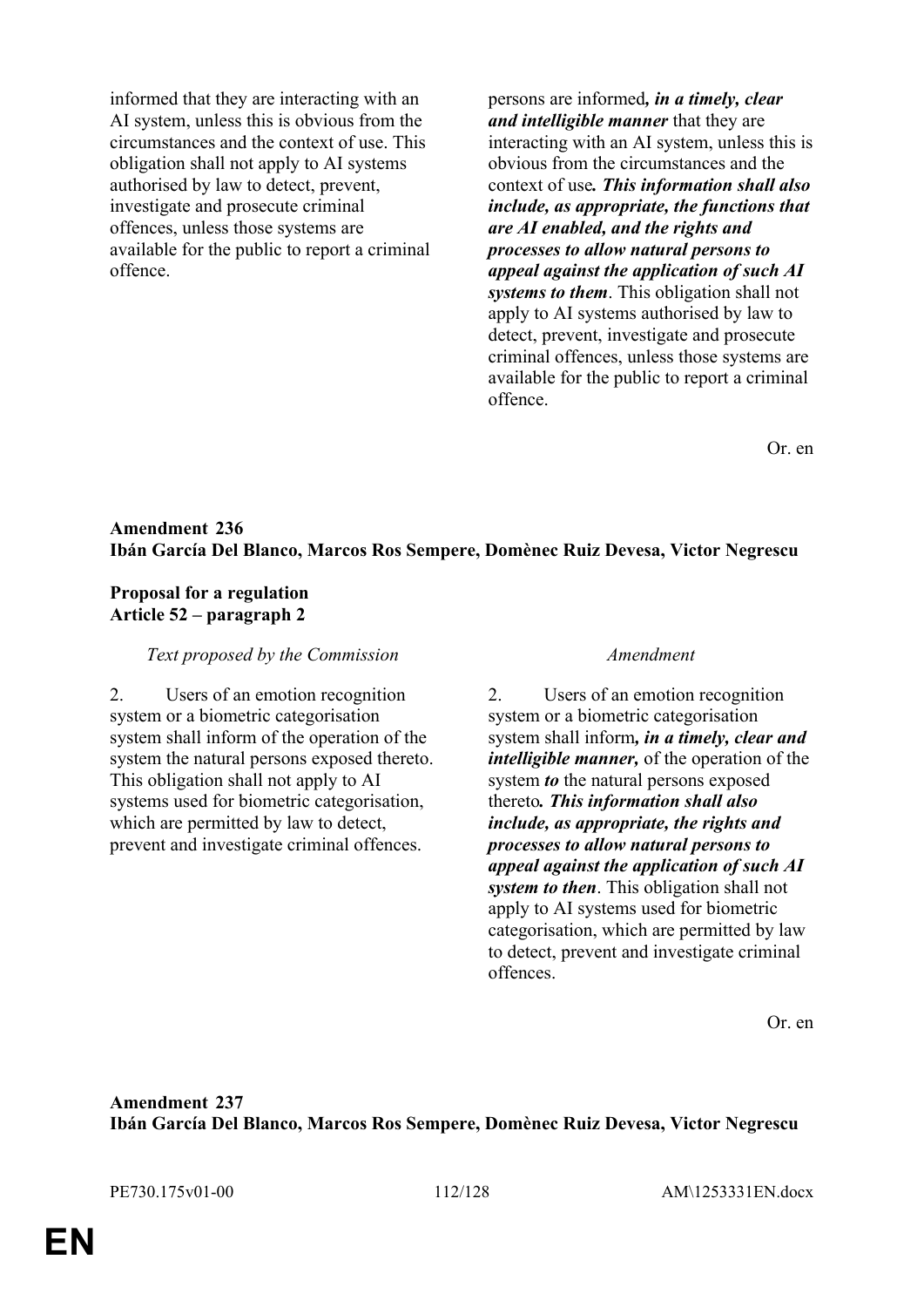| | |
|---|---|
| informed that they are interacting with an AI system, unless this is obvious from the circumstances and the context of use. This obligation shall not apply to AI systems authorised by law to detect, prevent, investigate and prosecute criminal offences, unless those systems are available for the public to report a criminal offence. | persons are informed***, in a timely, clear and intelligible manner*** that they are interacting with an AI system, unless this is obvious from the circumstances and the context of use***. This information shall also include, as appropriate, the functions that are AI enabled, and the rights and processes to allow natural persons to appeal against the application of such AI systems to them***. This obligation shall not apply to AI systems authorised by law to detect, prevent, investigate and prosecute criminal offences, unless those systems are available for the public to report a criminal offence. |

Or. en

**Amendment 236**
**Ibán García Del Blanco, Marcos Ros Sempere, Domènec Ruiz Devesa, Victor Negrescu**

**Proposal for a regulation**
**Article 52 – paragraph 2**

| *Text proposed by the Commission* | *Amendment* |
|---|---|
| 2. Users of an emotion recognition system or a biometric categorisation system shall inform of the operation of the system the natural persons exposed thereto. This obligation shall not apply to AI systems used for biometric categorisation, which are permitted by law to detect, prevent and investigate criminal offences. | 2. Users of an emotion recognition system or a biometric categorisation system shall inform***, in a timely, clear and intelligible manner,*** of the operation of the system ***to*** the natural persons exposed thereto***. This information shall also include, as appropriate, the rights and processes to allow natural persons to appeal against the application of such AI system to then***. This obligation shall not apply to AI systems used for biometric categorisation, which are permitted by law to detect, prevent and investigate criminal offences. |

Or. en

**Amendment 237**
**Ibán García Del Blanco, Marcos Ros Sempere, Domènec Ruiz Devesa, Victor Negrescu**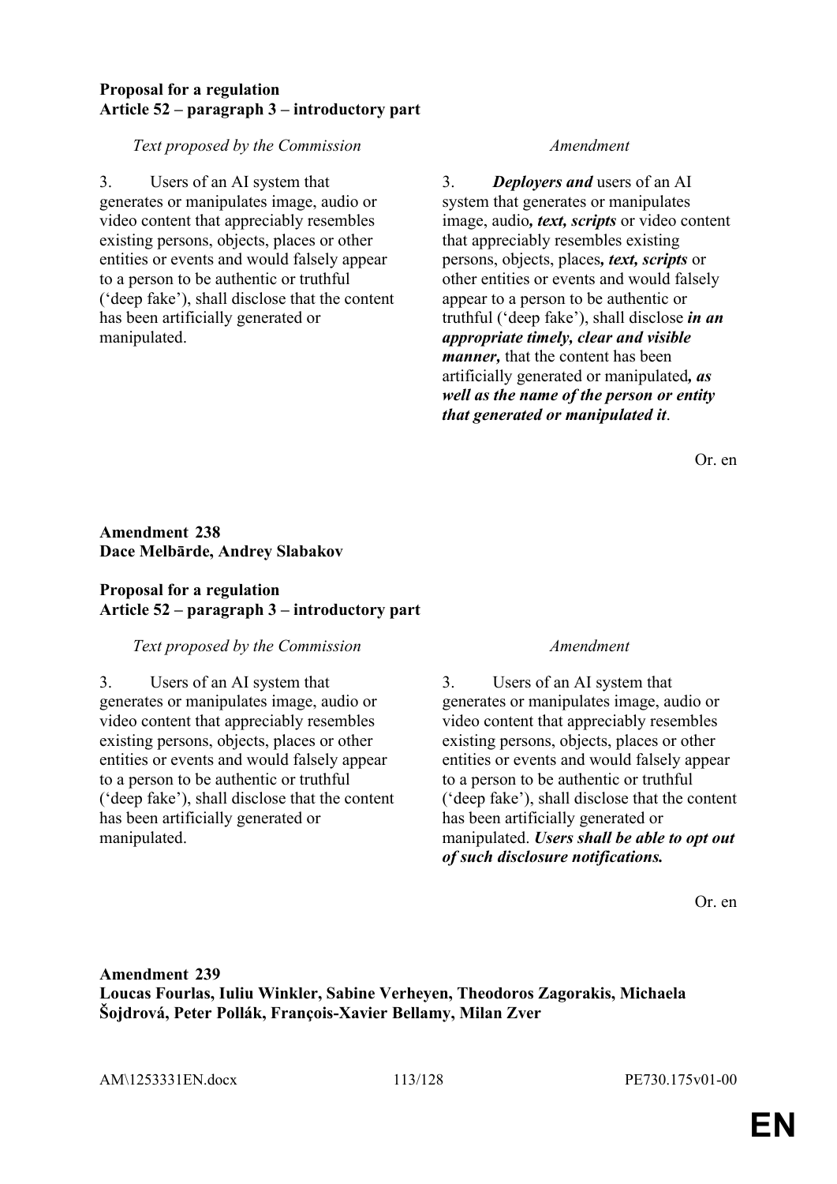**Proposal for a regulation**
**Article 52 – paragraph 3 – introductory part**

| *Text proposed by the Commission* | *Amendment* |
|---|---|
| 3. Users of an AI system that generates or manipulates image, audio or video content that appreciably resembles existing persons, objects, places or other entities or events and would falsely appear to a person to be authentic or truthful ('deep fake'), shall disclose that the content has been artificially generated or manipulated. | 3. ***Deployers and*** users of an AI system that generates or manipulates image, audio***, text, scripts*** or video content that appreciably resembles existing persons, objects, places***, text, scripts*** or other entities or events and would falsely appear to a person to be authentic or truthful ('deep fake'), shall disclose ***in an appropriate timely, clear and visible manner,*** that the content has been artificially generated or manipulated***, as well as the name of the person or entity that generated or manipulated it***. |

Or. en

**Amendment 238**
**Dace Melbārde, Andrey Slabakov**

**Proposal for a regulation**
**Article 52 – paragraph 3 – introductory part**

| *Text proposed by the Commission* | *Amendment* |
|---|---|
| 3. Users of an AI system that generates or manipulates image, audio or video content that appreciably resembles existing persons, objects, places or other entities or events and would falsely appear to a person to be authentic or truthful ('deep fake'), shall disclose that the content has been artificially generated or manipulated. | 3. Users of an AI system that generates or manipulates image, audio or video content that appreciably resembles existing persons, objects, places or other entities or events and would falsely appear to a person to be authentic or truthful ('deep fake'), shall disclose that the content has been artificially generated or manipulated. ***Users shall be able to opt out of such disclosure notifications.*** |

Or. en

**Amendment 239**
**Loucas Fourlas, Iuliu Winkler, Sabine Verheyen, Theodoros Zagorakis, Michaela Šojdrová, Peter Pollák, François-Xavier Bellamy, Milan Zver**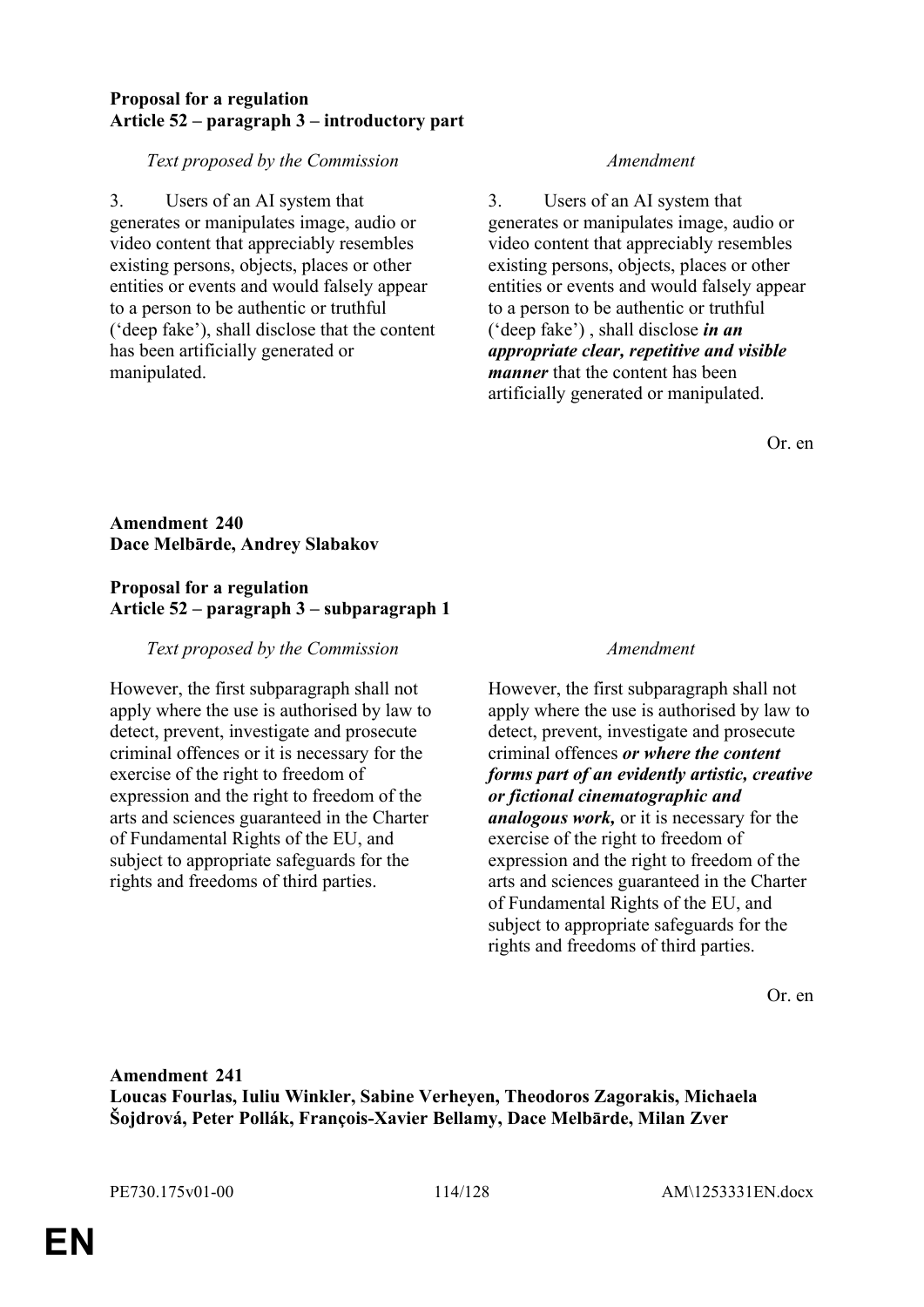**Proposal for a regulation**
**Article 52 – paragraph 3 – introductory part**

| *Text proposed by the Commission* | *Amendment* |
|---|---|
| 3. Users of an AI system that generates or manipulates image, audio or video content that appreciably resembles existing persons, objects, places or other entities or events and would falsely appear to a person to be authentic or truthful ('deep fake'), shall disclose that the content has been artificially generated or manipulated. | 3. Users of an AI system that generates or manipulates image, audio or video content that appreciably resembles existing persons, objects, places or other entities or events and would falsely appear to a person to be authentic or truthful ('deep fake') , shall disclose ***in an appropriate clear, repetitive and visible manner*** that the content has been artificially generated or manipulated. |

Or. en

**Amendment 240**
**Dace Melbārde, Andrey Slabakov**

**Proposal for a regulation**
**Article 52 – paragraph 3 – subparagraph 1**

| *Text proposed by the Commission* | *Amendment* |
|---|---|
| However, the first subparagraph shall not apply where the use is authorised by law to detect, prevent, investigate and prosecute criminal offences or it is necessary for the exercise of the right to freedom of expression and the right to freedom of the arts and sciences guaranteed in the Charter of Fundamental Rights of the EU, and subject to appropriate safeguards for the rights and freedoms of third parties. | However, the first subparagraph shall not apply where the use is authorised by law to detect, prevent, investigate and prosecute criminal offences ***or where the content forms part of an evidently artistic, creative or fictional cinematographic and analogous work,*** or it is necessary for the exercise of the right to freedom of expression and the right to freedom of the arts and sciences guaranteed in the Charter of Fundamental Rights of the EU, and subject to appropriate safeguards for the rights and freedoms of third parties. |

Or. en

**Amendment 241**
**Loucas Fourlas, Iuliu Winkler, Sabine Verheyen, Theodoros Zagorakis, Michaela Šojdrová, Peter Pollák, François-Xavier Bellamy, Dace Melbārde, Milan Zver**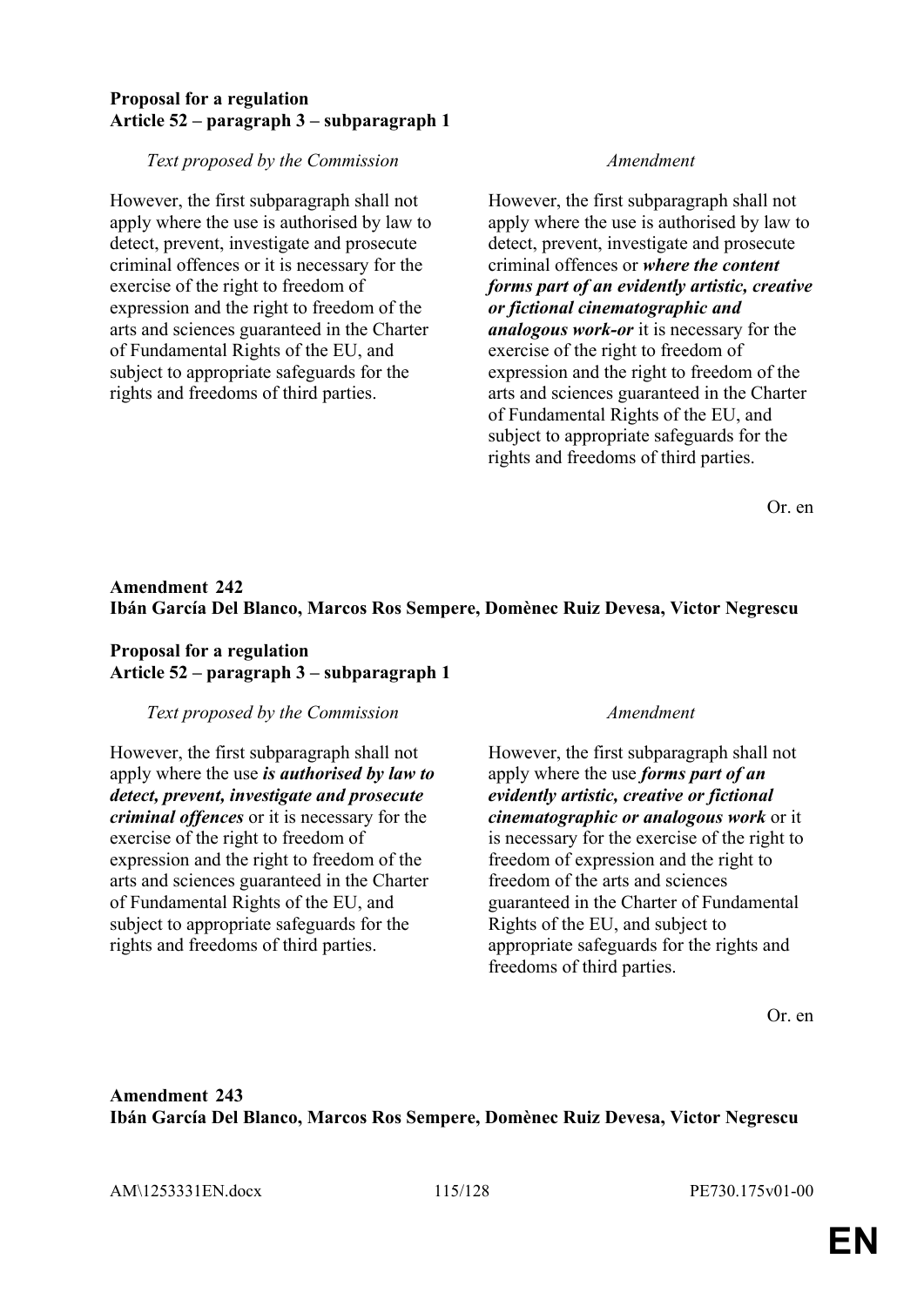**Proposal for a regulation**
**Article 52 – paragraph 3 – subparagraph 1**

| *Text proposed by the Commission* | *Amendment* |
|---|---|
| However, the first subparagraph shall not apply where the use is authorised by law to detect, prevent, investigate and prosecute criminal offences or it is necessary for the exercise of the right to freedom of expression and the right to freedom of the arts and sciences guaranteed in the Charter of Fundamental Rights of the EU, and subject to appropriate safeguards for the rights and freedoms of third parties. | However, the first subparagraph shall not apply where the use is authorised by law to detect, prevent, investigate and prosecute criminal offences or ***where the content forms part of an evidently artistic, creative or fictional cinematographic and analogous work-or*** it is necessary for the exercise of the right to freedom of expression and the right to freedom of the arts and sciences guaranteed in the Charter of Fundamental Rights of the EU, and subject to appropriate safeguards for the rights and freedoms of third parties. |

Or. en

**Amendment 242**
**Ibán García Del Blanco, Marcos Ros Sempere, Domènec Ruiz Devesa, Victor Negrescu**

**Proposal for a regulation**
**Article 52 – paragraph 3 – subparagraph 1**

| *Text proposed by the Commission* | *Amendment* |
|---|---|
| However, the first subparagraph shall not apply where the use ***is authorised by law to detect, prevent, investigate and prosecute criminal offences*** or it is necessary for the exercise of the right to freedom of expression and the right to freedom of the arts and sciences guaranteed in the Charter of Fundamental Rights of the EU, and subject to appropriate safeguards for the rights and freedoms of third parties. | However, the first subparagraph shall not apply where the use ***forms part of an evidently artistic, creative or fictional cinematographic or analogous work*** or it is necessary for the exercise of the right to freedom of expression and the right to freedom of the arts and sciences guaranteed in the Charter of Fundamental Rights of the EU, and subject to appropriate safeguards for the rights and freedoms of third parties. |

Or. en

**Amendment 243**
**Ibán García Del Blanco, Marcos Ros Sempere, Domènec Ruiz Devesa, Victor Negrescu**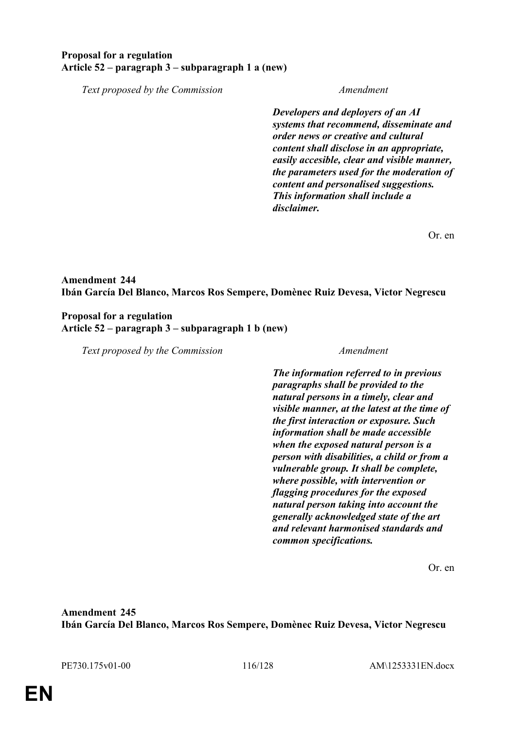**Proposal for a regulation**
**Article 52 – paragraph 3 – subparagraph 1 a (new)**

| *Text proposed by the Commission* | *Amendment* |
|---|---|
| | ***Developers and deployers of an AI systems that recommend, disseminate and order news or creative and cultural content shall disclose in an appropriate, easily accesible, clear and visible manner, the parameters used for the moderation of content and personalised suggestions. This information shall include a disclaimer.*** |

Or. en

**Amendment 244**
**Ibán García Del Blanco, Marcos Ros Sempere, Domènec Ruiz Devesa, Victor Negrescu**

**Proposal for a regulation**
**Article 52 – paragraph 3 – subparagraph 1 b (new)**

| *Text proposed by the Commission* | *Amendment* |
|---|---|
| | ***The information referred to in previous paragraphs shall be provided to the natural persons in a timely, clear and visible manner, at the latest at the time of the first interaction or exposure. Such information shall be made accessible when the exposed natural person is a person with disabilities, a child or from a vulnerable group. It shall be complete, where possible, with intervention or flagging procedures for the exposed natural person taking into account the generally acknowledged state of the art and relevant harmonised standards and common specifications.*** |

Or. en

**Amendment 245**
**Ibán García Del Blanco, Marcos Ros Sempere, Domènec Ruiz Devesa, Victor Negrescu**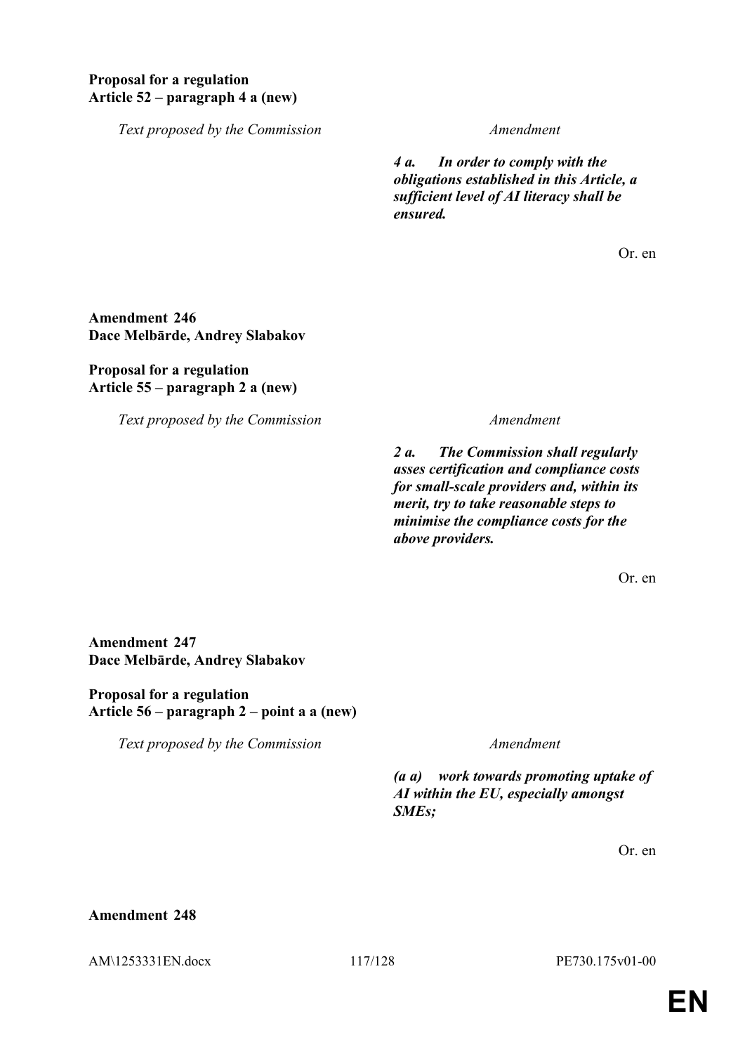**Proposal for a regulation**
**Article 52 – paragraph 4 a (new)**

| Text proposed by the Commission | Amendment |
|---|---|
| | ***4 a. In order to comply with the obligations established in this Article, a sufficient level of AI literacy shall be ensured.*** |

Or. en

**Amendment 246**
**Dace Melbārde, Andrey Slabakov**

**Proposal for a regulation**
**Article 55 – paragraph 2 a (new)**

| Text proposed by the Commission | Amendment |
|---|---|
| | ***2 a. The Commission shall regularly asses certification and compliance costs for small-scale providers and, within its merit, try to take reasonable steps to minimise the compliance costs for the above providers.*** |

Or. en

**Amendment 247**
**Dace Melbārde, Andrey Slabakov**

**Proposal for a regulation**
**Article 56 – paragraph 2 – point a a (new)**

| Text proposed by the Commission | Amendment |
|---|---|
| | ***(a a) work towards promoting uptake of AI within the EU, especially amongst SMEs;*** |

Or. en

**Amendment 248**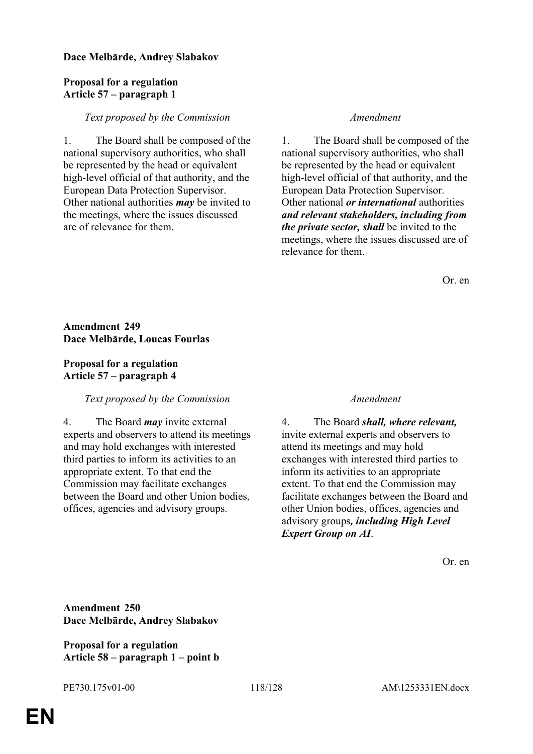**Dace Melbārde, Andrey Slabakov**

**Proposal for a regulation**
**Article 57 – paragraph 1**

| *Text proposed by the Commission* | *Amendment* |
| --- | --- |
| 1. The Board shall be composed of the national supervisory authorities, who shall be represented by the head or equivalent high-level official of that authority, and the European Data Protection Supervisor. Other national authorities ***may*** be invited to the meetings, where the issues discussed are of relevance for them. | 1. The Board shall be composed of the national supervisory authorities, who shall be represented by the head or equivalent high-level official of that authority, and the European Data Protection Supervisor. Other national ***or international*** authorities ***and relevant stakeholders, including from the private sector, shall*** be invited to the meetings, where the issues discussed are of relevance for them. |

Or. en

**Amendment 249**
**Dace Melbārde, Loucas Fourlas**

**Proposal for a regulation**
**Article 57 – paragraph 4**

| *Text proposed by the Commission* | *Amendment* |
| --- | --- |
| 4. The Board ***may*** invite external experts and observers to attend its meetings and may hold exchanges with interested third parties to inform its activities to an appropriate extent. To that end the Commission may facilitate exchanges between the Board and other Union bodies, offices, agencies and advisory groups. | 4. The Board ***shall, where relevant,*** invite external experts and observers to attend its meetings and may hold exchanges with interested third parties to inform its activities to an appropriate extent. To that end the Commission may facilitate exchanges between the Board and other Union bodies, offices, agencies and advisory groups***, including High Level Expert Group on AI***. |

Or. en

**Amendment 250**
**Dace Melbārde, Andrey Slabakov**

**Proposal for a regulation**
**Article 58 – paragraph 1 – point b**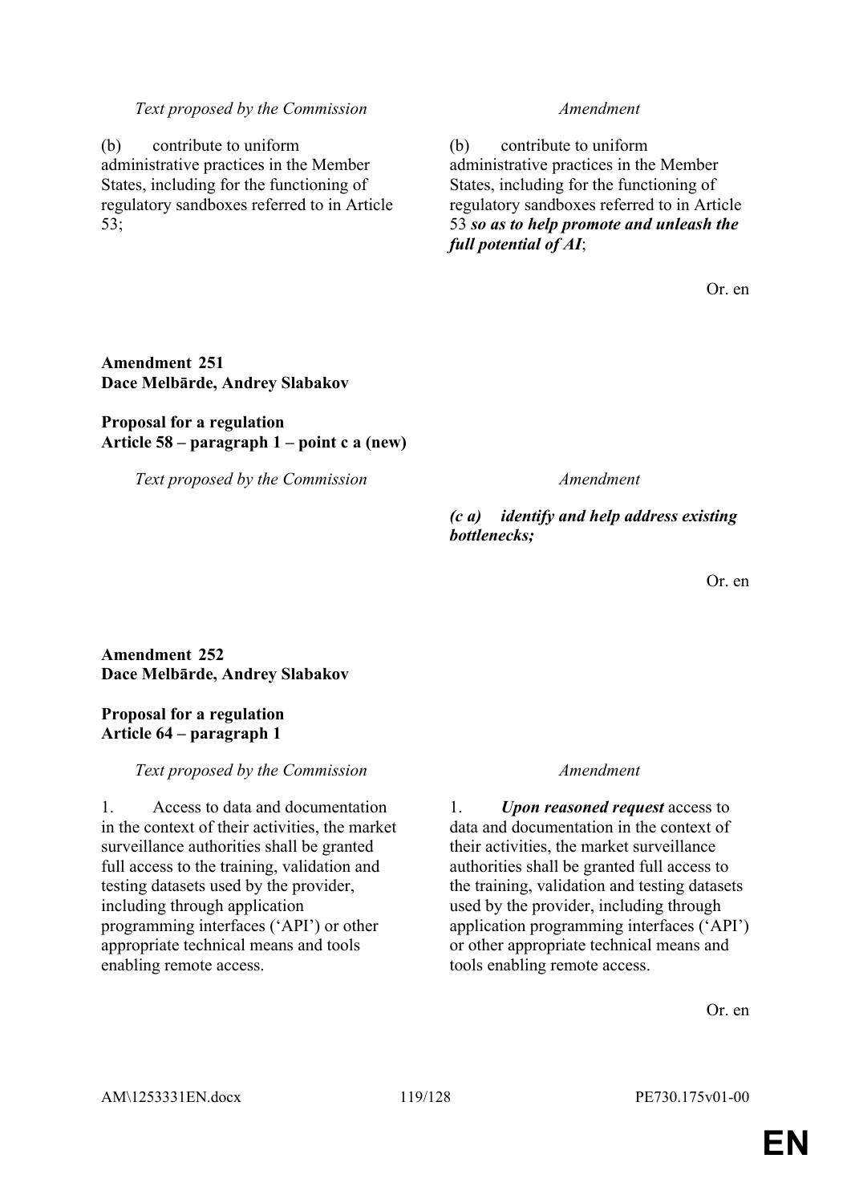| *Text proposed by the Commission* | *Amendment* |
|---|---|
| (b) contribute to uniform administrative practices in the Member States, including for the functioning of regulatory sandboxes referred to in Article 53; | (b) contribute to uniform administrative practices in the Member States, including for the functioning of regulatory sandboxes referred to in Article 53 ***so as to help promote and unleash the full potential of AI***; |

Or. en

**Amendment 251**
**Dace Melbārde, Andrey Slabakov**

**Proposal for a regulation**
**Article 58 – paragraph 1 – point c a (new)**

| *Text proposed by the Commission* | *Amendment* |
|---|---|
| | ***(c a) identify and help address existing bottlenecks;*** |

Or. en

**Amendment 252**
**Dace Melbārde, Andrey Slabakov**

**Proposal for a regulation**
**Article 64 – paragraph 1**

| *Text proposed by the Commission* | *Amendment* |
|---|---|
| 1. Access to data and documentation in the context of their activities, the market surveillance authorities shall be granted full access to the training, validation and testing datasets used by the provider, including through application programming interfaces ('API') or other appropriate technical means and tools enabling remote access. | 1. ***Upon reasoned request*** access to data and documentation in the context of their activities, the market surveillance authorities shall be granted full access to the training, validation and testing datasets used by the provider, including through application programming interfaces ('API') or other appropriate technical means and tools enabling remote access. |

Or. en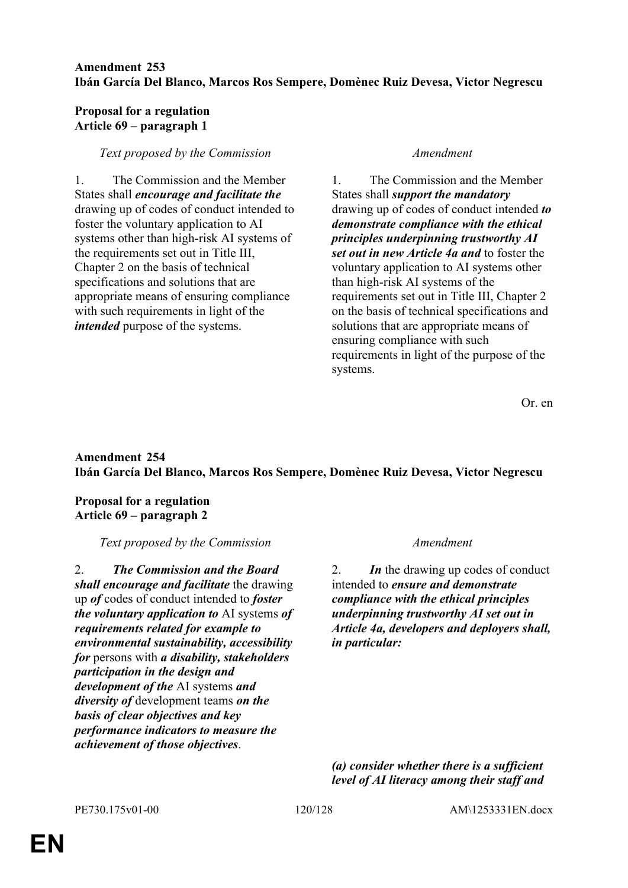**Amendment 253**
**Ibán García Del Blanco, Marcos Ros Sempere, Domènec Ruiz Devesa, Victor Negrescu**

**Proposal for a regulation**
**Article 69 – paragraph 1**

| *Text proposed by the Commission* | *Amendment* |
|---|---|
| 1. The Commission and the Member States shall ***encourage and facilitate the*** drawing up of codes of conduct intended to foster the voluntary application to AI systems other than high-risk AI systems of the requirements set out in Title III, Chapter 2 on the basis of technical specifications and solutions that are appropriate means of ensuring compliance with such requirements in light of the ***intended*** purpose of the systems. | 1. The Commission and the Member States shall ***support the mandatory*** drawing up of codes of conduct intended ***to demonstrate compliance with the ethical principles underpinning trustworthy AI set out in new Article 4a and*** to foster the voluntary application to AI systems other than high-risk AI systems of the requirements set out in Title III, Chapter 2 on the basis of technical specifications and solutions that are appropriate means of ensuring compliance with such requirements in light of the purpose of the systems. |

Or. en

**Amendment 254**
**Ibán García Del Blanco, Marcos Ros Sempere, Domènec Ruiz Devesa, Victor Negrescu**

**Proposal for a regulation**
**Article 69 – paragraph 2**

| *Text proposed by the Commission* | *Amendment* |
|---|---|
| 2. ***The Commission and the Board shall encourage and facilitate*** the drawing up ***of*** codes of conduct intended to ***foster the voluntary application to*** AI systems ***of requirements related for example to environmental sustainability, accessibility for*** persons with ***a disability, stakeholders participation in the design and development of the*** AI systems ***and diversity of*** development teams ***on the basis of clear objectives and key performance indicators to measure the achievement of those objectives***. | 2. ***In*** the drawing up codes of conduct intended to ***ensure and demonstrate compliance with the ethical principles underpinning trustworthy AI set out in Article 4a, developers and deployers shall, in particular:*** |
| | ***(a) consider whether there is a sufficient level of AI literacy among their staff and*** |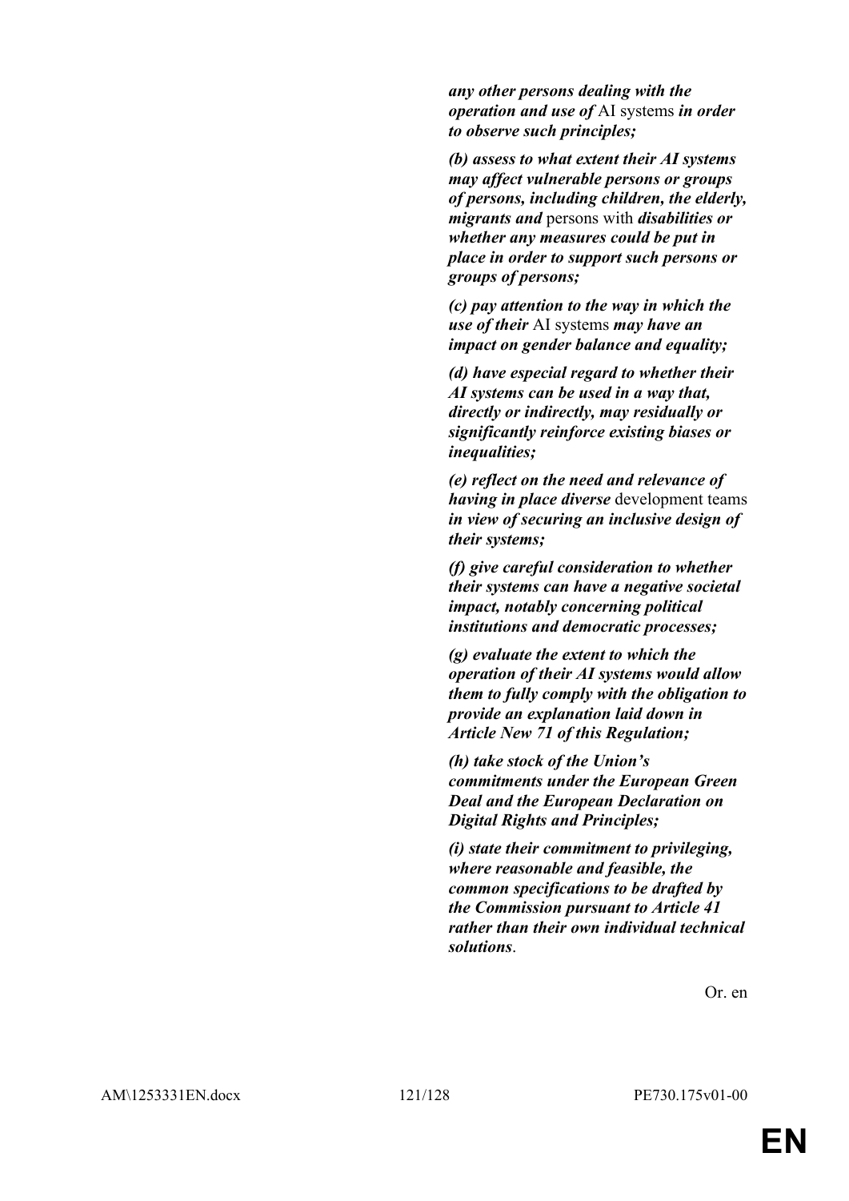***any other persons dealing with the operation and use of*** AI systems ***in order to observe such principles;***

***(b) assess to what extent their AI systems may affect vulnerable persons or groups of persons, including children, the elderly, migrants and*** persons with ***disabilities or whether any measures could be put in place in order to support such persons or groups of persons;***

***(c) pay attention to the way in which the use of their*** AI systems ***may have an impact on gender balance and equality;***

***(d) have especial regard to whether their AI systems can be used in a way that, directly or indirectly, may residually or significantly reinforce existing biases or inequalities;***

***(e) reflect on the need and relevance of having in place diverse*** development teams ***in view of securing an inclusive design of their systems;***

***(f) give careful consideration to whether their systems can have a negative societal impact, notably concerning political institutions and democratic processes;***

***(g) evaluate the extent to which the operation of their AI systems would allow them to fully comply with the obligation to provide an explanation laid down in Article New 71 of this Regulation;***

***(h) take stock of the Union's commitments under the European Green Deal and the European Declaration on Digital Rights and Principles;***

***(i) state their commitment to privileging, where reasonable and feasible, the common specifications to be drafted by the Commission pursuant to Article 41 rather than their own individual technical solutions***.

Or. en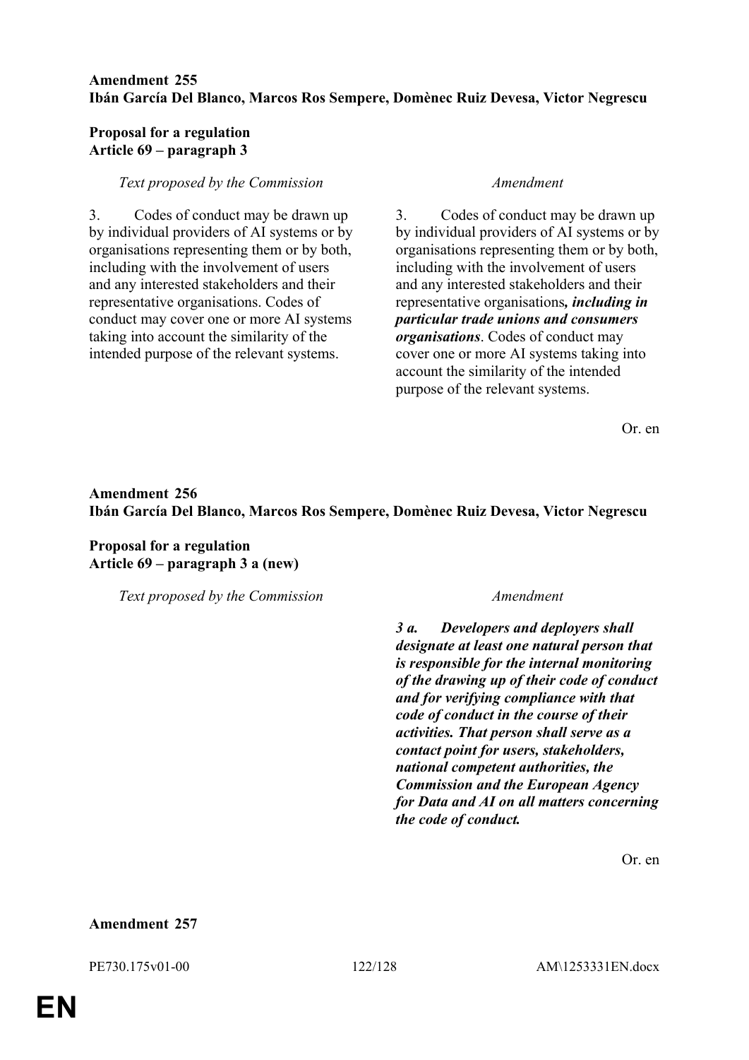**Amendment 255**
**Ibán García Del Blanco, Marcos Ros Sempere, Domènec Ruiz Devesa, Victor Negrescu**

**Proposal for a regulation**
**Article 69 – paragraph 3**

| *Text proposed by the Commission* | *Amendment* |
|---|---|
| 3. Codes of conduct may be drawn up by individual providers of AI systems or by organisations representing them or by both, including with the involvement of users and any interested stakeholders and their representative organisations. Codes of conduct may cover one or more AI systems taking into account the similarity of the intended purpose of the relevant systems. | 3. Codes of conduct may be drawn up by individual providers of AI systems or by organisations representing them or by both, including with the involvement of users and any interested stakeholders and their representative organisations***, including in particular trade unions and consumers organisations***. Codes of conduct may cover one or more AI systems taking into account the similarity of the intended purpose of the relevant systems. |

Or. en

**Amendment 256**
**Ibán García Del Blanco, Marcos Ros Sempere, Domènec Ruiz Devesa, Victor Negrescu**

**Proposal for a regulation**
**Article 69 – paragraph 3 a (new)**

| *Text proposed by the Commission* | *Amendment* |
|---|---|
| | ***3 a. Developers and deployers shall designate at least one natural person that is responsible for the internal monitoring of the drawing up of their code of conduct and for verifying compliance with that code of conduct in the course of their activities. That person shall serve as a contact point for users, stakeholders, national competent authorities, the Commission and the European Agency for Data and AI on all matters concerning the code of conduct.*** |

Or. en

**Amendment 257**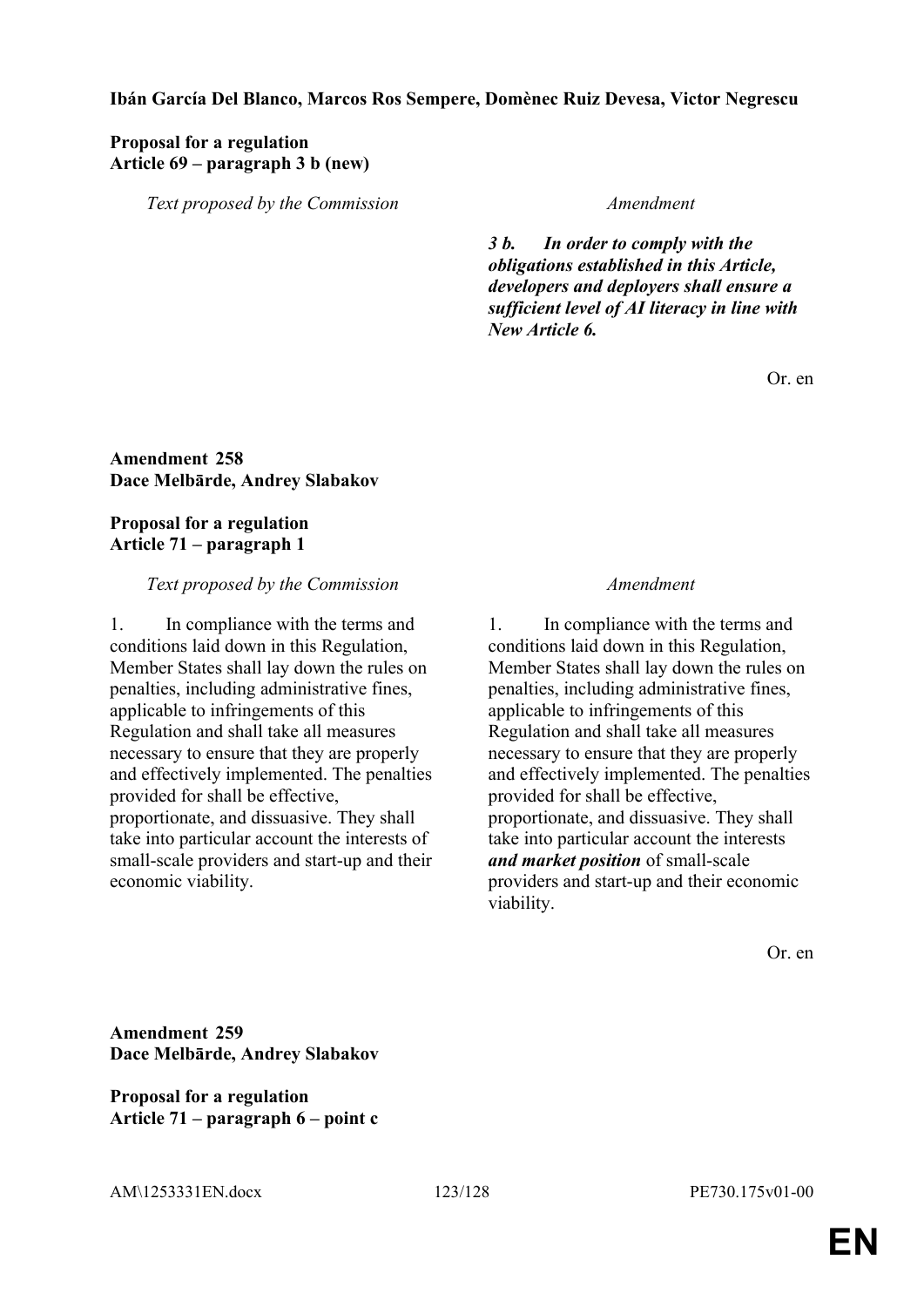**Ibán García Del Blanco, Marcos Ros Sempere, Domènec Ruiz Devesa, Victor Negrescu**

**Proposal for a regulation**
**Article 69 – paragraph 3 b (new)**

| *Text proposed by the Commission* | *Amendment* |
|---|---|
| | ***3 b. In order to comply with the obligations established in this Article, developers and deployers shall ensure a sufficient level of AI literacy in line with New Article 6.*** |

Or. en

**Amendment 258**
**Dace Melbārde, Andrey Slabakov**

**Proposal for a regulation**
**Article 71 – paragraph 1**

| *Text proposed by the Commission* | *Amendment* |
|---|---|
| 1. In compliance with the terms and conditions laid down in this Regulation, Member States shall lay down the rules on penalties, including administrative fines, applicable to infringements of this Regulation and shall take all measures necessary to ensure that they are properly and effectively implemented. The penalties provided for shall be effective, proportionate, and dissuasive. They shall take into particular account the interests of small-scale providers and start-up and their economic viability. | 1. In compliance with the terms and conditions laid down in this Regulation, Member States shall lay down the rules on penalties, including administrative fines, applicable to infringements of this Regulation and shall take all measures necessary to ensure that they are properly and effectively implemented. The penalties provided for shall be effective, proportionate, and dissuasive. They shall take into particular account the interests ***and market position*** of small-scale providers and start-up and their economic viability. |

Or. en

**Amendment 259**
**Dace Melbārde, Andrey Slabakov**

**Proposal for a regulation**
**Article 71 – paragraph 6 – point c**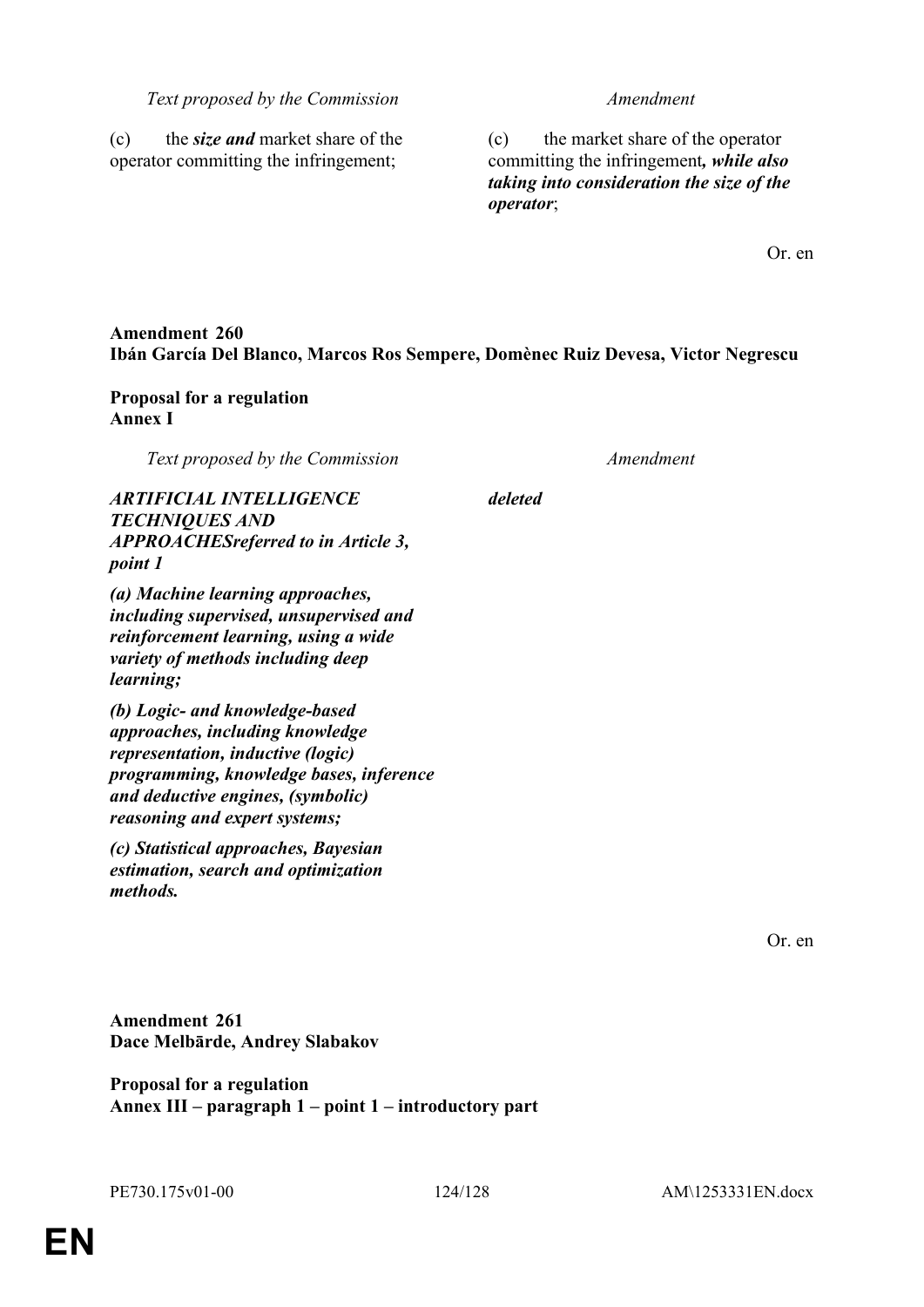| Text proposed by the Commission | Amendment |
|---|---|
| (c) the ***size and*** market share of the operator committing the infringement; | (c) the market share of the operator committing the infringement***, while also taking into consideration the size of the operator***; |

Or. en

**Amendment 260**
**Ibán García Del Blanco, Marcos Ros Sempere, Domènec Ruiz Devesa, Victor Negrescu**

**Proposal for a regulation**
**Annex I**

| Text proposed by the Commission | Amendment |
|---|---|
| ***ARTIFICIAL INTELLIGENCE TECHNIQUES AND APPROACHESreferred to in Article 3, point 1*** | ***deleted*** |
| ***(a) Machine learning approaches, including supervised, unsupervised and reinforcement learning, using a wide variety of methods including deep learning;*** | |
| ***(b) Logic- and knowledge-based approaches, including knowledge representation, inductive (logic) programming, knowledge bases, inference and deductive engines, (symbolic) reasoning and expert systems;*** | |
| ***(c) Statistical approaches, Bayesian estimation, search and optimization methods.*** | |

Or. en

**Amendment 261**
**Dace Melbārde, Andrey Slabakov**

**Proposal for a regulation**
**Annex III – paragraph 1 – point 1 – introductory part**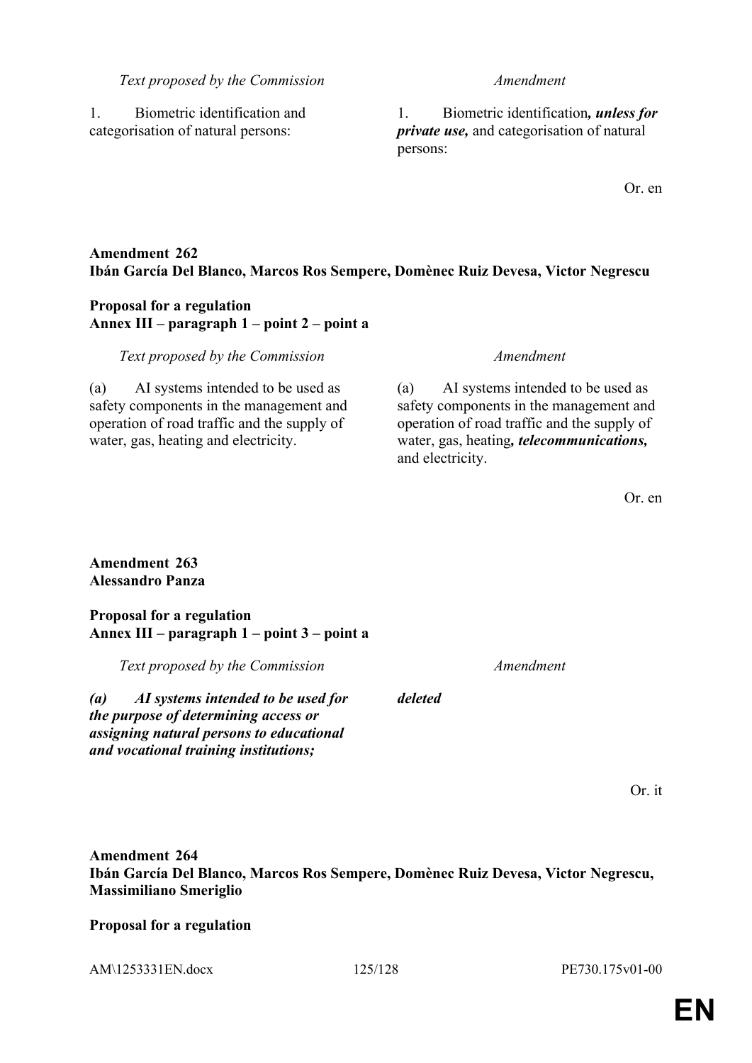| *Text proposed by the Commission* | *Amendment* |
|---|---|
| 1. Biometric identification and categorisation of natural persons: | 1. Biometric identification***, unless for private use,*** and categorisation of natural persons: |

Or. en

**Amendment 262**
**Ibán García Del Blanco, Marcos Ros Sempere, Domènec Ruiz Devesa, Victor Negrescu**

**Proposal for a regulation**
**Annex III – paragraph 1 – point 2 – point a**

| *Text proposed by the Commission* | *Amendment* |
|---|---|
| (a) AI systems intended to be used as safety components in the management and operation of road traffic and the supply of water, gas, heating and electricity. | (a) AI systems intended to be used as safety components in the management and operation of road traffic and the supply of water, gas, heating***, telecommunications,*** and electricity. |

Or. en

**Amendment 263**
**Alessandro Panza**

**Proposal for a regulation**
**Annex III – paragraph 1 – point 3 – point a**

| *Text proposed by the Commission* | *Amendment* |
|---|---|
| ***(a) AI systems intended to be used for the purpose of determining access or assigning natural persons to educational and vocational training institutions;*** | ***deleted*** |

Or. it

**Amendment 264**
**Ibán García Del Blanco, Marcos Ros Sempere, Domènec Ruiz Devesa, Victor Negrescu, Massimiliano Smeriglio**

**Proposal for a regulation**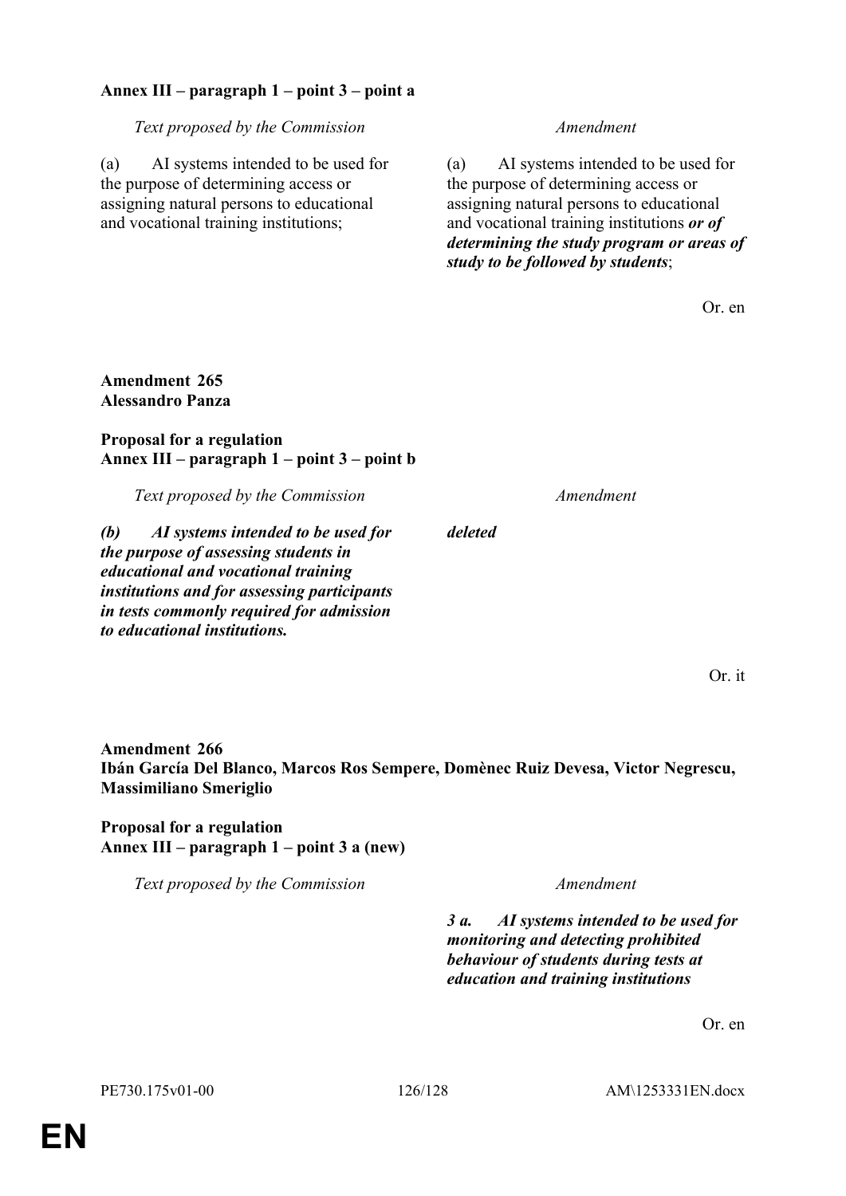**Annex III – paragraph 1 – point 3 – point a**

| *Text proposed by the Commission* | *Amendment* |
|---|---|
| (a) AI systems intended to be used for the purpose of determining access or assigning natural persons to educational and vocational training institutions; | (a) AI systems intended to be used for the purpose of determining access or assigning natural persons to educational and vocational training institutions ***or of determining the study program or areas of study to be followed by students***; |

Or. en

**Amendment 265**
**Alessandro Panza**

**Proposal for a regulation**
**Annex III – paragraph 1 – point 3 – point b**

| *Text proposed by the Commission* | *Amendment* |
|---|---|
| ***(b) AI systems intended to be used for the purpose of assessing students in educational and vocational training institutions and for assessing participants in tests commonly required for admission to educational institutions.*** | ***deleted*** |

Or. it

**Amendment 266**
**Ibán García Del Blanco, Marcos Ros Sempere, Domènec Ruiz Devesa, Victor Negrescu, Massimiliano Smeriglio**

**Proposal for a regulation**
**Annex III – paragraph 1 – point 3 a (new)**

| *Text proposed by the Commission* | *Amendment* |
|---|---|
| | ***3 a. AI systems intended to be used for monitoring and detecting prohibited behaviour of students during tests at education and training institutions*** |

Or. en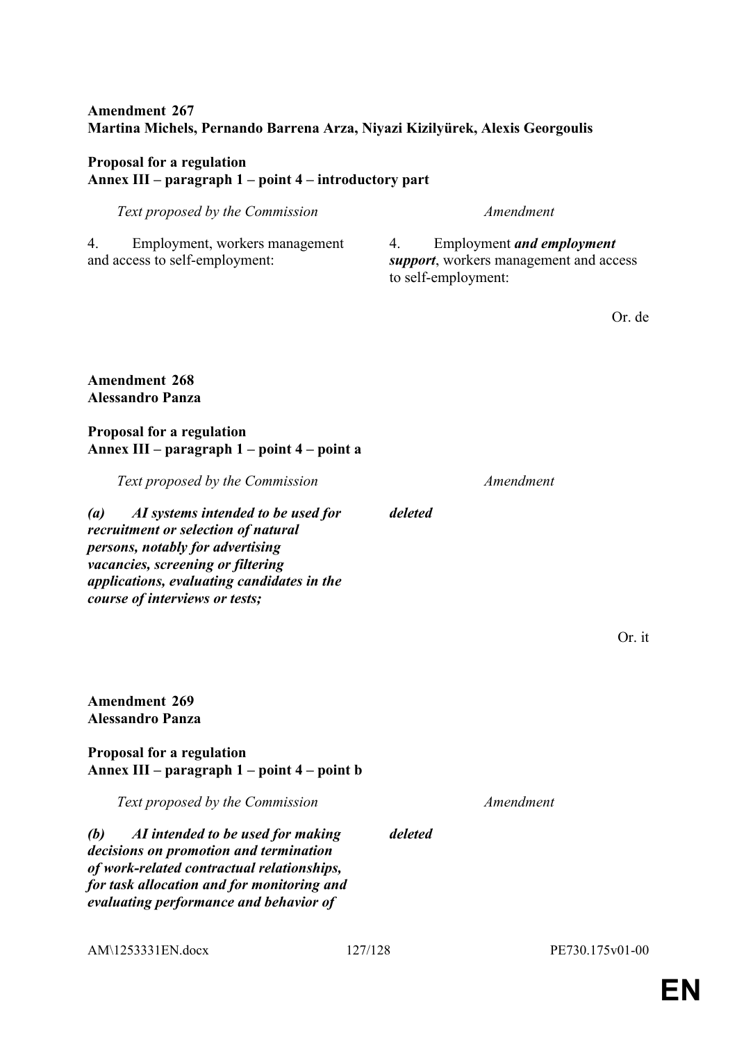**Amendment 267**
**Martina Michels, Pernando Barrena Arza, Niyazi Kizilyürek, Alexis Georgoulis**

**Proposal for a regulation**
**Annex III – paragraph 1 – point 4 – introductory part**

| *Text proposed by the Commission* | *Amendment* |
|---|---|
| 4. Employment, workers management and access to self-employment: | 4. Employment ***and employment support***, workers management and access to self-employment: |

Or. de

**Amendment 268**
**Alessandro Panza**

**Proposal for a regulation**
**Annex III – paragraph 1 – point 4 – point a**

| *Text proposed by the Commission* | *Amendment* |
|---|---|
| ***(a) AI systems intended to be used for recruitment or selection of natural persons, notably for advertising vacancies, screening or filtering applications, evaluating candidates in the course of interviews or tests;*** | ***deleted*** |

Or. it

**Amendment 269**
**Alessandro Panza**

**Proposal for a regulation**
**Annex III – paragraph 1 – point 4 – point b**

| *Text proposed by the Commission* | *Amendment* |
|---|---|
| ***(b) AI intended to be used for making decisions on promotion and termination of work-related contractual relationships, for task allocation and for monitoring and evaluating performance and behavior of*** | ***deleted*** |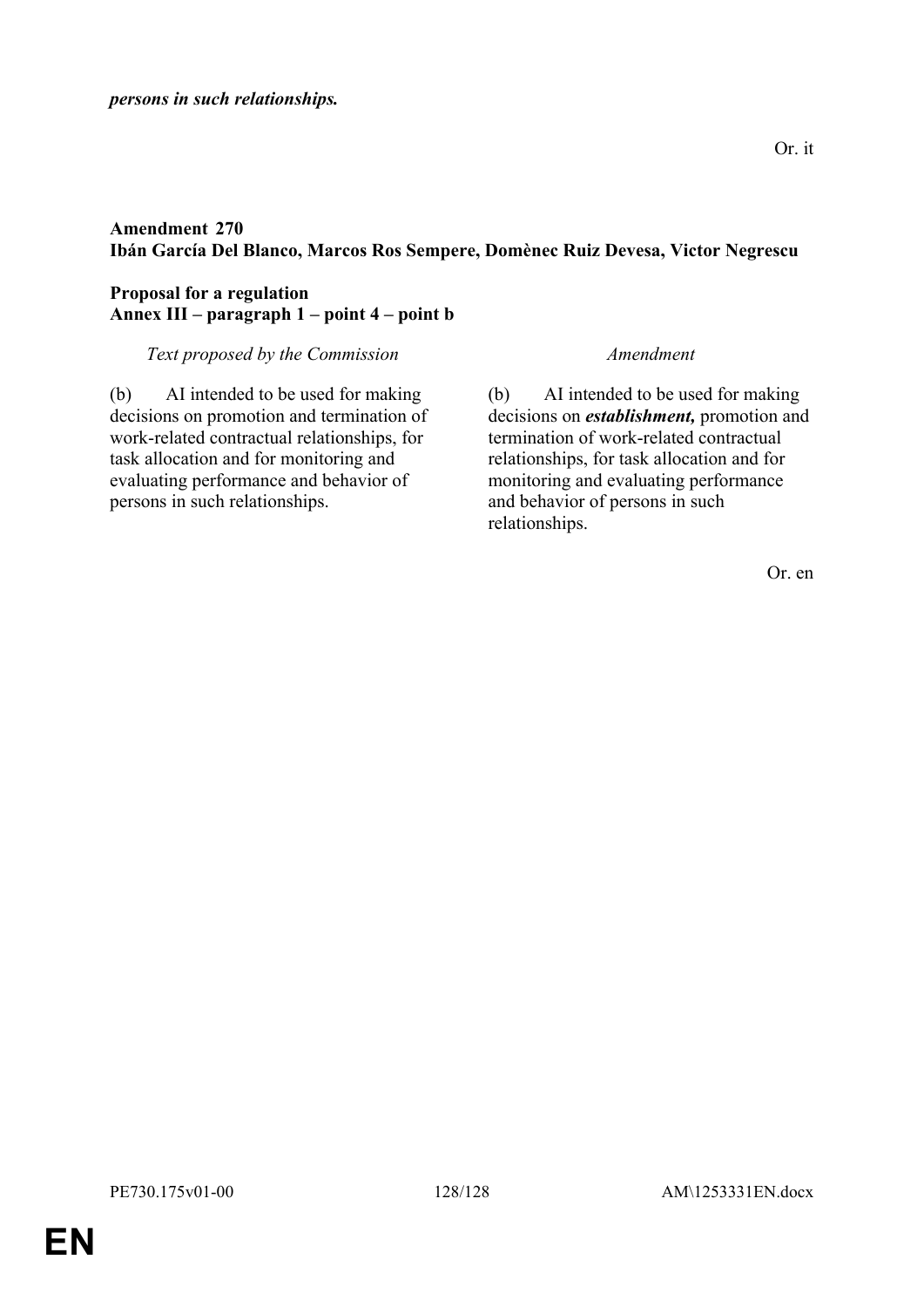***persons in such relationships.***

Or. it

**Amendment 270**
**Ibán García Del Blanco, Marcos Ros Sempere, Domènec Ruiz Devesa, Victor Negrescu**

**Proposal for a regulation**
**Annex III – paragraph 1 – point 4 – point b**

| *Text proposed by the Commission* | *Amendment* |
|---|---|
| (b) AI intended to be used for making decisions on promotion and termination of work-related contractual relationships, for task allocation and for monitoring and evaluating performance and behavior of persons in such relationships. | (b) AI intended to be used for making decisions on ***establishment,*** promotion and termination of work-related contractual relationships, for task allocation and for monitoring and evaluating performance and behavior of persons in such relationships. |

Or. en